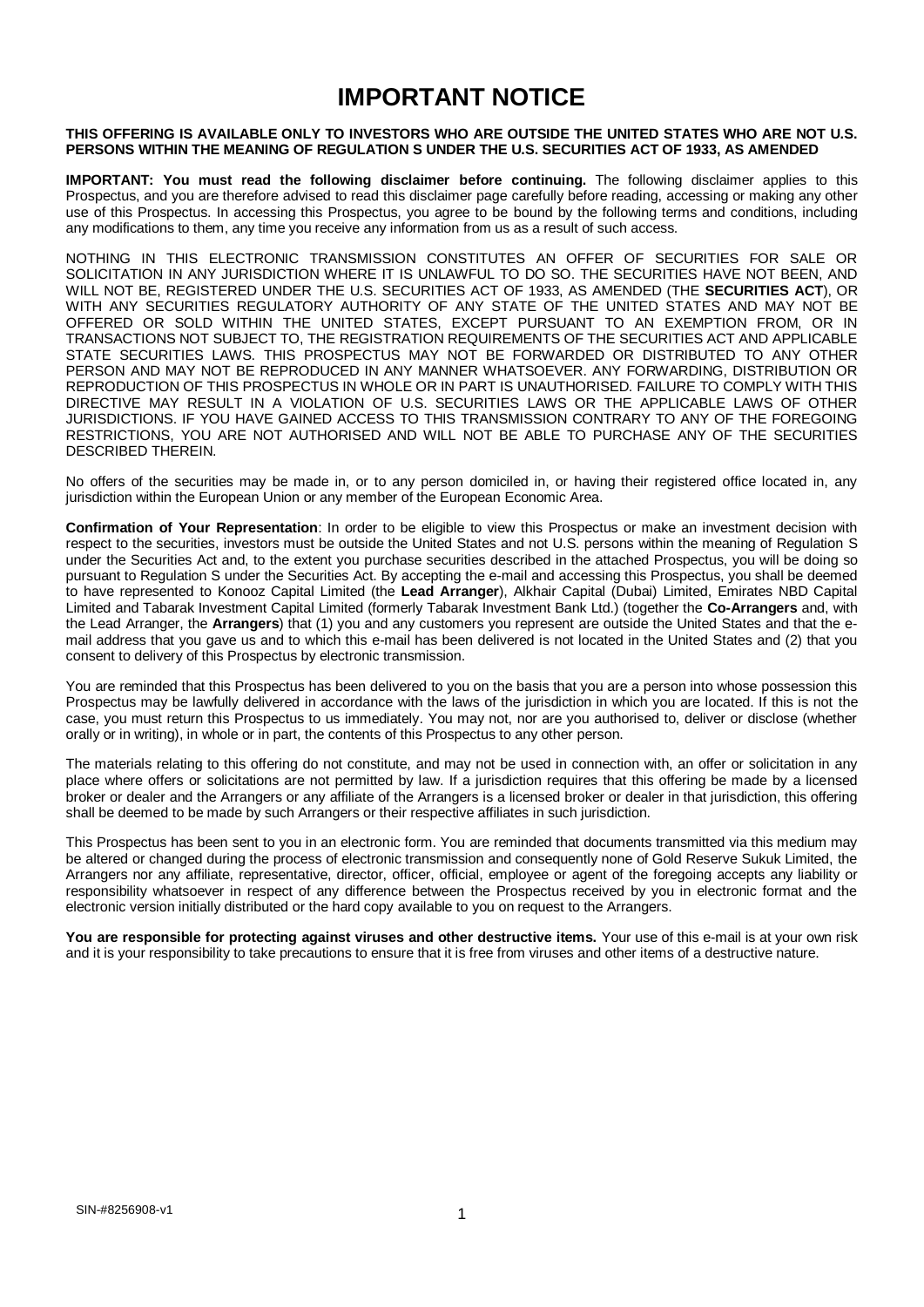# IMPORTANT NOTICE

**THIS OFFERING IS AVAILABLE ONLY TO INVESTORS WHO ARE OUTSIDE THE UNITED STATES WHO ARE NOT U.S. PERSONS WITHIN THE MEANING OF REGULATION S UNDER THE U.S. SECURITIES ACT OF 1933, AS AMENDED**

**IMPORTANT: You must read the following disclaimer before continuing.** The following disclaimer applies to this Prospectus, and you are therefore advised to read this disclaimer page carefully before reading, accessing or making any other use of this Prospectus. In accessing this Prospectus, you agree to be bound by the following terms and conditions, including any modifications to them, any time you receive any information from us as a result of such access.

NOTHING IN THIS ELECTRONIC TRANSMISSION CONSTITUTES AN OFFER OF SECURITIES FOR SALE OR SOLICITATION IN ANY JURISDICTION WHERE IT IS UNLAWFUL TO DO SO. THE SECURITIES HAVE NOT BEEN, AND WILL NOT BE, REGISTERED UNDER THE U.S. SECURITIES ACT OF 1933, AS AMENDED (THE **SECURITIES ACT**), OR WITH ANY SECURITIES REGULATORY AUTHORITY OF ANY STATE OF THE UNITED STATES AND MAY NOT BE OFFERED OR SOLD WITHIN THE UNITED STATES, EXCEPT PURSUANT TO AN EXEMPTION FROM, OR IN TRANSACTIONS NOT SUBJECT TO, THE REGISTRATION REQUIREMENTS OF THE SECURITIES ACT AND APPLICABLE STATE SECURITIES LAWS. THIS PROSPECTUS MAY NOT BE FORWARDED OR DISTRIBUTED TO ANY OTHER PERSON AND MAY NOT BE REPRODUCED IN ANY MANNER WHATSOEVER. ANY FORWARDING, DISTRIBUTION OR REPRODUCTION OF THIS PROSPECTUS IN WHOLE OR IN PART IS UNAUTHORISED. FAILURE TO COMPLY WITH THIS DIRECTIVE MAY RESULT IN A VIOLATION OF U.S. SECURITIES LAWS OR THE APPLICABLE LAWS OF OTHER JURISDICTIONS. IF YOU HAVE GAINED ACCESS TO THIS TRANSMISSION CONTRARY TO ANY OF THE FOREGOING RESTRICTIONS, YOU ARE NOT AUTHORISED AND WILL NOT BE ABLE TO PURCHASE ANY OF THE SECURITIES DESCRIBED THEREIN.

No offers of the securities may be made in, or to any person domiciled in, or having their registered office located in, any jurisdiction within the European Union or any member of the European Economic Area.

**Confirmation of Your Representation**: In order to be eligible to view this Prospectus or make an investment decision with respect to the securities, investors must be outside the United States and not U.S. persons within the meaning of Regulation S under the Securities Act and, to the extent you purchase securities described in the attached Prospectus, you will be doing so pursuant to Regulation S under the Securities Act. By accepting the e-mail and accessing this Prospectus, you shall be deemed to have represented to Konooz Capital Limited (the **Lead Arranger**), Alkhair Capital (Dubai) Limited, Emirates NBD Capital Limited and Tabarak Investment Capital Limited (formerly Tabarak Investment Bank Ltd.) (together the **Co-Arrangers** and, with the Lead Arranger, the **Arrangers**) that (1) you and any customers you represent are outside the United States and that the e-mail address that you gave us and to which this e-mail has been delivered is not located in the United States and (2) that you consent to delivery of this Prospectus by electronic transmission.

You are reminded that this Prospectus has been delivered to you on the basis that you are a person into whose possession this Prospectus may be lawfully delivered in accordance with the laws of the jurisdiction in which you are located. If this is not the case, you must return this Prospectus to us immediately. You may not, nor are you authorised to, deliver or disclose (whether orally or in writing), in whole or in part, the contents of this Prospectus to any other person.

The materials relating to this offering do not constitute, and may not be used in connection with, an offer or solicitation in any place where offers or solicitations are not permitted by law. If a jurisdiction requires that this offering be made by a licensed broker or dealer and the Arrangers or any affiliate of the Arrangers is a licensed broker or dealer in that jurisdiction, this offering shall be deemed to be made by such Arrangers or their respective affiliates in such jurisdiction.

This Prospectus has been sent to you in an electronic form. You are reminded that documents transmitted via this medium may be altered or changed during the process of electronic transmission and consequently none of Gold Reserve Sukuk Limited, the Arrangers nor any affiliate, representative, director, officer, official, employee or agent of the foregoing accepts any liability or responsibility whatsoever in respect of any difference between the Prospectus received by you in electronic format and the electronic version initially distributed or the hard copy available to you on request to the Arrangers.

**You are responsible for protecting against viruses and other destructive items.** Your use of this e-mail is at your own risk and it is your responsibility to take precautions to ensure that it is free from viruses and other items of a destructive nature.

SIN-#8256908-v1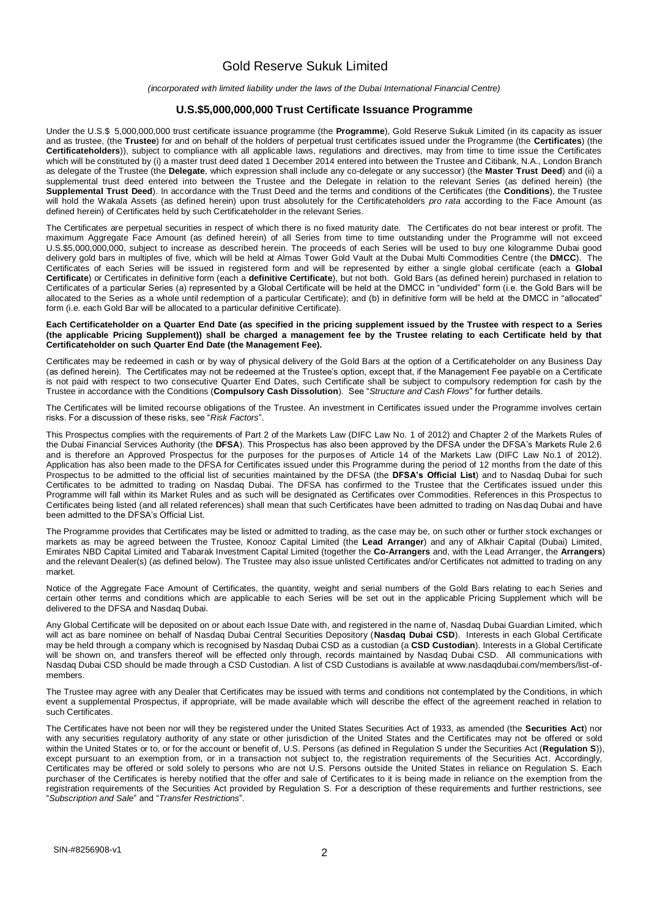# Gold Reserve Sukuk Limited

*(incorporated with limited liability under the laws of the Dubai International Financial Centre)*

## U.S.$5,000,000,000 Trust Certificate Issuance Programme

Under the U.S.$ 5,000,000,000 trust certificate issuance programme (the **Programme**), Gold Reserve Sukuk Limited (in its capacity as issuer and as trustee, (the **Trustee**) for and on behalf of the holders of perpetual trust certificates issued under the Programme (the **Certificates**) (the **Certificateholders**)), subject to compliance with all applicable laws, regulations and directives, may from time to time issue the Certificates which will be constituted by (i) a master trust deed dated 1 December 2014 entered into between the Trustee and Citibank, N.A., London Branch as delegate of the Trustee (the **Delegate**, which expression shall include any co-delegate or any successor) (the **Master Trust Deed**) and (ii) a supplemental trust deed entered into between the Trustee and the Delegate in relation to the relevant Series (as defined herein) (the **Supplemental Trust Deed**). In accordance with the Trust Deed and the terms and conditions of the Certificates (the **Conditions**), the Trustee will hold the Wakala Assets (as defined herein) upon trust absolutely for the Certificateholders *pro rata* according to the Face Amount (as defined herein) of Certificates held by such Certificateholder in the relevant Series.

The Certificates are perpetual securities in respect of which there is no fixed maturity date. The Certificates do not bear interest or profit. The maximum Aggregate Face Amount (as defined herein) of all Series from time to time outstanding under the Programme will not exceed U.S.$5,000,000,000, subject to increase as described herein. The proceeds of each Series will be used to buy one kilogramme Dubai good delivery gold bars in multiples of five, which will be held at Almas Tower Gold Vault at the Dubai Multi Commodities Centre (the **DMCC**). The Certificates of each Series will be issued in registered form and will be represented by either a single global certificate (each a **Global Certificate**) or Certificates in definitive form (each a **definitive Certificate**), but not both. Gold Bars (as defined herein) purchased in relation to Certificates of a particular Series (a) represented by a Global Certificate will be held at the DMCC in "undivided" form (i.e. the Gold Bars will be allocated to the Series as a whole until redemption of a particular Certificate); and (b) in definitive form will be held at the DMCC in "allocated" form (i.e. each Gold Bar will be allocated to a particular definitive Certificate).

**Each Certificateholder on a Quarter End Date (as specified in the pricing supplement issued by the Trustee with respect to a Series (the applicable Pricing Supplement)) shall be charged a management fee by the Trustee relating to each Certificate held by that Certificateholder on such Quarter End Date (the Management Fee).**

Certificates may be redeemed in cash or by way of physical delivery of the Gold Bars at the option of a Certificateholder on any Business Day (as defined herein). The Certificates may not be redeemed at the Trustee's option, except that, if the Management Fee payable on a Certificate is not paid with respect to two consecutive Quarter End Dates, such Certificate shall be subject to compulsory redemption for cash by the Trustee in accordance with the Conditions (**Compulsory Cash Dissolution**). See "*Structure and Cash Flows*" for further details.

The Certificates will be limited recourse obligations of the Trustee. An investment in Certificates issued under the Programme involves certain risks. For a discussion of these risks, see "*Risk Factors*".

This Prospectus complies with the requirements of Part 2 of the Markets Law (DIFC Law No. 1 of 2012) and Chapter 2 of the Markets Rules of the Dubai Financial Services Authority (the **DFSA**). This Prospectus has also been approved by the DFSA under the DFSA's Markets Rule 2.6 and is therefore an Approved Prospectus for the purposes for the purposes of Article 14 of the Markets Law (DIFC Law No.1 of 2012). Application has also been made to the DFSA for Certificates issued under this Programme during the period of 12 months from the date of this Prospectus to be admitted to the official list of securities maintained by the DFSA (the **DFSA's Official List**) and to Nasdaq Dubai for such Certificates to be admitted to trading on Nasdaq Dubai. The DFSA has confirmed to the Trustee that the Certificates issued under this Programme will fall within its Market Rules and as such will be designated as Certificates over Commodities. References in this Prospectus to Certificates being listed (and all related references) shall mean that such Certificates have been admitted to trading on Nasdaq Dubai and have been admitted to the DFSA's Official List.

The Programme provides that Certificates may be listed or admitted to trading, as the case may be, on such other or further stock exchanges or markets as may be agreed between the Trustee, Konooz Capital Limited (the **Lead Arranger**) and any of Alkhair Capital (Dubai) Limited, Emirates NBD Capital Limited and Tabarak Investment Capital Limited (together the **Co-Arrangers** and, with the Lead Arranger, the **Arrangers**) and the relevant Dealer(s) (as defined below). The Trustee may also issue unlisted Certificates and/or Certificates not admitted to trading on any market.

Notice of the Aggregate Face Amount of Certificates, the quantity, weight and serial numbers of the Gold Bars relating to each Series and certain other terms and conditions which are applicable to each Series will be set out in the applicable Pricing Supplement which will be delivered to the DFSA and Nasdaq Dubai.

Any Global Certificate will be deposited on or about each Issue Date with, and registered in the name of, Nasdaq Dubai Guardian Limited, which will act as bare nominee on behalf of Nasdaq Dubai Central Securities Depository (**Nasdaq Dubai CSD**). Interests in each Global Certificate may be held through a company which is recognised by Nasdaq Dubai CSD as a custodian (a **CSD Custodian**). Interests in a Global Certificate will be shown on, and transfers thereof will be effected only through, records maintained by Nasdaq Dubai CSD. All communications with Nasdaq Dubai CSD should be made through a CSD Custodian. A list of CSD Custodians is available at www.nasdaqdubai.com/members/list-of-members.

The Trustee may agree with any Dealer that Certificates may be issued with terms and conditions not contemplated by the Conditions, in which event a supplemental Prospectus, if appropriate, will be made available which will describe the effect of the agreement reached in relation to such Certificates.

The Certificates have not been nor will they be registered under the United States Securities Act of 1933, as amended (the **Securities Act**) nor with any securities regulatory authority of any state or other jurisdiction of the United States and the Certificates may not be offered or sold within the United States or to, or for the account or benefit of, U.S. Persons (as defined in Regulation S under the Securities Act (**Regulation S**)), except pursuant to an exemption from, or in a transaction not subject to, the registration requirements of the Securities Act. Accordingly, Certificates may be offered or sold solely to persons who are not U.S. Persons outside the United States in reliance on Regulation S. Each purchaser of the Certificates is hereby notified that the offer and sale of Certificates to it is being made in reliance on the exemption from the registration requirements of the Securities Act provided by Regulation S. For a description of these requirements and further restrictions, see "*Subscription and Sale*" and "*Transfer Restrictions*".

SIN-#8256908-v1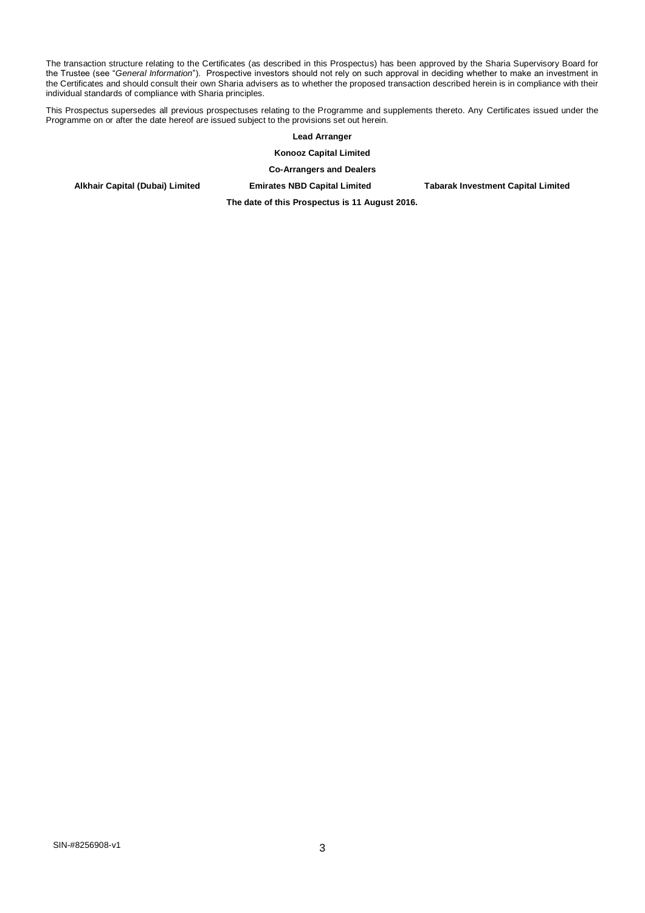The transaction structure relating to the Certificates (as described in this Prospectus) has been approved by the Sharia Supervisory Board for the Trustee (see "*General Information*"). Prospective investors should not rely on such approval in deciding whether to make an investment in the Certificates and should consult their own Sharia advisers as to whether the proposed transaction described herein is in compliance with their individual standards of compliance with Sharia principles.

This Prospectus supersedes all previous prospectuses relating to the Programme and supplements thereto. Any Certificates issued under the Programme on or after the date hereof are issued subject to the provisions set out herein.

**Lead Arranger**

**Konooz Capital Limited**

**Co-Arrangers and Dealers**

**Alkhair Capital (Dubai) Limited** **Emirates NBD Capital Limited** **Tabarak Investment Capital Limited**

**The date of this Prospectus is 11 August 2016.**

SIN-#8256908-v1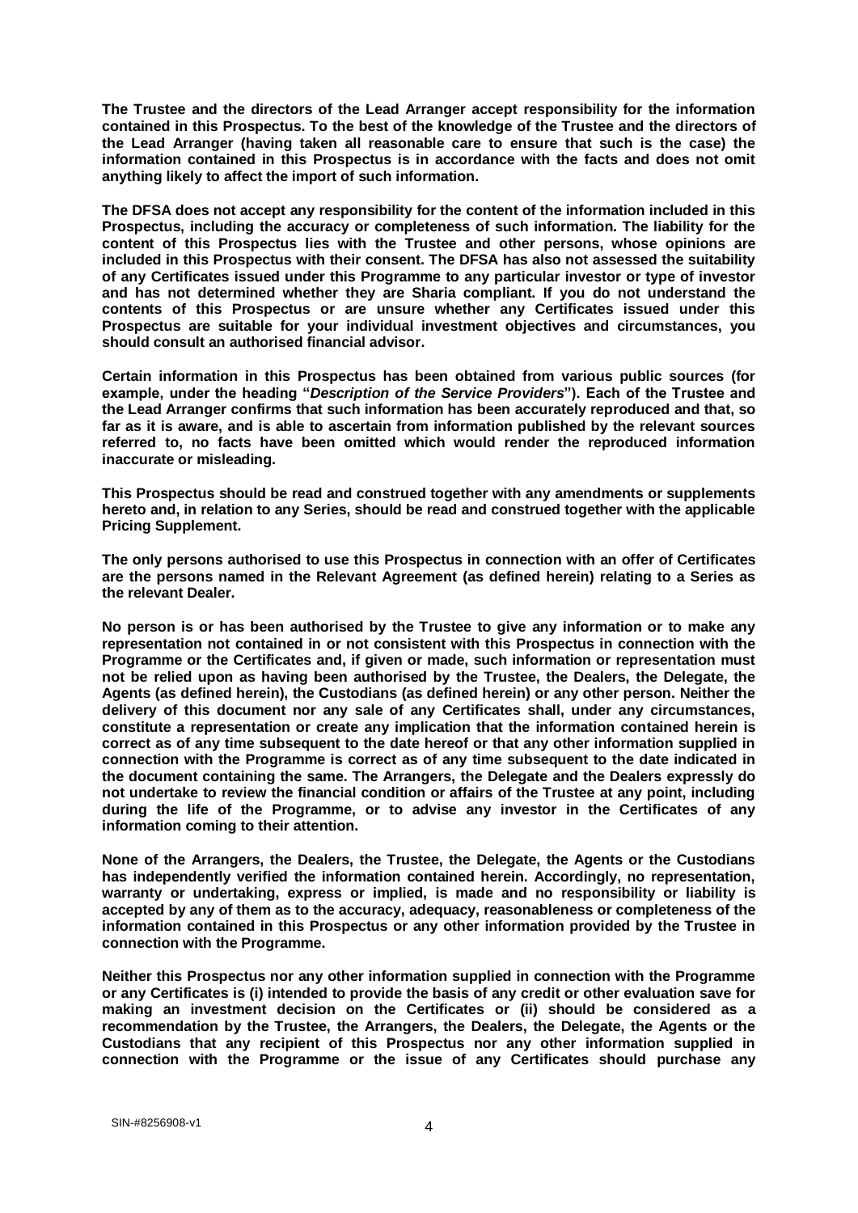**The Trustee and the directors of the Lead Arranger accept responsibility for the information contained in this Prospectus. To the best of the knowledge of the Trustee and the directors of the Lead Arranger (having taken all reasonable care to ensure that such is the case) the information contained in this Prospectus is in accordance with the facts and does not omit anything likely to affect the import of such information.**

**The DFSA does not accept any responsibility for the content of the information included in this Prospectus, including the accuracy or completeness of such information. The liability for the content of this Prospectus lies with the Trustee and other persons, whose opinions are included in this Prospectus with their consent. The DFSA has also not assessed the suitability of any Certificates issued under this Programme to any particular investor or type of investor and has not determined whether they are Sharia compliant. If you do not understand the contents of this Prospectus or are unsure whether any Certificates issued under this Prospectus are suitable for your individual investment objectives and circumstances, you should consult an authorised financial advisor.**

**Certain information in this Prospectus has been obtained from various public sources (for example, under the heading "*Description of the Service Providers*"). Each of the Trustee and the Lead Arranger confirms that such information has been accurately reproduced and that, so far as it is aware, and is able to ascertain from information published by the relevant sources referred to, no facts have been omitted which would render the reproduced information inaccurate or misleading.**

**This Prospectus should be read and construed together with any amendments or supplements hereto and, in relation to any Series, should be read and construed together with the applicable Pricing Supplement.**

**The only persons authorised to use this Prospectus in connection with an offer of Certificates are the persons named in the Relevant Agreement (as defined herein) relating to a Series as the relevant Dealer.**

**No person is or has been authorised by the Trustee to give any information or to make any representation not contained in or not consistent with this Prospectus in connection with the Programme or the Certificates and, if given or made, such information or representation must not be relied upon as having been authorised by the Trustee, the Dealers, the Delegate, the Agents (as defined herein), the Custodians (as defined herein) or any other person. Neither the delivery of this document nor any sale of any Certificates shall, under any circumstances, constitute a representation or create any implication that the information contained herein is correct as of any time subsequent to the date hereof or that any other information supplied in connection with the Programme is correct as of any time subsequent to the date indicated in the document containing the same. The Arrangers, the Delegate and the Dealers expressly do not undertake to review the financial condition or affairs of the Trustee at any point, including during the life of the Programme, or to advise any investor in the Certificates of any information coming to their attention.**

**None of the Arrangers, the Dealers, the Trustee, the Delegate, the Agents or the Custodians has independently verified the information contained herein. Accordingly, no representation, warranty or undertaking, express or implied, is made and no responsibility or liability is accepted by any of them as to the accuracy, adequacy, reasonableness or completeness of the information contained in this Prospectus or any other information provided by the Trustee in connection with the Programme.**

**Neither this Prospectus nor any other information supplied in connection with the Programme or any Certificates is (i) intended to provide the basis of any credit or other evaluation save for making an investment decision on the Certificates or (ii) should be considered as a recommendation by the Trustee, the Arrangers, the Dealers, the Delegate, the Agents or the Custodians that any recipient of this Prospectus nor any other information supplied in connection with the Programme or the issue of any Certificates should purchase any**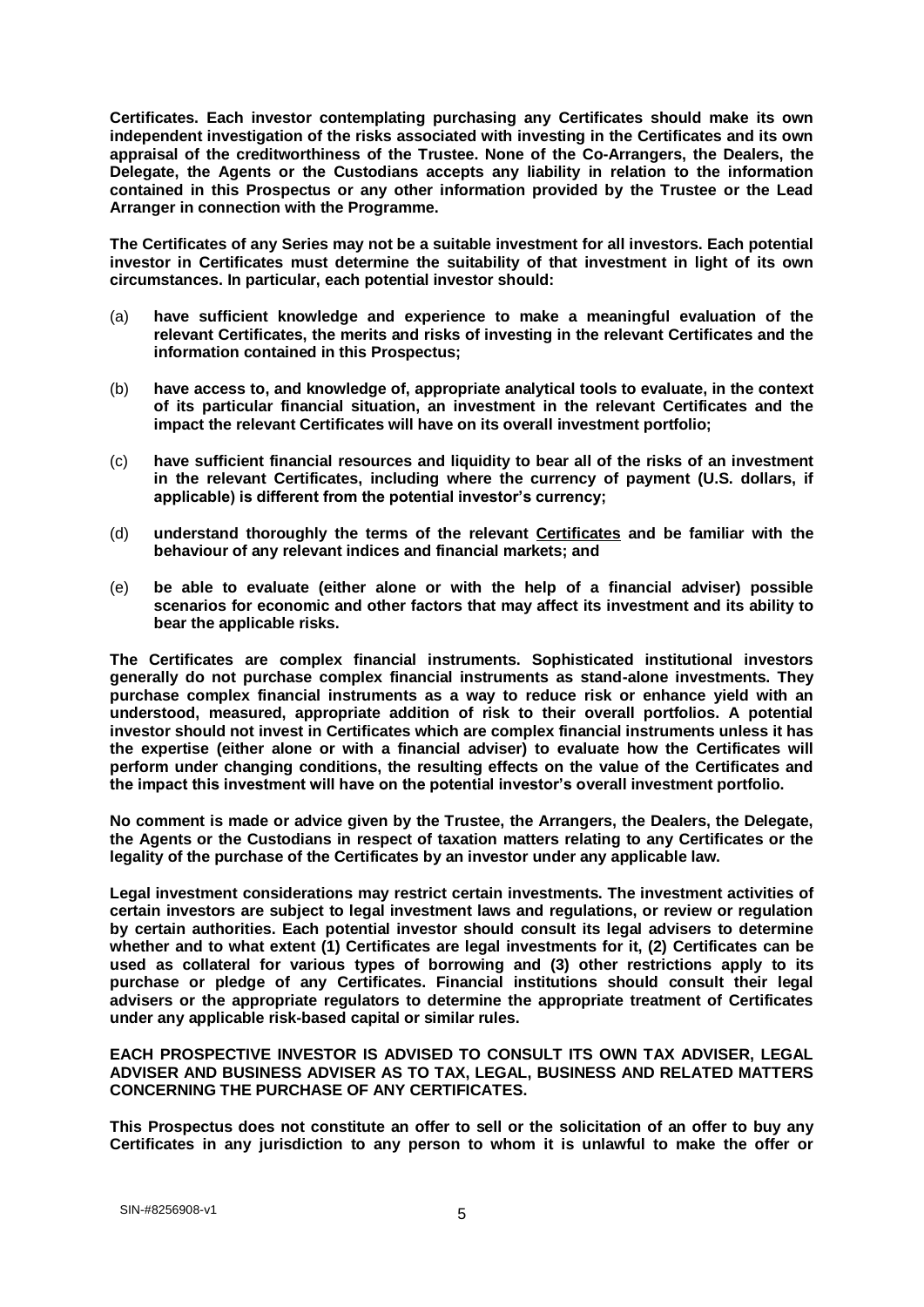**Certificates. Each investor contemplating purchasing any Certificates should make its own independent investigation of the risks associated with investing in the Certificates and its own appraisal of the creditworthiness of the Trustee. None of the Co-Arrangers, the Dealers, the Delegate, the Agents or the Custodians accepts any liability in relation to the information contained in this Prospectus or any other information provided by the Trustee or the Lead Arranger in connection with the Programme.**

**The Certificates of any Series may not be a suitable investment for all investors. Each potential investor in Certificates must determine the suitability of that investment in light of its own circumstances. In particular, each potential investor should:**

(a) **have sufficient knowledge and experience to make a meaningful evaluation of the relevant Certificates, the merits and risks of investing in the relevant Certificates and the information contained in this Prospectus;**

(b) **have access to, and knowledge of, appropriate analytical tools to evaluate, in the context of its particular financial situation, an investment in the relevant Certificates and the impact the relevant Certificates will have on its overall investment portfolio;**

(c) **have sufficient financial resources and liquidity to bear all of the risks of an investment in the relevant Certificates, including where the currency of payment (U.S. dollars, if applicable) is different from the potential investor's currency;**

(d) **understand thoroughly the terms of the relevant <u>Certificates</u> and be familiar with the behaviour of any relevant indices and financial markets; and**

(e) **be able to evaluate (either alone or with the help of a financial adviser) possible scenarios for economic and other factors that may affect its investment and its ability to bear the applicable risks.**

**The Certificates are complex financial instruments. Sophisticated institutional investors generally do not purchase complex financial instruments as stand-alone investments. They purchase complex financial instruments as a way to reduce risk or enhance yield with an understood, measured, appropriate addition of risk to their overall portfolios. A potential investor should not invest in Certificates which are complex financial instruments unless it has the expertise (either alone or with a financial adviser) to evaluate how the Certificates will perform under changing conditions, the resulting effects on the value of the Certificates and the impact this investment will have on the potential investor's overall investment portfolio.**

**No comment is made or advice given by the Trustee, the Arrangers, the Dealers, the Delegate, the Agents or the Custodians in respect of taxation matters relating to any Certificates or the legality of the purchase of the Certificates by an investor under any applicable law.**

**Legal investment considerations may restrict certain investments. The investment activities of certain investors are subject to legal investment laws and regulations, or review or regulation by certain authorities. Each potential investor should consult its legal advisers to determine whether and to what extent (1) Certificates are legal investments for it, (2) Certificates can be used as collateral for various types of borrowing and (3) other restrictions apply to its purchase or pledge of any Certificates. Financial institutions should consult their legal advisers or the appropriate regulators to determine the appropriate treatment of Certificates under any applicable risk-based capital or similar rules.**

**EACH PROSPECTIVE INVESTOR IS ADVISED TO CONSULT ITS OWN TAX ADVISER, LEGAL ADVISER AND BUSINESS ADVISER AS TO TAX, LEGAL, BUSINESS AND RELATED MATTERS CONCERNING THE PURCHASE OF ANY CERTIFICATES.**

**This Prospectus does not constitute an offer to sell or the solicitation of an offer to buy any Certificates in any jurisdiction to any person to whom it is unlawful to make the offer or**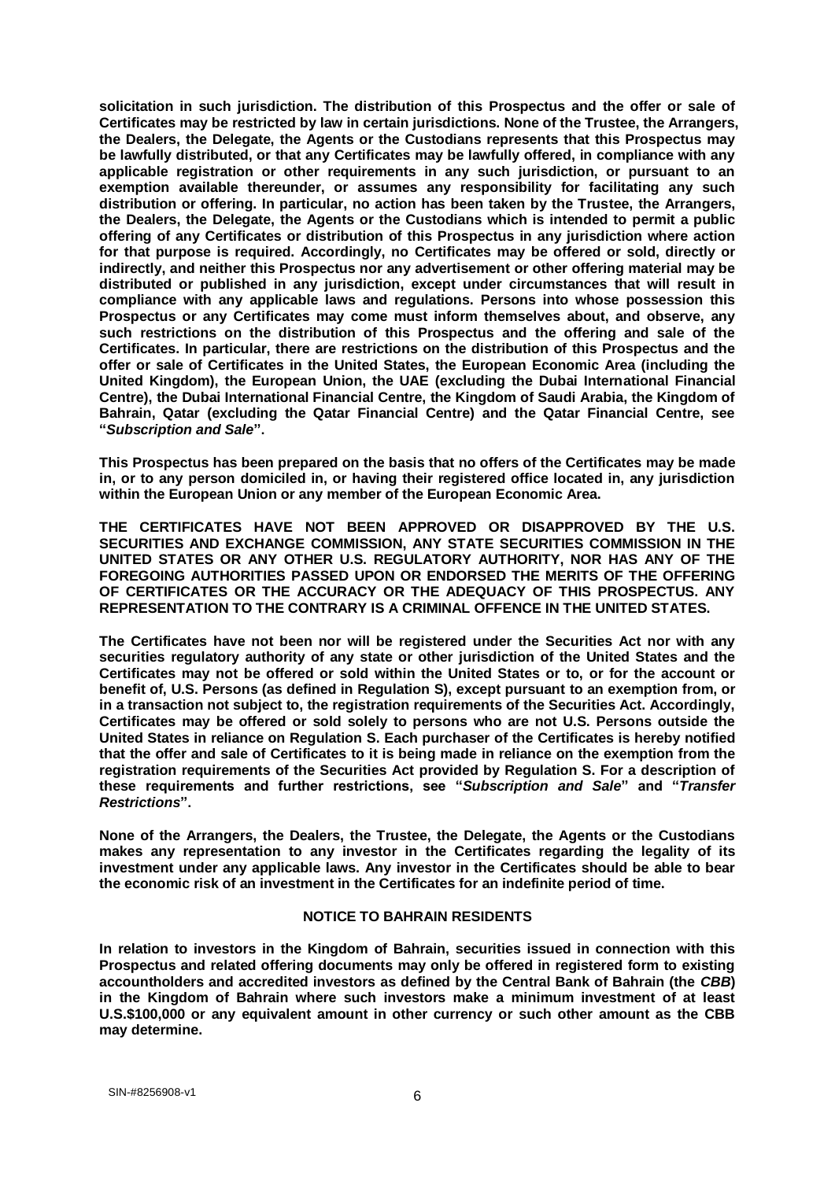**solicitation in such jurisdiction. The distribution of this Prospectus and the offer or sale of Certificates may be restricted by law in certain jurisdictions. None of the Trustee, the Arrangers, the Dealers, the Delegate, the Agents or the Custodians represents that this Prospectus may be lawfully distributed, or that any Certificates may be lawfully offered, in compliance with any applicable registration or other requirements in any such jurisdiction, or pursuant to an exemption available thereunder, or assumes any responsibility for facilitating any such distribution or offering. In particular, no action has been taken by the Trustee, the Arrangers, the Dealers, the Delegate, the Agents or the Custodians which is intended to permit a public offering of any Certificates or distribution of this Prospectus in any jurisdiction where action for that purpose is required. Accordingly, no Certificates may be offered or sold, directly or indirectly, and neither this Prospectus nor any advertisement or other offering material may be distributed or published in any jurisdiction, except under circumstances that will result in compliance with any applicable laws and regulations. Persons into whose possession this Prospectus or any Certificates may come must inform themselves about, and observe, any such restrictions on the distribution of this Prospectus and the offering and sale of the Certificates. In particular, there are restrictions on the distribution of this Prospectus and the offer or sale of Certificates in the United States, the European Economic Area (including the United Kingdom), the European Union, the UAE (excluding the Dubai International Financial Centre), the Dubai International Financial Centre, the Kingdom of Saudi Arabia, the Kingdom of Bahrain, Qatar (excluding the Qatar Financial Centre) and the Qatar Financial Centre, see "*Subscription and Sale*".**

**This Prospectus has been prepared on the basis that no offers of the Certificates may be made in, or to any person domiciled in, or having their registered office located in, any jurisdiction within the European Union or any member of the European Economic Area.**

**THE CERTIFICATES HAVE NOT BEEN APPROVED OR DISAPPROVED BY THE U.S. SECURITIES AND EXCHANGE COMMISSION, ANY STATE SECURITIES COMMISSION IN THE UNITED STATES OR ANY OTHER U.S. REGULATORY AUTHORITY, NOR HAS ANY OF THE FOREGOING AUTHORITIES PASSED UPON OR ENDORSED THE MERITS OF THE OFFERING OF CERTIFICATES OR THE ACCURACY OR THE ADEQUACY OF THIS PROSPECTUS. ANY REPRESENTATION TO THE CONTRARY IS A CRIMINAL OFFENCE IN THE UNITED STATES.**

**The Certificates have not been nor will be registered under the Securities Act nor with any securities regulatory authority of any state or other jurisdiction of the United States and the Certificates may not be offered or sold within the United States or to, or for the account or benefit of, U.S. Persons (as defined in Regulation S), except pursuant to an exemption from, or in a transaction not subject to, the registration requirements of the Securities Act. Accordingly, Certificates may be offered or sold solely to persons who are not U.S. Persons outside the United States in reliance on Regulation S. Each purchaser of the Certificates is hereby notified that the offer and sale of Certificates to it is being made in reliance on the exemption from the registration requirements of the Securities Act provided by Regulation S. For a description of these requirements and further restrictions, see "*Subscription and Sale*" and "*Transfer Restrictions*".**

**None of the Arrangers, the Dealers, the Trustee, the Delegate, the Agents or the Custodians makes any representation to any investor in the Certificates regarding the legality of its investment under any applicable laws. Any investor in the Certificates should be able to bear the economic risk of an investment in the Certificates for an indefinite period of time.**

## NOTICE TO BAHRAIN RESIDENTS

**In relation to investors in the Kingdom of Bahrain, securities issued in connection with this Prospectus and related offering documents may only be offered in registered form to existing accountholders and accredited investors as defined by the Central Bank of Bahrain (the *CBB*) in the Kingdom of Bahrain where such investors make a minimum investment of at least U.S.$100,000 or any equivalent amount in other currency or such other amount as the CBB may determine.**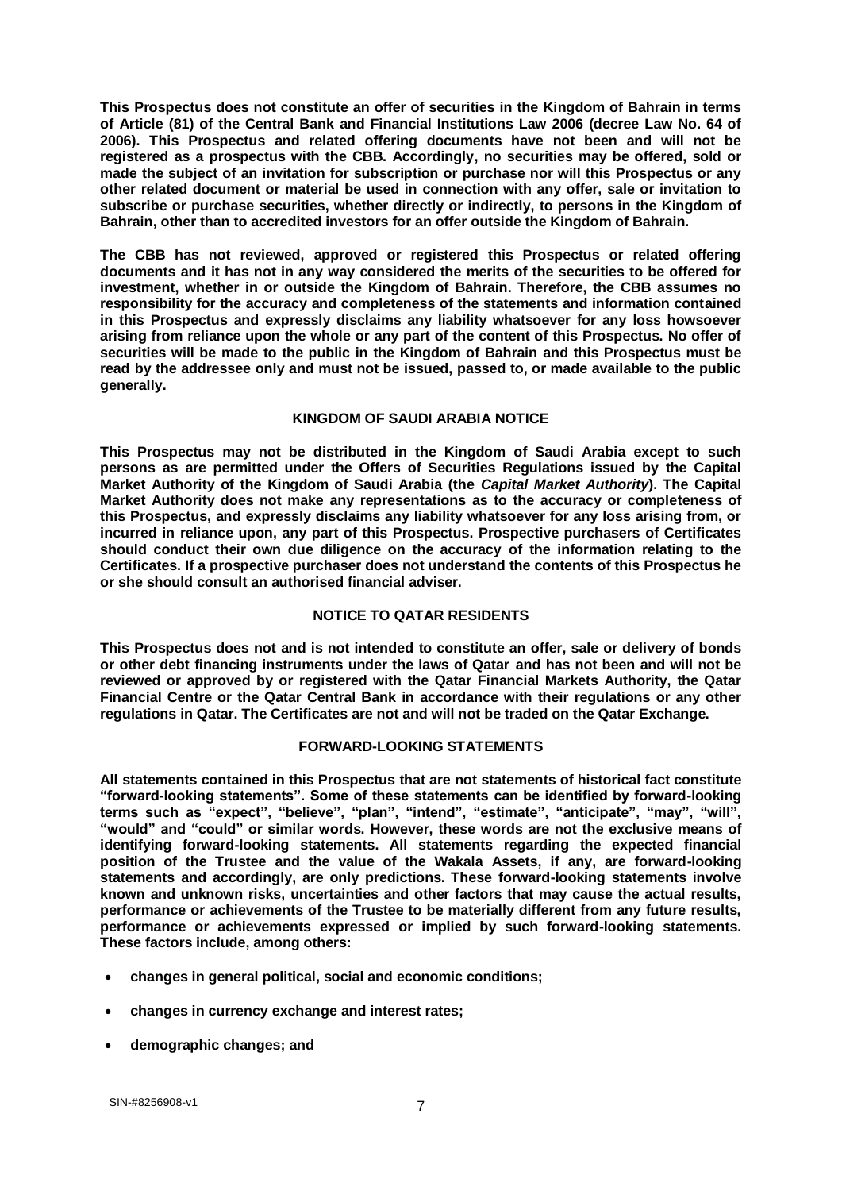**This Prospectus does not constitute an offer of securities in the Kingdom of Bahrain in terms of Article (81) of the Central Bank and Financial Institutions Law 2006 (decree Law No. 64 of 2006). This Prospectus and related offering documents have not been and will not be registered as a prospectus with the CBB. Accordingly, no securities may be offered, sold or made the subject of an invitation for subscription or purchase nor will this Prospectus or any other related document or material be used in connection with any offer, sale or invitation to subscribe or purchase securities, whether directly or indirectly, to persons in the Kingdom of Bahrain, other than to accredited investors for an offer outside the Kingdom of Bahrain.**

**The CBB has not reviewed, approved or registered this Prospectus or related offering documents and it has not in any way considered the merits of the securities to be offered for investment, whether in or outside the Kingdom of Bahrain. Therefore, the CBB assumes no responsibility for the accuracy and completeness of the statements and information contained in this Prospectus and expressly disclaims any liability whatsoever for any loss howsoever arising from reliance upon the whole or any part of the content of this Prospectus. No offer of securities will be made to the public in the Kingdom of Bahrain and this Prospectus must be read by the addressee only and must not be issued, passed to, or made available to the public generally.**

## KINGDOM OF SAUDI ARABIA NOTICE

**This Prospectus may not be distributed in the Kingdom of Saudi Arabia except to such persons as are permitted under the Offers of Securities Regulations issued by the Capital Market Authority of the Kingdom of Saudi Arabia (the *Capital Market Authority*). The Capital Market Authority does not make any representations as to the accuracy or completeness of this Prospectus, and expressly disclaims any liability whatsoever for any loss arising from, or incurred in reliance upon, any part of this Prospectus. Prospective purchasers of Certificates should conduct their own due diligence on the accuracy of the information relating to the Certificates. If a prospective purchaser does not understand the contents of this Prospectus he or she should consult an authorised financial adviser.**

## NOTICE TO QATAR RESIDENTS

**This Prospectus does not and is not intended to constitute an offer, sale or delivery of bonds or other debt financing instruments under the laws of Qatar and has not been and will not be reviewed or approved by or registered with the Qatar Financial Markets Authority, the Qatar Financial Centre or the Qatar Central Bank in accordance with their regulations or any other regulations in Qatar. The Certificates are not and will not be traded on the Qatar Exchange.**

## FORWARD-LOOKING STATEMENTS

**All statements contained in this Prospectus that are not statements of historical fact constitute "forward-looking statements". Some of these statements can be identified by forward-looking terms such as "expect", "believe", "plan", "intend", "estimate", "anticipate", "may", "will", "would" and "could" or similar words. However, these words are not the exclusive means of identifying forward-looking statements. All statements regarding the expected financial position of the Trustee and the value of the Wakala Assets, if any, are forward-looking statements and accordingly, are only predictions. These forward-looking statements involve known and unknown risks, uncertainties and other factors that may cause the actual results, performance or achievements of the Trustee to be materially different from any future results, performance or achievements expressed or implied by such forward-looking statements. These factors include, among others:**

- **changes in general political, social and economic conditions;**
- **changes in currency exchange and interest rates;**
- **demographic changes; and**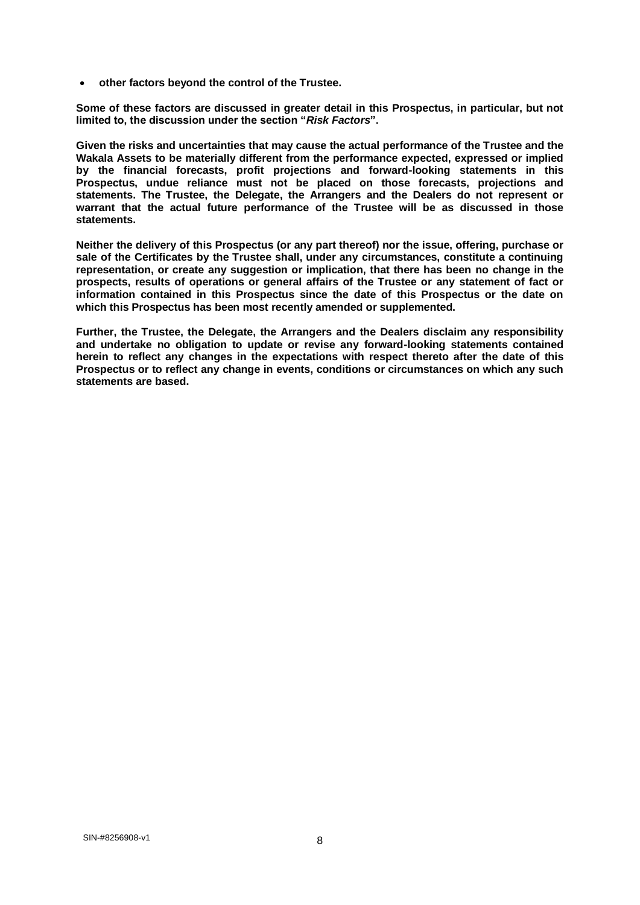- **other factors beyond the control of the Trustee.**

**Some of these factors are discussed in greater detail in this Prospectus, in particular, but not limited to, the discussion under the section "*Risk Factors*".**

**Given the risks and uncertainties that may cause the actual performance of the Trustee and the Wakala Assets to be materially different from the performance expected, expressed or implied by the financial forecasts, profit projections and forward-looking statements in this Prospectus, undue reliance must not be placed on those forecasts, projections and statements. The Trustee, the Delegate, the Arrangers and the Dealers do not represent or warrant that the actual future performance of the Trustee will be as discussed in those statements.**

**Neither the delivery of this Prospectus (or any part thereof) nor the issue, offering, purchase or sale of the Certificates by the Trustee shall, under any circumstances, constitute a continuing representation, or create any suggestion or implication, that there has been no change in the prospects, results of operations or general affairs of the Trustee or any statement of fact or information contained in this Prospectus since the date of this Prospectus or the date on which this Prospectus has been most recently amended or supplemented.**

**Further, the Trustee, the Delegate, the Arrangers and the Dealers disclaim any responsibility and undertake no obligation to update or revise any forward-looking statements contained herein to reflect any changes in the expectations with respect thereto after the date of this Prospectus or to reflect any change in events, conditions or circumstances on which any such statements are based.**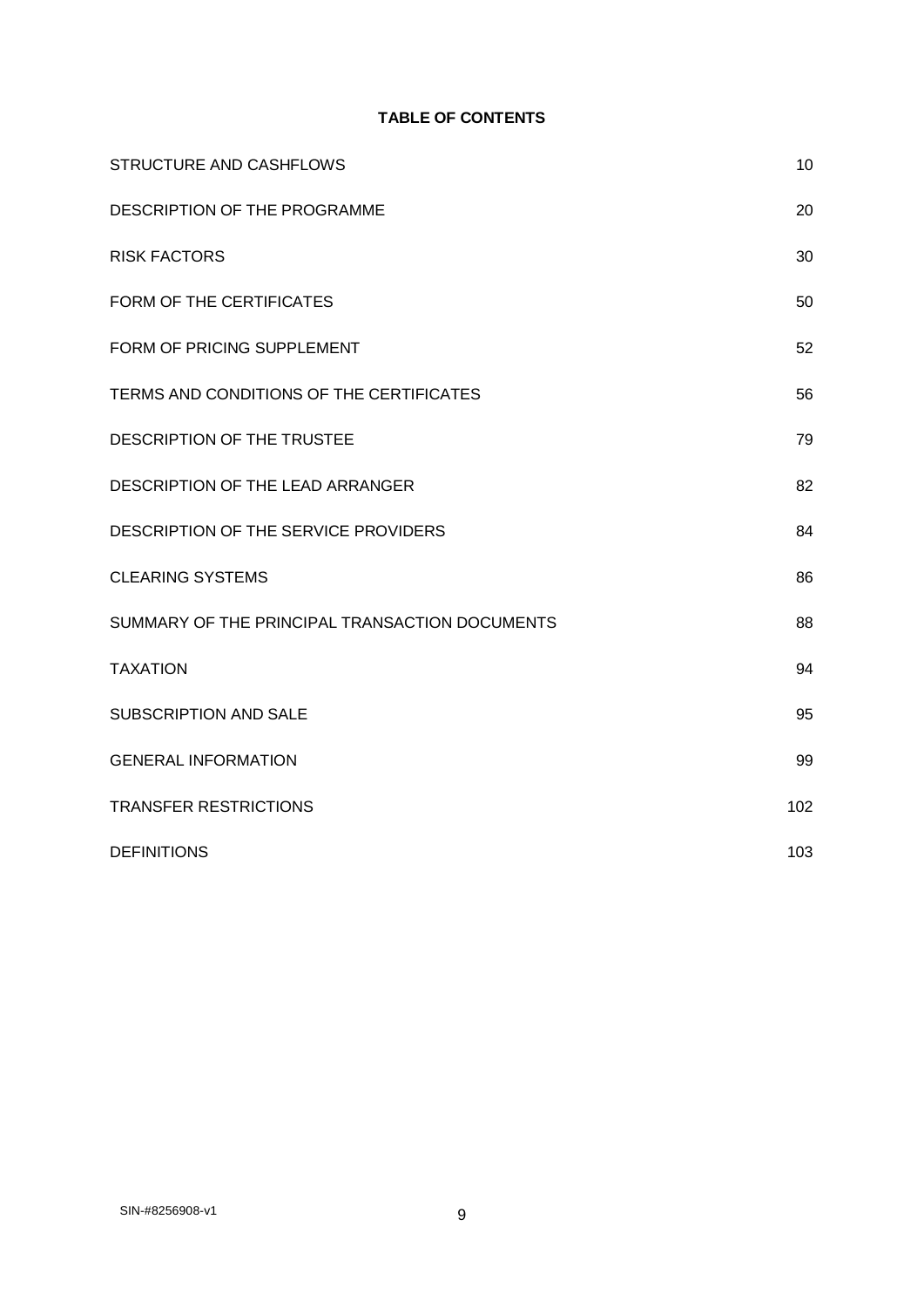**TABLE OF CONTENTS**

| | |
|---|---|
| STRUCTURE AND CASHFLOWS | 10 |
| DESCRIPTION OF THE PROGRAMME | 20 |
| RISK FACTORS | 30 |
| FORM OF THE CERTIFICATES | 50 |
| FORM OF PRICING SUPPLEMENT | 52 |
| TERMS AND CONDITIONS OF THE CERTIFICATES | 56 |
| DESCRIPTION OF THE TRUSTEE | 79 |
| DESCRIPTION OF THE LEAD ARRANGER | 82 |
| DESCRIPTION OF THE SERVICE PROVIDERS | 84 |
| CLEARING SYSTEMS | 86 |
| SUMMARY OF THE PRINCIPAL TRANSACTION DOCUMENTS | 88 |
| TAXATION | 94 |
| SUBSCRIPTION AND SALE | 95 |
| GENERAL INFORMATION | 99 |
| TRANSFER RESTRICTIONS | 102 |
| DEFINITIONS | 103 |

SIN-#8256908-v1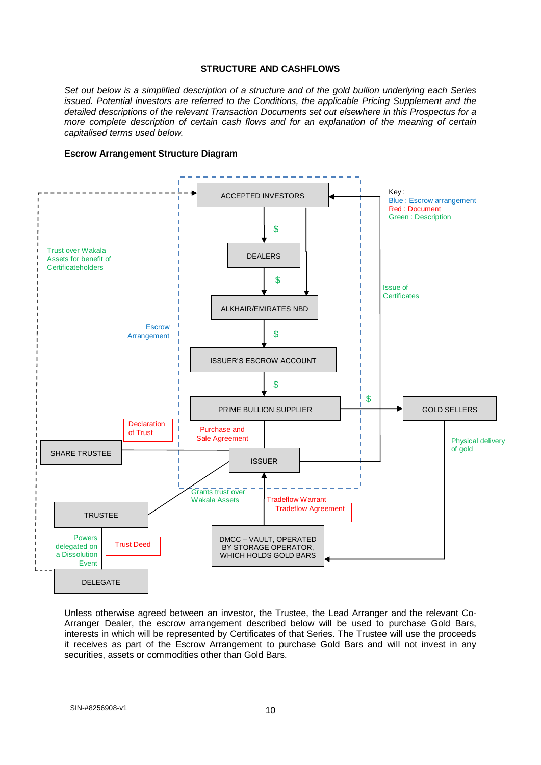# STRUCTURE AND CASHFLOWS

*Set out below is a simplified description of a structure and of the gold bullion underlying each Series issued. Potential investors are referred to the Conditions, the applicable Pricing Supplement and the detailed descriptions of the relevant Transaction Documents set out elsewhere in this Prospectus for a more complete description of certain cash flows and for an explanation of the meaning of certain capitalised terms used below.*

**Escrow Arrangement Structure Diagram**

Key:
Blue : Escrow arrangement
Red : Document
Green : Description

ACCEPTED INVESTORS → $ → DEALERS → $ → ALKHAIR/EMIRATES NBD
ACCEPTED INVESTORS → ALKHAIR/EMIRATES NBD
ALKHAIR/EMIRATES NBD → $ → ISSUER'S ESCROW ACCOUNT → $ → PRIME BULLION SUPPLIER
PRIME BULLION SUPPLIER → $ → GOLD SELLERS
GOLD SELLERS → Physical delivery of gold → DMCC – VAULT, OPERATED BY STORAGE OPERATOR, WHICH HOLDS GOLD BARS
PRIME BULLION SUPPLIER — Purchase and Sale Agreement — ISSUER
DMCC – VAULT → Tradeflow Warrant / Tradeflow Agreement → ISSUER
ISSUER → Issue of Certificates → ACCEPTED INVESTORS
SHARE TRUSTEE — Declaration of Trust — ISSUER
ISSUER — Grants trust over Wakala Assets — TRUSTEE
TRUSTEE — Trust Deed — Powers delegated on a Dissolution Event — DELEGATE
DELEGATE → Trust over Wakala Assets for benefit of Certificateholders → ACCEPTED INVESTORS
Escrow Arrangement: ACCEPTED INVESTORS, DEALERS, ALKHAIR/EMIRATES NBD, ISSUER'S ESCROW ACCOUNT, PRIME BULLION SUPPLIER, ISSUER

Unless otherwise agreed between an investor, the Trustee, the Lead Arranger and the relevant Co-Arranger Dealer, the escrow arrangement described below will be used to purchase Gold Bars, interests in which will be represented by Certificates of that Series. The Trustee will use the proceeds it receives as part of the Escrow Arrangement to purchase Gold Bars and will not invest in any securities, assets or commodities other than Gold Bars.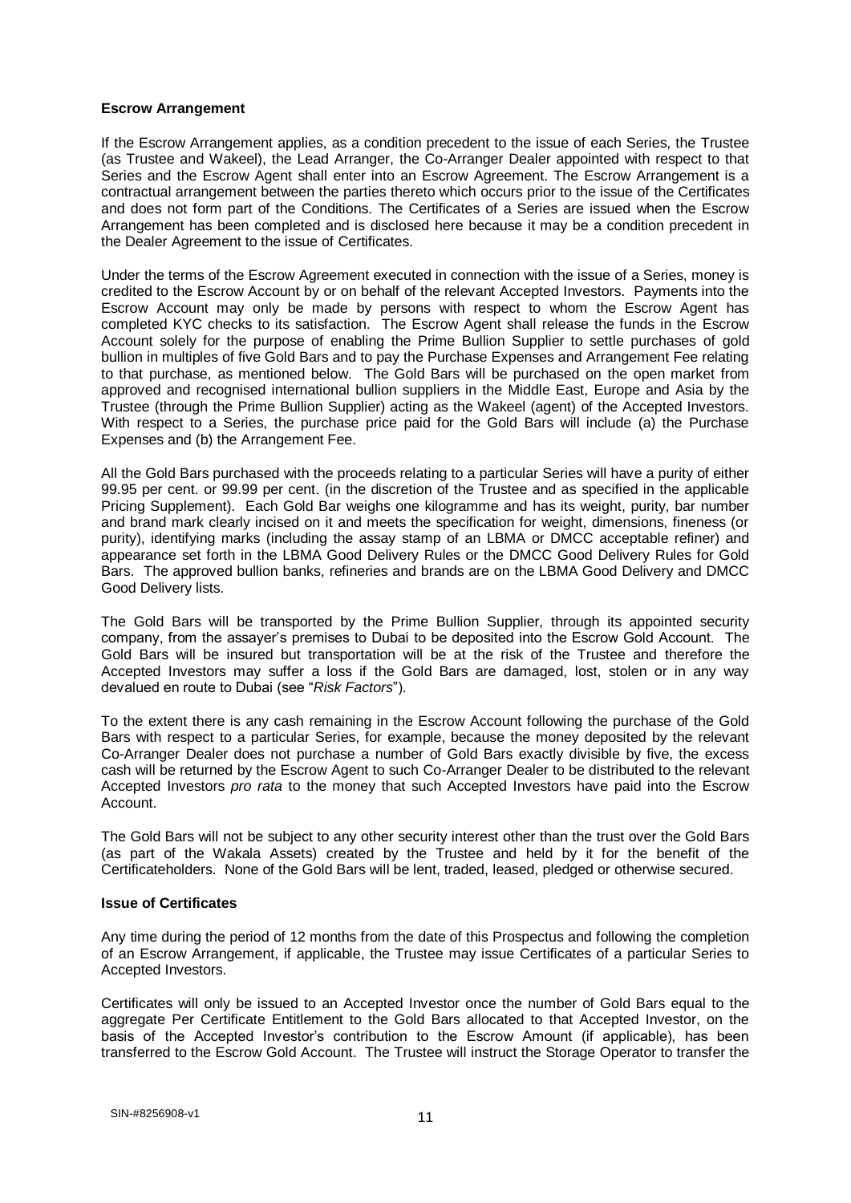**Escrow Arrangement**

If the Escrow Arrangement applies, as a condition precedent to the issue of each Series, the Trustee (as Trustee and Wakeel), the Lead Arranger, the Co-Arranger Dealer appointed with respect to that Series and the Escrow Agent shall enter into an Escrow Agreement. The Escrow Arrangement is a contractual arrangement between the parties thereto which occurs prior to the issue of the Certificates and does not form part of the Conditions. The Certificates of a Series are issued when the Escrow Arrangement has been completed and is disclosed here because it may be a condition precedent in the Dealer Agreement to the issue of Certificates.

Under the terms of the Escrow Agreement executed in connection with the issue of a Series, money is credited to the Escrow Account by or on behalf of the relevant Accepted Investors. Payments into the Escrow Account may only be made by persons with respect to whom the Escrow Agent has completed KYC checks to its satisfaction. The Escrow Agent shall release the funds in the Escrow Account solely for the purpose of enabling the Prime Bullion Supplier to settle purchases of gold bullion in multiples of five Gold Bars and to pay the Purchase Expenses and Arrangement Fee relating to that purchase, as mentioned below. The Gold Bars will be purchased on the open market from approved and recognised international bullion suppliers in the Middle East, Europe and Asia by the Trustee (through the Prime Bullion Supplier) acting as the Wakeel (agent) of the Accepted Investors. With respect to a Series, the purchase price paid for the Gold Bars will include (a) the Purchase Expenses and (b) the Arrangement Fee.

All the Gold Bars purchased with the proceeds relating to a particular Series will have a purity of either 99.95 per cent. or 99.99 per cent. (in the discretion of the Trustee and as specified in the applicable Pricing Supplement). Each Gold Bar weighs one kilogramme and has its weight, purity, bar number and brand mark clearly incised on it and meets the specification for weight, dimensions, fineness (or purity), identifying marks (including the assay stamp of an LBMA or DMCC acceptable refiner) and appearance set forth in the LBMA Good Delivery Rules or the DMCC Good Delivery Rules for Gold Bars. The approved bullion banks, refineries and brands are on the LBMA Good Delivery and DMCC Good Delivery lists.

The Gold Bars will be transported by the Prime Bullion Supplier, through its appointed security company, from the assayer's premises to Dubai to be deposited into the Escrow Gold Account. The Gold Bars will be insured but transportation will be at the risk of the Trustee and therefore the Accepted Investors may suffer a loss if the Gold Bars are damaged, lost, stolen or in any way devalued en route to Dubai (see "*Risk Factors*").

To the extent there is any cash remaining in the Escrow Account following the purchase of the Gold Bars with respect to a particular Series, for example, because the money deposited by the relevant Co-Arranger Dealer does not purchase a number of Gold Bars exactly divisible by five, the excess cash will be returned by the Escrow Agent to such Co-Arranger Dealer to be distributed to the relevant Accepted Investors *pro rata* to the money that such Accepted Investors have paid into the Escrow Account.

The Gold Bars will not be subject to any other security interest other than the trust over the Gold Bars (as part of the Wakala Assets) created by the Trustee and held by it for the benefit of the Certificateholders. None of the Gold Bars will be lent, traded, leased, pledged or otherwise secured.

**Issue of Certificates**

Any time during the period of 12 months from the date of this Prospectus and following the completion of an Escrow Arrangement, if applicable, the Trustee may issue Certificates of a particular Series to Accepted Investors.

Certificates will only be issued to an Accepted Investor once the number of Gold Bars equal to the aggregate Per Certificate Entitlement to the Gold Bars allocated to that Accepted Investor, on the basis of the Accepted Investor's contribution to the Escrow Amount (if applicable), has been transferred to the Escrow Gold Account. The Trustee will instruct the Storage Operator to transfer the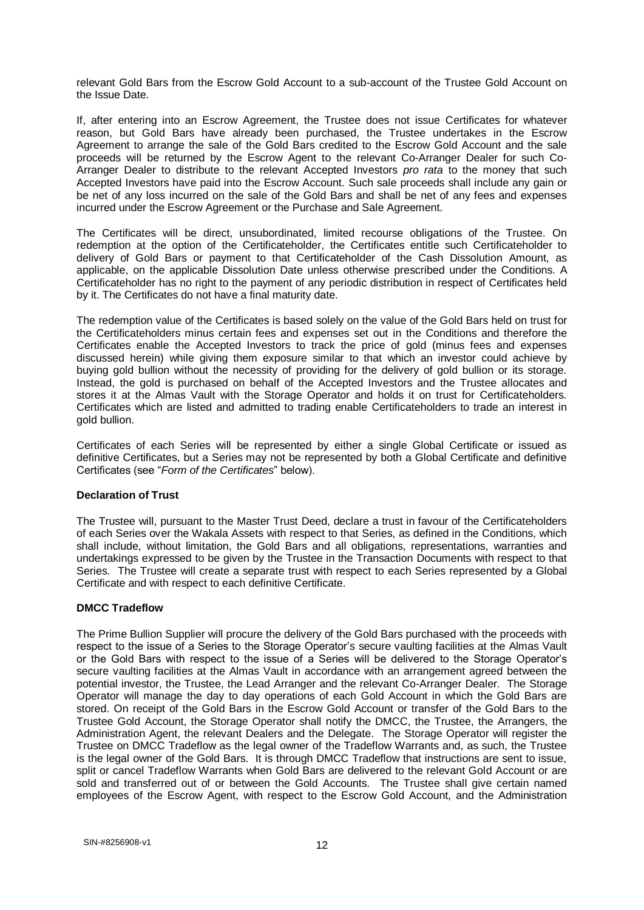relevant Gold Bars from the Escrow Gold Account to a sub-account of the Trustee Gold Account on the Issue Date.

If, after entering into an Escrow Agreement, the Trustee does not issue Certificates for whatever reason, but Gold Bars have already been purchased, the Trustee undertakes in the Escrow Agreement to arrange the sale of the Gold Bars credited to the Escrow Gold Account and the sale proceeds will be returned by the Escrow Agent to the relevant Co-Arranger Dealer for such Co-Arranger Dealer to distribute to the relevant Accepted Investors *pro rata* to the money that such Accepted Investors have paid into the Escrow Account. Such sale proceeds shall include any gain or be net of any loss incurred on the sale of the Gold Bars and shall be net of any fees and expenses incurred under the Escrow Agreement or the Purchase and Sale Agreement.

The Certificates will be direct, unsubordinated, limited recourse obligations of the Trustee. On redemption at the option of the Certificateholder, the Certificates entitle such Certificateholder to delivery of Gold Bars or payment to that Certificateholder of the Cash Dissolution Amount, as applicable, on the applicable Dissolution Date unless otherwise prescribed under the Conditions. A Certificateholder has no right to the payment of any periodic distribution in respect of Certificates held by it. The Certificates do not have a final maturity date.

The redemption value of the Certificates is based solely on the value of the Gold Bars held on trust for the Certificateholders minus certain fees and expenses set out in the Conditions and therefore the Certificates enable the Accepted Investors to track the price of gold (minus fees and expenses discussed herein) while giving them exposure similar to that which an investor could achieve by buying gold bullion without the necessity of providing for the delivery of gold bullion or its storage. Instead, the gold is purchased on behalf of the Accepted Investors and the Trustee allocates and stores it at the Almas Vault with the Storage Operator and holds it on trust for Certificateholders. Certificates which are listed and admitted to trading enable Certificateholders to trade an interest in gold bullion.

Certificates of each Series will be represented by either a single Global Certificate or issued as definitive Certificates, but a Series may not be represented by both a Global Certificate and definitive Certificates (see "*Form of the Certificates*" below).

**Declaration of Trust**

The Trustee will, pursuant to the Master Trust Deed, declare a trust in favour of the Certificateholders of each Series over the Wakala Assets with respect to that Series, as defined in the Conditions, which shall include, without limitation, the Gold Bars and all obligations, representations, warranties and undertakings expressed to be given by the Trustee in the Transaction Documents with respect to that Series. The Trustee will create a separate trust with respect to each Series represented by a Global Certificate and with respect to each definitive Certificate.

**DMCC Tradeflow**

The Prime Bullion Supplier will procure the delivery of the Gold Bars purchased with the proceeds with respect to the issue of a Series to the Storage Operator's secure vaulting facilities at the Almas Vault or the Gold Bars with respect to the issue of a Series will be delivered to the Storage Operator's secure vaulting facilities at the Almas Vault in accordance with an arrangement agreed between the potential investor, the Trustee, the Lead Arranger and the relevant Co-Arranger Dealer. The Storage Operator will manage the day to day operations of each Gold Account in which the Gold Bars are stored. On receipt of the Gold Bars in the Escrow Gold Account or transfer of the Gold Bars to the Trustee Gold Account, the Storage Operator shall notify the DMCC, the Trustee, the Arrangers, the Administration Agent, the relevant Dealers and the Delegate. The Storage Operator will register the Trustee on DMCC Tradeflow as the legal owner of the Tradeflow Warrants and, as such, the Trustee is the legal owner of the Gold Bars. It is through DMCC Tradeflow that instructions are sent to issue, split or cancel Tradeflow Warrants when Gold Bars are delivered to the relevant Gold Account or are sold and transferred out of or between the Gold Accounts. The Trustee shall give certain named employees of the Escrow Agent, with respect to the Escrow Gold Account, and the Administration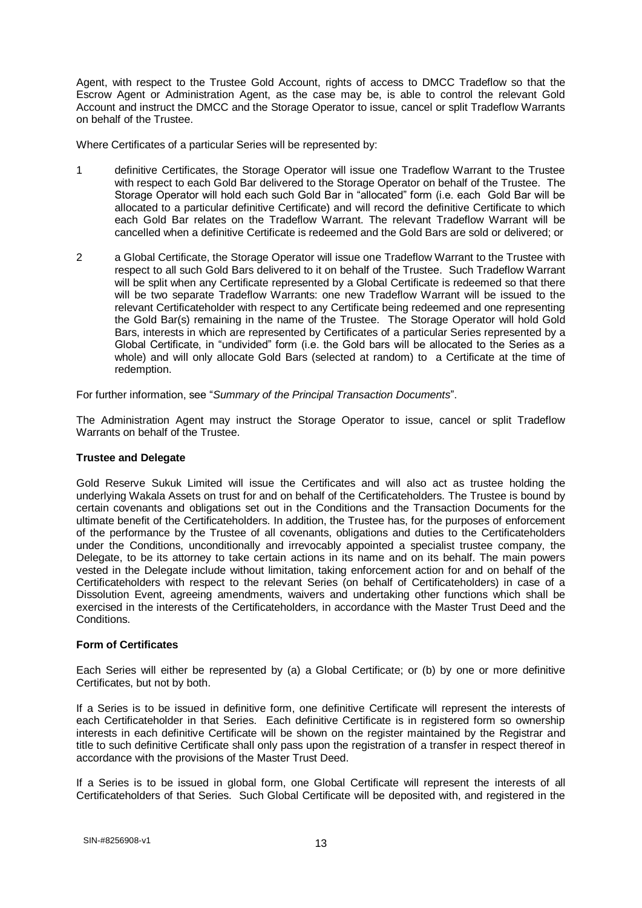Agent, with respect to the Trustee Gold Account, rights of access to DMCC Tradeflow so that the Escrow Agent or Administration Agent, as the case may be, is able to control the relevant Gold Account and instruct the DMCC and the Storage Operator to issue, cancel or split Tradeflow Warrants on behalf of the Trustee.

Where Certificates of a particular Series will be represented by:

1 definitive Certificates, the Storage Operator will issue one Tradeflow Warrant to the Trustee with respect to each Gold Bar delivered to the Storage Operator on behalf of the Trustee. The Storage Operator will hold each such Gold Bar in "allocated" form (i.e. each Gold Bar will be allocated to a particular definitive Certificate) and will record the definitive Certificate to which each Gold Bar relates on the Tradeflow Warrant. The relevant Tradeflow Warrant will be cancelled when a definitive Certificate is redeemed and the Gold Bars are sold or delivered; or

2 a Global Certificate, the Storage Operator will issue one Tradeflow Warrant to the Trustee with respect to all such Gold Bars delivered to it on behalf of the Trustee. Such Tradeflow Warrant will be split when any Certificate represented by a Global Certificate is redeemed so that there will be two separate Tradeflow Warrants: one new Tradeflow Warrant will be issued to the relevant Certificateholder with respect to any Certificate being redeemed and one representing the Gold Bar(s) remaining in the name of the Trustee. The Storage Operator will hold Gold Bars, interests in which are represented by Certificates of a particular Series represented by a Global Certificate, in "undivided" form (i.e. the Gold bars will be allocated to the Series as a whole) and will only allocate Gold Bars (selected at random) to a Certificate at the time of redemption.

For further information, see "*Summary of the Principal Transaction Documents*".

The Administration Agent may instruct the Storage Operator to issue, cancel or split Tradeflow Warrants on behalf of the Trustee.

**Trustee and Delegate**

Gold Reserve Sukuk Limited will issue the Certificates and will also act as trustee holding the underlying Wakala Assets on trust for and on behalf of the Certificateholders. The Trustee is bound by certain covenants and obligations set out in the Conditions and the Transaction Documents for the ultimate benefit of the Certificateholders. In addition, the Trustee has, for the purposes of enforcement of the performance by the Trustee of all covenants, obligations and duties to the Certificateholders under the Conditions, unconditionally and irrevocably appointed a specialist trustee company, the Delegate, to be its attorney to take certain actions in its name and on its behalf. The main powers vested in the Delegate include without limitation, taking enforcement action for and on behalf of the Certificateholders with respect to the relevant Series (on behalf of Certificateholders) in case of a Dissolution Event, agreeing amendments, waivers and undertaking other functions which shall be exercised in the interests of the Certificateholders, in accordance with the Master Trust Deed and the Conditions.

**Form of Certificates**

Each Series will either be represented by (a) a Global Certificate; or (b) by one or more definitive Certificates, but not by both.

If a Series is to be issued in definitive form, one definitive Certificate will represent the interests of each Certificateholder in that Series. Each definitive Certificate is in registered form so ownership interests in each definitive Certificate will be shown on the register maintained by the Registrar and title to such definitive Certificate shall only pass upon the registration of a transfer in respect thereof in accordance with the provisions of the Master Trust Deed.

If a Series is to be issued in global form, one Global Certificate will represent the interests of all Certificateholders of that Series. Such Global Certificate will be deposited with, and registered in the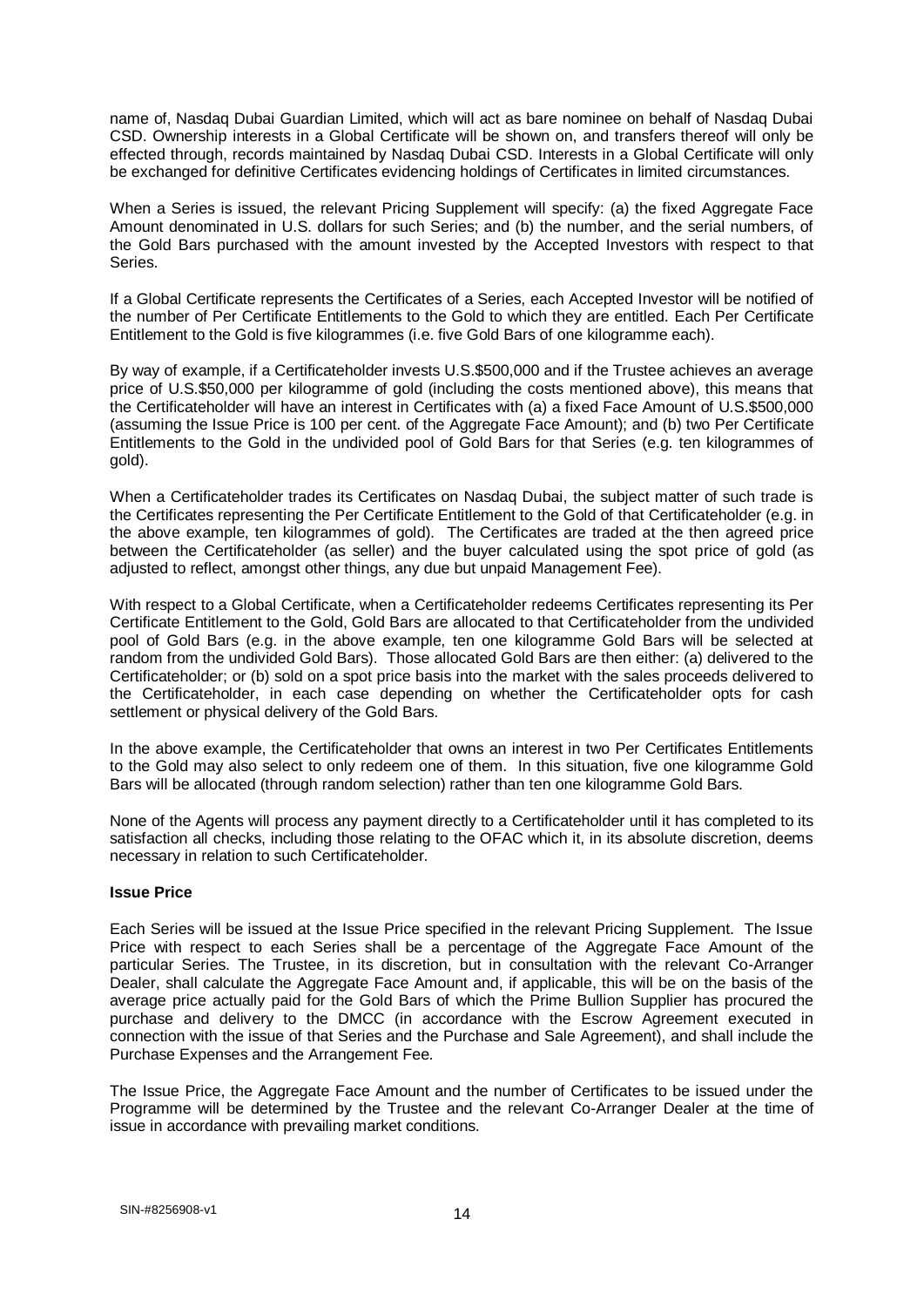name of, Nasdaq Dubai Guardian Limited, which will act as bare nominee on behalf of Nasdaq Dubai CSD. Ownership interests in a Global Certificate will be shown on, and transfers thereof will only be effected through, records maintained by Nasdaq Dubai CSD. Interests in a Global Certificate will only be exchanged for definitive Certificates evidencing holdings of Certificates in limited circumstances.

When a Series is issued, the relevant Pricing Supplement will specify: (a) the fixed Aggregate Face Amount denominated in U.S. dollars for such Series; and (b) the number, and the serial numbers, of the Gold Bars purchased with the amount invested by the Accepted Investors with respect to that Series.

If a Global Certificate represents the Certificates of a Series, each Accepted Investor will be notified of the number of Per Certificate Entitlements to the Gold to which they are entitled. Each Per Certificate Entitlement to the Gold is five kilogrammes (i.e. five Gold Bars of one kilogramme each).

By way of example, if a Certificateholder invests U.S.$500,000 and if the Trustee achieves an average price of U.S.$50,000 per kilogramme of gold (including the costs mentioned above), this means that the Certificateholder will have an interest in Certificates with (a) a fixed Face Amount of U.S.$500,000 (assuming the Issue Price is 100 per cent. of the Aggregate Face Amount); and (b) two Per Certificate Entitlements to the Gold in the undivided pool of Gold Bars for that Series (e.g. ten kilogrammes of gold).

When a Certificateholder trades its Certificates on Nasdaq Dubai, the subject matter of such trade is the Certificates representing the Per Certificate Entitlement to the Gold of that Certificateholder (e.g. in the above example, ten kilogrammes of gold). The Certificates are traded at the then agreed price between the Certificateholder (as seller) and the buyer calculated using the spot price of gold (as adjusted to reflect, amongst other things, any due but unpaid Management Fee).

With respect to a Global Certificate, when a Certificateholder redeems Certificates representing its Per Certificate Entitlement to the Gold, Gold Bars are allocated to that Certificateholder from the undivided pool of Gold Bars (e.g. in the above example, ten one kilogramme Gold Bars will be selected at random from the undivided Gold Bars). Those allocated Gold Bars are then either: (a) delivered to the Certificateholder; or (b) sold on a spot price basis into the market with the sales proceeds delivered to the Certificateholder, in each case depending on whether the Certificateholder opts for cash settlement or physical delivery of the Gold Bars.

In the above example, the Certificateholder that owns an interest in two Per Certificates Entitlements to the Gold may also select to only redeem one of them. In this situation, five one kilogramme Gold Bars will be allocated (through random selection) rather than ten one kilogramme Gold Bars.

None of the Agents will process any payment directly to a Certificateholder until it has completed to its satisfaction all checks, including those relating to the OFAC which it, in its absolute discretion, deems necessary in relation to such Certificateholder.

**Issue Price**

Each Series will be issued at the Issue Price specified in the relevant Pricing Supplement. The Issue Price with respect to each Series shall be a percentage of the Aggregate Face Amount of the particular Series. The Trustee, in its discretion, but in consultation with the relevant Co-Arranger Dealer, shall calculate the Aggregate Face Amount and, if applicable, this will be on the basis of the average price actually paid for the Gold Bars of which the Prime Bullion Supplier has procured the purchase and delivery to the DMCC (in accordance with the Escrow Agreement executed in connection with the issue of that Series and the Purchase and Sale Agreement), and shall include the Purchase Expenses and the Arrangement Fee.

The Issue Price, the Aggregate Face Amount and the number of Certificates to be issued under the Programme will be determined by the Trustee and the relevant Co-Arranger Dealer at the time of issue in accordance with prevailing market conditions.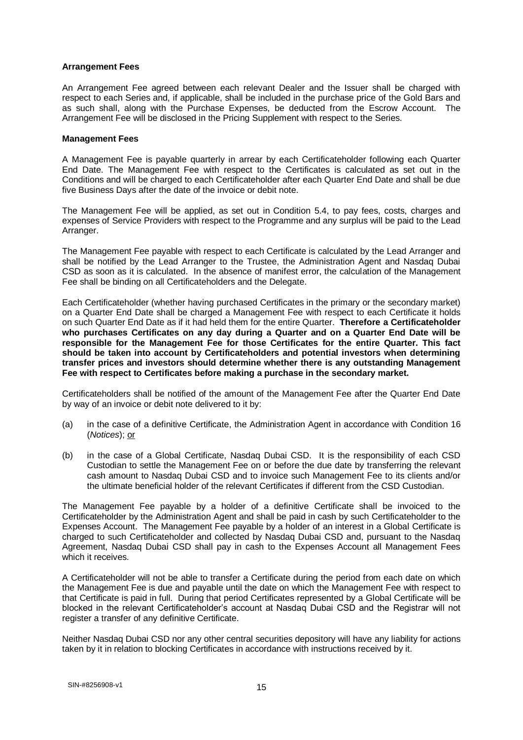**Arrangement Fees**

An Arrangement Fee agreed between each relevant Dealer and the Issuer shall be charged with respect to each Series and, if applicable, shall be included in the purchase price of the Gold Bars and as such shall, along with the Purchase Expenses, be deducted from the Escrow Account. The Arrangement Fee will be disclosed in the Pricing Supplement with respect to the Series.

**Management Fees**

A Management Fee is payable quarterly in arrear by each Certificateholder following each Quarter End Date. The Management Fee with respect to the Certificates is calculated as set out in the Conditions and will be charged to each Certificateholder after each Quarter End Date and shall be due five Business Days after the date of the invoice or debit note.

The Management Fee will be applied, as set out in Condition 5.4, to pay fees, costs, charges and expenses of Service Providers with respect to the Programme and any surplus will be paid to the Lead Arranger.

The Management Fee payable with respect to each Certificate is calculated by the Lead Arranger and shall be notified by the Lead Arranger to the Trustee, the Administration Agent and Nasdaq Dubai CSD as soon as it is calculated. In the absence of manifest error, the calculation of the Management Fee shall be binding on all Certificateholders and the Delegate.

Each Certificateholder (whether having purchased Certificates in the primary or the secondary market) on a Quarter End Date shall be charged a Management Fee with respect to each Certificate it holds on such Quarter End Date as if it had held them for the entire Quarter. **Therefore a Certificateholder who purchases Certificates on any day during a Quarter and on a Quarter End Date will be responsible for the Management Fee for those Certificates for the entire Quarter. This fact should be taken into account by Certificateholders and potential investors when determining transfer prices and investors should determine whether there is any outstanding Management Fee with respect to Certificates before making a purchase in the secondary market.**

Certificateholders shall be notified of the amount of the Management Fee after the Quarter End Date by way of an invoice or debit note delivered to it by:

(a) in the case of a definitive Certificate, the Administration Agent in accordance with Condition 16 (*Notices*); or

(b) in the case of a Global Certificate, Nasdaq Dubai CSD. It is the responsibility of each CSD Custodian to settle the Management Fee on or before the due date by transferring the relevant cash amount to Nasdaq Dubai CSD and to invoice such Management Fee to its clients and/or the ultimate beneficial holder of the relevant Certificates if different from the CSD Custodian.

The Management Fee payable by a holder of a definitive Certificate shall be invoiced to the Certificateholder by the Administration Agent and shall be paid in cash by such Certificateholder to the Expenses Account. The Management Fee payable by a holder of an interest in a Global Certificate is charged to such Certificateholder and collected by Nasdaq Dubai CSD and, pursuant to the Nasdaq Agreement, Nasdaq Dubai CSD shall pay in cash to the Expenses Account all Management Fees which it receives.

A Certificateholder will not be able to transfer a Certificate during the period from each date on which the Management Fee is due and payable until the date on which the Management Fee with respect to that Certificate is paid in full. During that period Certificates represented by a Global Certificate will be blocked in the relevant Certificateholder's account at Nasdaq Dubai CSD and the Registrar will not register a transfer of any definitive Certificate.

Neither Nasdaq Dubai CSD nor any other central securities depository will have any liability for actions taken by it in relation to blocking Certificates in accordance with instructions received by it.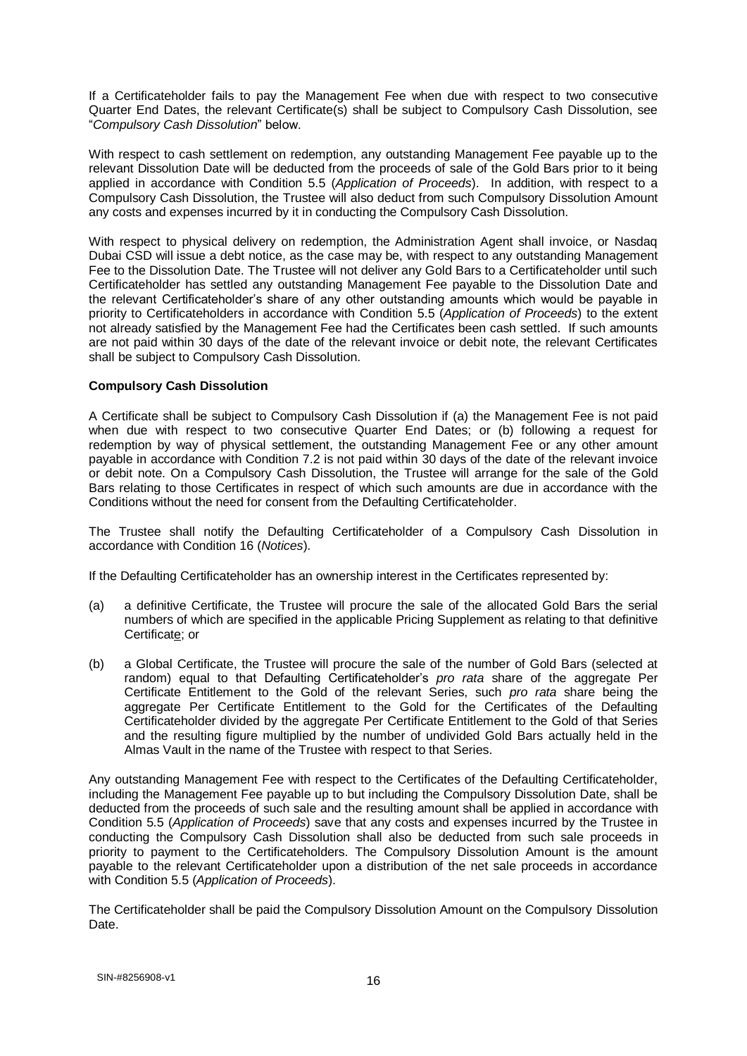If a Certificateholder fails to pay the Management Fee when due with respect to two consecutive Quarter End Dates, the relevant Certificate(s) shall be subject to Compulsory Cash Dissolution, see "*Compulsory Cash Dissolution*" below.

With respect to cash settlement on redemption, any outstanding Management Fee payable up to the relevant Dissolution Date will be deducted from the proceeds of sale of the Gold Bars prior to it being applied in accordance with Condition 5.5 (*Application of Proceeds*). In addition, with respect to a Compulsory Cash Dissolution, the Trustee will also deduct from such Compulsory Dissolution Amount any costs and expenses incurred by it in conducting the Compulsory Cash Dissolution.

With respect to physical delivery on redemption, the Administration Agent shall invoice, or Nasdaq Dubai CSD will issue a debt notice, as the case may be, with respect to any outstanding Management Fee to the Dissolution Date. The Trustee will not deliver any Gold Bars to a Certificateholder until such Certificateholder has settled any outstanding Management Fee payable to the Dissolution Date and the relevant Certificateholder's share of any other outstanding amounts which would be payable in priority to Certificateholders in accordance with Condition 5.5 (*Application of Proceeds*) to the extent not already satisfied by the Management Fee had the Certificates been cash settled. If such amounts are not paid within 30 days of the date of the relevant invoice or debit note, the relevant Certificates shall be subject to Compulsory Cash Dissolution.

**Compulsory Cash Dissolution**

A Certificate shall be subject to Compulsory Cash Dissolution if (a) the Management Fee is not paid when due with respect to two consecutive Quarter End Dates; or (b) following a request for redemption by way of physical settlement, the outstanding Management Fee or any other amount payable in accordance with Condition 7.2 is not paid within 30 days of the date of the relevant invoice or debit note. On a Compulsory Cash Dissolution, the Trustee will arrange for the sale of the Gold Bars relating to those Certificates in respect of which such amounts are due in accordance with the Conditions without the need for consent from the Defaulting Certificateholder.

The Trustee shall notify the Defaulting Certificateholder of a Compulsory Cash Dissolution in accordance with Condition 16 (*Notices*).

If the Defaulting Certificateholder has an ownership interest in the Certificates represented by:

(a) a definitive Certificate, the Trustee will procure the sale of the allocated Gold Bars the serial numbers of which are specified in the applicable Pricing Supplement as relating to that definitive Certificate; or

(b) a Global Certificate, the Trustee will procure the sale of the number of Gold Bars (selected at random) equal to that Defaulting Certificateholder's *pro rata* share of the aggregate Per Certificate Entitlement to the Gold of the relevant Series, such *pro rata* share being the aggregate Per Certificate Entitlement to the Gold for the Certificates of the Defaulting Certificateholder divided by the aggregate Per Certificate Entitlement to the Gold of that Series and the resulting figure multiplied by the number of undivided Gold Bars actually held in the Almas Vault in the name of the Trustee with respect to that Series.

Any outstanding Management Fee with respect to the Certificates of the Defaulting Certificateholder, including the Management Fee payable up to but including the Compulsory Dissolution Date, shall be deducted from the proceeds of such sale and the resulting amount shall be applied in accordance with Condition 5.5 (*Application of Proceeds*) save that any costs and expenses incurred by the Trustee in conducting the Compulsory Cash Dissolution shall also be deducted from such sale proceeds in priority to payment to the Certificateholders. The Compulsory Dissolution Amount is the amount payable to the relevant Certificateholder upon a distribution of the net sale proceeds in accordance with Condition 5.5 (*Application of Proceeds*).

The Certificateholder shall be paid the Compulsory Dissolution Amount on the Compulsory Dissolution Date.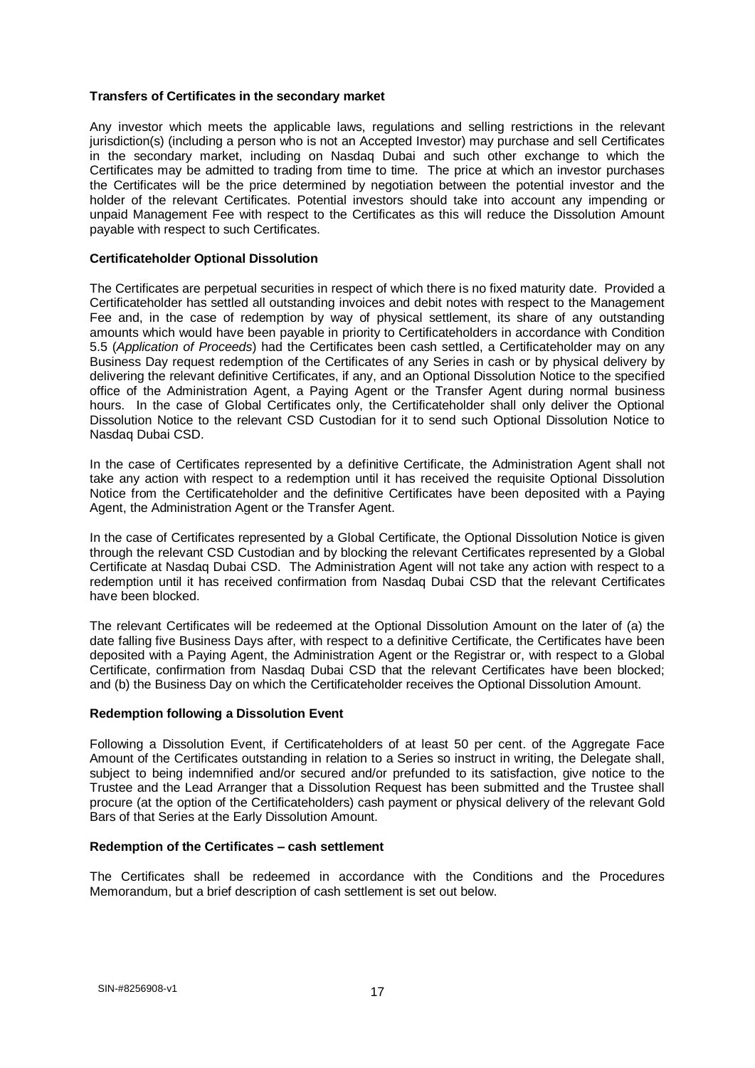**Transfers of Certificates in the secondary market**

Any investor which meets the applicable laws, regulations and selling restrictions in the relevant jurisdiction(s) (including a person who is not an Accepted Investor) may purchase and sell Certificates in the secondary market, including on Nasdaq Dubai and such other exchange to which the Certificates may be admitted to trading from time to time. The price at which an investor purchases the Certificates will be the price determined by negotiation between the potential investor and the holder of the relevant Certificates. Potential investors should take into account any impending or unpaid Management Fee with respect to the Certificates as this will reduce the Dissolution Amount payable with respect to such Certificates.

**Certificateholder Optional Dissolution**

The Certificates are perpetual securities in respect of which there is no fixed maturity date. Provided a Certificateholder has settled all outstanding invoices and debit notes with respect to the Management Fee and, in the case of redemption by way of physical settlement, its share of any outstanding amounts which would have been payable in priority to Certificateholders in accordance with Condition 5.5 (*Application of Proceeds*) had the Certificates been cash settled, a Certificateholder may on any Business Day request redemption of the Certificates of any Series in cash or by physical delivery by delivering the relevant definitive Certificates, if any, and an Optional Dissolution Notice to the specified office of the Administration Agent, a Paying Agent or the Transfer Agent during normal business hours. In the case of Global Certificates only, the Certificateholder shall only deliver the Optional Dissolution Notice to the relevant CSD Custodian for it to send such Optional Dissolution Notice to Nasdaq Dubai CSD.

In the case of Certificates represented by a definitive Certificate, the Administration Agent shall not take any action with respect to a redemption until it has received the requisite Optional Dissolution Notice from the Certificateholder and the definitive Certificates have been deposited with a Paying Agent, the Administration Agent or the Transfer Agent.

In the case of Certificates represented by a Global Certificate, the Optional Dissolution Notice is given through the relevant CSD Custodian and by blocking the relevant Certificates represented by a Global Certificate at Nasdaq Dubai CSD. The Administration Agent will not take any action with respect to a redemption until it has received confirmation from Nasdaq Dubai CSD that the relevant Certificates have been blocked.

The relevant Certificates will be redeemed at the Optional Dissolution Amount on the later of (a) the date falling five Business Days after, with respect to a definitive Certificate, the Certificates have been deposited with a Paying Agent, the Administration Agent or the Registrar or, with respect to a Global Certificate, confirmation from Nasdaq Dubai CSD that the relevant Certificates have been blocked; and (b) the Business Day on which the Certificateholder receives the Optional Dissolution Amount.

**Redemption following a Dissolution Event**

Following a Dissolution Event, if Certificateholders of at least 50 per cent. of the Aggregate Face Amount of the Certificates outstanding in relation to a Series so instruct in writing, the Delegate shall, subject to being indemnified and/or secured and/or prefunded to its satisfaction, give notice to the Trustee and the Lead Arranger that a Dissolution Request has been submitted and the Trustee shall procure (at the option of the Certificateholders) cash payment or physical delivery of the relevant Gold Bars of that Series at the Early Dissolution Amount.

**Redemption of the Certificates – cash settlement**

The Certificates shall be redeemed in accordance with the Conditions and the Procedures Memorandum, but a brief description of cash settlement is set out below.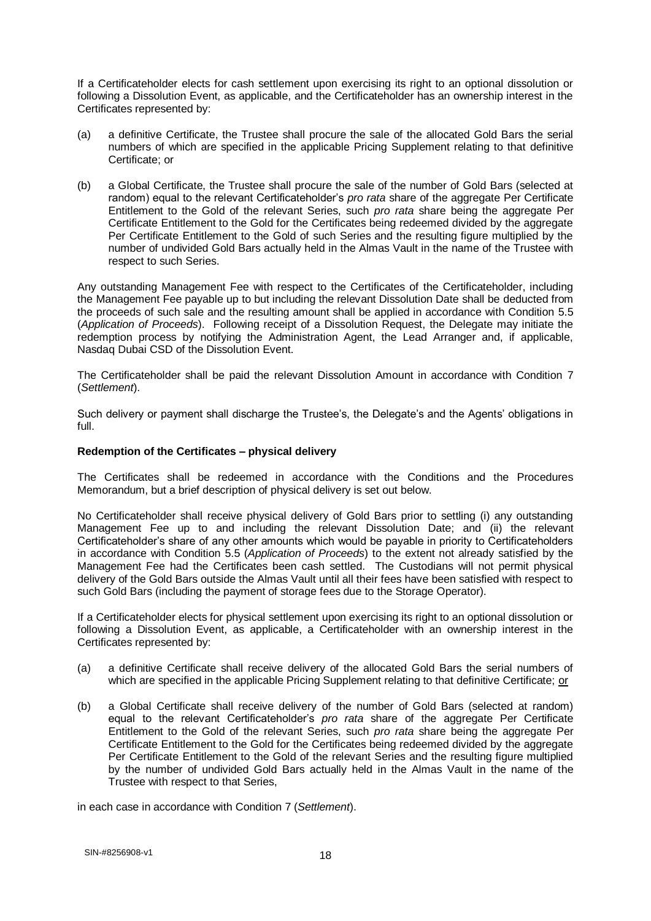If a Certificateholder elects for cash settlement upon exercising its right to an optional dissolution or following a Dissolution Event, as applicable, and the Certificateholder has an ownership interest in the Certificates represented by:

(a) a definitive Certificate, the Trustee shall procure the sale of the allocated Gold Bars the serial numbers of which are specified in the applicable Pricing Supplement relating to that definitive Certificate; or

(b) a Global Certificate, the Trustee shall procure the sale of the number of Gold Bars (selected at random) equal to the relevant Certificateholder's *pro rata* share of the aggregate Per Certificate Entitlement to the Gold of the relevant Series, such *pro rata* share being the aggregate Per Certificate Entitlement to the Gold for the Certificates being redeemed divided by the aggregate Per Certificate Entitlement to the Gold of such Series and the resulting figure multiplied by the number of undivided Gold Bars actually held in the Almas Vault in the name of the Trustee with respect to such Series.

Any outstanding Management Fee with respect to the Certificates of the Certificateholder, including the Management Fee payable up to but including the relevant Dissolution Date shall be deducted from the proceeds of such sale and the resulting amount shall be applied in accordance with Condition 5.5 (*Application of Proceeds*). Following receipt of a Dissolution Request, the Delegate may initiate the redemption process by notifying the Administration Agent, the Lead Arranger and, if applicable, Nasdaq Dubai CSD of the Dissolution Event.

The Certificateholder shall be paid the relevant Dissolution Amount in accordance with Condition 7 (*Settlement*).

Such delivery or payment shall discharge the Trustee's, the Delegate's and the Agents' obligations in full.

**Redemption of the Certificates – physical delivery**

The Certificates shall be redeemed in accordance with the Conditions and the Procedures Memorandum, but a brief description of physical delivery is set out below.

No Certificateholder shall receive physical delivery of Gold Bars prior to settling (i) any outstanding Management Fee up to and including the relevant Dissolution Date; and (ii) the relevant Certificateholder's share of any other amounts which would be payable in priority to Certificateholders in accordance with Condition 5.5 (*Application of Proceeds*) to the extent not already satisfied by the Management Fee had the Certificates been cash settled. The Custodians will not permit physical delivery of the Gold Bars outside the Almas Vault until all their fees have been satisfied with respect to such Gold Bars (including the payment of storage fees due to the Storage Operator).

If a Certificateholder elects for physical settlement upon exercising its right to an optional dissolution or following a Dissolution Event, as applicable, a Certificateholder with an ownership interest in the Certificates represented by:

(a) a definitive Certificate shall receive delivery of the allocated Gold Bars the serial numbers of which are specified in the applicable Pricing Supplement relating to that definitive Certificate; or

(b) a Global Certificate shall receive delivery of the number of Gold Bars (selected at random) equal to the relevant Certificateholder's *pro rata* share of the aggregate Per Certificate Entitlement to the Gold of the relevant Series, such *pro rata* share being the aggregate Per Certificate Entitlement to the Gold for the Certificates being redeemed divided by the aggregate Per Certificate Entitlement to the Gold of the relevant Series and the resulting figure multiplied by the number of undivided Gold Bars actually held in the Almas Vault in the name of the Trustee with respect to that Series,

in each case in accordance with Condition 7 (*Settlement*).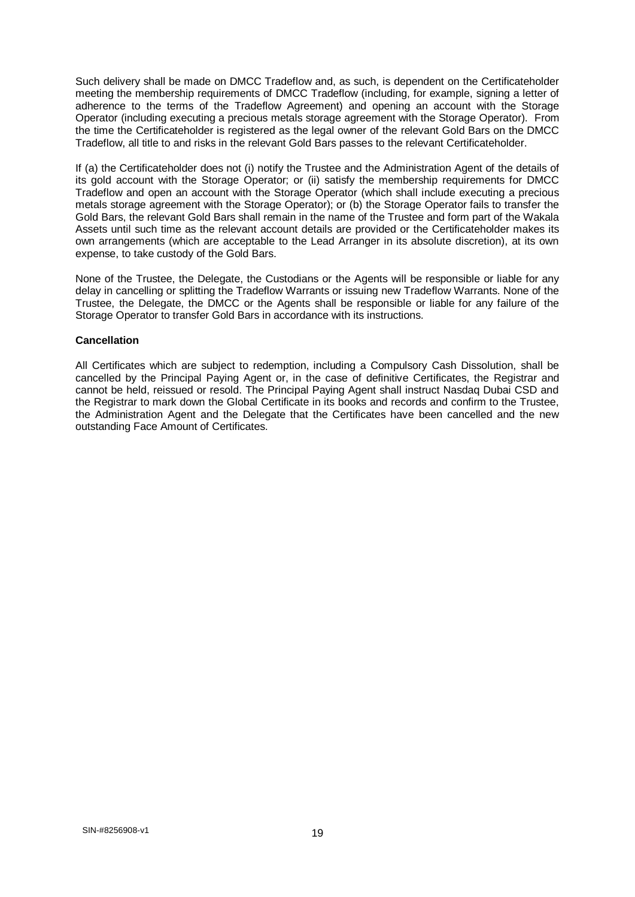Such delivery shall be made on DMCC Tradeflow and, as such, is dependent on the Certificateholder meeting the membership requirements of DMCC Tradeflow (including, for example, signing a letter of adherence to the terms of the Tradeflow Agreement) and opening an account with the Storage Operator (including executing a precious metals storage agreement with the Storage Operator). From the time the Certificateholder is registered as the legal owner of the relevant Gold Bars on the DMCC Tradeflow, all title to and risks in the relevant Gold Bars passes to the relevant Certificateholder.

If (a) the Certificateholder does not (i) notify the Trustee and the Administration Agent of the details of its gold account with the Storage Operator; or (ii) satisfy the membership requirements for DMCC Tradeflow and open an account with the Storage Operator (which shall include executing a precious metals storage agreement with the Storage Operator); or (b) the Storage Operator fails to transfer the Gold Bars, the relevant Gold Bars shall remain in the name of the Trustee and form part of the Wakala Assets until such time as the relevant account details are provided or the Certificateholder makes its own arrangements (which are acceptable to the Lead Arranger in its absolute discretion), at its own expense, to take custody of the Gold Bars.

None of the Trustee, the Delegate, the Custodians or the Agents will be responsible or liable for any delay in cancelling or splitting the Tradeflow Warrants or issuing new Tradeflow Warrants. None of the Trustee, the Delegate, the DMCC or the Agents shall be responsible or liable for any failure of the Storage Operator to transfer Gold Bars in accordance with its instructions.

**Cancellation**

All Certificates which are subject to redemption, including a Compulsory Cash Dissolution, shall be cancelled by the Principal Paying Agent or, in the case of definitive Certificates, the Registrar and cannot be held, reissued or resold. The Principal Paying Agent shall instruct Nasdaq Dubai CSD and the Registrar to mark down the Global Certificate in its books and records and confirm to the Trustee, the Administration Agent and the Delegate that the Certificates have been cancelled and the new outstanding Face Amount of Certificates.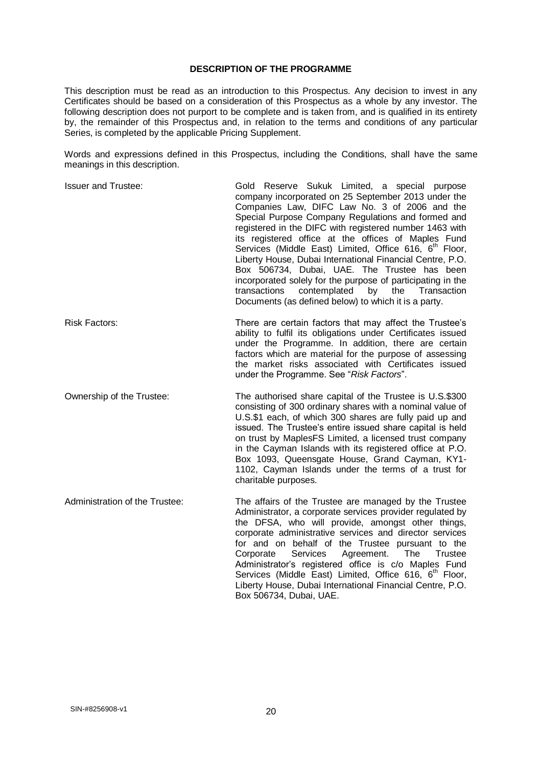## DESCRIPTION OF THE PROGRAMME

This description must be read as an introduction to this Prospectus. Any decision to invest in any Certificates should be based on a consideration of this Prospectus as a whole by any investor. The following description does not purport to be complete and is taken from, and is qualified in its entirety by, the remainder of this Prospectus and, in relation to the terms and conditions of any particular Series, is completed by the applicable Pricing Supplement.

Words and expressions defined in this Prospectus, including the Conditions, shall have the same meanings in this description.

| | |
|---|---|
| Issuer and Trustee: | Gold Reserve Sukuk Limited, a special purpose company incorporated on 25 September 2013 under the Companies Law, DIFC Law No. 3 of 2006 and the Special Purpose Company Regulations and formed and registered in the DIFC with registered number 1463 with its registered office at the offices of Maples Fund Services (Middle East) Limited, Office 616, 6th Floor, Liberty House, Dubai International Financial Centre, P.O. Box 506734, Dubai, UAE. The Trustee has been incorporated solely for the purpose of participating in the transactions contemplated by the Transaction Documents (as defined below) to which it is a party. |
| Risk Factors: | There are certain factors that may affect the Trustee's ability to fulfil its obligations under Certificates issued under the Programme. In addition, there are certain factors which are material for the purpose of assessing the market risks associated with Certificates issued under the Programme. See "*Risk Factors*". |
| Ownership of the Trustee: | The authorised share capital of the Trustee is U.S.$300 consisting of 300 ordinary shares with a nominal value of U.S.$1 each, of which 300 shares are fully paid up and issued. The Trustee's entire issued share capital is held on trust by MaplesFS Limited, a licensed trust company in the Cayman Islands with its registered office at P.O. Box 1093, Queensgate House, Grand Cayman, KY1-1102, Cayman Islands under the terms of a trust for charitable purposes. |
| Administration of the Trustee: | The affairs of the Trustee are managed by the Trustee Administrator, a corporate services provider regulated by the DFSA, who will provide, amongst other things, corporate administrative services and director services for and on behalf of the Trustee pursuant to the Corporate Services Agreement. The Trustee Administrator's registered office is c/o Maples Fund Services (Middle East) Limited, Office 616, 6th Floor, Liberty House, Dubai International Financial Centre, P.O. Box 506734, Dubai, UAE. |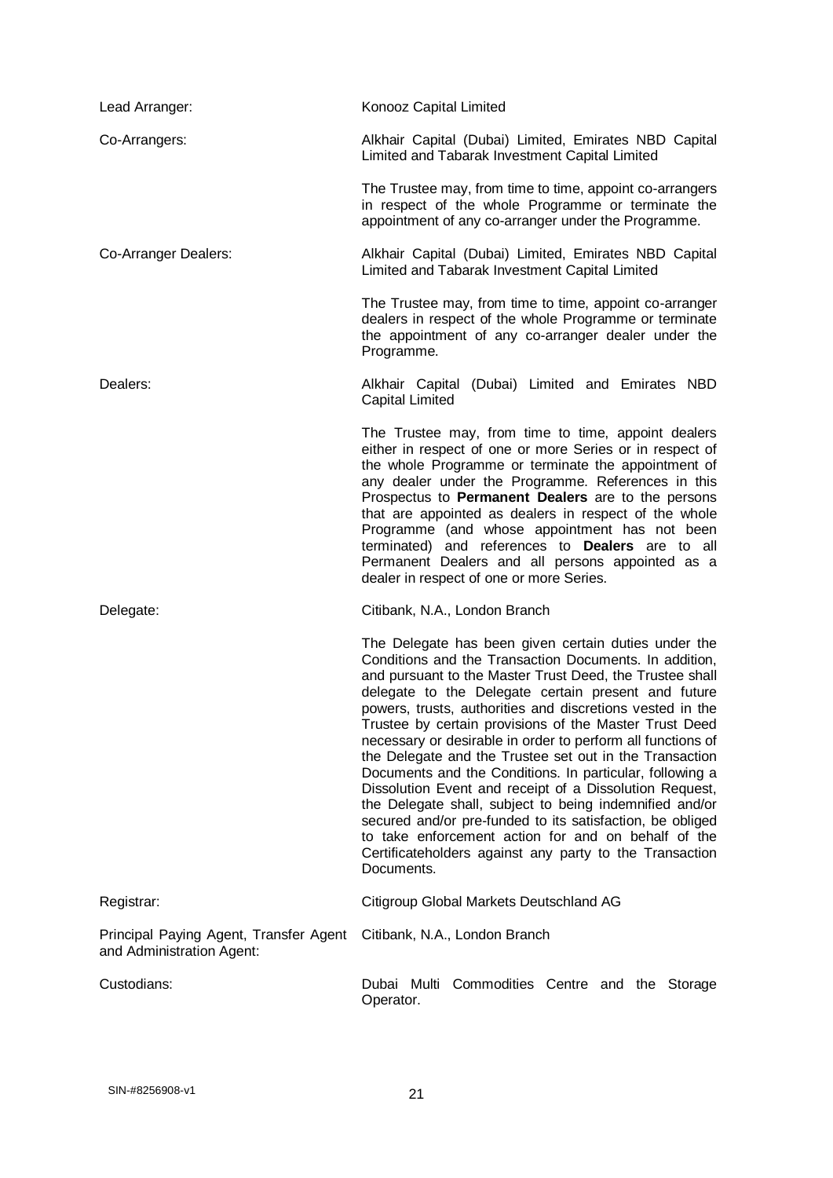| | |
|---|---|
| Lead Arranger: | Konooz Capital Limited |
| Co-Arrangers: | Alkhair Capital (Dubai) Limited, Emirates NBD Capital Limited and Tabarak Investment Capital Limited |
| | The Trustee may, from time to time, appoint co-arrangers in respect of the whole Programme or terminate the appointment of any co-arranger under the Programme. |
| Co-Arranger Dealers: | Alkhair Capital (Dubai) Limited, Emirates NBD Capital Limited and Tabarak Investment Capital Limited |
| | The Trustee may, from time to time, appoint co-arranger dealers in respect of the whole Programme or terminate the appointment of any co-arranger dealer under the Programme. |
| Dealers: | Alkhair Capital (Dubai) Limited and Emirates NBD Capital Limited |
| | The Trustee may, from time to time, appoint dealers either in respect of one or more Series or in respect of the whole Programme or terminate the appointment of any dealer under the Programme. References in this Prospectus to **Permanent Dealers** are to the persons that are appointed as dealers in respect of the whole Programme (and whose appointment has not been terminated) and references to **Dealers** are to all Permanent Dealers and all persons appointed as a dealer in respect of one or more Series. |
| Delegate: | Citibank, N.A., London Branch |
| | The Delegate has been given certain duties under the Conditions and the Transaction Documents. In addition, and pursuant to the Master Trust Deed, the Trustee shall delegate to the Delegate certain present and future powers, trusts, authorities and discretions vested in the Trustee by certain provisions of the Master Trust Deed necessary or desirable in order to perform all functions of the Delegate and the Trustee set out in the Transaction Documents and the Conditions. In particular, following a Dissolution Event and receipt of a Dissolution Request, the Delegate shall, subject to being indemnified and/or secured and/or pre-funded to its satisfaction, be obliged to take enforcement action for and on behalf of the Certificateholders against any party to the Transaction Documents. |
| Registrar: | Citigroup Global Markets Deutschland AG |
| Principal Paying Agent, Transfer Agent and Administration Agent: | Citibank, N.A., London Branch |
| Custodians: | Dubai Multi Commodities Centre and the Storage Operator. |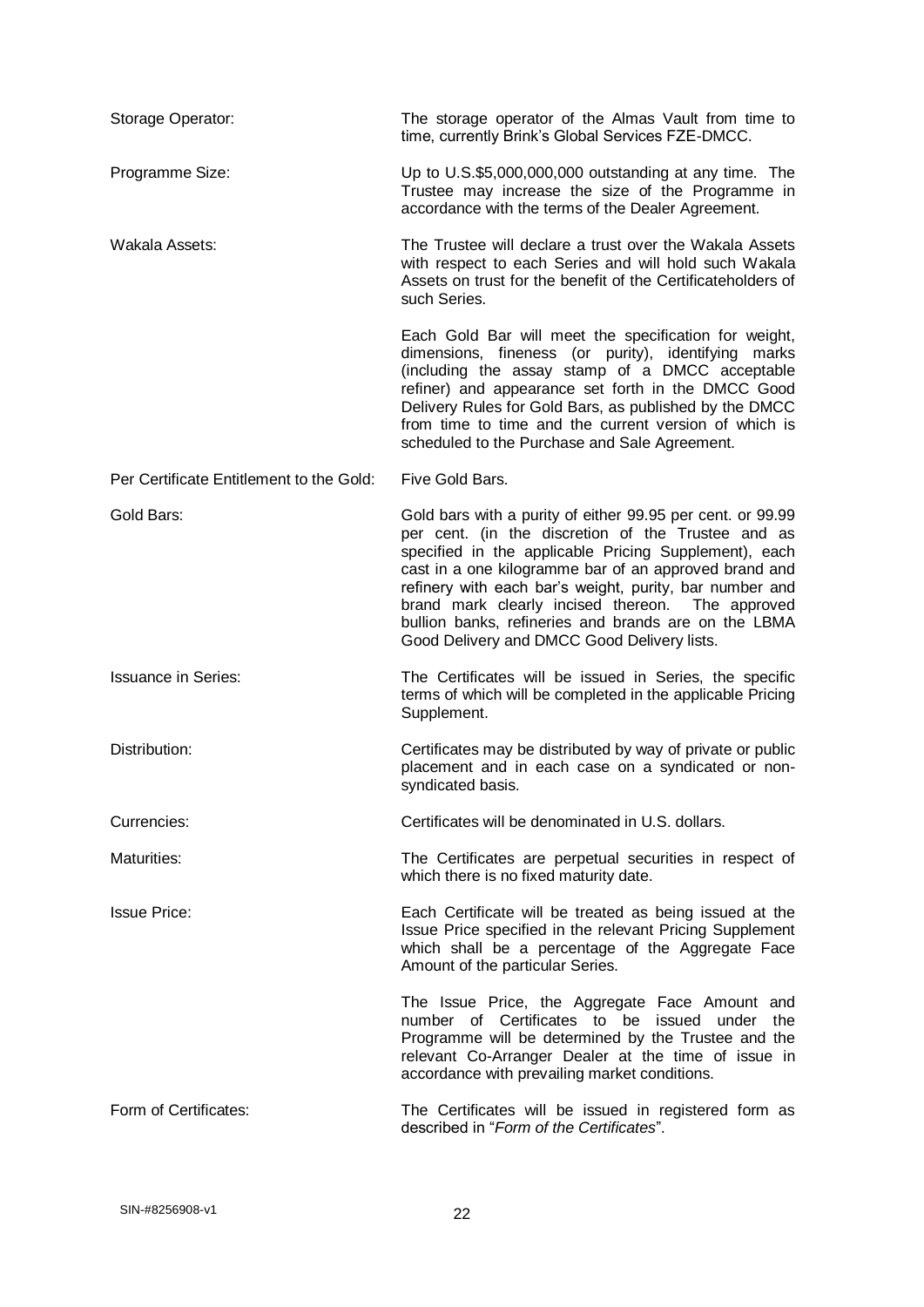| | |
|---|---|
| Storage Operator: | The storage operator of the Almas Vault from time to time, currently Brink's Global Services FZE-DMCC. |
| Programme Size: | Up to U.S.$5,000,000,000 outstanding at any time. The Trustee may increase the size of the Programme in accordance with the terms of the Dealer Agreement. |
| Wakala Assets: | The Trustee will declare a trust over the Wakala Assets with respect to each Series and will hold such Wakala Assets on trust for the benefit of the Certificateholders of such Series. <br><br> Each Gold Bar will meet the specification for weight, dimensions, fineness (or purity), identifying marks (including the assay stamp of a DMCC acceptable refiner) and appearance set forth in the DMCC Good Delivery Rules for Gold Bars, as published by the DMCC from time to time and the current version of which is scheduled to the Purchase and Sale Agreement. |
| Per Certificate Entitlement to the Gold: | Five Gold Bars. |
| Gold Bars: | Gold bars with a purity of either 99.95 per cent. or 99.99 per cent. (in the discretion of the Trustee and as specified in the applicable Pricing Supplement), each cast in a one kilogramme bar of an approved brand and refinery with each bar's weight, purity, bar number and brand mark clearly incised thereon. The approved bullion banks, refineries and brands are on the LBMA Good Delivery and DMCC Good Delivery lists. |
| Issuance in Series: | The Certificates will be issued in Series, the specific terms of which will be completed in the applicable Pricing Supplement. |
| Distribution: | Certificates may be distributed by way of private or public placement and in each case on a syndicated or non-syndicated basis. |
| Currencies: | Certificates will be denominated in U.S. dollars. |
| Maturities: | The Certificates are perpetual securities in respect of which there is no fixed maturity date. |
| Issue Price: | Each Certificate will be treated as being issued at the Issue Price specified in the relevant Pricing Supplement which shall be a percentage of the Aggregate Face Amount of the particular Series. <br><br> The Issue Price, the Aggregate Face Amount and number of Certificates to be issued under the Programme will be determined by the Trustee and the relevant Co-Arranger Dealer at the time of issue in accordance with prevailing market conditions. |
| Form of Certificates: | The Certificates will be issued in registered form as described in "*Form of the Certificates*". |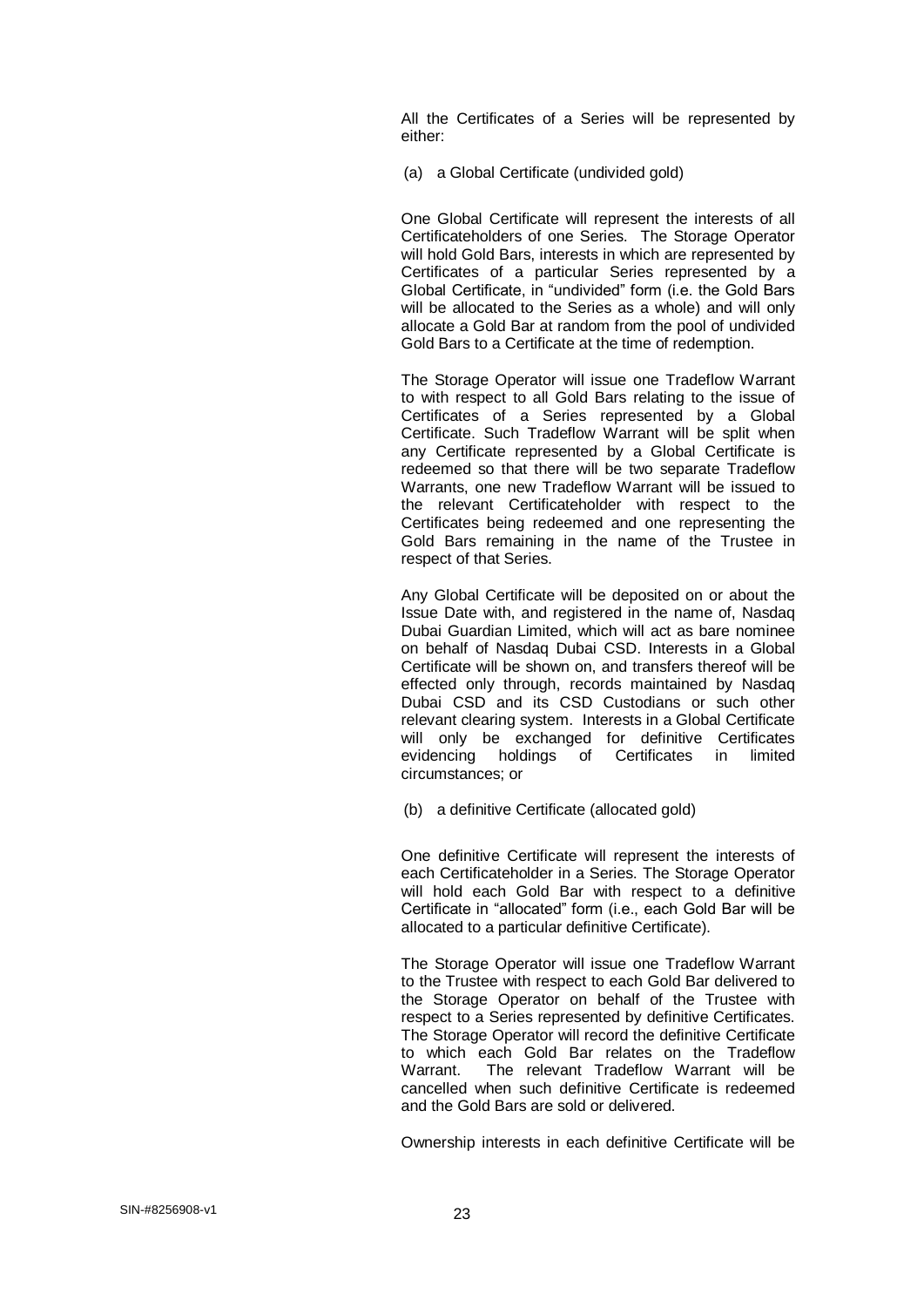All the Certificates of a Series will be represented by either:

(a) a Global Certificate (undivided gold)

One Global Certificate will represent the interests of all Certificateholders of one Series. The Storage Operator will hold Gold Bars, interests in which are represented by Certificates of a particular Series represented by a Global Certificate, in "undivided" form (i.e. the Gold Bars will be allocated to the Series as a whole) and will only allocate a Gold Bar at random from the pool of undivided Gold Bars to a Certificate at the time of redemption.

The Storage Operator will issue one Tradeflow Warrant to with respect to all Gold Bars relating to the issue of Certificates of a Series represented by a Global Certificate. Such Tradeflow Warrant will be split when any Certificate represented by a Global Certificate is redeemed so that there will be two separate Tradeflow Warrants, one new Tradeflow Warrant will be issued to the relevant Certificateholder with respect to the Certificates being redeemed and one representing the Gold Bars remaining in the name of the Trustee in respect of that Series.

Any Global Certificate will be deposited on or about the Issue Date with, and registered in the name of, Nasdaq Dubai Guardian Limited, which will act as bare nominee on behalf of Nasdaq Dubai CSD. Interests in a Global Certificate will be shown on, and transfers thereof will be effected only through, records maintained by Nasdaq Dubai CSD and its CSD Custodians or such other relevant clearing system. Interests in a Global Certificate will only be exchanged for definitive Certificates evidencing holdings of Certificates in limited circumstances; or

(b) a definitive Certificate (allocated gold)

One definitive Certificate will represent the interests of each Certificateholder in a Series. The Storage Operator will hold each Gold Bar with respect to a definitive Certificate in "allocated" form (i.e., each Gold Bar will be allocated to a particular definitive Certificate).

The Storage Operator will issue one Tradeflow Warrant to the Trustee with respect to each Gold Bar delivered to the Storage Operator on behalf of the Trustee with respect to a Series represented by definitive Certificates. The Storage Operator will record the definitive Certificate to which each Gold Bar relates on the Tradeflow Warrant. The relevant Tradeflow Warrant will be cancelled when such definitive Certificate is redeemed and the Gold Bars are sold or delivered.

Ownership interests in each definitive Certificate will be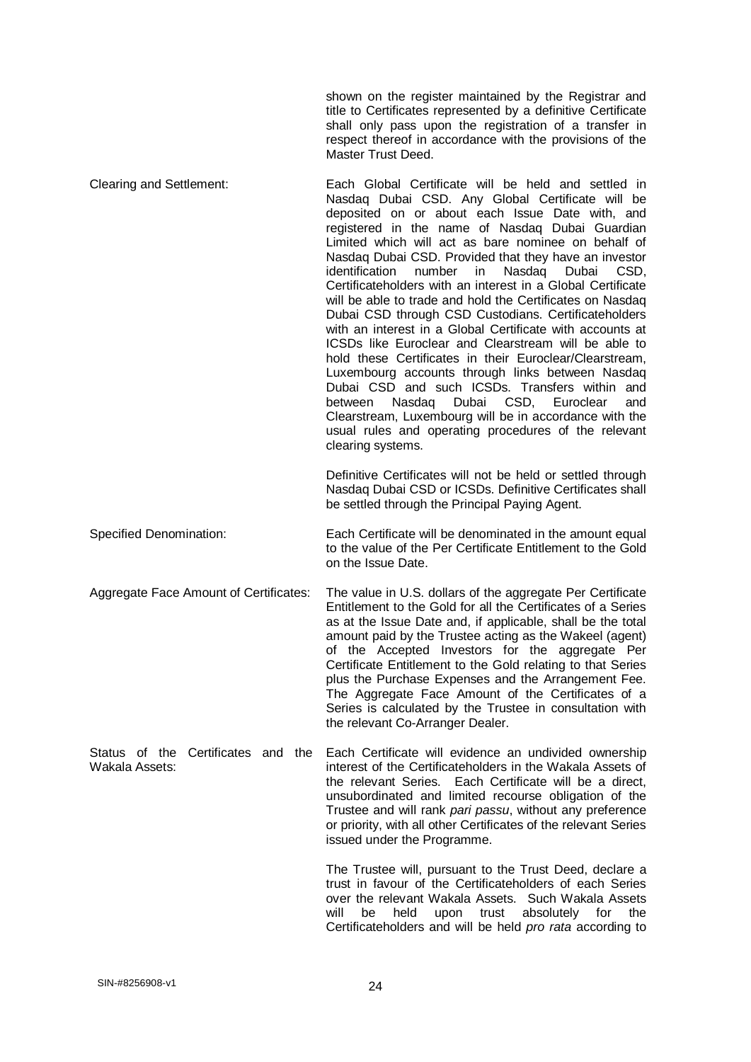shown on the register maintained by the Registrar and title to Certificates represented by a definitive Certificate shall only pass upon the registration of a transfer in respect thereof in accordance with the provisions of the Master Trust Deed.

**Clearing and Settlement:**

Each Global Certificate will be held and settled in Nasdaq Dubai CSD. Any Global Certificate will be deposited on or about each Issue Date with, and registered in the name of Nasdaq Dubai Guardian Limited which will act as bare nominee on behalf of Nasdaq Dubai CSD. Provided that they have an investor identification number in Nasdaq Dubai CSD, Certificateholders with an interest in a Global Certificate will be able to trade and hold the Certificates on Nasdaq Dubai CSD through CSD Custodians. Certificateholders with an interest in a Global Certificate with accounts at ICSDs like Euroclear and Clearstream will be able to hold these Certificates in their Euroclear/Clearstream, Luxembourg accounts through links between Nasdaq Dubai CSD and such ICSDs. Transfers within and between Nasdaq Dubai CSD, Euroclear and Clearstream, Luxembourg will be in accordance with the usual rules and operating procedures of the relevant clearing systems.

Definitive Certificates will not be held or settled through Nasdaq Dubai CSD or ICSDs. Definitive Certificates shall be settled through the Principal Paying Agent.

**Specified Denomination:**

Each Certificate will be denominated in the amount equal to the value of the Per Certificate Entitlement to the Gold on the Issue Date.

**Aggregate Face Amount of Certificates:**

The value in U.S. dollars of the aggregate Per Certificate Entitlement to the Gold for all the Certificates of a Series as at the Issue Date and, if applicable, shall be the total amount paid by the Trustee acting as the Wakeel (agent) of the Accepted Investors for the aggregate Per Certificate Entitlement to the Gold relating to that Series plus the Purchase Expenses and the Arrangement Fee. The Aggregate Face Amount of the Certificates of a Series is calculated by the Trustee in consultation with the relevant Co-Arranger Dealer.

**Status of the Certificates and the Wakala Assets:**

Each Certificate will evidence an undivided ownership interest of the Certificateholders in the Wakala Assets of the relevant Series. Each Certificate will be a direct, unsubordinated and limited recourse obligation of the Trustee and will rank *pari passu*, without any preference or priority, with all other Certificates of the relevant Series issued under the Programme.

The Trustee will, pursuant to the Trust Deed, declare a trust in favour of the Certificateholders of each Series over the relevant Wakala Assets. Such Wakala Assets will be held upon trust absolutely for the Certificateholders and will be held *pro rata* according to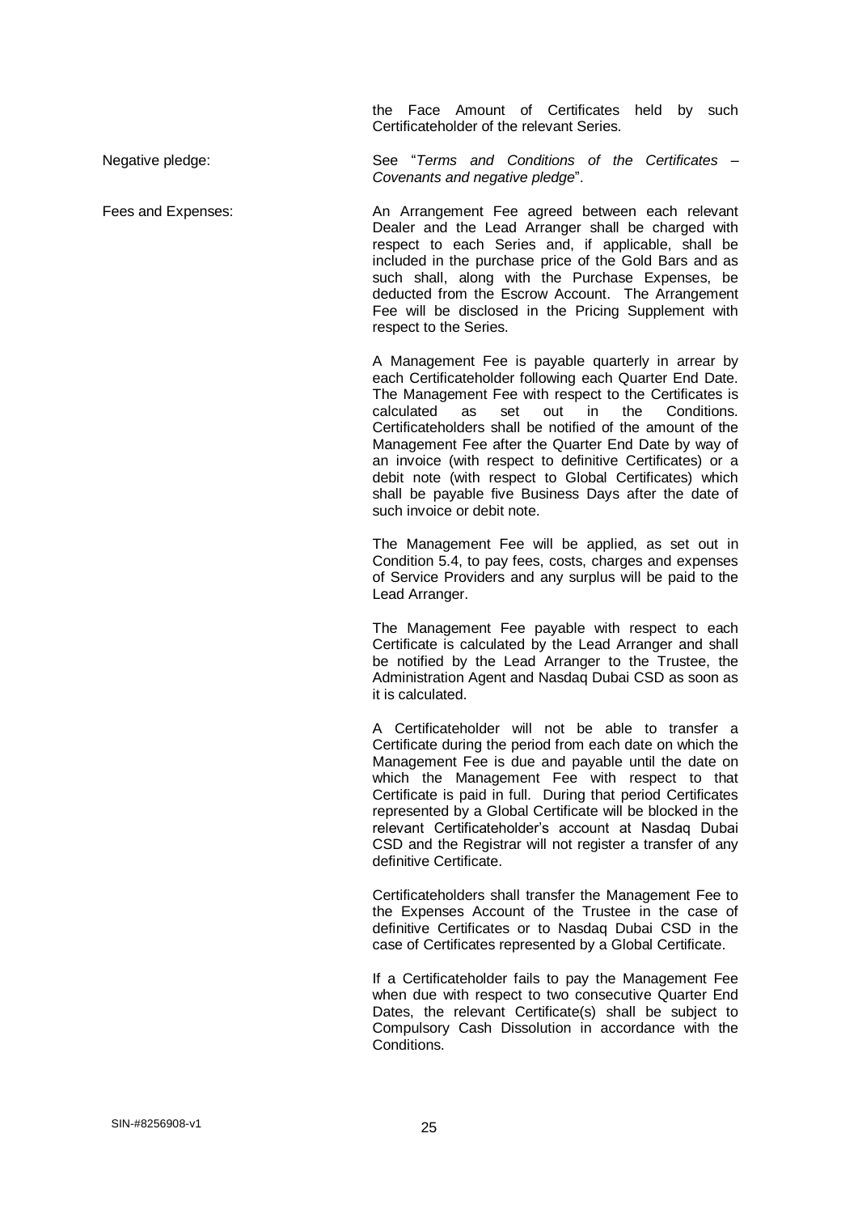the Face Amount of Certificates held by such Certificateholder of the relevant Series.

Negative pledge: See "*Terms and Conditions of the Certificates – Covenants and negative pledge*".

Fees and Expenses: An Arrangement Fee agreed between each relevant Dealer and the Lead Arranger shall be charged with respect to each Series and, if applicable, shall be included in the purchase price of the Gold Bars and as such shall, along with the Purchase Expenses, be deducted from the Escrow Account. The Arrangement Fee will be disclosed in the Pricing Supplement with respect to the Series.

A Management Fee is payable quarterly in arrear by each Certificateholder following each Quarter End Date. The Management Fee with respect to the Certificates is calculated as set out in the Conditions. Certificateholders shall be notified of the amount of the Management Fee after the Quarter End Date by way of an invoice (with respect to definitive Certificates) or a debit note (with respect to Global Certificates) which shall be payable five Business Days after the date of such invoice or debit note.

The Management Fee will be applied, as set out in Condition 5.4, to pay fees, costs, charges and expenses of Service Providers and any surplus will be paid to the Lead Arranger.

The Management Fee payable with respect to each Certificate is calculated by the Lead Arranger and shall be notified by the Lead Arranger to the Trustee, the Administration Agent and Nasdaq Dubai CSD as soon as it is calculated.

A Certificateholder will not be able to transfer a Certificate during the period from each date on which the Management Fee is due and payable until the date on which the Management Fee with respect to that Certificate is paid in full. During that period Certificates represented by a Global Certificate will be blocked in the relevant Certificateholder's account at Nasdaq Dubai CSD and the Registrar will not register a transfer of any definitive Certificate.

Certificateholders shall transfer the Management Fee to the Expenses Account of the Trustee in the case of definitive Certificates or to Nasdaq Dubai CSD in the case of Certificates represented by a Global Certificate.

If a Certificateholder fails to pay the Management Fee when due with respect to two consecutive Quarter End Dates, the relevant Certificate(s) shall be subject to Compulsory Cash Dissolution in accordance with the Conditions.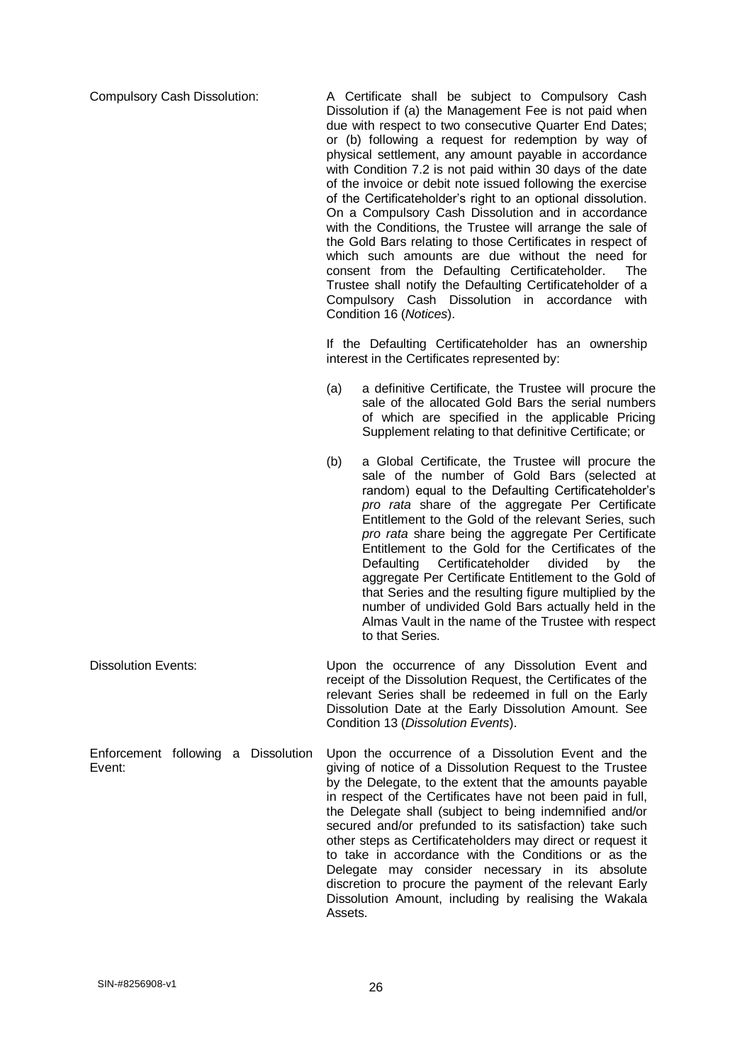| | |
|---|---|
| Compulsory Cash Dissolution: | A Certificate shall be subject to Compulsory Cash Dissolution if (a) the Management Fee is not paid when due with respect to two consecutive Quarter End Dates; or (b) following a request for redemption by way of physical settlement, any amount payable in accordance with Condition 7.2 is not paid within 30 days of the date of the invoice or debit note issued following the exercise of the Certificateholder's right to an optional dissolution. On a Compulsory Cash Dissolution and in accordance with the Conditions, the Trustee will arrange the sale of the Gold Bars relating to those Certificates in respect of which such amounts are due without the need for consent from the Defaulting Certificateholder. The Trustee shall notify the Defaulting Certificateholder of a Compulsory Cash Dissolution in accordance with Condition 16 (*Notices*).<br><br>If the Defaulting Certificateholder has an ownership interest in the Certificates represented by:<br><br>(a) a definitive Certificate, the Trustee will procure the sale of the allocated Gold Bars the serial numbers of which are specified in the applicable Pricing Supplement relating to that definitive Certificate; or<br><br>(b) a Global Certificate, the Trustee will procure the sale of the number of Gold Bars (selected at random) equal to the Defaulting Certificateholder's *pro rata* share of the aggregate Per Certificate Entitlement to the Gold of the relevant Series, such *pro rata* share being the aggregate Per Certificate Entitlement to the Gold for the Certificates of the Defaulting Certificateholder divided by the aggregate Per Certificate Entitlement to the Gold of that Series and the resulting figure multiplied by the number of undivided Gold Bars actually held in the Almas Vault in the name of the Trustee with respect to that Series. |
| Dissolution Events: | Upon the occurrence of any Dissolution Event and receipt of the Dissolution Request, the Certificates of the relevant Series shall be redeemed in full on the Early Dissolution Date at the Early Dissolution Amount. See Condition 13 (*Dissolution Events*). |
| Enforcement following a Dissolution Event: | Upon the occurrence of a Dissolution Event and the giving of notice of a Dissolution Request to the Trustee by the Delegate, to the extent that the amounts payable in respect of the Certificates have not been paid in full, the Delegate shall (subject to being indemnified and/or secured and/or prefunded to its satisfaction) take such other steps as Certificateholders may direct or request it to take in accordance with the Conditions or as the Delegate may consider necessary in its absolute discretion to procure the payment of the relevant Early Dissolution Amount, including by realising the Wakala Assets. |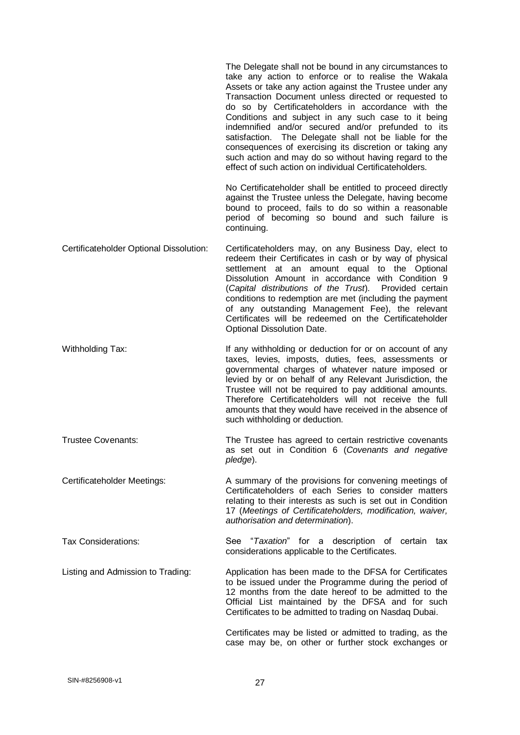| | |
|---|---|
| | The Delegate shall not be bound in any circumstances to take any action to enforce or to realise the Wakala Assets or take any action against the Trustee under any Transaction Document unless directed or requested to do so by Certificateholders in accordance with the Conditions and subject in any such case to it being indemnified and/or secured and/or prefunded to its satisfaction. The Delegate shall not be liable for the consequences of exercising its discretion or taking any such action and may do so without having regard to the effect of such action on individual Certificateholders.<br><br>No Certificateholder shall be entitled to proceed directly against the Trustee unless the Delegate, having become bound to proceed, fails to do so within a reasonable period of becoming so bound and such failure is continuing. |
| Certificateholder Optional Dissolution: | Certificateholders may, on any Business Day, elect to redeem their Certificates in cash or by way of physical settlement at an amount equal to the Optional Dissolution Amount in accordance with Condition 9 (*Capital distributions of the Trust*). Provided certain conditions to redemption are met (including the payment of any outstanding Management Fee), the relevant Certificates will be redeemed on the Certificateholder Optional Dissolution Date. |
| Withholding Tax: | If any withholding or deduction for or on account of any taxes, levies, imposts, duties, fees, assessments or governmental charges of whatever nature imposed or levied by or on behalf of any Relevant Jurisdiction, the Trustee will not be required to pay additional amounts. Therefore Certificateholders will not receive the full amounts that they would have received in the absence of such withholding or deduction. |
| Trustee Covenants: | The Trustee has agreed to certain restrictive covenants as set out in Condition 6 (*Covenants and negative pledge*). |
| Certificateholder Meetings: | A summary of the provisions for convening meetings of Certificateholders of each Series to consider matters relating to their interests as such is set out in Condition 17 (*Meetings of Certificateholders, modification, waiver, authorisation and determination*). |
| Tax Considerations: | See "*Taxation*" for a description of certain tax considerations applicable to the Certificates. |
| Listing and Admission to Trading: | Application has been made to the DFSA for Certificates to be issued under the Programme during the period of 12 months from the date hereof to be admitted to the Official List maintained by the DFSA and for such Certificates to be admitted to trading on Nasdaq Dubai.<br><br>Certificates may be listed or admitted to trading, as the case may be, on other or further stock exchanges or |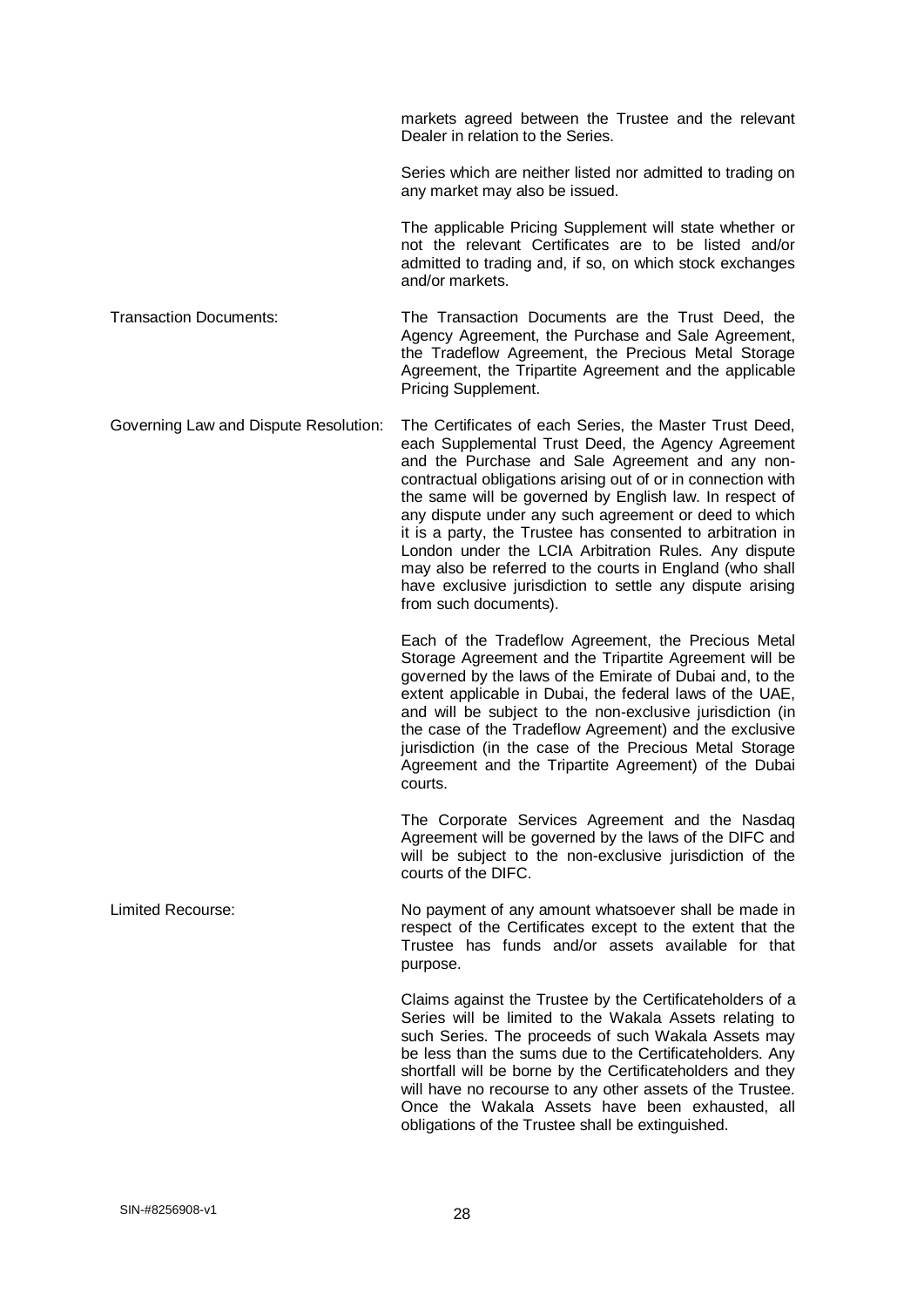|  |  |
|---|---|
|  | markets agreed between the Trustee and the relevant Dealer in relation to the Series.<br><br>Series which are neither listed nor admitted to trading on any market may also be issued.<br><br>The applicable Pricing Supplement will state whether or not the relevant Certificates are to be listed and/or admitted to trading and, if so, on which stock exchanges and/or markets. |
| Transaction Documents: | The Transaction Documents are the Trust Deed, the Agency Agreement, the Purchase and Sale Agreement, the Tradeflow Agreement, the Precious Metal Storage Agreement, the Tripartite Agreement and the applicable Pricing Supplement. |
| Governing Law and Dispute Resolution: | The Certificates of each Series, the Master Trust Deed, each Supplemental Trust Deed, the Agency Agreement and the Purchase and Sale Agreement and any non-contractual obligations arising out of or in connection with the same will be governed by English law. In respect of any dispute under any such agreement or deed to which it is a party, the Trustee has consented to arbitration in London under the LCIA Arbitration Rules. Any dispute may also be referred to the courts in England (who shall have exclusive jurisdiction to settle any dispute arising from such documents).<br><br>Each of the Tradeflow Agreement, the Precious Metal Storage Agreement and the Tripartite Agreement will be governed by the laws of the Emirate of Dubai and, to the extent applicable in Dubai, the federal laws of the UAE, and will be subject to the non-exclusive jurisdiction (in the case of the Tradeflow Agreement) and the exclusive jurisdiction (in the case of the Precious Metal Storage Agreement and the Tripartite Agreement) of the Dubai courts.<br><br>The Corporate Services Agreement and the Nasdaq Agreement will be governed by the laws of the DIFC and will be subject to the non-exclusive jurisdiction of the courts of the DIFC. |
| Limited Recourse: | No payment of any amount whatsoever shall be made in respect of the Certificates except to the extent that the Trustee has funds and/or assets available for that purpose.<br><br>Claims against the Trustee by the Certificateholders of a Series will be limited to the Wakala Assets relating to such Series. The proceeds of such Wakala Assets may be less than the sums due to the Certificateholders. Any shortfall will be borne by the Certificateholders and they will have no recourse to any other assets of the Trustee. Once the Wakala Assets have been exhausted, all obligations of the Trustee shall be extinguished. |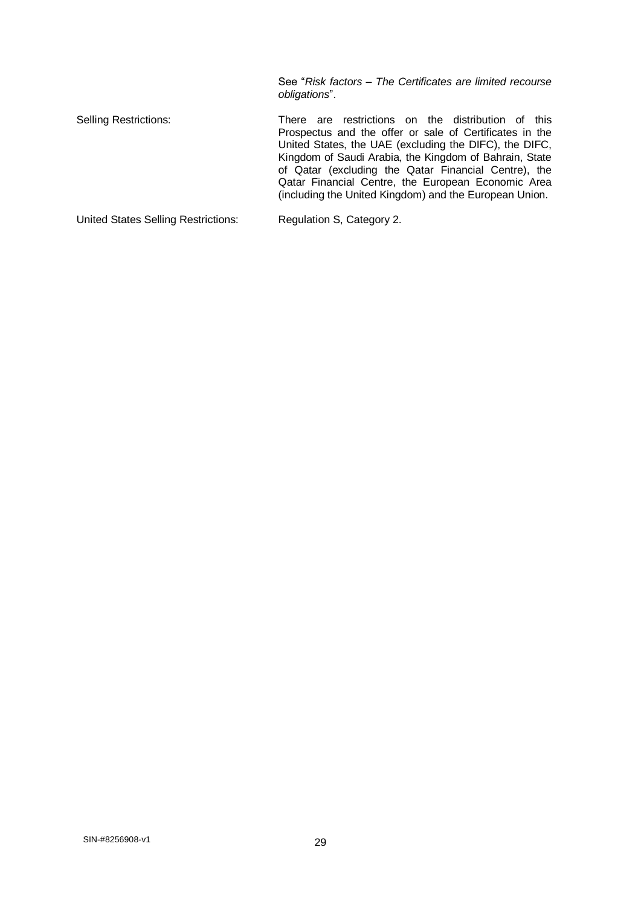| | |
|---|---|
| | See "*Risk factors – The Certificates are limited recourse obligations*". |
| Selling Restrictions: | There are restrictions on the distribution of this Prospectus and the offer or sale of Certificates in the United States, the UAE (excluding the DIFC), the DIFC, Kingdom of Saudi Arabia, the Kingdom of Bahrain, State of Qatar (excluding the Qatar Financial Centre), the Qatar Financial Centre, the European Economic Area (including the United Kingdom) and the European Union. |
| United States Selling Restrictions: | Regulation S, Category 2. |

SIN-#8256908-v1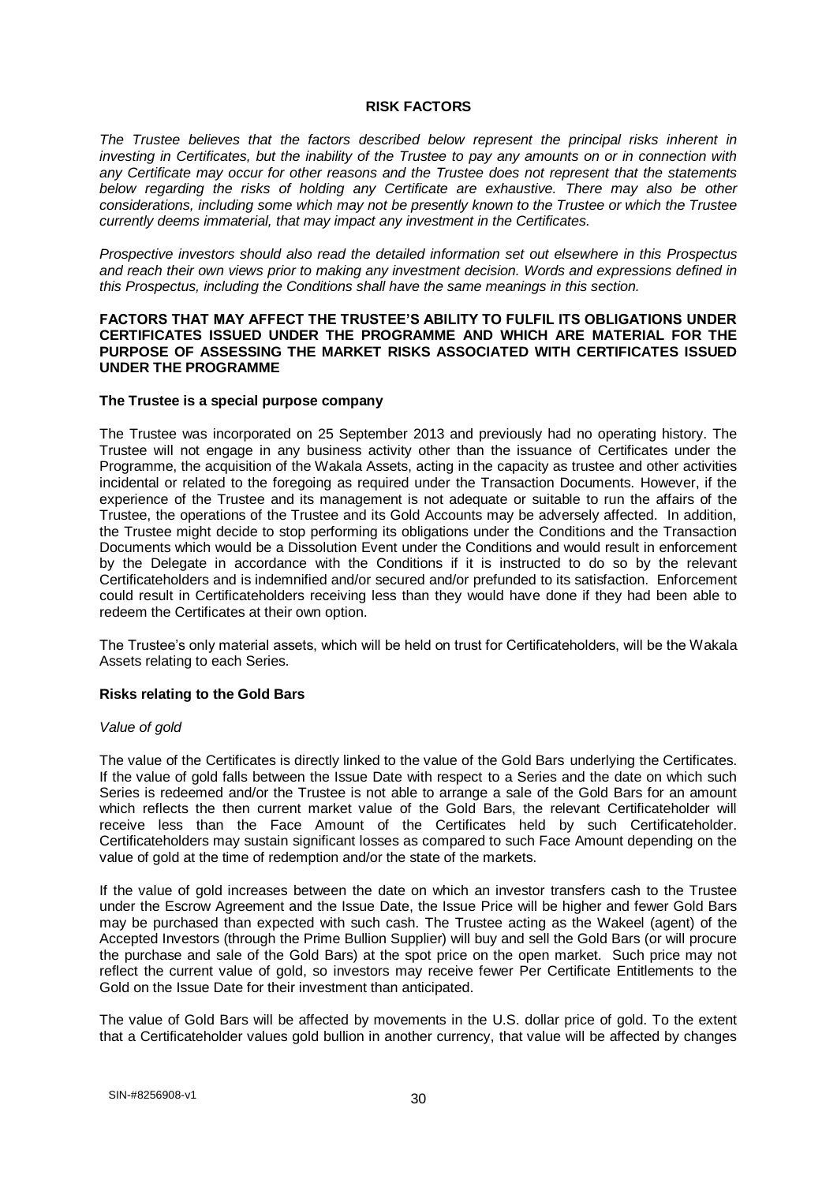# RISK FACTORS

*The Trustee believes that the factors described below represent the principal risks inherent in investing in Certificates, but the inability of the Trustee to pay any amounts on or in connection with any Certificate may occur for other reasons and the Trustee does not represent that the statements below regarding the risks of holding any Certificate are exhaustive. There may also be other considerations, including some which may not be presently known to the Trustee or which the Trustee currently deems immaterial, that may impact any investment in the Certificates.*

*Prospective investors should also read the detailed information set out elsewhere in this Prospectus and reach their own views prior to making any investment decision. Words and expressions defined in this Prospectus, including the Conditions shall have the same meanings in this section.*

## FACTORS THAT MAY AFFECT THE TRUSTEE'S ABILITY TO FULFIL ITS OBLIGATIONS UNDER CERTIFICATES ISSUED UNDER THE PROGRAMME AND WHICH ARE MATERIAL FOR THE PURPOSE OF ASSESSING THE MARKET RISKS ASSOCIATED WITH CERTIFICATES ISSUED UNDER THE PROGRAMME

### The Trustee is a special purpose company

The Trustee was incorporated on 25 September 2013 and previously had no operating history. The Trustee will not engage in any business activity other than the issuance of Certificates under the Programme, the acquisition of the Wakala Assets, acting in the capacity as trustee and other activities incidental or related to the foregoing as required under the Transaction Documents. However, if the experience of the Trustee and its management is not adequate or suitable to run the affairs of the Trustee, the operations of the Trustee and its Gold Accounts may be adversely affected. In addition, the Trustee might decide to stop performing its obligations under the Conditions and the Transaction Documents which would be a Dissolution Event under the Conditions and would result in enforcement by the Delegate in accordance with the Conditions if it is instructed to do so by the relevant Certificateholders and is indemnified and/or secured and/or prefunded to its satisfaction. Enforcement could result in Certificateholders receiving less than they would have done if they had been able to redeem the Certificates at their own option.

The Trustee's only material assets, which will be held on trust for Certificateholders, will be the Wakala Assets relating to each Series.

### Risks relating to the Gold Bars

*Value of gold*

The value of the Certificates is directly linked to the value of the Gold Bars underlying the Certificates. If the value of gold falls between the Issue Date with respect to a Series and the date on which such Series is redeemed and/or the Trustee is not able to arrange a sale of the Gold Bars for an amount which reflects the then current market value of the Gold Bars, the relevant Certificateholder will receive less than the Face Amount of the Certificates held by such Certificateholder. Certificateholders may sustain significant losses as compared to such Face Amount depending on the value of gold at the time of redemption and/or the state of the markets.

If the value of gold increases between the date on which an investor transfers cash to the Trustee under the Escrow Agreement and the Issue Date, the Issue Price will be higher and fewer Gold Bars may be purchased than expected with such cash. The Trustee acting as the Wakeel (agent) of the Accepted Investors (through the Prime Bullion Supplier) will buy and sell the Gold Bars (or will procure the purchase and sale of the Gold Bars) at the spot price on the open market. Such price may not reflect the current value of gold, so investors may receive fewer Per Certificate Entitlements to the Gold on the Issue Date for their investment than anticipated.

The value of Gold Bars will be affected by movements in the U.S. dollar price of gold. To the extent that a Certificateholder values gold bullion in another currency, that value will be affected by changes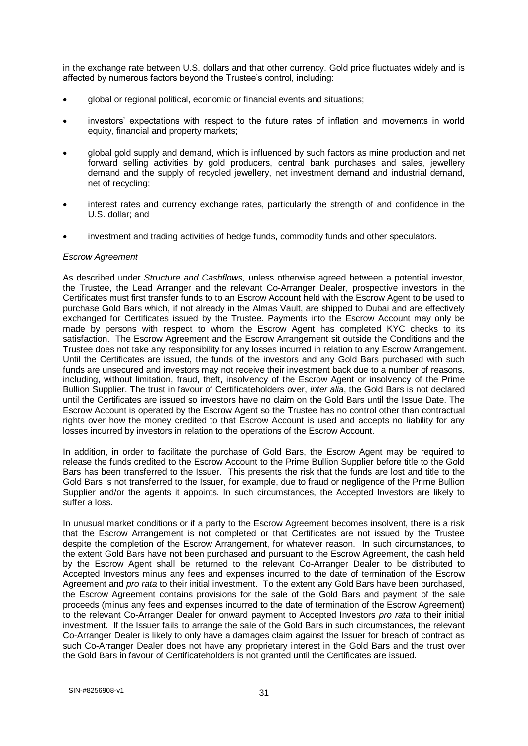in the exchange rate between U.S. dollars and that other currency. Gold price fluctuates widely and is affected by numerous factors beyond the Trustee's control, including:

- global or regional political, economic or financial events and situations;
- investors' expectations with respect to the future rates of inflation and movements in world equity, financial and property markets;
- global gold supply and demand, which is influenced by such factors as mine production and net forward selling activities by gold producers, central bank purchases and sales, jewellery demand and the supply of recycled jewellery, net investment demand and industrial demand, net of recycling;
- interest rates and currency exchange rates, particularly the strength of and confidence in the U.S. dollar; and
- investment and trading activities of hedge funds, commodity funds and other speculators.

*Escrow Agreement*

As described under *Structure and Cashflows,* unless otherwise agreed between a potential investor, the Trustee, the Lead Arranger and the relevant Co-Arranger Dealer, prospective investors in the Certificates must first transfer funds to to an Escrow Account held with the Escrow Agent to be used to purchase Gold Bars which, if not already in the Almas Vault, are shipped to Dubai and are effectively exchanged for Certificates issued by the Trustee. Payments into the Escrow Account may only be made by persons with respect to whom the Escrow Agent has completed KYC checks to its satisfaction. The Escrow Agreement and the Escrow Arrangement sit outside the Conditions and the Trustee does not take any responsibility for any losses incurred in relation to any Escrow Arrangement. Until the Certificates are issued, the funds of the investors and any Gold Bars purchased with such funds are unsecured and investors may not receive their investment back due to a number of reasons, including, without limitation, fraud, theft, insolvency of the Escrow Agent or insolvency of the Prime Bullion Supplier. The trust in favour of Certificateholders over, *inter alia*, the Gold Bars is not declared until the Certificates are issued so investors have no claim on the Gold Bars until the Issue Date. The Escrow Account is operated by the Escrow Agent so the Trustee has no control other than contractual rights over how the money credited to that Escrow Account is used and accepts no liability for any losses incurred by investors in relation to the operations of the Escrow Account.

In addition, in order to facilitate the purchase of Gold Bars, the Escrow Agent may be required to release the funds credited to the Escrow Account to the Prime Bullion Supplier before title to the Gold Bars has been transferred to the Issuer. This presents the risk that the funds are lost and title to the Gold Bars is not transferred to the Issuer, for example, due to fraud or negligence of the Prime Bullion Supplier and/or the agents it appoints. In such circumstances, the Accepted Investors are likely to suffer a loss.

In unusual market conditions or if a party to the Escrow Agreement becomes insolvent, there is a risk that the Escrow Arrangement is not completed or that Certificates are not issued by the Trustee despite the completion of the Escrow Arrangement, for whatever reason. In such circumstances, to the extent Gold Bars have not been purchased and pursuant to the Escrow Agreement, the cash held by the Escrow Agent shall be returned to the relevant Co-Arranger Dealer to be distributed to Accepted Investors minus any fees and expenses incurred to the date of termination of the Escrow Agreement and *pro rata* to their initial investment. To the extent any Gold Bars have been purchased, the Escrow Agreement contains provisions for the sale of the Gold Bars and payment of the sale proceeds (minus any fees and expenses incurred to the date of termination of the Escrow Agreement) to the relevant Co-Arranger Dealer for onward payment to Accepted Investors *pro rata* to their initial investment. If the Issuer fails to arrange the sale of the Gold Bars in such circumstances, the relevant Co-Arranger Dealer is likely to only have a damages claim against the Issuer for breach of contract as such Co-Arranger Dealer does not have any proprietary interest in the Gold Bars and the trust over the Gold Bars in favour of Certificateholders is not granted until the Certificates are issued.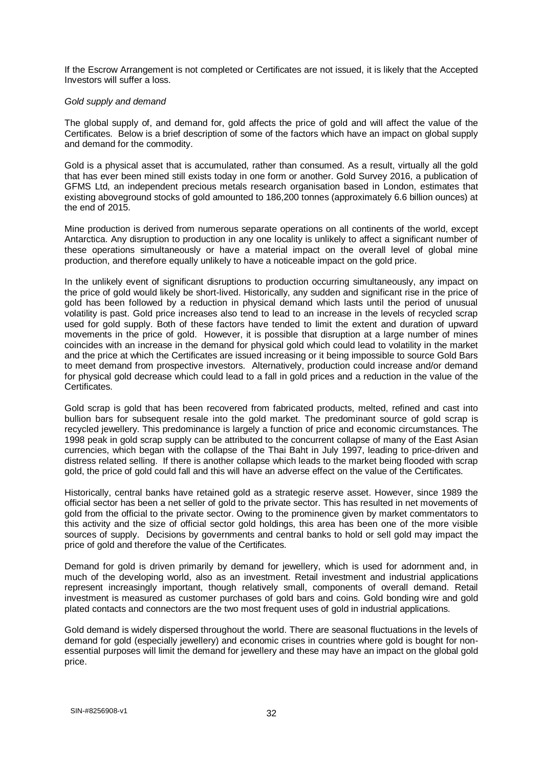If the Escrow Arrangement is not completed or Certificates are not issued, it is likely that the Accepted Investors will suffer a loss.

*Gold supply and demand*

The global supply of, and demand for, gold affects the price of gold and will affect the value of the Certificates. Below is a brief description of some of the factors which have an impact on global supply and demand for the commodity.

Gold is a physical asset that is accumulated, rather than consumed. As a result, virtually all the gold that has ever been mined still exists today in one form or another. Gold Survey 2016, a publication of GFMS Ltd, an independent precious metals research organisation based in London, estimates that existing aboveground stocks of gold amounted to 186,200 tonnes (approximately 6.6 billion ounces) at the end of 2015.

Mine production is derived from numerous separate operations on all continents of the world, except Antarctica. Any disruption to production in any one locality is unlikely to affect a significant number of these operations simultaneously or have a material impact on the overall level of global mine production, and therefore equally unlikely to have a noticeable impact on the gold price.

In the unlikely event of significant disruptions to production occurring simultaneously, any impact on the price of gold would likely be short-lived. Historically, any sudden and significant rise in the price of gold has been followed by a reduction in physical demand which lasts until the period of unusual volatility is past. Gold price increases also tend to lead to an increase in the levels of recycled scrap used for gold supply. Both of these factors have tended to limit the extent and duration of upward movements in the price of gold. However, it is possible that disruption at a large number of mines coincides with an increase in the demand for physical gold which could lead to volatility in the market and the price at which the Certificates are issued increasing or it being impossible to source Gold Bars to meet demand from prospective investors. Alternatively, production could increase and/or demand for physical gold decrease which could lead to a fall in gold prices and a reduction in the value of the Certificates.

Gold scrap is gold that has been recovered from fabricated products, melted, refined and cast into bullion bars for subsequent resale into the gold market. The predominant source of gold scrap is recycled jewellery. This predominance is largely a function of price and economic circumstances. The 1998 peak in gold scrap supply can be attributed to the concurrent collapse of many of the East Asian currencies, which began with the collapse of the Thai Baht in July 1997, leading to price-driven and distress related selling. If there is another collapse which leads to the market being flooded with scrap gold, the price of gold could fall and this will have an adverse effect on the value of the Certificates.

Historically, central banks have retained gold as a strategic reserve asset. However, since 1989 the official sector has been a net seller of gold to the private sector. This has resulted in net movements of gold from the official to the private sector. Owing to the prominence given by market commentators to this activity and the size of official sector gold holdings, this area has been one of the more visible sources of supply. Decisions by governments and central banks to hold or sell gold may impact the price of gold and therefore the value of the Certificates.

Demand for gold is driven primarily by demand for jewellery, which is used for adornment and, in much of the developing world, also as an investment. Retail investment and industrial applications represent increasingly important, though relatively small, components of overall demand. Retail investment is measured as customer purchases of gold bars and coins. Gold bonding wire and gold plated contacts and connectors are the two most frequent uses of gold in industrial applications.

Gold demand is widely dispersed throughout the world. There are seasonal fluctuations in the levels of demand for gold (especially jewellery) and economic crises in countries where gold is bought for non-essential purposes will limit the demand for jewellery and these may have an impact on the global gold price.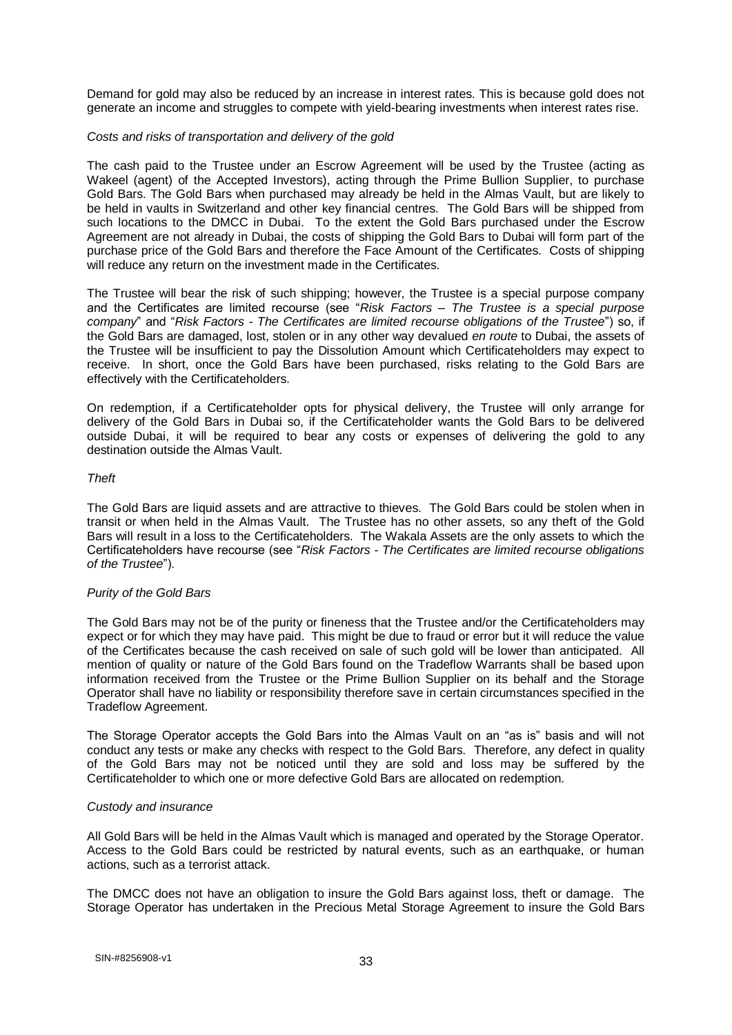Demand for gold may also be reduced by an increase in interest rates. This is because gold does not generate an income and struggles to compete with yield-bearing investments when interest rates rise.

*Costs and risks of transportation and delivery of the gold*

The cash paid to the Trustee under an Escrow Agreement will be used by the Trustee (acting as Wakeel (agent) of the Accepted Investors), acting through the Prime Bullion Supplier, to purchase Gold Bars. The Gold Bars when purchased may already be held in the Almas Vault, but are likely to be held in vaults in Switzerland and other key financial centres. The Gold Bars will be shipped from such locations to the DMCC in Dubai. To the extent the Gold Bars purchased under the Escrow Agreement are not already in Dubai, the costs of shipping the Gold Bars to Dubai will form part of the purchase price of the Gold Bars and therefore the Face Amount of the Certificates. Costs of shipping will reduce any return on the investment made in the Certificates.

The Trustee will bear the risk of such shipping; however, the Trustee is a special purpose company and the Certificates are limited recourse (see "*Risk Factors – The Trustee is a special purpose company*" and "*Risk Factors - The Certificates are limited recourse obligations of the Trustee*") so, if the Gold Bars are damaged, lost, stolen or in any other way devalued *en route* to Dubai, the assets of the Trustee will be insufficient to pay the Dissolution Amount which Certificateholders may expect to receive. In short, once the Gold Bars have been purchased, risks relating to the Gold Bars are effectively with the Certificateholders.

On redemption, if a Certificateholder opts for physical delivery, the Trustee will only arrange for delivery of the Gold Bars in Dubai so, if the Certificateholder wants the Gold Bars to be delivered outside Dubai, it will be required to bear any costs or expenses of delivering the gold to any destination outside the Almas Vault.

*Theft*

The Gold Bars are liquid assets and are attractive to thieves. The Gold Bars could be stolen when in transit or when held in the Almas Vault. The Trustee has no other assets, so any theft of the Gold Bars will result in a loss to the Certificateholders. The Wakala Assets are the only assets to which the Certificateholders have recourse (see "*Risk Factors - The Certificates are limited recourse obligations of the Trustee*").

*Purity of the Gold Bars*

The Gold Bars may not be of the purity or fineness that the Trustee and/or the Certificateholders may expect or for which they may have paid. This might be due to fraud or error but it will reduce the value of the Certificates because the cash received on sale of such gold will be lower than anticipated. All mention of quality or nature of the Gold Bars found on the Tradeflow Warrants shall be based upon information received from the Trustee or the Prime Bullion Supplier on its behalf and the Storage Operator shall have no liability or responsibility therefore save in certain circumstances specified in the Tradeflow Agreement.

The Storage Operator accepts the Gold Bars into the Almas Vault on an "as is" basis and will not conduct any tests or make any checks with respect to the Gold Bars. Therefore, any defect in quality of the Gold Bars may not be noticed until they are sold and loss may be suffered by the Certificateholder to which one or more defective Gold Bars are allocated on redemption.

*Custody and insurance*

All Gold Bars will be held in the Almas Vault which is managed and operated by the Storage Operator. Access to the Gold Bars could be restricted by natural events, such as an earthquake, or human actions, such as a terrorist attack.

The DMCC does not have an obligation to insure the Gold Bars against loss, theft or damage. The Storage Operator has undertaken in the Precious Metal Storage Agreement to insure the Gold Bars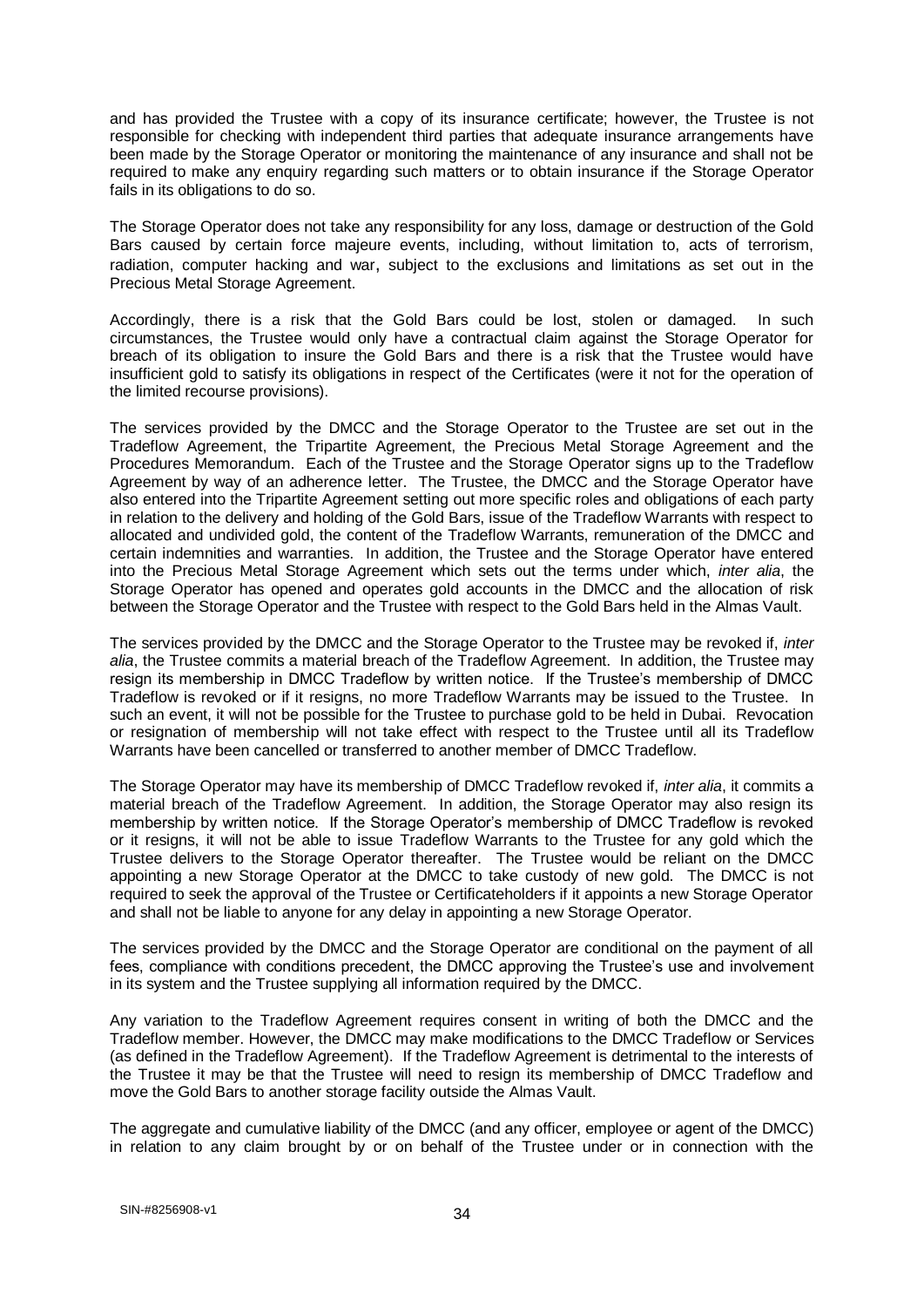and has provided the Trustee with a copy of its insurance certificate; however, the Trustee is not responsible for checking with independent third parties that adequate insurance arrangements have been made by the Storage Operator or monitoring the maintenance of any insurance and shall not be required to make any enquiry regarding such matters or to obtain insurance if the Storage Operator fails in its obligations to do so.

The Storage Operator does not take any responsibility for any loss, damage or destruction of the Gold Bars caused by certain force majeure events, including, without limitation to, acts of terrorism, radiation, computer hacking and war, subject to the exclusions and limitations as set out in the Precious Metal Storage Agreement.

Accordingly, there is a risk that the Gold Bars could be lost, stolen or damaged. In such circumstances, the Trustee would only have a contractual claim against the Storage Operator for breach of its obligation to insure the Gold Bars and there is a risk that the Trustee would have insufficient gold to satisfy its obligations in respect of the Certificates (were it not for the operation of the limited recourse provisions).

The services provided by the DMCC and the Storage Operator to the Trustee are set out in the Tradeflow Agreement, the Tripartite Agreement, the Precious Metal Storage Agreement and the Procedures Memorandum. Each of the Trustee and the Storage Operator signs up to the Tradeflow Agreement by way of an adherence letter. The Trustee, the DMCC and the Storage Operator have also entered into the Tripartite Agreement setting out more specific roles and obligations of each party in relation to the delivery and holding of the Gold Bars, issue of the Tradeflow Warrants with respect to allocated and undivided gold, the content of the Tradeflow Warrants, remuneration of the DMCC and certain indemnities and warranties. In addition, the Trustee and the Storage Operator have entered into the Precious Metal Storage Agreement which sets out the terms under which, *inter alia*, the Storage Operator has opened and operates gold accounts in the DMCC and the allocation of risk between the Storage Operator and the Trustee with respect to the Gold Bars held in the Almas Vault.

The services provided by the DMCC and the Storage Operator to the Trustee may be revoked if, *inter alia*, the Trustee commits a material breach of the Tradeflow Agreement. In addition, the Trustee may resign its membership in DMCC Tradeflow by written notice. If the Trustee's membership of DMCC Tradeflow is revoked or if it resigns, no more Tradeflow Warrants may be issued to the Trustee. In such an event, it will not be possible for the Trustee to purchase gold to be held in Dubai. Revocation or resignation of membership will not take effect with respect to the Trustee until all its Tradeflow Warrants have been cancelled or transferred to another member of DMCC Tradeflow.

The Storage Operator may have its membership of DMCC Tradeflow revoked if, *inter alia*, it commits a material breach of the Tradeflow Agreement. In addition, the Storage Operator may also resign its membership by written notice. If the Storage Operator's membership of DMCC Tradeflow is revoked or it resigns, it will not be able to issue Tradeflow Warrants to the Trustee for any gold which the Trustee delivers to the Storage Operator thereafter. The Trustee would be reliant on the DMCC appointing a new Storage Operator at the DMCC to take custody of new gold. The DMCC is not required to seek the approval of the Trustee or Certificateholders if it appoints a new Storage Operator and shall not be liable to anyone for any delay in appointing a new Storage Operator.

The services provided by the DMCC and the Storage Operator are conditional on the payment of all fees, compliance with conditions precedent, the DMCC approving the Trustee's use and involvement in its system and the Trustee supplying all information required by the DMCC.

Any variation to the Tradeflow Agreement requires consent in writing of both the DMCC and the Tradeflow member. However, the DMCC may make modifications to the DMCC Tradeflow or Services (as defined in the Tradeflow Agreement). If the Tradeflow Agreement is detrimental to the interests of the Trustee it may be that the Trustee will need to resign its membership of DMCC Tradeflow and move the Gold Bars to another storage facility outside the Almas Vault.

The aggregate and cumulative liability of the DMCC (and any officer, employee or agent of the DMCC) in relation to any claim brought by or on behalf of the Trustee under or in connection with the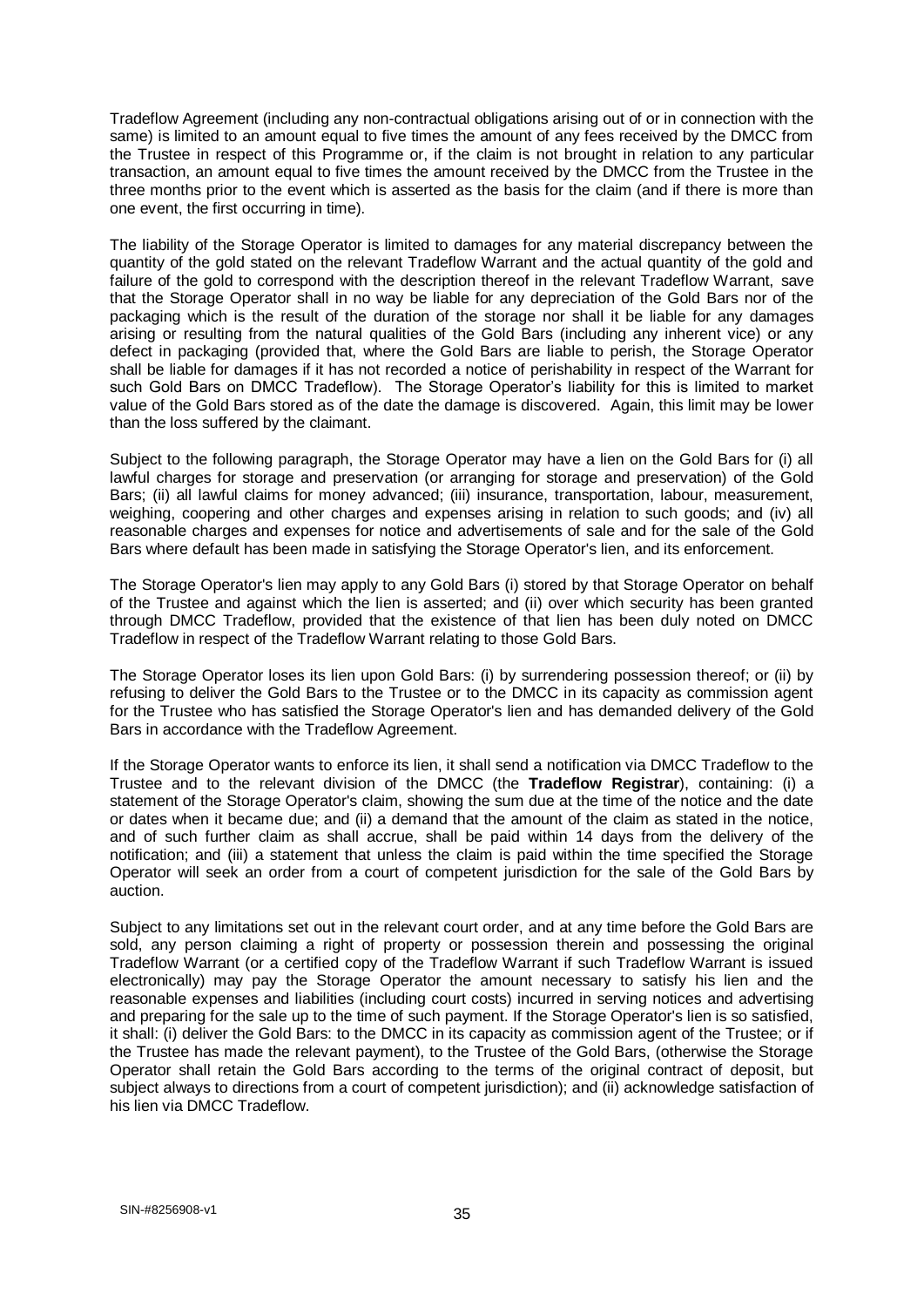Tradeflow Agreement (including any non-contractual obligations arising out of or in connection with the same) is limited to an amount equal to five times the amount of any fees received by the DMCC from the Trustee in respect of this Programme or, if the claim is not brought in relation to any particular transaction, an amount equal to five times the amount received by the DMCC from the Trustee in the three months prior to the event which is asserted as the basis for the claim (and if there is more than one event, the first occurring in time).

The liability of the Storage Operator is limited to damages for any material discrepancy between the quantity of the gold stated on the relevant Tradeflow Warrant and the actual quantity of the gold and failure of the gold to correspond with the description thereof in the relevant Tradeflow Warrant, save that the Storage Operator shall in no way be liable for any depreciation of the Gold Bars nor of the packaging which is the result of the duration of the storage nor shall it be liable for any damages arising or resulting from the natural qualities of the Gold Bars (including any inherent vice) or any defect in packaging (provided that, where the Gold Bars are liable to perish, the Storage Operator shall be liable for damages if it has not recorded a notice of perishability in respect of the Warrant for such Gold Bars on DMCC Tradeflow). The Storage Operator's liability for this is limited to market value of the Gold Bars stored as of the date the damage is discovered. Again, this limit may be lower than the loss suffered by the claimant.

Subject to the following paragraph, the Storage Operator may have a lien on the Gold Bars for (i) all lawful charges for storage and preservation (or arranging for storage and preservation) of the Gold Bars; (ii) all lawful claims for money advanced; (iii) insurance, transportation, labour, measurement, weighing, coopering and other charges and expenses arising in relation to such goods; and (iv) all reasonable charges and expenses for notice and advertisements of sale and for the sale of the Gold Bars where default has been made in satisfying the Storage Operator's lien, and its enforcement.

The Storage Operator's lien may apply to any Gold Bars (i) stored by that Storage Operator on behalf of the Trustee and against which the lien is asserted; and (ii) over which security has been granted through DMCC Tradeflow, provided that the existence of that lien has been duly noted on DMCC Tradeflow in respect of the Tradeflow Warrant relating to those Gold Bars.

The Storage Operator loses its lien upon Gold Bars: (i) by surrendering possession thereof; or (ii) by refusing to deliver the Gold Bars to the Trustee or to the DMCC in its capacity as commission agent for the Trustee who has satisfied the Storage Operator's lien and has demanded delivery of the Gold Bars in accordance with the Tradeflow Agreement.

If the Storage Operator wants to enforce its lien, it shall send a notification via DMCC Tradeflow to the Trustee and to the relevant division of the DMCC (the **Tradeflow Registrar**), containing: (i) a statement of the Storage Operator's claim, showing the sum due at the time of the notice and the date or dates when it became due; and (ii) a demand that the amount of the claim as stated in the notice, and of such further claim as shall accrue, shall be paid within 14 days from the delivery of the notification; and (iii) a statement that unless the claim is paid within the time specified the Storage Operator will seek an order from a court of competent jurisdiction for the sale of the Gold Bars by auction.

Subject to any limitations set out in the relevant court order, and at any time before the Gold Bars are sold, any person claiming a right of property or possession therein and possessing the original Tradeflow Warrant (or a certified copy of the Tradeflow Warrant if such Tradeflow Warrant is issued electronically) may pay the Storage Operator the amount necessary to satisfy his lien and the reasonable expenses and liabilities (including court costs) incurred in serving notices and advertising and preparing for the sale up to the time of such payment. If the Storage Operator's lien is so satisfied, it shall: (i) deliver the Gold Bars: to the DMCC in its capacity as commission agent of the Trustee; or if the Trustee has made the relevant payment), to the Trustee of the Gold Bars, (otherwise the Storage Operator shall retain the Gold Bars according to the terms of the original contract of deposit, but subject always to directions from a court of competent jurisdiction); and (ii) acknowledge satisfaction of his lien via DMCC Tradeflow.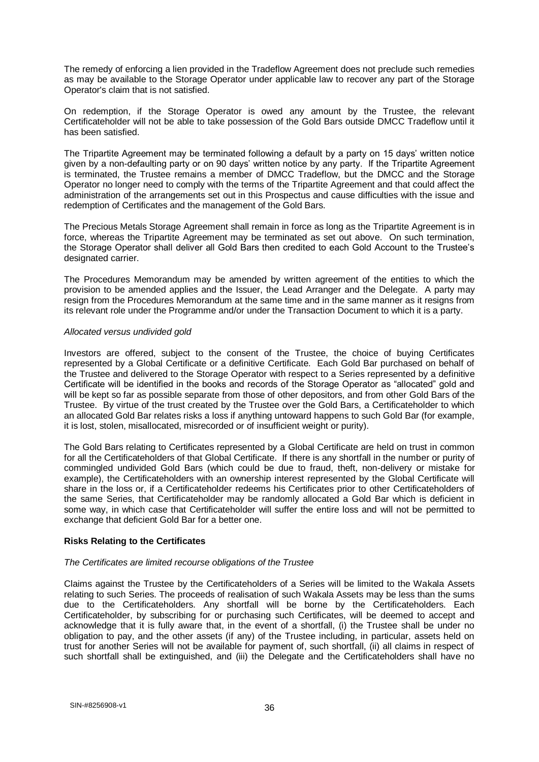The remedy of enforcing a lien provided in the Tradeflow Agreement does not preclude such remedies as may be available to the Storage Operator under applicable law to recover any part of the Storage Operator's claim that is not satisfied.

On redemption, if the Storage Operator is owed any amount by the Trustee, the relevant Certificateholder will not be able to take possession of the Gold Bars outside DMCC Tradeflow until it has been satisfied.

The Tripartite Agreement may be terminated following a default by a party on 15 days' written notice given by a non-defaulting party or on 90 days' written notice by any party. If the Tripartite Agreement is terminated, the Trustee remains a member of DMCC Tradeflow, but the DMCC and the Storage Operator no longer need to comply with the terms of the Tripartite Agreement and that could affect the administration of the arrangements set out in this Prospectus and cause difficulties with the issue and redemption of Certificates and the management of the Gold Bars.

The Precious Metals Storage Agreement shall remain in force as long as the Tripartite Agreement is in force, whereas the Tripartite Agreement may be terminated as set out above. On such termination, the Storage Operator shall deliver all Gold Bars then credited to each Gold Account to the Trustee's designated carrier.

The Procedures Memorandum may be amended by written agreement of the entities to which the provision to be amended applies and the Issuer, the Lead Arranger and the Delegate. A party may resign from the Procedures Memorandum at the same time and in the same manner as it resigns from its relevant role under the Programme and/or under the Transaction Document to which it is a party.

*Allocated versus undivided gold*

Investors are offered, subject to the consent of the Trustee, the choice of buying Certificates represented by a Global Certificate or a definitive Certificate. Each Gold Bar purchased on behalf of the Trustee and delivered to the Storage Operator with respect to a Series represented by a definitive Certificate will be identified in the books and records of the Storage Operator as "allocated" gold and will be kept so far as possible separate from those of other depositors, and from other Gold Bars of the Trustee. By virtue of the trust created by the Trustee over the Gold Bars, a Certificateholder to which an allocated Gold Bar relates risks a loss if anything untoward happens to such Gold Bar (for example, it is lost, stolen, misallocated, misrecorded or of insufficient weight or purity).

The Gold Bars relating to Certificates represented by a Global Certificate are held on trust in common for all the Certificateholders of that Global Certificate. If there is any shortfall in the number or purity of commingled undivided Gold Bars (which could be due to fraud, theft, non-delivery or mistake for example), the Certificateholders with an ownership interest represented by the Global Certificate will share in the loss or, if a Certificateholder redeems his Certificates prior to other Certificateholders of the same Series, that Certificateholder may be randomly allocated a Gold Bar which is deficient in some way, in which case that Certificateholder will suffer the entire loss and will not be permitted to exchange that deficient Gold Bar for a better one.

**Risks Relating to the Certificates**

*The Certificates are limited recourse obligations of the Trustee*

Claims against the Trustee by the Certificateholders of a Series will be limited to the Wakala Assets relating to such Series. The proceeds of realisation of such Wakala Assets may be less than the sums due to the Certificateholders. Any shortfall will be borne by the Certificateholders. Each Certificateholder, by subscribing for or purchasing such Certificates, will be deemed to accept and acknowledge that it is fully aware that, in the event of a shortfall, (i) the Trustee shall be under no obligation to pay, and the other assets (if any) of the Trustee including, in particular, assets held on trust for another Series will not be available for payment of, such shortfall, (ii) all claims in respect of such shortfall shall be extinguished, and (iii) the Delegate and the Certificateholders shall have no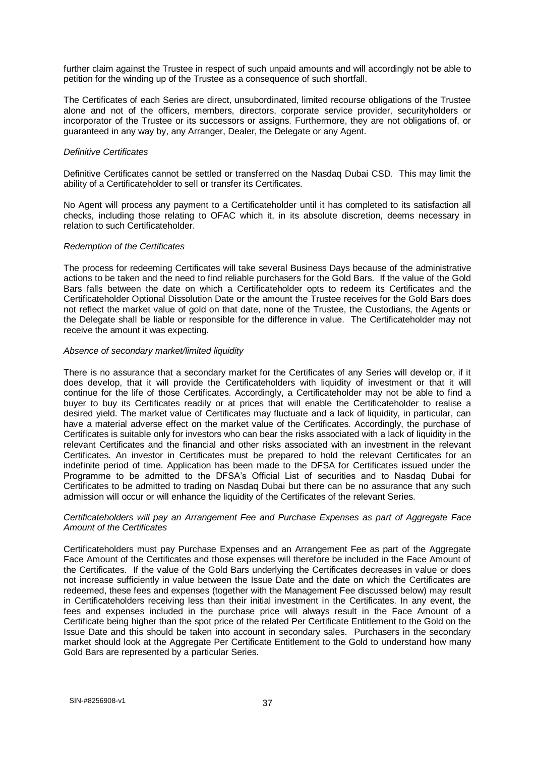further claim against the Trustee in respect of such unpaid amounts and will accordingly not be able to petition for the winding up of the Trustee as a consequence of such shortfall.

The Certificates of each Series are direct, unsubordinated, limited recourse obligations of the Trustee alone and not of the officers, members, directors, corporate service provider, securityholders or incorporator of the Trustee or its successors or assigns. Furthermore, they are not obligations of, or guaranteed in any way by, any Arranger, Dealer, the Delegate or any Agent.

*Definitive Certificates*

Definitive Certificates cannot be settled or transferred on the Nasdaq Dubai CSD. This may limit the ability of a Certificateholder to sell or transfer its Certificates.

No Agent will process any payment to a Certificateholder until it has completed to its satisfaction all checks, including those relating to OFAC which it, in its absolute discretion, deems necessary in relation to such Certificateholder.

*Redemption of the Certificates*

The process for redeeming Certificates will take several Business Days because of the administrative actions to be taken and the need to find reliable purchasers for the Gold Bars. If the value of the Gold Bars falls between the date on which a Certificateholder opts to redeem its Certificates and the Certificateholder Optional Dissolution Date or the amount the Trustee receives for the Gold Bars does not reflect the market value of gold on that date, none of the Trustee, the Custodians, the Agents or the Delegate shall be liable or responsible for the difference in value. The Certificateholder may not receive the amount it was expecting.

*Absence of secondary market/limited liquidity*

There is no assurance that a secondary market for the Certificates of any Series will develop or, if it does develop, that it will provide the Certificateholders with liquidity of investment or that it will continue for the life of those Certificates. Accordingly, a Certificateholder may not be able to find a buyer to buy its Certificates readily or at prices that will enable the Certificateholder to realise a desired yield. The market value of Certificates may fluctuate and a lack of liquidity, in particular, can have a material adverse effect on the market value of the Certificates. Accordingly, the purchase of Certificates is suitable only for investors who can bear the risks associated with a lack of liquidity in the relevant Certificates and the financial and other risks associated with an investment in the relevant Certificates. An investor in Certificates must be prepared to hold the relevant Certificates for an indefinite period of time. Application has been made to the DFSA for Certificates issued under the Programme to be admitted to the DFSA's Official List of securities and to Nasdaq Dubai for Certificates to be admitted to trading on Nasdaq Dubai but there can be no assurance that any such admission will occur or will enhance the liquidity of the Certificates of the relevant Series.

*Certificateholders will pay an Arrangement Fee and Purchase Expenses as part of Aggregate Face Amount of the Certificates*

Certificateholders must pay Purchase Expenses and an Arrangement Fee as part of the Aggregate Face Amount of the Certificates and those expenses will therefore be included in the Face Amount of the Certificates. If the value of the Gold Bars underlying the Certificates decreases in value or does not increase sufficiently in value between the Issue Date and the date on which the Certificates are redeemed, these fees and expenses (together with the Management Fee discussed below) may result in Certificateholders receiving less than their initial investment in the Certificates. In any event, the fees and expenses included in the purchase price will always result in the Face Amount of a Certificate being higher than the spot price of the related Per Certificate Entitlement to the Gold on the Issue Date and this should be taken into account in secondary sales. Purchasers in the secondary market should look at the Aggregate Per Certificate Entitlement to the Gold to understand how many Gold Bars are represented by a particular Series.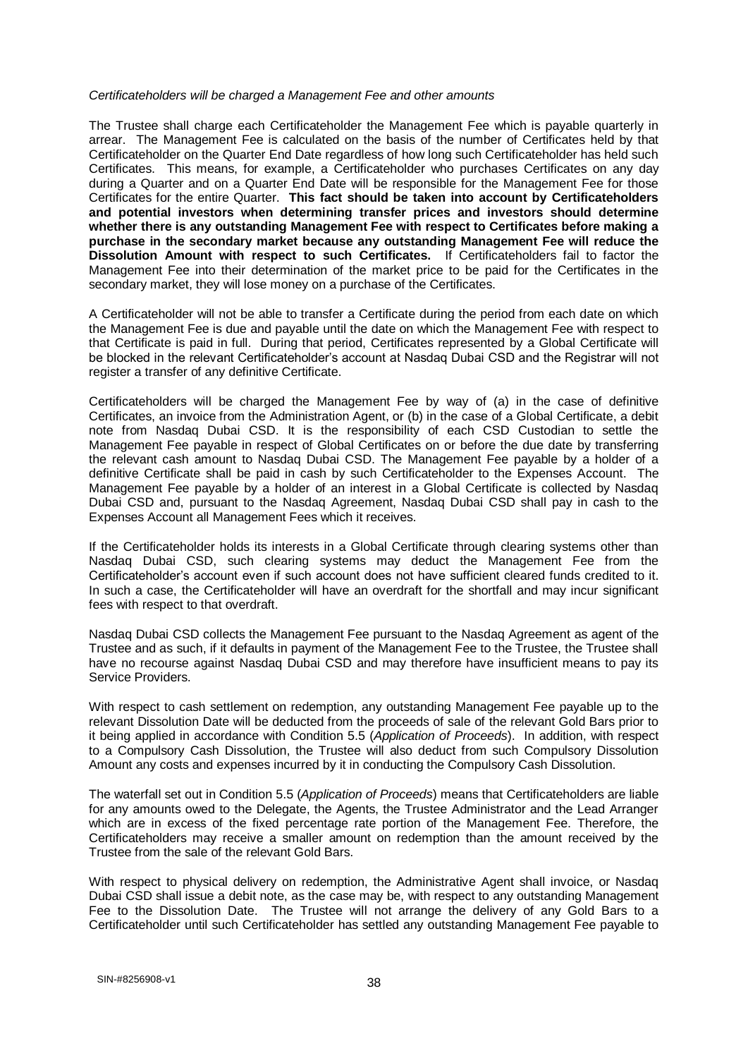*Certificateholders will be charged a Management Fee and other amounts*

The Trustee shall charge each Certificateholder the Management Fee which is payable quarterly in arrear. The Management Fee is calculated on the basis of the number of Certificates held by that Certificateholder on the Quarter End Date regardless of how long such Certificateholder has held such Certificates. This means, for example, a Certificateholder who purchases Certificates on any day during a Quarter and on a Quarter End Date will be responsible for the Management Fee for those Certificates for the entire Quarter. **This fact should be taken into account by Certificateholders and potential investors when determining transfer prices and investors should determine whether there is any outstanding Management Fee with respect to Certificates before making a purchase in the secondary market because any outstanding Management Fee will reduce the Dissolution Amount with respect to such Certificates.** If Certificateholders fail to factor the Management Fee into their determination of the market price to be paid for the Certificates in the secondary market, they will lose money on a purchase of the Certificates.

A Certificateholder will not be able to transfer a Certificate during the period from each date on which the Management Fee is due and payable until the date on which the Management Fee with respect to that Certificate is paid in full. During that period, Certificates represented by a Global Certificate will be blocked in the relevant Certificateholder's account at Nasdaq Dubai CSD and the Registrar will not register a transfer of any definitive Certificate.

Certificateholders will be charged the Management Fee by way of (a) in the case of definitive Certificates, an invoice from the Administration Agent, or (b) in the case of a Global Certificate, a debit note from Nasdaq Dubai CSD. It is the responsibility of each CSD Custodian to settle the Management Fee payable in respect of Global Certificates on or before the due date by transferring the relevant cash amount to Nasdaq Dubai CSD. The Management Fee payable by a holder of a definitive Certificate shall be paid in cash by such Certificateholder to the Expenses Account. The Management Fee payable by a holder of an interest in a Global Certificate is collected by Nasdaq Dubai CSD and, pursuant to the Nasdaq Agreement, Nasdaq Dubai CSD shall pay in cash to the Expenses Account all Management Fees which it receives.

If the Certificateholder holds its interests in a Global Certificate through clearing systems other than Nasdaq Dubai CSD, such clearing systems may deduct the Management Fee from the Certificateholder's account even if such account does not have sufficient cleared funds credited to it. In such a case, the Certificateholder will have an overdraft for the shortfall and may incur significant fees with respect to that overdraft.

Nasdaq Dubai CSD collects the Management Fee pursuant to the Nasdaq Agreement as agent of the Trustee and as such, if it defaults in payment of the Management Fee to the Trustee, the Trustee shall have no recourse against Nasdaq Dubai CSD and may therefore have insufficient means to pay its Service Providers.

With respect to cash settlement on redemption, any outstanding Management Fee payable up to the relevant Dissolution Date will be deducted from the proceeds of sale of the relevant Gold Bars prior to it being applied in accordance with Condition 5.5 (*Application of Proceeds*). In addition, with respect to a Compulsory Cash Dissolution, the Trustee will also deduct from such Compulsory Dissolution Amount any costs and expenses incurred by it in conducting the Compulsory Cash Dissolution.

The waterfall set out in Condition 5.5 (*Application of Proceeds*) means that Certificateholders are liable for any amounts owed to the Delegate, the Agents, the Trustee Administrator and the Lead Arranger which are in excess of the fixed percentage rate portion of the Management Fee. Therefore, the Certificateholders may receive a smaller amount on redemption than the amount received by the Trustee from the sale of the relevant Gold Bars.

With respect to physical delivery on redemption, the Administrative Agent shall invoice, or Nasdaq Dubai CSD shall issue a debit note, as the case may be, with respect to any outstanding Management Fee to the Dissolution Date. The Trustee will not arrange the delivery of any Gold Bars to a Certificateholder until such Certificateholder has settled any outstanding Management Fee payable to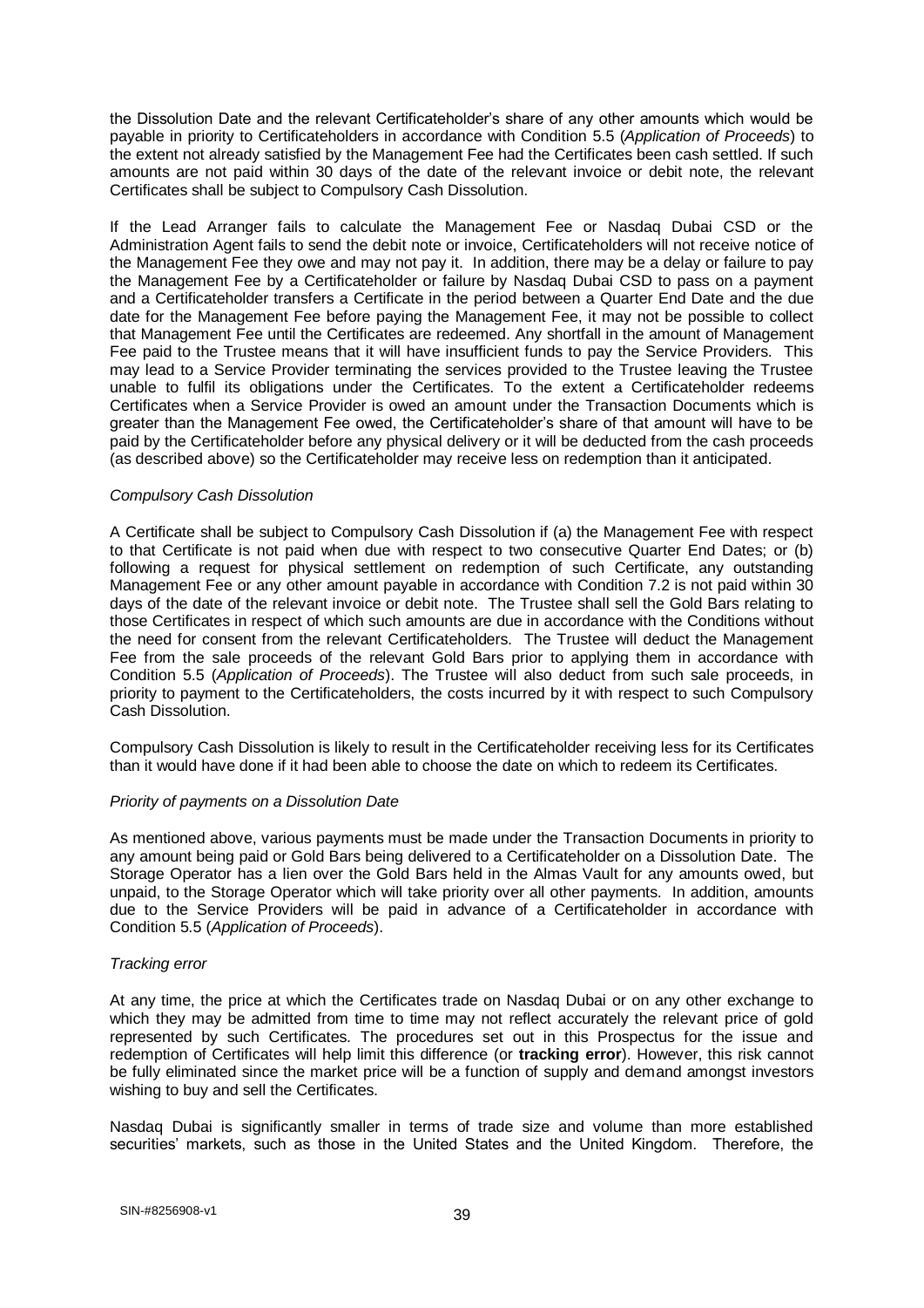the Dissolution Date and the relevant Certificateholder's share of any other amounts which would be payable in priority to Certificateholders in accordance with Condition 5.5 (*Application of Proceeds*) to the extent not already satisfied by the Management Fee had the Certificates been cash settled. If such amounts are not paid within 30 days of the date of the relevant invoice or debit note, the relevant Certificates shall be subject to Compulsory Cash Dissolution.

If the Lead Arranger fails to calculate the Management Fee or Nasdaq Dubai CSD or the Administration Agent fails to send the debit note or invoice, Certificateholders will not receive notice of the Management Fee they owe and may not pay it. In addition, there may be a delay or failure to pay the Management Fee by a Certificateholder or failure by Nasdaq Dubai CSD to pass on a payment and a Certificateholder transfers a Certificate in the period between a Quarter End Date and the due date for the Management Fee before paying the Management Fee, it may not be possible to collect that Management Fee until the Certificates are redeemed. Any shortfall in the amount of Management Fee paid to the Trustee means that it will have insufficient funds to pay the Service Providers. This may lead to a Service Provider terminating the services provided to the Trustee leaving the Trustee unable to fulfil its obligations under the Certificates. To the extent a Certificateholder redeems Certificates when a Service Provider is owed an amount under the Transaction Documents which is greater than the Management Fee owed, the Certificateholder's share of that amount will have to be paid by the Certificateholder before any physical delivery or it will be deducted from the cash proceeds (as described above) so the Certificateholder may receive less on redemption than it anticipated.

*Compulsory Cash Dissolution*

A Certificate shall be subject to Compulsory Cash Dissolution if (a) the Management Fee with respect to that Certificate is not paid when due with respect to two consecutive Quarter End Dates; or (b) following a request for physical settlement on redemption of such Certificate, any outstanding Management Fee or any other amount payable in accordance with Condition 7.2 is not paid within 30 days of the date of the relevant invoice or debit note. The Trustee shall sell the Gold Bars relating to those Certificates in respect of which such amounts are due in accordance with the Conditions without the need for consent from the relevant Certificateholders. The Trustee will deduct the Management Fee from the sale proceeds of the relevant Gold Bars prior to applying them in accordance with Condition 5.5 (*Application of Proceeds*). The Trustee will also deduct from such sale proceeds, in priority to payment to the Certificateholders, the costs incurred by it with respect to such Compulsory Cash Dissolution.

Compulsory Cash Dissolution is likely to result in the Certificateholder receiving less for its Certificates than it would have done if it had been able to choose the date on which to redeem its Certificates.

*Priority of payments on a Dissolution Date*

As mentioned above, various payments must be made under the Transaction Documents in priority to any amount being paid or Gold Bars being delivered to a Certificateholder on a Dissolution Date. The Storage Operator has a lien over the Gold Bars held in the Almas Vault for any amounts owed, but unpaid, to the Storage Operator which will take priority over all other payments. In addition, amounts due to the Service Providers will be paid in advance of a Certificateholder in accordance with Condition 5.5 (*Application of Proceeds*).

*Tracking error*

At any time, the price at which the Certificates trade on Nasdaq Dubai or on any other exchange to which they may be admitted from time to time may not reflect accurately the relevant price of gold represented by such Certificates. The procedures set out in this Prospectus for the issue and redemption of Certificates will help limit this difference (or **tracking error**). However, this risk cannot be fully eliminated since the market price will be a function of supply and demand amongst investors wishing to buy and sell the Certificates.

Nasdaq Dubai is significantly smaller in terms of trade size and volume than more established securities' markets, such as those in the United States and the United Kingdom. Therefore, the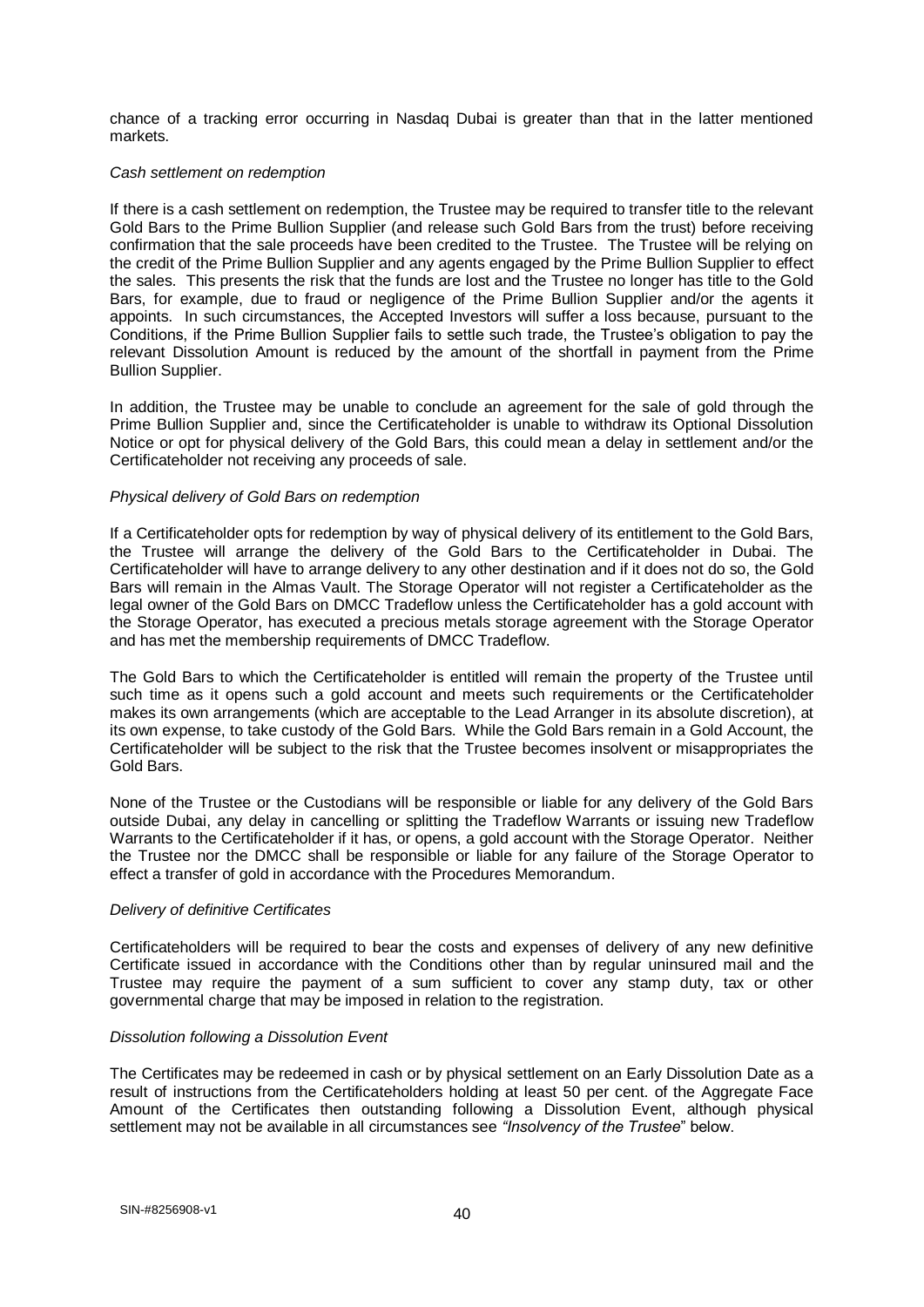chance of a tracking error occurring in Nasdaq Dubai is greater than that in the latter mentioned markets.

*Cash settlement on redemption*

If there is a cash settlement on redemption, the Trustee may be required to transfer title to the relevant Gold Bars to the Prime Bullion Supplier (and release such Gold Bars from the trust) before receiving confirmation that the sale proceeds have been credited to the Trustee. The Trustee will be relying on the credit of the Prime Bullion Supplier and any agents engaged by the Prime Bullion Supplier to effect the sales. This presents the risk that the funds are lost and the Trustee no longer has title to the Gold Bars, for example, due to fraud or negligence of the Prime Bullion Supplier and/or the agents it appoints. In such circumstances, the Accepted Investors will suffer a loss because, pursuant to the Conditions, if the Prime Bullion Supplier fails to settle such trade, the Trustee's obligation to pay the relevant Dissolution Amount is reduced by the amount of the shortfall in payment from the Prime Bullion Supplier.

In addition, the Trustee may be unable to conclude an agreement for the sale of gold through the Prime Bullion Supplier and, since the Certificateholder is unable to withdraw its Optional Dissolution Notice or opt for physical delivery of the Gold Bars, this could mean a delay in settlement and/or the Certificateholder not receiving any proceeds of sale.

*Physical delivery of Gold Bars on redemption*

If a Certificateholder opts for redemption by way of physical delivery of its entitlement to the Gold Bars, the Trustee will arrange the delivery of the Gold Bars to the Certificateholder in Dubai. The Certificateholder will have to arrange delivery to any other destination and if it does not do so, the Gold Bars will remain in the Almas Vault. The Storage Operator will not register a Certificateholder as the legal owner of the Gold Bars on DMCC Tradeflow unless the Certificateholder has a gold account with the Storage Operator, has executed a precious metals storage agreement with the Storage Operator and has met the membership requirements of DMCC Tradeflow.

The Gold Bars to which the Certificateholder is entitled will remain the property of the Trustee until such time as it opens such a gold account and meets such requirements or the Certificateholder makes its own arrangements (which are acceptable to the Lead Arranger in its absolute discretion), at its own expense, to take custody of the Gold Bars. While the Gold Bars remain in a Gold Account, the Certificateholder will be subject to the risk that the Trustee becomes insolvent or misappropriates the Gold Bars.

None of the Trustee or the Custodians will be responsible or liable for any delivery of the Gold Bars outside Dubai, any delay in cancelling or splitting the Tradeflow Warrants or issuing new Tradeflow Warrants to the Certificateholder if it has, or opens, a gold account with the Storage Operator. Neither the Trustee nor the DMCC shall be responsible or liable for any failure of the Storage Operator to effect a transfer of gold in accordance with the Procedures Memorandum.

*Delivery of definitive Certificates*

Certificateholders will be required to bear the costs and expenses of delivery of any new definitive Certificate issued in accordance with the Conditions other than by regular uninsured mail and the Trustee may require the payment of a sum sufficient to cover any stamp duty, tax or other governmental charge that may be imposed in relation to the registration.

*Dissolution following a Dissolution Event*

The Certificates may be redeemed in cash or by physical settlement on an Early Dissolution Date as a result of instructions from the Certificateholders holding at least 50 per cent. of the Aggregate Face Amount of the Certificates then outstanding following a Dissolution Event, although physical settlement may not be available in all circumstances see *"Insolvency of the Trustee"* below.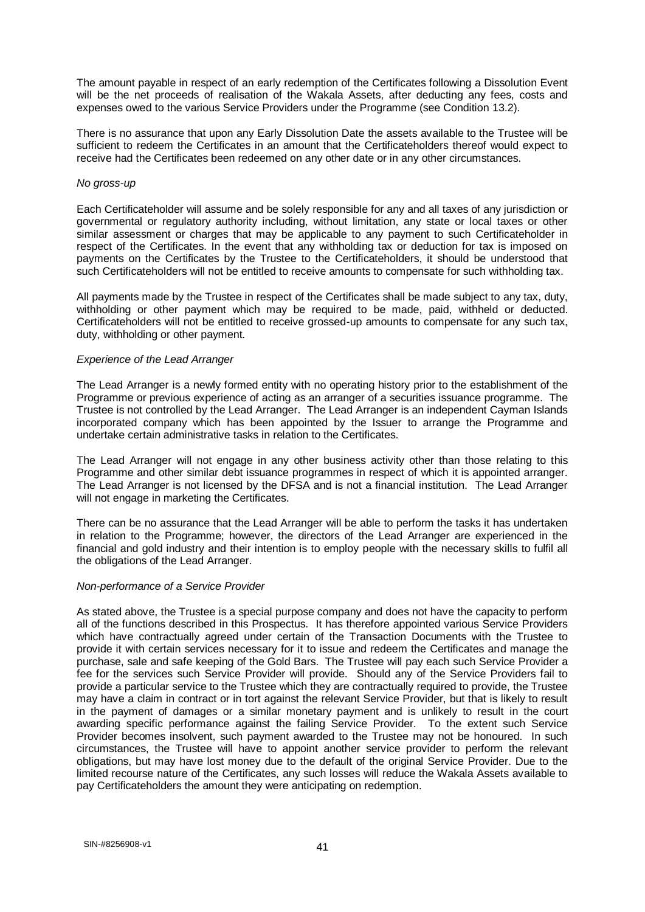The amount payable in respect of an early redemption of the Certificates following a Dissolution Event will be the net proceeds of realisation of the Wakala Assets, after deducting any fees, costs and expenses owed to the various Service Providers under the Programme (see Condition 13.2).

There is no assurance that upon any Early Dissolution Date the assets available to the Trustee will be sufficient to redeem the Certificates in an amount that the Certificateholders thereof would expect to receive had the Certificates been redeemed on any other date or in any other circumstances.

*No gross-up*

Each Certificateholder will assume and be solely responsible for any and all taxes of any jurisdiction or governmental or regulatory authority including, without limitation, any state or local taxes or other similar assessment or charges that may be applicable to any payment to such Certificateholder in respect of the Certificates. In the event that any withholding tax or deduction for tax is imposed on payments on the Certificates by the Trustee to the Certificateholders, it should be understood that such Certificateholders will not be entitled to receive amounts to compensate for such withholding tax.

All payments made by the Trustee in respect of the Certificates shall be made subject to any tax, duty, withholding or other payment which may be required to be made, paid, withheld or deducted. Certificateholders will not be entitled to receive grossed-up amounts to compensate for any such tax, duty, withholding or other payment.

*Experience of the Lead Arranger*

The Lead Arranger is a newly formed entity with no operating history prior to the establishment of the Programme or previous experience of acting as an arranger of a securities issuance programme. The Trustee is not controlled by the Lead Arranger. The Lead Arranger is an independent Cayman Islands incorporated company which has been appointed by the Issuer to arrange the Programme and undertake certain administrative tasks in relation to the Certificates.

The Lead Arranger will not engage in any other business activity other than those relating to this Programme and other similar debt issuance programmes in respect of which it is appointed arranger. The Lead Arranger is not licensed by the DFSA and is not a financial institution. The Lead Arranger will not engage in marketing the Certificates.

There can be no assurance that the Lead Arranger will be able to perform the tasks it has undertaken in relation to the Programme; however, the directors of the Lead Arranger are experienced in the financial and gold industry and their intention is to employ people with the necessary skills to fulfil all the obligations of the Lead Arranger.

*Non-performance of a Service Provider*

As stated above, the Trustee is a special purpose company and does not have the capacity to perform all of the functions described in this Prospectus. It has therefore appointed various Service Providers which have contractually agreed under certain of the Transaction Documents with the Trustee to provide it with certain services necessary for it to issue and redeem the Certificates and manage the purchase, sale and safe keeping of the Gold Bars. The Trustee will pay each such Service Provider a fee for the services such Service Provider will provide. Should any of the Service Providers fail to provide a particular service to the Trustee which they are contractually required to provide, the Trustee may have a claim in contract or in tort against the relevant Service Provider, but that is likely to result in the payment of damages or a similar monetary payment and is unlikely to result in the court awarding specific performance against the failing Service Provider. To the extent such Service Provider becomes insolvent, such payment awarded to the Trustee may not be honoured. In such circumstances, the Trustee will have to appoint another service provider to perform the relevant obligations, but may have lost money due to the default of the original Service Provider. Due to the limited recourse nature of the Certificates, any such losses will reduce the Wakala Assets available to pay Certificateholders the amount they were anticipating on redemption.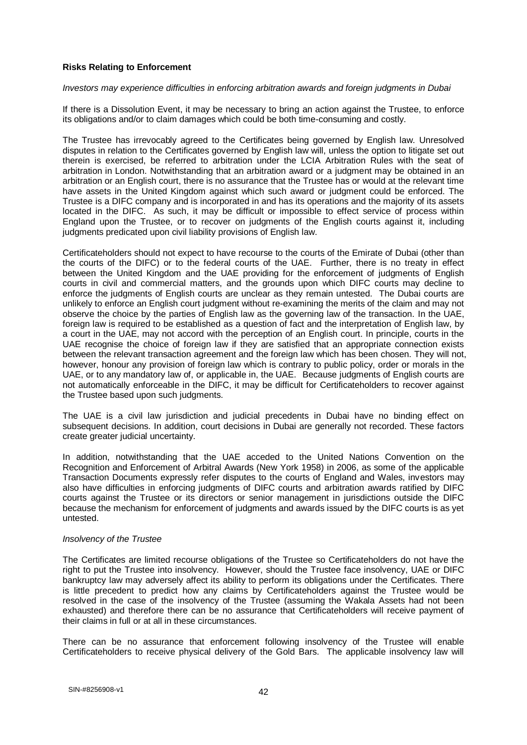**Risks Relating to Enforcement**

*Investors may experience difficulties in enforcing arbitration awards and foreign judgments in Dubai*

If there is a Dissolution Event, it may be necessary to bring an action against the Trustee, to enforce its obligations and/or to claim damages which could be both time-consuming and costly.

The Trustee has irrevocably agreed to the Certificates being governed by English law. Unresolved disputes in relation to the Certificates governed by English law will, unless the option to litigate set out therein is exercised, be referred to arbitration under the LCIA Arbitration Rules with the seat of arbitration in London. Notwithstanding that an arbitration award or a judgment may be obtained in an arbitration or an English court, there is no assurance that the Trustee has or would at the relevant time have assets in the United Kingdom against which such award or judgment could be enforced. The Trustee is a DIFC company and is incorporated in and has its operations and the majority of its assets located in the DIFC. As such, it may be difficult or impossible to effect service of process within England upon the Trustee, or to recover on judgments of the English courts against it, including judgments predicated upon civil liability provisions of English law.

Certificateholders should not expect to have recourse to the courts of the Emirate of Dubai (other than the courts of the DIFC) or to the federal courts of the UAE. Further, there is no treaty in effect between the United Kingdom and the UAE providing for the enforcement of judgments of English courts in civil and commercial matters, and the grounds upon which DIFC courts may decline to enforce the judgments of English courts are unclear as they remain untested. The Dubai courts are unlikely to enforce an English court judgment without re-examining the merits of the claim and may not observe the choice by the parties of English law as the governing law of the transaction. In the UAE, foreign law is required to be established as a question of fact and the interpretation of English law, by a court in the UAE, may not accord with the perception of an English court. In principle, courts in the UAE recognise the choice of foreign law if they are satisfied that an appropriate connection exists between the relevant transaction agreement and the foreign law which has been chosen. They will not, however, honour any provision of foreign law which is contrary to public policy, order or morals in the UAE, or to any mandatory law of, or applicable in, the UAE. Because judgments of English courts are not automatically enforceable in the DIFC, it may be difficult for Certificateholders to recover against the Trustee based upon such judgments.

The UAE is a civil law jurisdiction and judicial precedents in Dubai have no binding effect on subsequent decisions. In addition, court decisions in Dubai are generally not recorded. These factors create greater judicial uncertainty.

In addition, notwithstanding that the UAE acceded to the United Nations Convention on the Recognition and Enforcement of Arbitral Awards (New York 1958) in 2006, as some of the applicable Transaction Documents expressly refer disputes to the courts of England and Wales, investors may also have difficulties in enforcing judgments of DIFC courts and arbitration awards ratified by DIFC courts against the Trustee or its directors or senior management in jurisdictions outside the DIFC because the mechanism for enforcement of judgments and awards issued by the DIFC courts is as yet untested.

*Insolvency of the Trustee*

The Certificates are limited recourse obligations of the Trustee so Certificateholders do not have the right to put the Trustee into insolvency. However, should the Trustee face insolvency, UAE or DIFC bankruptcy law may adversely affect its ability to perform its obligations under the Certificates. There is little precedent to predict how any claims by Certificateholders against the Trustee would be resolved in the case of the insolvency of the Trustee (assuming the Wakala Assets had not been exhausted) and therefore there can be no assurance that Certificateholders will receive payment of their claims in full or at all in these circumstances.

There can be no assurance that enforcement following insolvency of the Trustee will enable Certificateholders to receive physical delivery of the Gold Bars. The applicable insolvency law will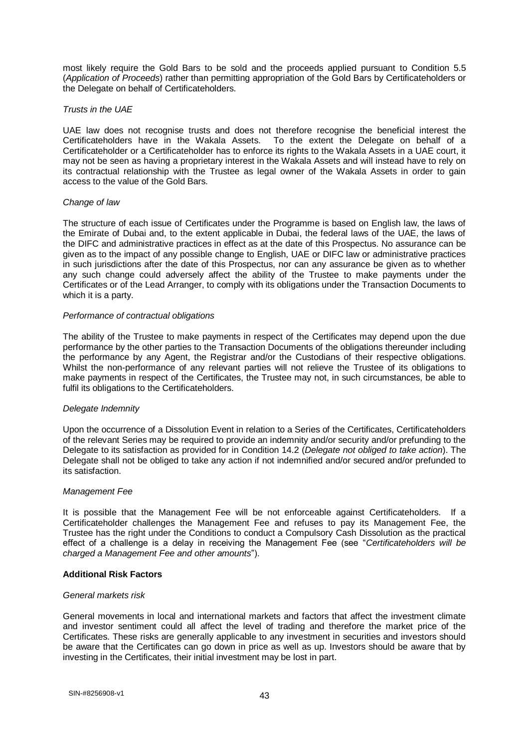most likely require the Gold Bars to be sold and the proceeds applied pursuant to Condition 5.5 (*Application of Proceeds*) rather than permitting appropriation of the Gold Bars by Certificateholders or the Delegate on behalf of Certificateholders.

*Trusts in the UAE*

UAE law does not recognise trusts and does not therefore recognise the beneficial interest the Certificateholders have in the Wakala Assets. To the extent the Delegate on behalf of a Certificateholder or a Certificateholder has to enforce its rights to the Wakala Assets in a UAE court, it may not be seen as having a proprietary interest in the Wakala Assets and will instead have to rely on its contractual relationship with the Trustee as legal owner of the Wakala Assets in order to gain access to the value of the Gold Bars.

*Change of law*

The structure of each issue of Certificates under the Programme is based on English law, the laws of the Emirate of Dubai and, to the extent applicable in Dubai, the federal laws of the UAE, the laws of the DIFC and administrative practices in effect as at the date of this Prospectus. No assurance can be given as to the impact of any possible change to English, UAE or DIFC law or administrative practices in such jurisdictions after the date of this Prospectus, nor can any assurance be given as to whether any such change could adversely affect the ability of the Trustee to make payments under the Certificates or of the Lead Arranger, to comply with its obligations under the Transaction Documents to which it is a party.

*Performance of contractual obligations*

The ability of the Trustee to make payments in respect of the Certificates may depend upon the due performance by the other parties to the Transaction Documents of the obligations thereunder including the performance by any Agent, the Registrar and/or the Custodians of their respective obligations. Whilst the non-performance of any relevant parties will not relieve the Trustee of its obligations to make payments in respect of the Certificates, the Trustee may not, in such circumstances, be able to fulfil its obligations to the Certificateholders.

*Delegate Indemnity*

Upon the occurrence of a Dissolution Event in relation to a Series of the Certificates, Certificateholders of the relevant Series may be required to provide an indemnity and/or security and/or prefunding to the Delegate to its satisfaction as provided for in Condition 14.2 (*Delegate not obliged to take action*). The Delegate shall not be obliged to take any action if not indemnified and/or secured and/or prefunded to its satisfaction.

*Management Fee*

It is possible that the Management Fee will be not enforceable against Certificateholders. If a Certificateholder challenges the Management Fee and refuses to pay its Management Fee, the Trustee has the right under the Conditions to conduct a Compulsory Cash Dissolution as the practical effect of a challenge is a delay in receiving the Management Fee (see "*Certificateholders will be charged a Management Fee and other amounts*").

**Additional Risk Factors**

*General markets risk*

General movements in local and international markets and factors that affect the investment climate and investor sentiment could all affect the level of trading and therefore the market price of the Certificates. These risks are generally applicable to any investment in securities and investors should be aware that the Certificates can go down in price as well as up. Investors should be aware that by investing in the Certificates, their initial investment may be lost in part.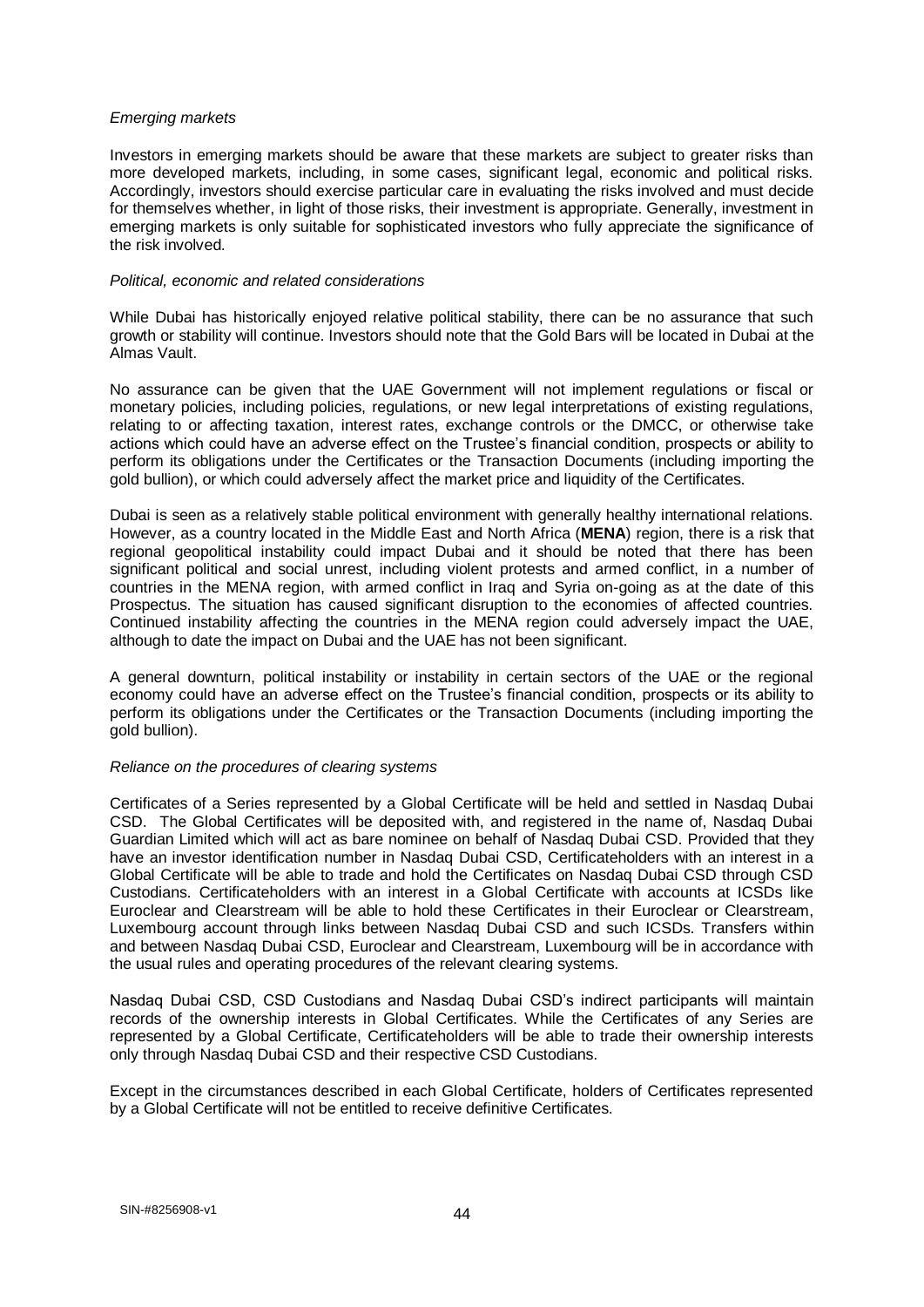*Emerging markets*

Investors in emerging markets should be aware that these markets are subject to greater risks than more developed markets, including, in some cases, significant legal, economic and political risks. Accordingly, investors should exercise particular care in evaluating the risks involved and must decide for themselves whether, in light of those risks, their investment is appropriate. Generally, investment in emerging markets is only suitable for sophisticated investors who fully appreciate the significance of the risk involved.

*Political, economic and related considerations*

While Dubai has historically enjoyed relative political stability, there can be no assurance that such growth or stability will continue. Investors should note that the Gold Bars will be located in Dubai at the Almas Vault.

No assurance can be given that the UAE Government will not implement regulations or fiscal or monetary policies, including policies, regulations, or new legal interpretations of existing regulations, relating to or affecting taxation, interest rates, exchange controls or the DMCC, or otherwise take actions which could have an adverse effect on the Trustee's financial condition, prospects or ability to perform its obligations under the Certificates or the Transaction Documents (including importing the gold bullion), or which could adversely affect the market price and liquidity of the Certificates.

Dubai is seen as a relatively stable political environment with generally healthy international relations. However, as a country located in the Middle East and North Africa (**MENA**) region, there is a risk that regional geopolitical instability could impact Dubai and it should be noted that there has been significant political and social unrest, including violent protests and armed conflict, in a number of countries in the MENA region, with armed conflict in Iraq and Syria on-going as at the date of this Prospectus. The situation has caused significant disruption to the economies of affected countries. Continued instability affecting the countries in the MENA region could adversely impact the UAE, although to date the impact on Dubai and the UAE has not been significant.

A general downturn, political instability or instability in certain sectors of the UAE or the regional economy could have an adverse effect on the Trustee's financial condition, prospects or its ability to perform its obligations under the Certificates or the Transaction Documents (including importing the gold bullion).

*Reliance on the procedures of clearing systems*

Certificates of a Series represented by a Global Certificate will be held and settled in Nasdaq Dubai CSD. The Global Certificates will be deposited with, and registered in the name of, Nasdaq Dubai Guardian Limited which will act as bare nominee on behalf of Nasdaq Dubai CSD. Provided that they have an investor identification number in Nasdaq Dubai CSD, Certificateholders with an interest in a Global Certificate will be able to trade and hold the Certificates on Nasdaq Dubai CSD through CSD Custodians. Certificateholders with an interest in a Global Certificate with accounts at ICSDs like Euroclear and Clearstream will be able to hold these Certificates in their Euroclear or Clearstream, Luxembourg account through links between Nasdaq Dubai CSD and such ICSDs. Transfers within and between Nasdaq Dubai CSD, Euroclear and Clearstream, Luxembourg will be in accordance with the usual rules and operating procedures of the relevant clearing systems.

Nasdaq Dubai CSD, CSD Custodians and Nasdaq Dubai CSD's indirect participants will maintain records of the ownership interests in Global Certificates. While the Certificates of any Series are represented by a Global Certificate, Certificateholders will be able to trade their ownership interests only through Nasdaq Dubai CSD and their respective CSD Custodians.

Except in the circumstances described in each Global Certificate, holders of Certificates represented by a Global Certificate will not be entitled to receive definitive Certificates.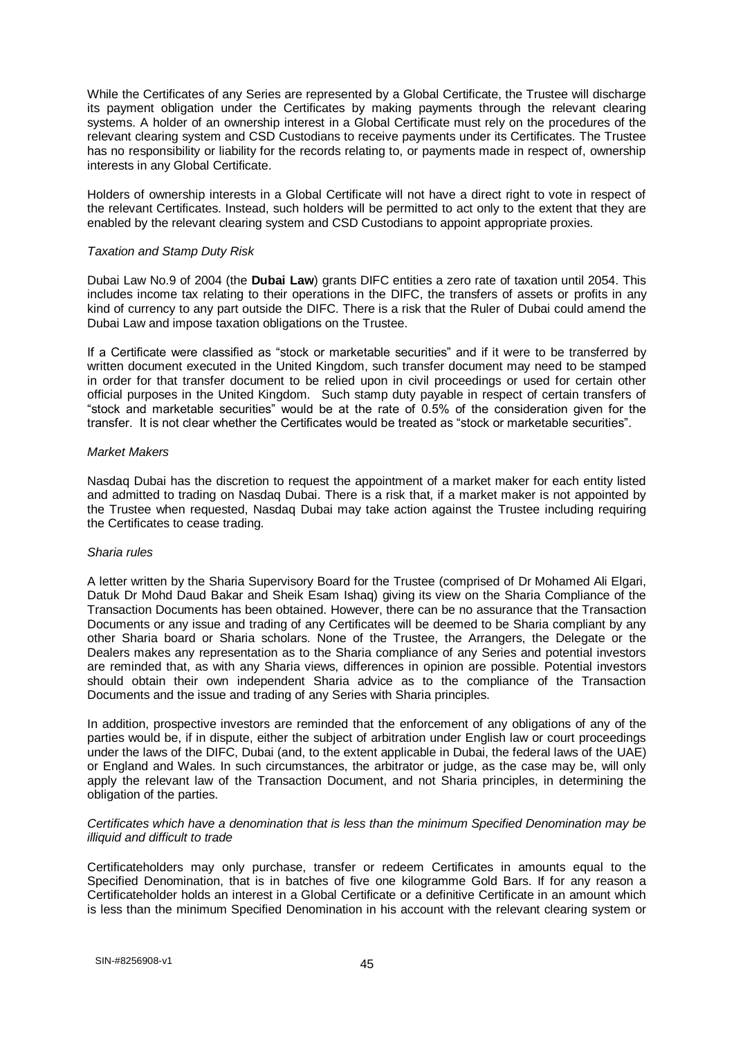While the Certificates of any Series are represented by a Global Certificate, the Trustee will discharge its payment obligation under the Certificates by making payments through the relevant clearing systems. A holder of an ownership interest in a Global Certificate must rely on the procedures of the relevant clearing system and CSD Custodians to receive payments under its Certificates. The Trustee has no responsibility or liability for the records relating to, or payments made in respect of, ownership interests in any Global Certificate.

Holders of ownership interests in a Global Certificate will not have a direct right to vote in respect of the relevant Certificates. Instead, such holders will be permitted to act only to the extent that they are enabled by the relevant clearing system and CSD Custodians to appoint appropriate proxies.

*Taxation and Stamp Duty Risk*

Dubai Law No.9 of 2004 (the **Dubai Law**) grants DIFC entities a zero rate of taxation until 2054. This includes income tax relating to their operations in the DIFC, the transfers of assets or profits in any kind of currency to any part outside the DIFC. There is a risk that the Ruler of Dubai could amend the Dubai Law and impose taxation obligations on the Trustee.

If a Certificate were classified as "stock or marketable securities" and if it were to be transferred by written document executed in the United Kingdom, such transfer document may need to be stamped in order for that transfer document to be relied upon in civil proceedings or used for certain other official purposes in the United Kingdom. Such stamp duty payable in respect of certain transfers of "stock and marketable securities" would be at the rate of 0.5% of the consideration given for the transfer. It is not clear whether the Certificates would be treated as "stock or marketable securities".

*Market Makers*

Nasdaq Dubai has the discretion to request the appointment of a market maker for each entity listed and admitted to trading on Nasdaq Dubai. There is a risk that, if a market maker is not appointed by the Trustee when requested, Nasdaq Dubai may take action against the Trustee including requiring the Certificates to cease trading.

*Sharia rules*

A letter written by the Sharia Supervisory Board for the Trustee (comprised of Dr Mohamed Ali Elgari, Datuk Dr Mohd Daud Bakar and Sheik Esam Ishaq) giving its view on the Sharia Compliance of the Transaction Documents has been obtained. However, there can be no assurance that the Transaction Documents or any issue and trading of any Certificates will be deemed to be Sharia compliant by any other Sharia board or Sharia scholars. None of the Trustee, the Arrangers, the Delegate or the Dealers makes any representation as to the Sharia compliance of any Series and potential investors are reminded that, as with any Sharia views, differences in opinion are possible. Potential investors should obtain their own independent Sharia advice as to the compliance of the Transaction Documents and the issue and trading of any Series with Sharia principles.

In addition, prospective investors are reminded that the enforcement of any obligations of any of the parties would be, if in dispute, either the subject of arbitration under English law or court proceedings under the laws of the DIFC, Dubai (and, to the extent applicable in Dubai, the federal laws of the UAE) or England and Wales. In such circumstances, the arbitrator or judge, as the case may be, will only apply the relevant law of the Transaction Document, and not Sharia principles, in determining the obligation of the parties.

*Certificates which have a denomination that is less than the minimum Specified Denomination may be illiquid and difficult to trade*

Certificateholders may only purchase, transfer or redeem Certificates in amounts equal to the Specified Denomination, that is in batches of five one kilogramme Gold Bars. If for any reason a Certificateholder holds an interest in a Global Certificate or a definitive Certificate in an amount which is less than the minimum Specified Denomination in his account with the relevant clearing system or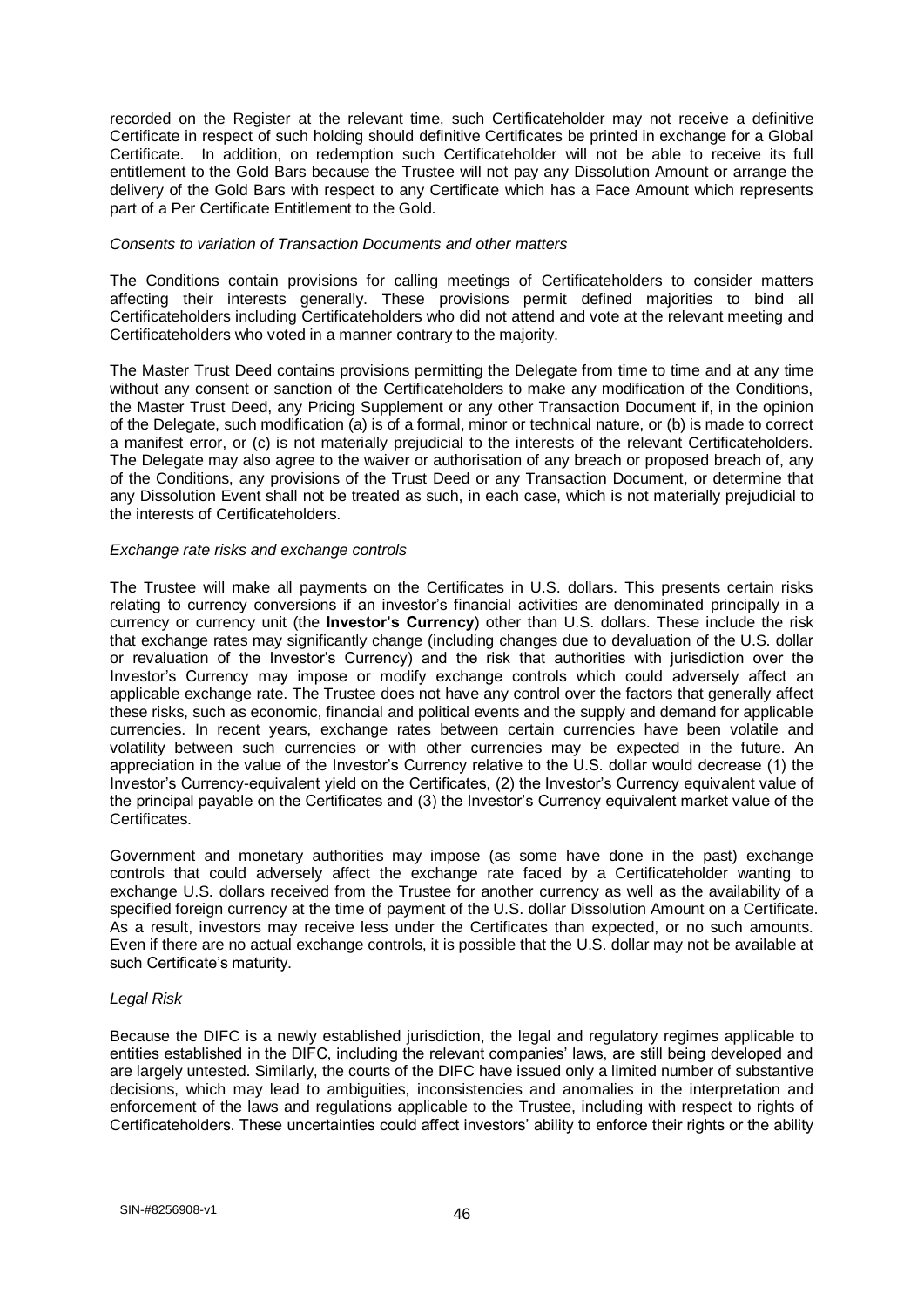recorded on the Register at the relevant time, such Certificateholder may not receive a definitive Certificate in respect of such holding should definitive Certificates be printed in exchange for a Global Certificate. In addition, on redemption such Certificateholder will not be able to receive its full entitlement to the Gold Bars because the Trustee will not pay any Dissolution Amount or arrange the delivery of the Gold Bars with respect to any Certificate which has a Face Amount which represents part of a Per Certificate Entitlement to the Gold.

*Consents to variation of Transaction Documents and other matters*

The Conditions contain provisions for calling meetings of Certificateholders to consider matters affecting their interests generally. These provisions permit defined majorities to bind all Certificateholders including Certificateholders who did not attend and vote at the relevant meeting and Certificateholders who voted in a manner contrary to the majority.

The Master Trust Deed contains provisions permitting the Delegate from time to time and at any time without any consent or sanction of the Certificateholders to make any modification of the Conditions, the Master Trust Deed, any Pricing Supplement or any other Transaction Document if, in the opinion of the Delegate, such modification (a) is of a formal, minor or technical nature, or (b) is made to correct a manifest error, or (c) is not materially prejudicial to the interests of the relevant Certificateholders. The Delegate may also agree to the waiver or authorisation of any breach or proposed breach of, any of the Conditions, any provisions of the Trust Deed or any Transaction Document, or determine that any Dissolution Event shall not be treated as such, in each case, which is not materially prejudicial to the interests of Certificateholders.

*Exchange rate risks and exchange controls*

The Trustee will make all payments on the Certificates in U.S. dollars. This presents certain risks relating to currency conversions if an investor's financial activities are denominated principally in a currency or currency unit (the **Investor's Currency**) other than U.S. dollars. These include the risk that exchange rates may significantly change (including changes due to devaluation of the U.S. dollar or revaluation of the Investor's Currency) and the risk that authorities with jurisdiction over the Investor's Currency may impose or modify exchange controls which could adversely affect an applicable exchange rate. The Trustee does not have any control over the factors that generally affect these risks, such as economic, financial and political events and the supply and demand for applicable currencies. In recent years, exchange rates between certain currencies have been volatile and volatility between such currencies or with other currencies may be expected in the future. An appreciation in the value of the Investor's Currency relative to the U.S. dollar would decrease (1) the Investor's Currency-equivalent yield on the Certificates, (2) the Investor's Currency equivalent value of the principal payable on the Certificates and (3) the Investor's Currency equivalent market value of the Certificates.

Government and monetary authorities may impose (as some have done in the past) exchange controls that could adversely affect the exchange rate faced by a Certificateholder wanting to exchange U.S. dollars received from the Trustee for another currency as well as the availability of a specified foreign currency at the time of payment of the U.S. dollar Dissolution Amount on a Certificate. As a result, investors may receive less under the Certificates than expected, or no such amounts. Even if there are no actual exchange controls, it is possible that the U.S. dollar may not be available at such Certificate's maturity.

*Legal Risk*

Because the DIFC is a newly established jurisdiction, the legal and regulatory regimes applicable to entities established in the DIFC, including the relevant companies' laws, are still being developed and are largely untested. Similarly, the courts of the DIFC have issued only a limited number of substantive decisions, which may lead to ambiguities, inconsistencies and anomalies in the interpretation and enforcement of the laws and regulations applicable to the Trustee, including with respect to rights of Certificateholders. These uncertainties could affect investors' ability to enforce their rights or the ability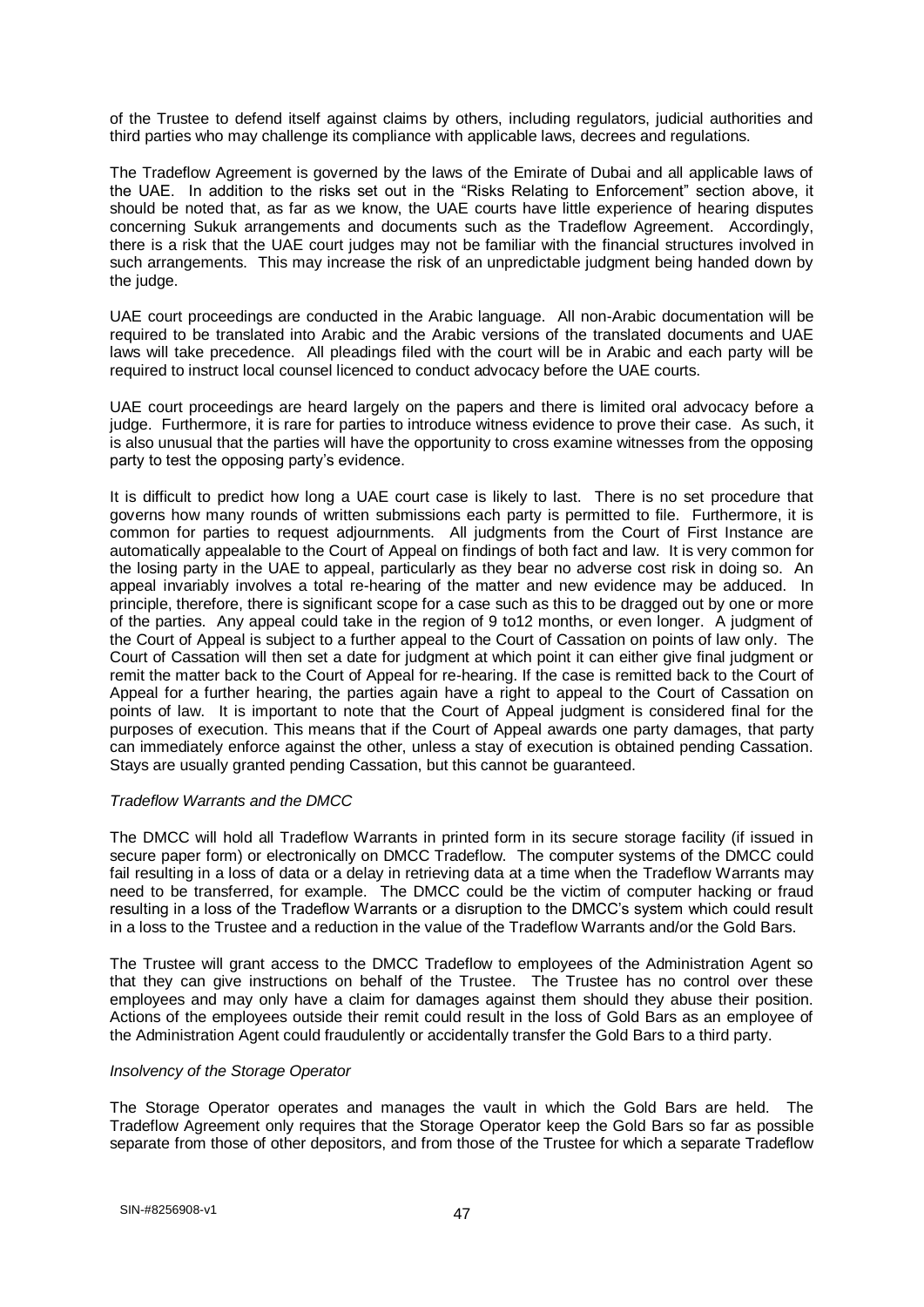of the Trustee to defend itself against claims by others, including regulators, judicial authorities and third parties who may challenge its compliance with applicable laws, decrees and regulations.

The Tradeflow Agreement is governed by the laws of the Emirate of Dubai and all applicable laws of the UAE. In addition to the risks set out in the "Risks Relating to Enforcement" section above, it should be noted that, as far as we know, the UAE courts have little experience of hearing disputes concerning Sukuk arrangements and documents such as the Tradeflow Agreement. Accordingly, there is a risk that the UAE court judges may not be familiar with the financial structures involved in such arrangements. This may increase the risk of an unpredictable judgment being handed down by the judge.

UAE court proceedings are conducted in the Arabic language. All non-Arabic documentation will be required to be translated into Arabic and the Arabic versions of the translated documents and UAE laws will take precedence. All pleadings filed with the court will be in Arabic and each party will be required to instruct local counsel licenced to conduct advocacy before the UAE courts.

UAE court proceedings are heard largely on the papers and there is limited oral advocacy before a judge. Furthermore, it is rare for parties to introduce witness evidence to prove their case. As such, it is also unusual that the parties will have the opportunity to cross examine witnesses from the opposing party to test the opposing party's evidence.

It is difficult to predict how long a UAE court case is likely to last. There is no set procedure that governs how many rounds of written submissions each party is permitted to file. Furthermore, it is common for parties to request adjournments. All judgments from the Court of First Instance are automatically appealable to the Court of Appeal on findings of both fact and law. It is very common for the losing party in the UAE to appeal, particularly as they bear no adverse cost risk in doing so. An appeal invariably involves a total re-hearing of the matter and new evidence may be adduced. In principle, therefore, there is significant scope for a case such as this to be dragged out by one or more of the parties. Any appeal could take in the region of 9 to12 months, or even longer. A judgment of the Court of Appeal is subject to a further appeal to the Court of Cassation on points of law only. The Court of Cassation will then set a date for judgment at which point it can either give final judgment or remit the matter back to the Court of Appeal for re-hearing. If the case is remitted back to the Court of Appeal for a further hearing, the parties again have a right to appeal to the Court of Cassation on points of law. It is important to note that the Court of Appeal judgment is considered final for the purposes of execution. This means that if the Court of Appeal awards one party damages, that party can immediately enforce against the other, unless a stay of execution is obtained pending Cassation. Stays are usually granted pending Cassation, but this cannot be guaranteed.

*Tradeflow Warrants and the DMCC*

The DMCC will hold all Tradeflow Warrants in printed form in its secure storage facility (if issued in secure paper form) or electronically on DMCC Tradeflow. The computer systems of the DMCC could fail resulting in a loss of data or a delay in retrieving data at a time when the Tradeflow Warrants may need to be transferred, for example. The DMCC could be the victim of computer hacking or fraud resulting in a loss of the Tradeflow Warrants or a disruption to the DMCC's system which could result in a loss to the Trustee and a reduction in the value of the Tradeflow Warrants and/or the Gold Bars.

The Trustee will grant access to the DMCC Tradeflow to employees of the Administration Agent so that they can give instructions on behalf of the Trustee. The Trustee has no control over these employees and may only have a claim for damages against them should they abuse their position. Actions of the employees outside their remit could result in the loss of Gold Bars as an employee of the Administration Agent could fraudulently or accidentally transfer the Gold Bars to a third party.

*Insolvency of the Storage Operator*

The Storage Operator operates and manages the vault in which the Gold Bars are held. The Tradeflow Agreement only requires that the Storage Operator keep the Gold Bars so far as possible separate from those of other depositors, and from those of the Trustee for which a separate Tradeflow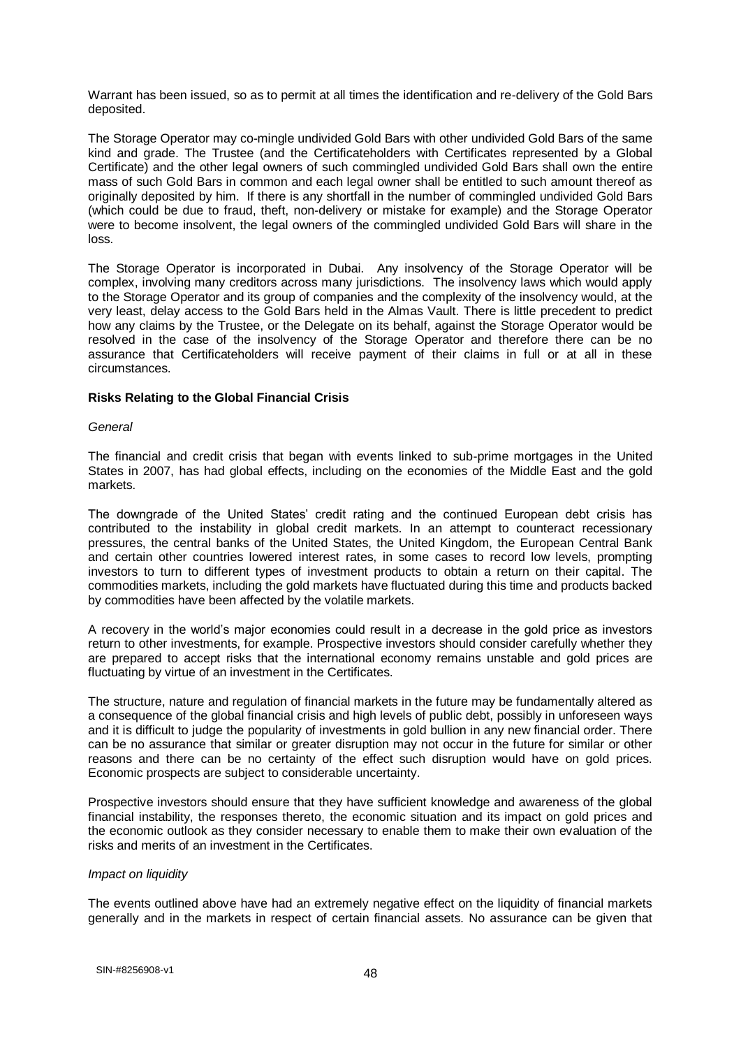Warrant has been issued, so as to permit at all times the identification and re-delivery of the Gold Bars deposited.

The Storage Operator may co-mingle undivided Gold Bars with other undivided Gold Bars of the same kind and grade. The Trustee (and the Certificateholders with Certificates represented by a Global Certificate) and the other legal owners of such commingled undivided Gold Bars shall own the entire mass of such Gold Bars in common and each legal owner shall be entitled to such amount thereof as originally deposited by him. If there is any shortfall in the number of commingled undivided Gold Bars (which could be due to fraud, theft, non-delivery or mistake for example) and the Storage Operator were to become insolvent, the legal owners of the commingled undivided Gold Bars will share in the loss.

The Storage Operator is incorporated in Dubai. Any insolvency of the Storage Operator will be complex, involving many creditors across many jurisdictions. The insolvency laws which would apply to the Storage Operator and its group of companies and the complexity of the insolvency would, at the very least, delay access to the Gold Bars held in the Almas Vault. There is little precedent to predict how any claims by the Trustee, or the Delegate on its behalf, against the Storage Operator would be resolved in the case of the insolvency of the Storage Operator and therefore there can be no assurance that Certificateholders will receive payment of their claims in full or at all in these circumstances.

**Risks Relating to the Global Financial Crisis**

*General*

The financial and credit crisis that began with events linked to sub-prime mortgages in the United States in 2007, has had global effects, including on the economies of the Middle East and the gold markets.

The downgrade of the United States' credit rating and the continued European debt crisis has contributed to the instability in global credit markets. In an attempt to counteract recessionary pressures, the central banks of the United States, the United Kingdom, the European Central Bank and certain other countries lowered interest rates, in some cases to record low levels, prompting investors to turn to different types of investment products to obtain a return on their capital. The commodities markets, including the gold markets have fluctuated during this time and products backed by commodities have been affected by the volatile markets.

A recovery in the world's major economies could result in a decrease in the gold price as investors return to other investments, for example. Prospective investors should consider carefully whether they are prepared to accept risks that the international economy remains unstable and gold prices are fluctuating by virtue of an investment in the Certificates.

The structure, nature and regulation of financial markets in the future may be fundamentally altered as a consequence of the global financial crisis and high levels of public debt, possibly in unforeseen ways and it is difficult to judge the popularity of investments in gold bullion in any new financial order. There can be no assurance that similar or greater disruption may not occur in the future for similar or other reasons and there can be no certainty of the effect such disruption would have on gold prices. Economic prospects are subject to considerable uncertainty.

Prospective investors should ensure that they have sufficient knowledge and awareness of the global financial instability, the responses thereto, the economic situation and its impact on gold prices and the economic outlook as they consider necessary to enable them to make their own evaluation of the risks and merits of an investment in the Certificates.

*Impact on liquidity*

The events outlined above have had an extremely negative effect on the liquidity of financial markets generally and in the markets in respect of certain financial assets. No assurance can be given that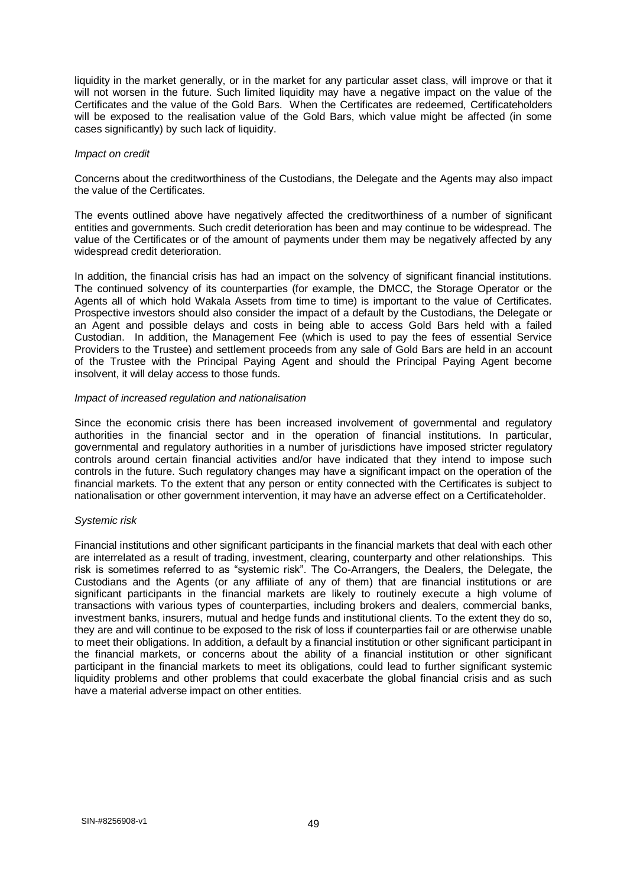liquidity in the market generally, or in the market for any particular asset class, will improve or that it will not worsen in the future. Such limited liquidity may have a negative impact on the value of the Certificates and the value of the Gold Bars. When the Certificates are redeemed, Certificateholders will be exposed to the realisation value of the Gold Bars, which value might be affected (in some cases significantly) by such lack of liquidity.

*Impact on credit*

Concerns about the creditworthiness of the Custodians, the Delegate and the Agents may also impact the value of the Certificates.

The events outlined above have negatively affected the creditworthiness of a number of significant entities and governments. Such credit deterioration has been and may continue to be widespread. The value of the Certificates or of the amount of payments under them may be negatively affected by any widespread credit deterioration.

In addition, the financial crisis has had an impact on the solvency of significant financial institutions. The continued solvency of its counterparties (for example, the DMCC, the Storage Operator or the Agents all of which hold Wakala Assets from time to time) is important to the value of Certificates. Prospective investors should also consider the impact of a default by the Custodians, the Delegate or an Agent and possible delays and costs in being able to access Gold Bars held with a failed Custodian. In addition, the Management Fee (which is used to pay the fees of essential Service Providers to the Trustee) and settlement proceeds from any sale of Gold Bars are held in an account of the Trustee with the Principal Paying Agent and should the Principal Paying Agent become insolvent, it will delay access to those funds.

*Impact of increased regulation and nationalisation*

Since the economic crisis there has been increased involvement of governmental and regulatory authorities in the financial sector and in the operation of financial institutions. In particular, governmental and regulatory authorities in a number of jurisdictions have imposed stricter regulatory controls around certain financial activities and/or have indicated that they intend to impose such controls in the future. Such regulatory changes may have a significant impact on the operation of the financial markets. To the extent that any person or entity connected with the Certificates is subject to nationalisation or other government intervention, it may have an adverse effect on a Certificateholder.

*Systemic risk*

Financial institutions and other significant participants in the financial markets that deal with each other are interrelated as a result of trading, investment, clearing, counterparty and other relationships. This risk is sometimes referred to as "systemic risk". The Co-Arrangers, the Dealers, the Delegate, the Custodians and the Agents (or any affiliate of any of them) that are financial institutions or are significant participants in the financial markets are likely to routinely execute a high volume of transactions with various types of counterparties, including brokers and dealers, commercial banks, investment banks, insurers, mutual and hedge funds and institutional clients. To the extent they do so, they are and will continue to be exposed to the risk of loss if counterparties fail or are otherwise unable to meet their obligations. In addition, a default by a financial institution or other significant participant in the financial markets, or concerns about the ability of a financial institution or other significant participant in the financial markets to meet its obligations, could lead to further significant systemic liquidity problems and other problems that could exacerbate the global financial crisis and as such have a material adverse impact on other entities.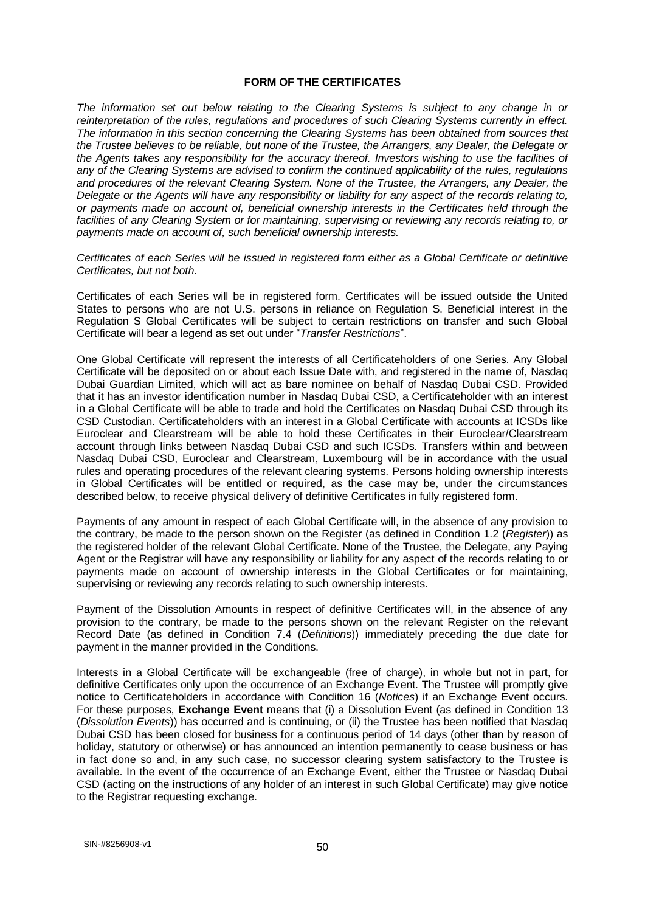# FORM OF THE CERTIFICATES

*The information set out below relating to the Clearing Systems is subject to any change in or reinterpretation of the rules, regulations and procedures of such Clearing Systems currently in effect. The information in this section concerning the Clearing Systems has been obtained from sources that the Trustee believes to be reliable, but none of the Trustee, the Arrangers, any Dealer, the Delegate or the Agents takes any responsibility for the accuracy thereof. Investors wishing to use the facilities of any of the Clearing Systems are advised to confirm the continued applicability of the rules, regulations and procedures of the relevant Clearing System. None of the Trustee, the Arrangers, any Dealer, the Delegate or the Agents will have any responsibility or liability for any aspect of the records relating to, or payments made on account of, beneficial ownership interests in the Certificates held through the facilities of any Clearing System or for maintaining, supervising or reviewing any records relating to, or payments made on account of, such beneficial ownership interests.*

*Certificates of each Series will be issued in registered form either as a Global Certificate or definitive Certificates, but not both.*

Certificates of each Series will be in registered form. Certificates will be issued outside the United States to persons who are not U.S. persons in reliance on Regulation S. Beneficial interest in the Regulation S Global Certificates will be subject to certain restrictions on transfer and such Global Certificate will bear a legend as set out under "*Transfer Restrictions*".

One Global Certificate will represent the interests of all Certificateholders of one Series. Any Global Certificate will be deposited on or about each Issue Date with, and registered in the name of, Nasdaq Dubai Guardian Limited, which will act as bare nominee on behalf of Nasdaq Dubai CSD. Provided that it has an investor identification number in Nasdaq Dubai CSD, a Certificateholder with an interest in a Global Certificate will be able to trade and hold the Certificates on Nasdaq Dubai CSD through its CSD Custodian. Certificateholders with an interest in a Global Certificate with accounts at ICSDs like Euroclear and Clearstream will be able to hold these Certificates in their Euroclear/Clearstream account through links between Nasdaq Dubai CSD and such ICSDs. Transfers within and between Nasdaq Dubai CSD, Euroclear and Clearstream, Luxembourg will be in accordance with the usual rules and operating procedures of the relevant clearing systems. Persons holding ownership interests in Global Certificates will be entitled or required, as the case may be, under the circumstances described below, to receive physical delivery of definitive Certificates in fully registered form.

Payments of any amount in respect of each Global Certificate will, in the absence of any provision to the contrary, be made to the person shown on the Register (as defined in Condition 1.2 (*Register*)) as the registered holder of the relevant Global Certificate. None of the Trustee, the Delegate, any Paying Agent or the Registrar will have any responsibility or liability for any aspect of the records relating to or payments made on account of ownership interests in the Global Certificates or for maintaining, supervising or reviewing any records relating to such ownership interests.

Payment of the Dissolution Amounts in respect of definitive Certificates will, in the absence of any provision to the contrary, be made to the persons shown on the relevant Register on the relevant Record Date (as defined in Condition 7.4 (*Definitions*)) immediately preceding the due date for payment in the manner provided in the Conditions.

Interests in a Global Certificate will be exchangeable (free of charge), in whole but not in part, for definitive Certificates only upon the occurrence of an Exchange Event. The Trustee will promptly give notice to Certificateholders in accordance with Condition 16 (*Notices*) if an Exchange Event occurs. For these purposes, **Exchange Event** means that (i) a Dissolution Event (as defined in Condition 13 (*Dissolution Events*)) has occurred and is continuing, or (ii) the Trustee has been notified that Nasdaq Dubai CSD has been closed for business for a continuous period of 14 days (other than by reason of holiday, statutory or otherwise) or has announced an intention permanently to cease business or has in fact done so and, in any such case, no successor clearing system satisfactory to the Trustee is available. In the event of the occurrence of an Exchange Event, either the Trustee or Nasdaq Dubai CSD (acting on the instructions of any holder of an interest in such Global Certificate) may give notice to the Registrar requesting exchange.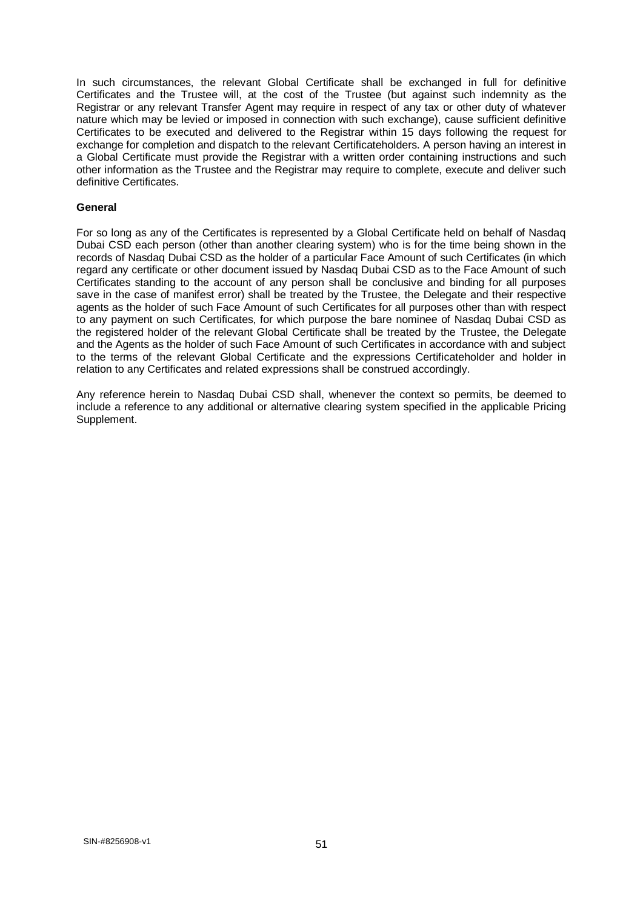In such circumstances, the relevant Global Certificate shall be exchanged in full for definitive Certificates and the Trustee will, at the cost of the Trustee (but against such indemnity as the Registrar or any relevant Transfer Agent may require in respect of any tax or other duty of whatever nature which may be levied or imposed in connection with such exchange), cause sufficient definitive Certificates to be executed and delivered to the Registrar within 15 days following the request for exchange for completion and dispatch to the relevant Certificateholders. A person having an interest in a Global Certificate must provide the Registrar with a written order containing instructions and such other information as the Trustee and the Registrar may require to complete, execute and deliver such definitive Certificates.

**General**

For so long as any of the Certificates is represented by a Global Certificate held on behalf of Nasdaq Dubai CSD each person (other than another clearing system) who is for the time being shown in the records of Nasdaq Dubai CSD as the holder of a particular Face Amount of such Certificates (in which regard any certificate or other document issued by Nasdaq Dubai CSD as to the Face Amount of such Certificates standing to the account of any person shall be conclusive and binding for all purposes save in the case of manifest error) shall be treated by the Trustee, the Delegate and their respective agents as the holder of such Face Amount of such Certificates for all purposes other than with respect to any payment on such Certificates, for which purpose the bare nominee of Nasdaq Dubai CSD as the registered holder of the relevant Global Certificate shall be treated by the Trustee, the Delegate and the Agents as the holder of such Face Amount of such Certificates in accordance with and subject to the terms of the relevant Global Certificate and the expressions Certificateholder and holder in relation to any Certificates and related expressions shall be construed accordingly.

Any reference herein to Nasdaq Dubai CSD shall, whenever the context so permits, be deemed to include a reference to any additional or alternative clearing system specified in the applicable Pricing Supplement.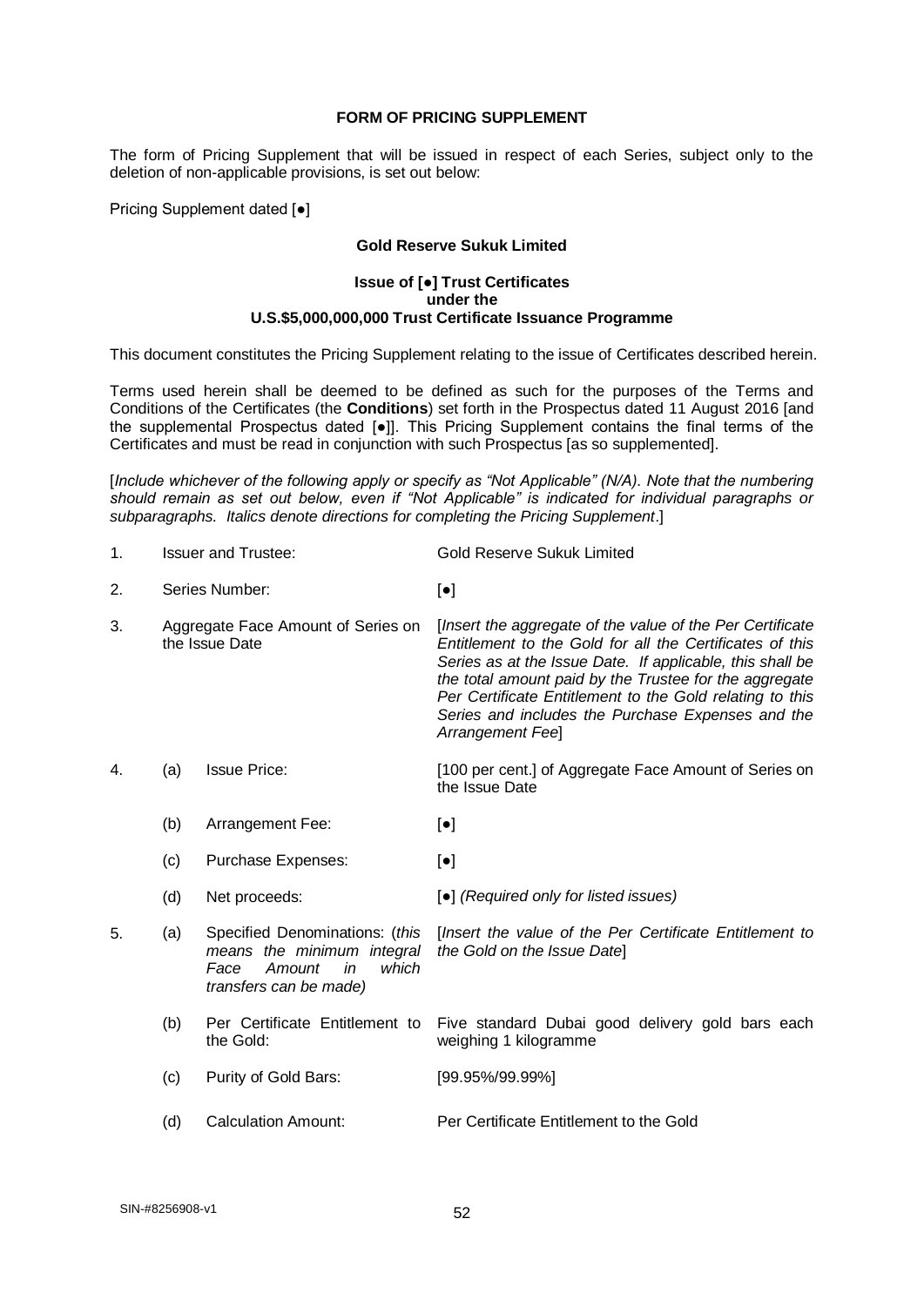## FORM OF PRICING SUPPLEMENT

The form of Pricing Supplement that will be issued in respect of each Series, subject only to the deletion of non-applicable provisions, is set out below:

Pricing Supplement dated [●]

**Gold Reserve Sukuk Limited**

**Issue of [●] Trust Certificates**
**under the**
**U.S.$5,000,000,000 Trust Certificate Issuance Programme**

This document constitutes the Pricing Supplement relating to the issue of Certificates described herein.

Terms used herein shall be deemed to be defined as such for the purposes of the Terms and Conditions of the Certificates (the **Conditions**) set forth in the Prospectus dated 11 August 2016 [and the supplemental Prospectus dated [●]]. This Pricing Supplement contains the final terms of the Certificates and must be read in conjunction with such Prospectus [as so supplemented].

[*Include whichever of the following apply or specify as "Not Applicable" (N/A). Note that the numbering should remain as set out below, even if "Not Applicable" is indicated for individual paragraphs or subparagraphs. Italics denote directions for completing the Pricing Supplement*.]

| | | | |
|---|---|---|---|
| 1. | Issuer and Trustee: | | Gold Reserve Sukuk Limited |
| 2. | Series Number: | | [●] |
| 3. | Aggregate Face Amount of Series on the Issue Date | | [*Insert the aggregate of the value of the Per Certificate Entitlement to the Gold for all the Certificates of this Series as at the Issue Date. If applicable, this shall be the total amount paid by the Trustee for the aggregate Per Certificate Entitlement to the Gold relating to this Series and includes the Purchase Expenses and the Arrangement Fee*] |
| 4. | (a) | Issue Price: | [100 per cent.] of Aggregate Face Amount of Series on the Issue Date |
| | (b) | Arrangement Fee: | [●] |
| | (c) | Purchase Expenses: | [●] |
| | (d) | Net proceeds: | [●] *(Required only for listed issues)* |
| 5. | (a) | Specified Denominations: (*this means the minimum integral Face Amount in which transfers can be made)* | [*Insert the value of the Per Certificate Entitlement to the Gold on the Issue Date*] |
| | (b) | Per Certificate Entitlement to the Gold: | Five standard Dubai good delivery gold bars each weighing 1 kilogramme |
| | (c) | Purity of Gold Bars: | [99.95%/99.99%] |
| | (d) | Calculation Amount: | Per Certificate Entitlement to the Gold |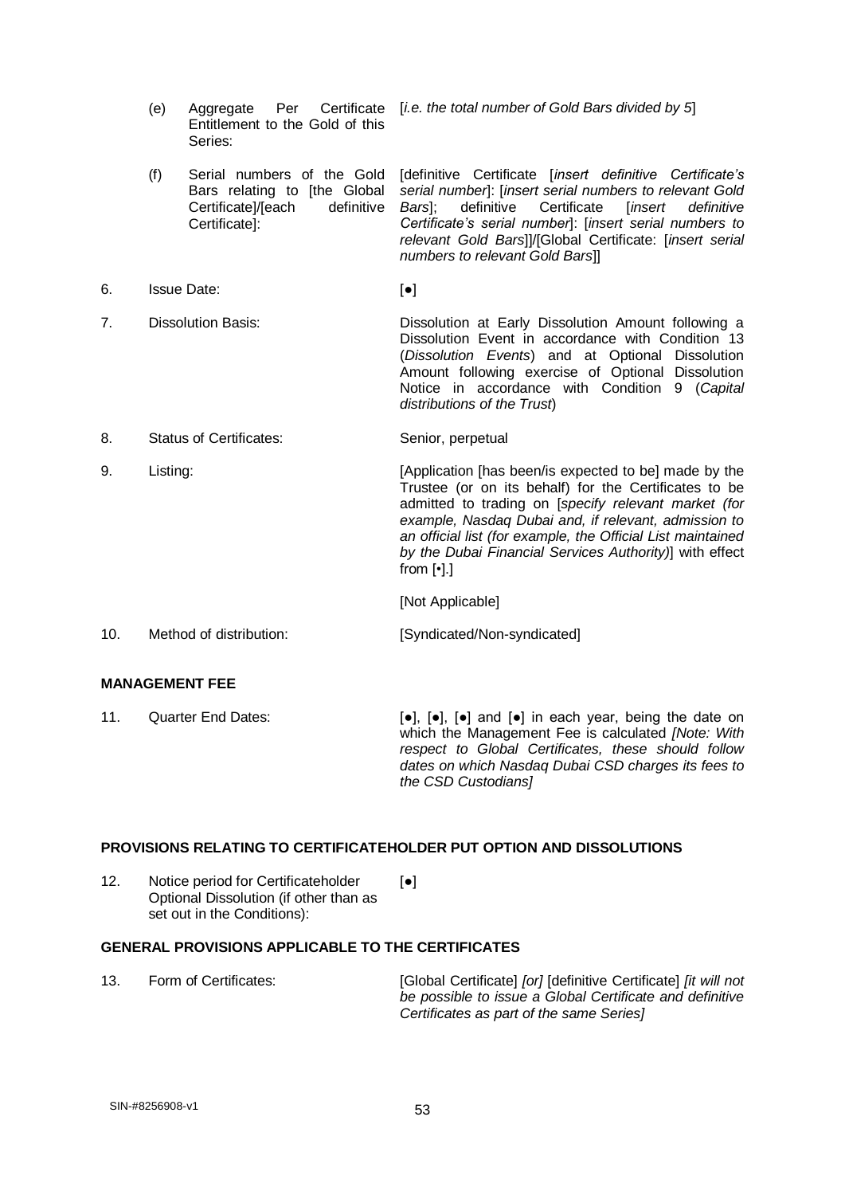| | | |
|---|---|---|
| | (e) Aggregate Per Certificate Entitlement to the Gold of this Series: | [*i.e. the total number of Gold Bars divided by 5*] |
| | (f) Serial numbers of the Gold Bars relating to [the Global Certificate]/[each definitive Certificate]: | [definitive Certificate [*insert definitive Certificate's serial number*]: [*insert serial numbers to relevant Gold Bars*]; definitive Certificate [*insert definitive Certificate's serial number*]: [*insert serial numbers to relevant Gold Bars*]]/[Global Certificate: [*insert serial numbers to relevant Gold Bars*]] |
| 6. | Issue Date: | [●] |
| 7. | Dissolution Basis: | Dissolution at Early Dissolution Amount following a Dissolution Event in accordance with Condition 13 (*Dissolution Events*) and at Optional Dissolution Amount following exercise of Optional Dissolution Notice in accordance with Condition 9 (*Capital distributions of the Trust*) |
| 8. | Status of Certificates: | Senior, perpetual |
| 9. | Listing: | [Application [has been/is expected to be] made by the Trustee (or on its behalf) for the Certificates to be admitted to trading on [*specify relevant market (for example, Nasdaq Dubai and, if relevant, admission to an official list (for example, the Official List maintained by the Dubai Financial Services Authority)*] with effect from [•].]<br><br>[Not Applicable] |
| 10. | Method of distribution: | [Syndicated/Non-syndicated] |

**MANAGEMENT FEE**

| | | |
|---|---|---|
| 11. | Quarter End Dates: | [●], [●], [●] and [●] in each year, being the date on which the Management Fee is calculated *[Note: With respect to Global Certificates, these should follow dates on which Nasdaq Dubai CSD charges its fees to the CSD Custodians]* |

**PROVISIONS RELATING TO CERTIFICATEHOLDER PUT OPTION AND DISSOLUTIONS**

| | | |
|---|---|---|
| 12. | Notice period for Certificateholder Optional Dissolution (if other than as set out in the Conditions): | [●] |

**GENERAL PROVISIONS APPLICABLE TO THE CERTIFICATES**

| | | |
|---|---|---|
| 13. | Form of Certificates: | [Global Certificate] *[or]* [definitive Certificate] *[it will not be possible to issue a Global Certificate and definitive Certificates as part of the same Series]* |

SIN-#8256908-v1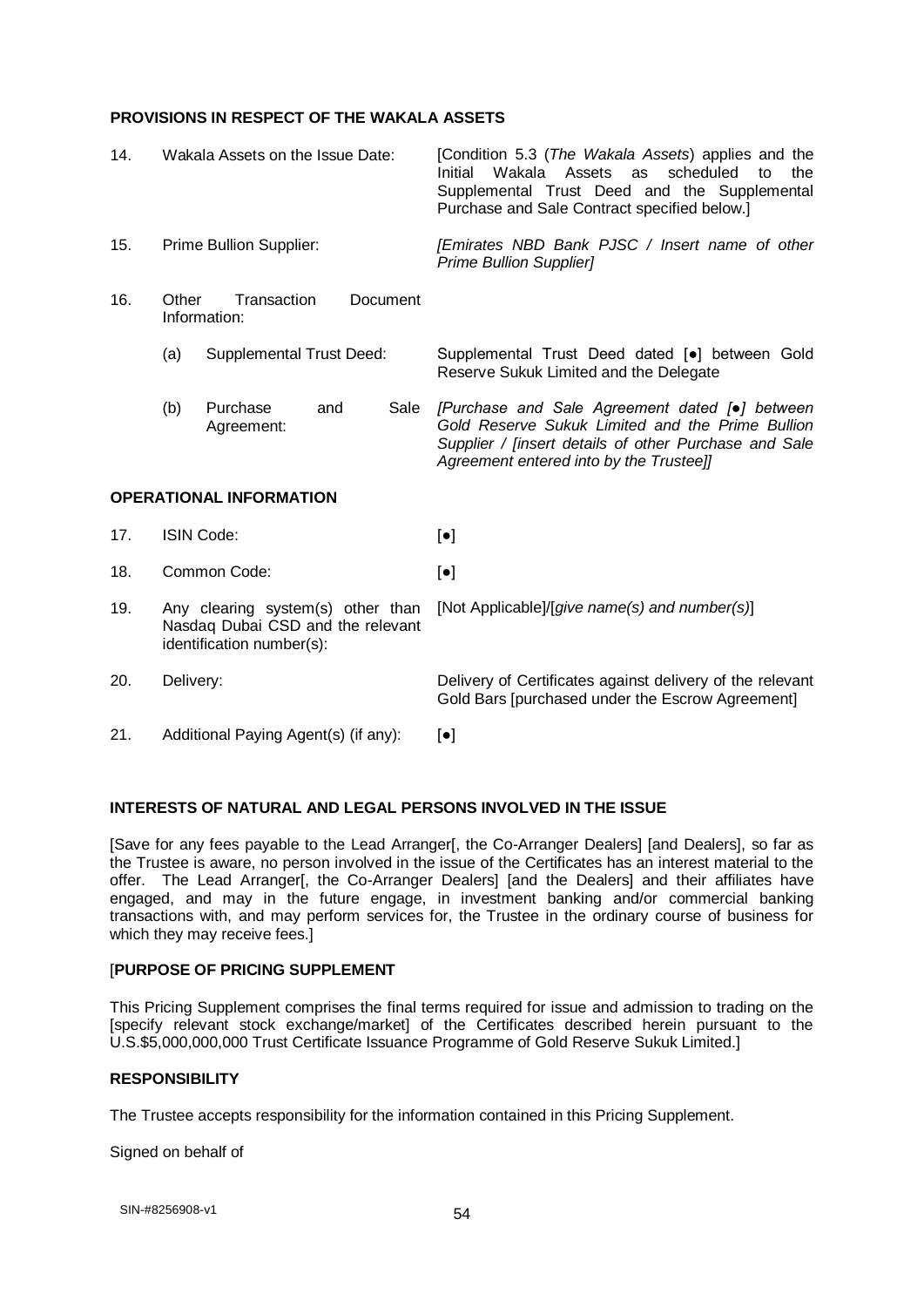**PROVISIONS IN RESPECT OF THE WAKALA ASSETS**

| | | |
|---|---|---|
| 14. | Wakala Assets on the Issue Date: | [Condition 5.3 (*The Wakala Assets*) applies and the Initial Wakala Assets as scheduled to the Supplemental Trust Deed and the Supplemental Purchase and Sale Contract specified below.] |
| 15. | Prime Bullion Supplier: | *[Emirates NBD Bank PJSC / Insert name of other Prime Bullion Supplier]* |
| 16. | Other Transaction Document Information: | |
| | (a) Supplemental Trust Deed: | Supplemental Trust Deed dated [●] between Gold Reserve Sukuk Limited and the Delegate |
| | (b) Purchase and Sale Agreement: | *[Purchase and Sale Agreement dated [●] between Gold Reserve Sukuk Limited and the Prime Bullion Supplier / [insert details of other Purchase and Sale Agreement entered into by the Trustee]]* |

**OPERATIONAL INFORMATION**

| | | |
|---|---|---|
| 17. | ISIN Code: | [●] |
| 18. | Common Code: | [●] |
| 19. | Any clearing system(s) other than Nasdaq Dubai CSD and the relevant identification number(s): | [Not Applicable]/[*give name(s) and number(s)*] |
| 20. | Delivery: | Delivery of Certificates against delivery of the relevant Gold Bars [purchased under the Escrow Agreement] |
| 21. | Additional Paying Agent(s) (if any): | [●] |

**INTERESTS OF NATURAL AND LEGAL PERSONS INVOLVED IN THE ISSUE**

[Save for any fees payable to the Lead Arranger[, the Co-Arranger Dealers] [and Dealers], so far as the Trustee is aware, no person involved in the issue of the Certificates has an interest material to the offer. The Lead Arranger[, the Co-Arranger Dealers] [and the Dealers] and their affiliates have engaged, and may in the future engage, in investment banking and/or commercial banking transactions with, and may perform services for, the Trustee in the ordinary course of business for which they may receive fees.]

[**PURPOSE OF PRICING SUPPLEMENT**

This Pricing Supplement comprises the final terms required for issue and admission to trading on the [specify relevant stock exchange/market] of the Certificates described herein pursuant to the U.S.$5,000,000,000 Trust Certificate Issuance Programme of Gold Reserve Sukuk Limited.]

**RESPONSIBILITY**

The Trustee accepts responsibility for the information contained in this Pricing Supplement.

Signed on behalf of

SIN-#8256908-v1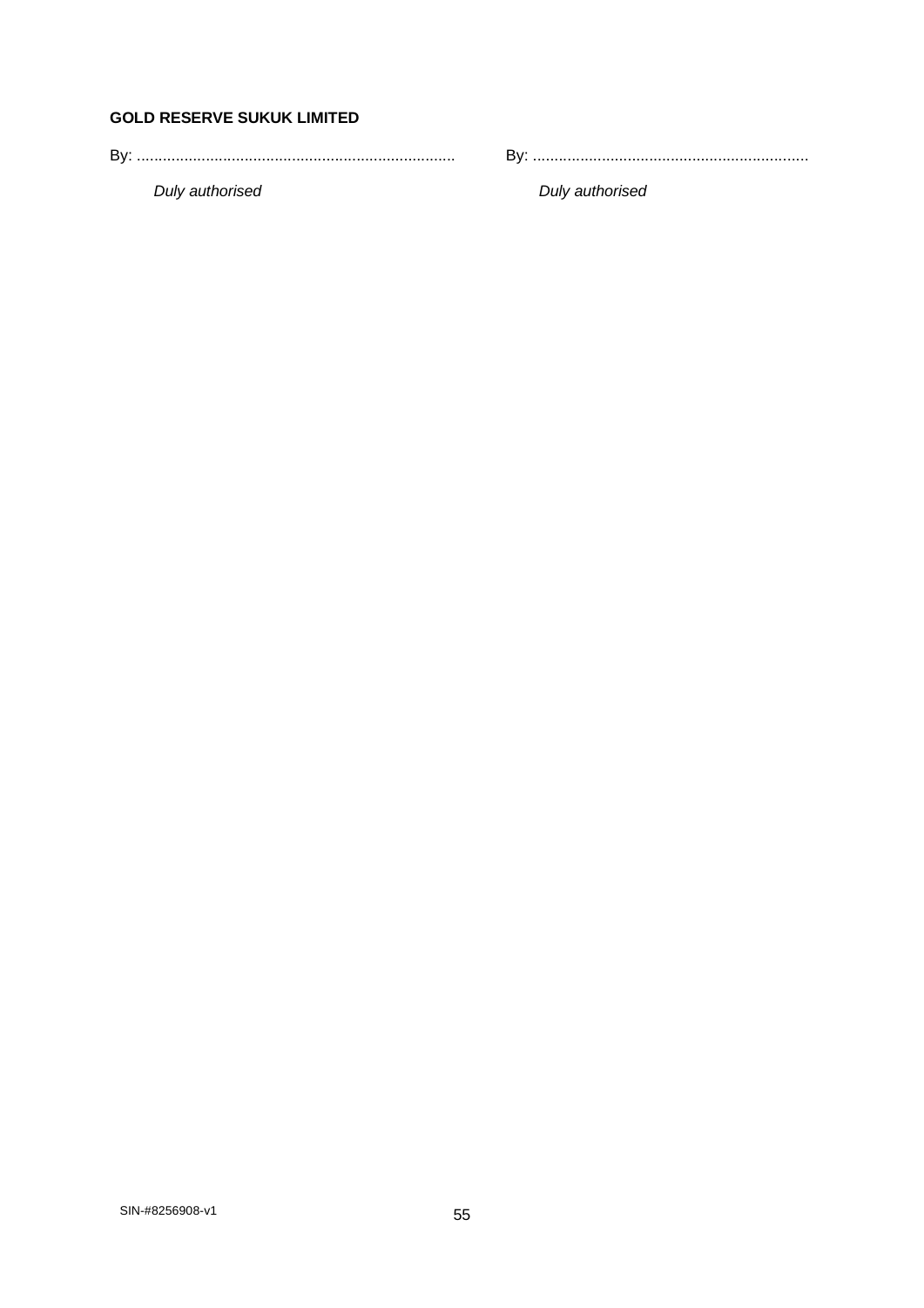**GOLD RESERVE SUKUK LIMITED**

| | |
|---|---|
| By: .......................................................................... | By: ................................................................ |
| *Duly authorised* | *Duly authorised* |

SIN-#8256908-v1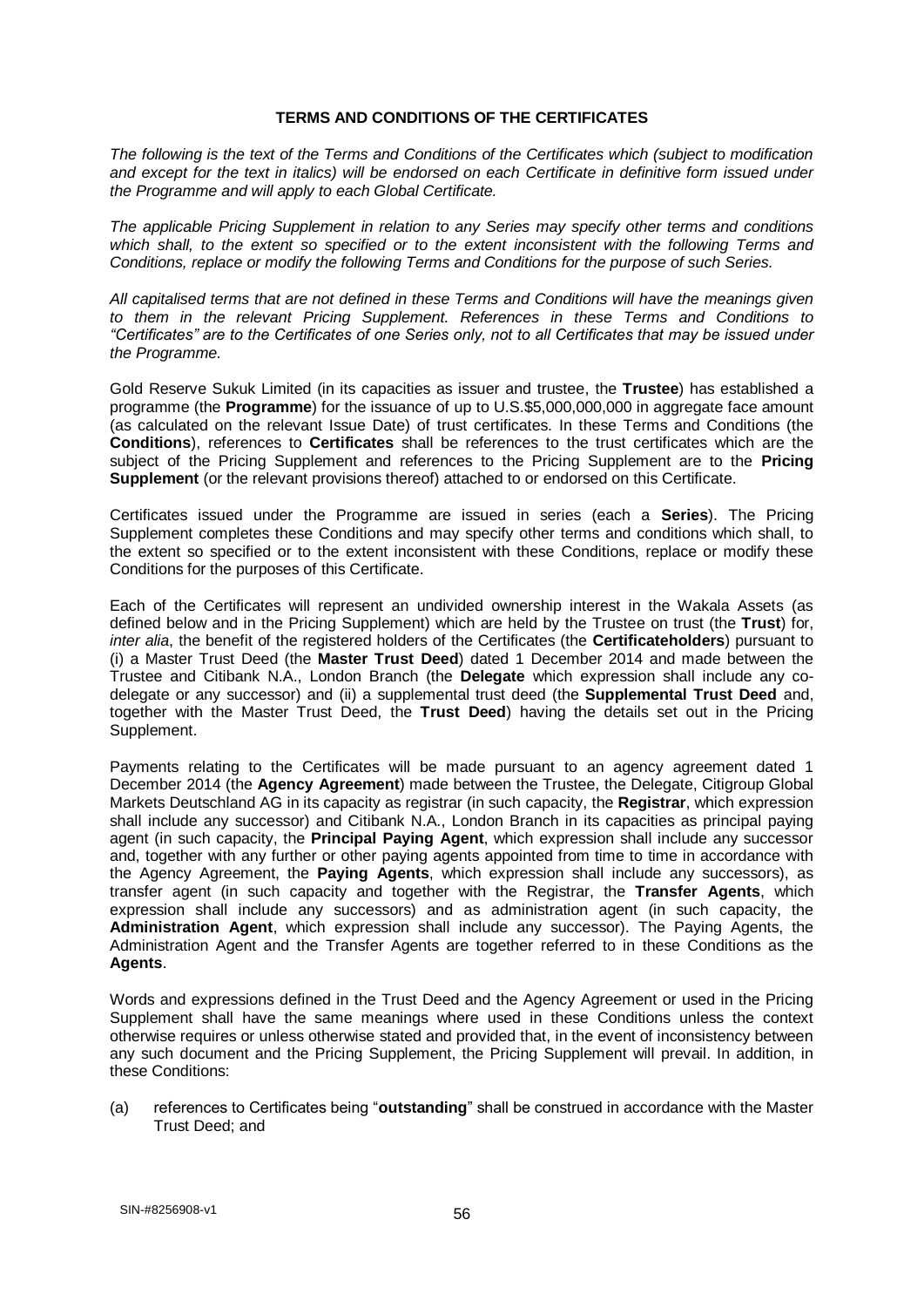## TERMS AND CONDITIONS OF THE CERTIFICATES

*The following is the text of the Terms and Conditions of the Certificates which (subject to modification and except for the text in italics) will be endorsed on each Certificate in definitive form issued under the Programme and will apply to each Global Certificate.*

*The applicable Pricing Supplement in relation to any Series may specify other terms and conditions which shall, to the extent so specified or to the extent inconsistent with the following Terms and Conditions, replace or modify the following Terms and Conditions for the purpose of such Series.*

*All capitalised terms that are not defined in these Terms and Conditions will have the meanings given to them in the relevant Pricing Supplement. References in these Terms and Conditions to "Certificates" are to the Certificates of one Series only, not to all Certificates that may be issued under the Programme.*

Gold Reserve Sukuk Limited (in its capacities as issuer and trustee, the **Trustee**) has established a programme (the **Programme**) for the issuance of up to U.S.$5,000,000,000 in aggregate face amount (as calculated on the relevant Issue Date) of trust certificates. In these Terms and Conditions (the **Conditions**), references to **Certificates** shall be references to the trust certificates which are the subject of the Pricing Supplement and references to the Pricing Supplement are to the **Pricing Supplement** (or the relevant provisions thereof) attached to or endorsed on this Certificate.

Certificates issued under the Programme are issued in series (each a **Series**). The Pricing Supplement completes these Conditions and may specify other terms and conditions which shall, to the extent so specified or to the extent inconsistent with these Conditions, replace or modify these Conditions for the purposes of this Certificate.

Each of the Certificates will represent an undivided ownership interest in the Wakala Assets (as defined below and in the Pricing Supplement) which are held by the Trustee on trust (the **Trust**) for, *inter alia*, the benefit of the registered holders of the Certificates (the **Certificateholders**) pursuant to (i) a Master Trust Deed (the **Master Trust Deed**) dated 1 December 2014 and made between the Trustee and Citibank N.A., London Branch (the **Delegate** which expression shall include any co-delegate or any successor) and (ii) a supplemental trust deed (the **Supplemental Trust Deed** and, together with the Master Trust Deed, the **Trust Deed**) having the details set out in the Pricing Supplement.

Payments relating to the Certificates will be made pursuant to an agency agreement dated 1 December 2014 (the **Agency Agreement**) made between the Trustee, the Delegate, Citigroup Global Markets Deutschland AG in its capacity as registrar (in such capacity, the **Registrar**, which expression shall include any successor) and Citibank N.A., London Branch in its capacities as principal paying agent (in such capacity, the **Principal Paying Agent**, which expression shall include any successor and, together with any further or other paying agents appointed from time to time in accordance with the Agency Agreement, the **Paying Agents**, which expression shall include any successors), as transfer agent (in such capacity and together with the Registrar, the **Transfer Agents**, which expression shall include any successors) and as administration agent (in such capacity, the **Administration Agent**, which expression shall include any successor). The Paying Agents, the Administration Agent and the Transfer Agents are together referred to in these Conditions as the **Agents**.

Words and expressions defined in the Trust Deed and the Agency Agreement or used in the Pricing Supplement shall have the same meanings where used in these Conditions unless the context otherwise requires or unless otherwise stated and provided that, in the event of inconsistency between any such document and the Pricing Supplement, the Pricing Supplement will prevail. In addition, in these Conditions:

(a) references to Certificates being "**outstanding**" shall be construed in accordance with the Master Trust Deed; and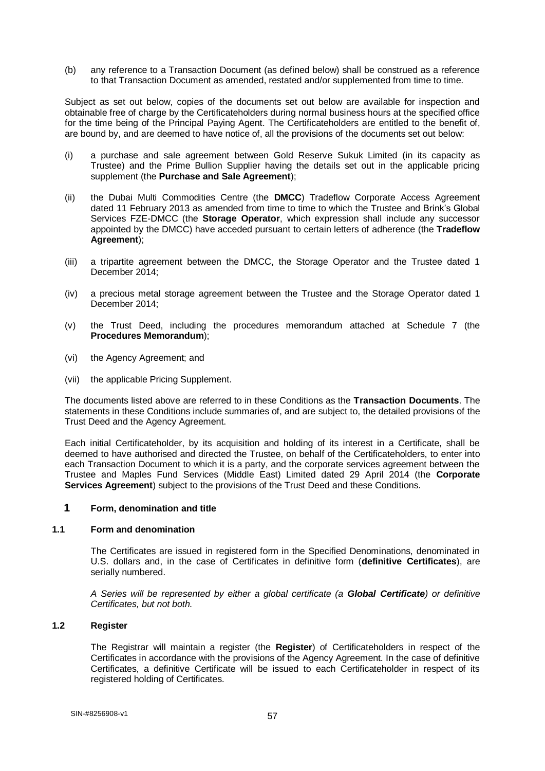(b) any reference to a Transaction Document (as defined below) shall be construed as a reference to that Transaction Document as amended, restated and/or supplemented from time to time.

Subject as set out below, copies of the documents set out below are available for inspection and obtainable free of charge by the Certificateholders during normal business hours at the specified office for the time being of the Principal Paying Agent. The Certificateholders are entitled to the benefit of, are bound by, and are deemed to have notice of, all the provisions of the documents set out below:

(i) a purchase and sale agreement between Gold Reserve Sukuk Limited (in its capacity as Trustee) and the Prime Bullion Supplier having the details set out in the applicable pricing supplement (the **Purchase and Sale Agreement**);

(ii) the Dubai Multi Commodities Centre (the **DMCC**) Tradeflow Corporate Access Agreement dated 11 February 2013 as amended from time to time to which the Trustee and Brink's Global Services FZE-DMCC (the **Storage Operator**, which expression shall include any successor appointed by the DMCC) have acceded pursuant to certain letters of adherence (the **Tradeflow Agreement**);

(iii) a tripartite agreement between the DMCC, the Storage Operator and the Trustee dated 1 December 2014;

(iv) a precious metal storage agreement between the Trustee and the Storage Operator dated 1 December 2014;

(v) the Trust Deed, including the procedures memorandum attached at Schedule 7 (the **Procedures Memorandum**);

(vi) the Agency Agreement; and

(vii) the applicable Pricing Supplement.

The documents listed above are referred to in these Conditions as the **Transaction Documents**. The statements in these Conditions include summaries of, and are subject to, the detailed provisions of the Trust Deed and the Agency Agreement.

Each initial Certificateholder, by its acquisition and holding of its interest in a Certificate, shall be deemed to have authorised and directed the Trustee, on behalf of the Certificateholders, to enter into each Transaction Document to which it is a party, and the corporate services agreement between the Trustee and Maples Fund Services (Middle East) Limited dated 29 April 2014 (the **Corporate Services Agreement**) subject to the provisions of the Trust Deed and these Conditions.

# 1 Form, denomination and title

## 1.1 Form and denomination

The Certificates are issued in registered form in the Specified Denominations, denominated in U.S. dollars and, in the case of Certificates in definitive form (**definitive Certificates**), are serially numbered.

*A Series will be represented by either a global certificate (a **Global Certificate**) or definitive Certificates, but not both.*

## 1.2 Register

The Registrar will maintain a register (the **Register**) of Certificateholders in respect of the Certificates in accordance with the provisions of the Agency Agreement. In the case of definitive Certificates, a definitive Certificate will be issued to each Certificateholder in respect of its registered holding of Certificates.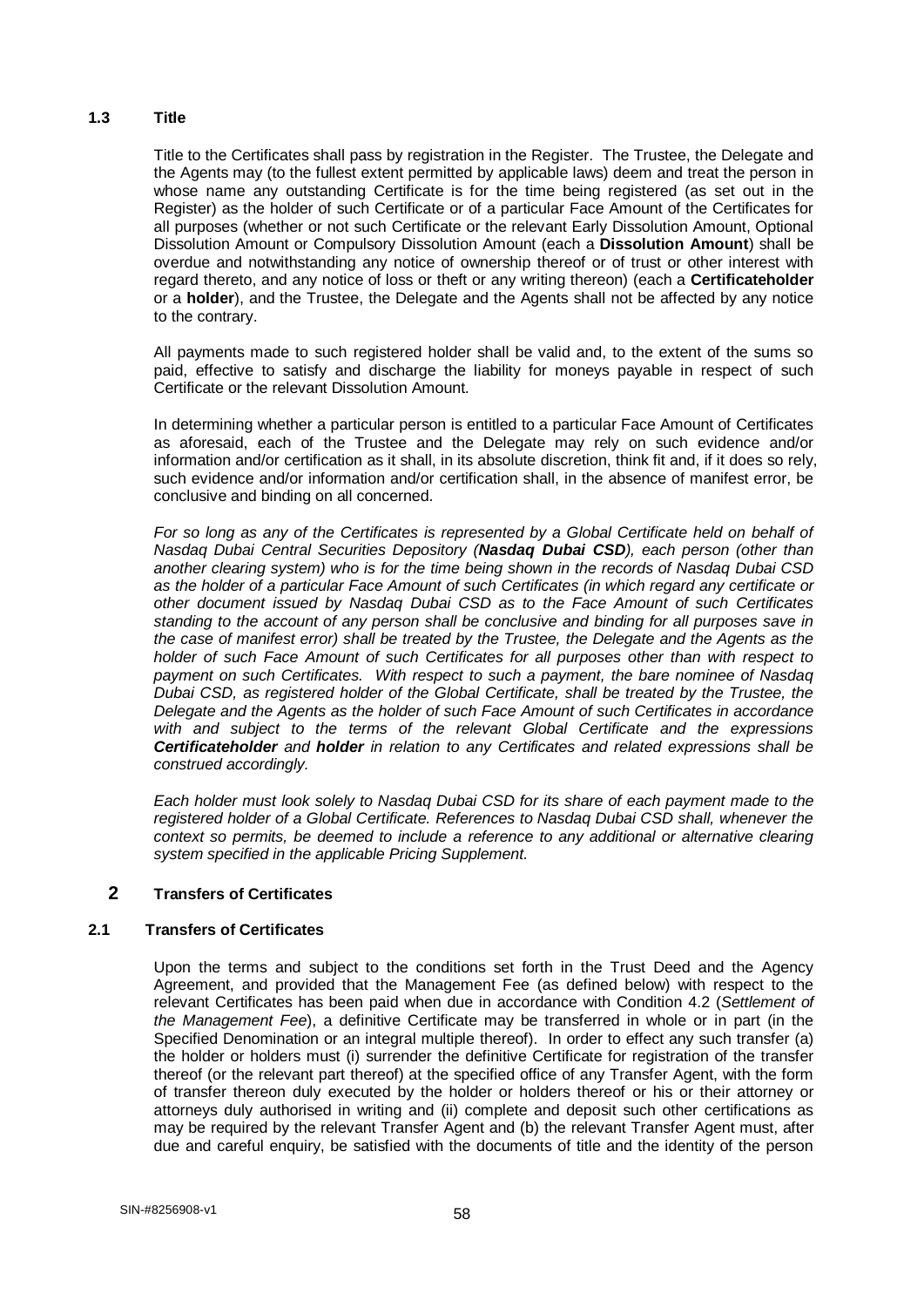### 1.3 Title

Title to the Certificates shall pass by registration in the Register. The Trustee, the Delegate and the Agents may (to the fullest extent permitted by applicable laws) deem and treat the person in whose name any outstanding Certificate is for the time being registered (as set out in the Register) as the holder of such Certificate or of a particular Face Amount of the Certificates for all purposes (whether or not such Certificate or the relevant Early Dissolution Amount, Optional Dissolution Amount or Compulsory Dissolution Amount (each a **Dissolution Amount**) shall be overdue and notwithstanding any notice of ownership thereof or of trust or other interest with regard thereto, and any notice of loss or theft or any writing thereon) (each a **Certificateholder** or a **holder**), and the Trustee, the Delegate and the Agents shall not be affected by any notice to the contrary.

All payments made to such registered holder shall be valid and, to the extent of the sums so paid, effective to satisfy and discharge the liability for moneys payable in respect of such Certificate or the relevant Dissolution Amount.

In determining whether a particular person is entitled to a particular Face Amount of Certificates as aforesaid, each of the Trustee and the Delegate may rely on such evidence and/or information and/or certification as it shall, in its absolute discretion, think fit and, if it does so rely, such evidence and/or information and/or certification shall, in the absence of manifest error, be conclusive and binding on all concerned.

*For so long as any of the Certificates is represented by a Global Certificate held on behalf of Nasdaq Dubai Central Securities Depository (**Nasdaq Dubai CSD**), each person (other than another clearing system) who is for the time being shown in the records of Nasdaq Dubai CSD as the holder of a particular Face Amount of such Certificates (in which regard any certificate or other document issued by Nasdaq Dubai CSD as to the Face Amount of such Certificates standing to the account of any person shall be conclusive and binding for all purposes save in the case of manifest error) shall be treated by the Trustee, the Delegate and the Agents as the holder of such Face Amount of such Certificates for all purposes other than with respect to payment on such Certificates. With respect to such a payment, the bare nominee of Nasdaq Dubai CSD, as registered holder of the Global Certificate, shall be treated by the Trustee, the Delegate and the Agents as the holder of such Face Amount of such Certificates in accordance with and subject to the terms of the relevant Global Certificate and the expressions **Certificateholder** and **holder** in relation to any Certificates and related expressions shall be construed accordingly.*

*Each holder must look solely to Nasdaq Dubai CSD for its share of each payment made to the registered holder of a Global Certificate. References to Nasdaq Dubai CSD shall, whenever the context so permits, be deemed to include a reference to any additional or alternative clearing system specified in the applicable Pricing Supplement.*

## 2 Transfers of Certificates

### 2.1 Transfers of Certificates

Upon the terms and subject to the conditions set forth in the Trust Deed and the Agency Agreement, and provided that the Management Fee (as defined below) with respect to the relevant Certificates has been paid when due in accordance with Condition 4.2 (*Settlement of the Management Fee*), a definitive Certificate may be transferred in whole or in part (in the Specified Denomination or an integral multiple thereof). In order to effect any such transfer (a) the holder or holders must (i) surrender the definitive Certificate for registration of the transfer thereof (or the relevant part thereof) at the specified office of any Transfer Agent, with the form of transfer thereon duly executed by the holder or holders thereof or his or their attorney or attorneys duly authorised in writing and (ii) complete and deposit such other certifications as may be required by the relevant Transfer Agent and (b) the relevant Transfer Agent must, after due and careful enquiry, be satisfied with the documents of title and the identity of the person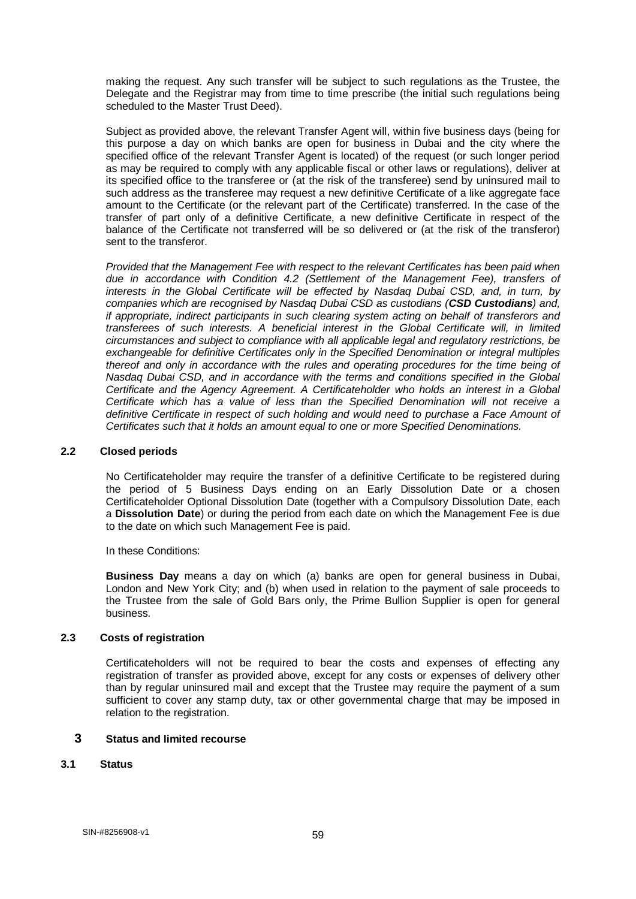making the request. Any such transfer will be subject to such regulations as the Trustee, the Delegate and the Registrar may from time to time prescribe (the initial such regulations being scheduled to the Master Trust Deed).

Subject as provided above, the relevant Transfer Agent will, within five business days (being for this purpose a day on which banks are open for business in Dubai and the city where the specified office of the relevant Transfer Agent is located) of the request (or such longer period as may be required to comply with any applicable fiscal or other laws or regulations), deliver at its specified office to the transferee or (at the risk of the transferee) send by uninsured mail to such address as the transferee may request a new definitive Certificate of a like aggregate face amount to the Certificate (or the relevant part of the Certificate) transferred. In the case of the transfer of part only of a definitive Certificate, a new definitive Certificate in respect of the balance of the Certificate not transferred will be so delivered or (at the risk of the transferor) sent to the transferor.

*Provided that the Management Fee with respect to the relevant Certificates has been paid when due in accordance with Condition 4.2 (Settlement of the Management Fee), transfers of interests in the Global Certificate will be effected by Nasdaq Dubai CSD, and, in turn, by companies which are recognised by Nasdaq Dubai CSD as custodians (**CSD Custodians**) and, if appropriate, indirect participants in such clearing system acting on behalf of transferors and transferees of such interests. A beneficial interest in the Global Certificate will, in limited circumstances and subject to compliance with all applicable legal and regulatory restrictions, be exchangeable for definitive Certificates only in the Specified Denomination or integral multiples thereof and only in accordance with the rules and operating procedures for the time being of Nasdaq Dubai CSD, and in accordance with the terms and conditions specified in the Global Certificate and the Agency Agreement. A Certificateholder who holds an interest in a Global Certificate which has a value of less than the Specified Denomination will not receive a definitive Certificate in respect of such holding and would need to purchase a Face Amount of Certificates such that it holds an amount equal to one or more Specified Denominations.*

### 2.2 Closed periods

No Certificateholder may require the transfer of a definitive Certificate to be registered during the period of 5 Business Days ending on an Early Dissolution Date or a chosen Certificateholder Optional Dissolution Date (together with a Compulsory Dissolution Date, each a **Dissolution Date**) or during the period from each date on which the Management Fee is due to the date on which such Management Fee is paid.

In these Conditions:

**Business Day** means a day on which (a) banks are open for general business in Dubai, London and New York City; and (b) when used in relation to the payment of sale proceeds to the Trustee from the sale of Gold Bars only, the Prime Bullion Supplier is open for general business.

### 2.3 Costs of registration

Certificateholders will not be required to bear the costs and expenses of effecting any registration of transfer as provided above, except for any costs or expenses of delivery other than by regular uninsured mail and except that the Trustee may require the payment of a sum sufficient to cover any stamp duty, tax or other governmental charge that may be imposed in relation to the registration.

## 3 Status and limited recourse

### 3.1 Status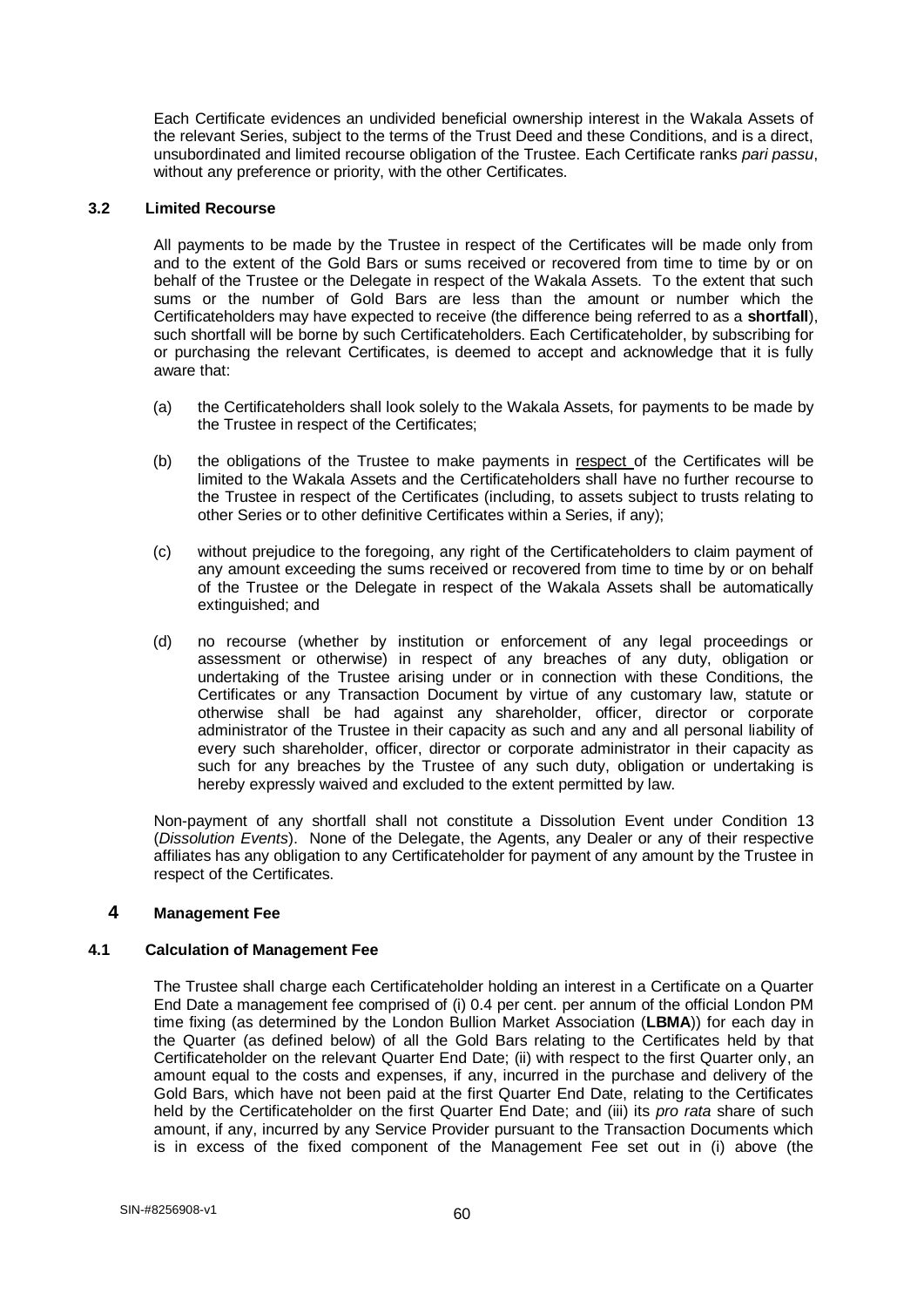Each Certificate evidences an undivided beneficial ownership interest in the Wakala Assets of the relevant Series, subject to the terms of the Trust Deed and these Conditions, and is a direct, unsubordinated and limited recourse obligation of the Trustee. Each Certificate ranks *pari passu*, without any preference or priority, with the other Certificates.

### 3.2 Limited Recourse

All payments to be made by the Trustee in respect of the Certificates will be made only from and to the extent of the Gold Bars or sums received or recovered from time to time by or on behalf of the Trustee or the Delegate in respect of the Wakala Assets. To the extent that such sums or the number of Gold Bars are less than the amount or number which the Certificateholders may have expected to receive (the difference being referred to as a **shortfall**), such shortfall will be borne by such Certificateholders. Each Certificateholder, by subscribing for or purchasing the relevant Certificates, is deemed to accept and acknowledge that it is fully aware that:

(a) the Certificateholders shall look solely to the Wakala Assets, for payments to be made by the Trustee in respect of the Certificates;

(b) the obligations of the Trustee to make payments in respect of the Certificates will be limited to the Wakala Assets and the Certificateholders shall have no further recourse to the Trustee in respect of the Certificates (including, to assets subject to trusts relating to other Series or to other definitive Certificates within a Series, if any);

(c) without prejudice to the foregoing, any right of the Certificateholders to claim payment of any amount exceeding the sums received or recovered from time to time by or on behalf of the Trustee or the Delegate in respect of the Wakala Assets shall be automatically extinguished; and

(d) no recourse (whether by institution or enforcement of any legal proceedings or assessment or otherwise) in respect of any breaches of any duty, obligation or undertaking of the Trustee arising under or in connection with these Conditions, the Certificates or any Transaction Document by virtue of any customary law, statute or otherwise shall be had against any shareholder, officer, director or corporate administrator of the Trustee in their capacity as such and any and all personal liability of every such shareholder, officer, director or corporate administrator in their capacity as such for any breaches by the Trustee of any such duty, obligation or undertaking is hereby expressly waived and excluded to the extent permitted by law.

Non-payment of any shortfall shall not constitute a Dissolution Event under Condition 13 (*Dissolution Events*). None of the Delegate, the Agents, any Dealer or any of their respective affiliates has any obligation to any Certificateholder for payment of any amount by the Trustee in respect of the Certificates.

## 4 Management Fee

### 4.1 Calculation of Management Fee

The Trustee shall charge each Certificateholder holding an interest in a Certificate on a Quarter End Date a management fee comprised of (i) 0.4 per cent. per annum of the official London PM time fixing (as determined by the London Bullion Market Association (**LBMA**)) for each day in the Quarter (as defined below) of all the Gold Bars relating to the Certificates held by that Certificateholder on the relevant Quarter End Date; (ii) with respect to the first Quarter only, an amount equal to the costs and expenses, if any, incurred in the purchase and delivery of the Gold Bars, which have not been paid at the first Quarter End Date, relating to the Certificates held by the Certificateholder on the first Quarter End Date; and (iii) its *pro rata* share of such amount, if any, incurred by any Service Provider pursuant to the Transaction Documents which is in excess of the fixed component of the Management Fee set out in (i) above (the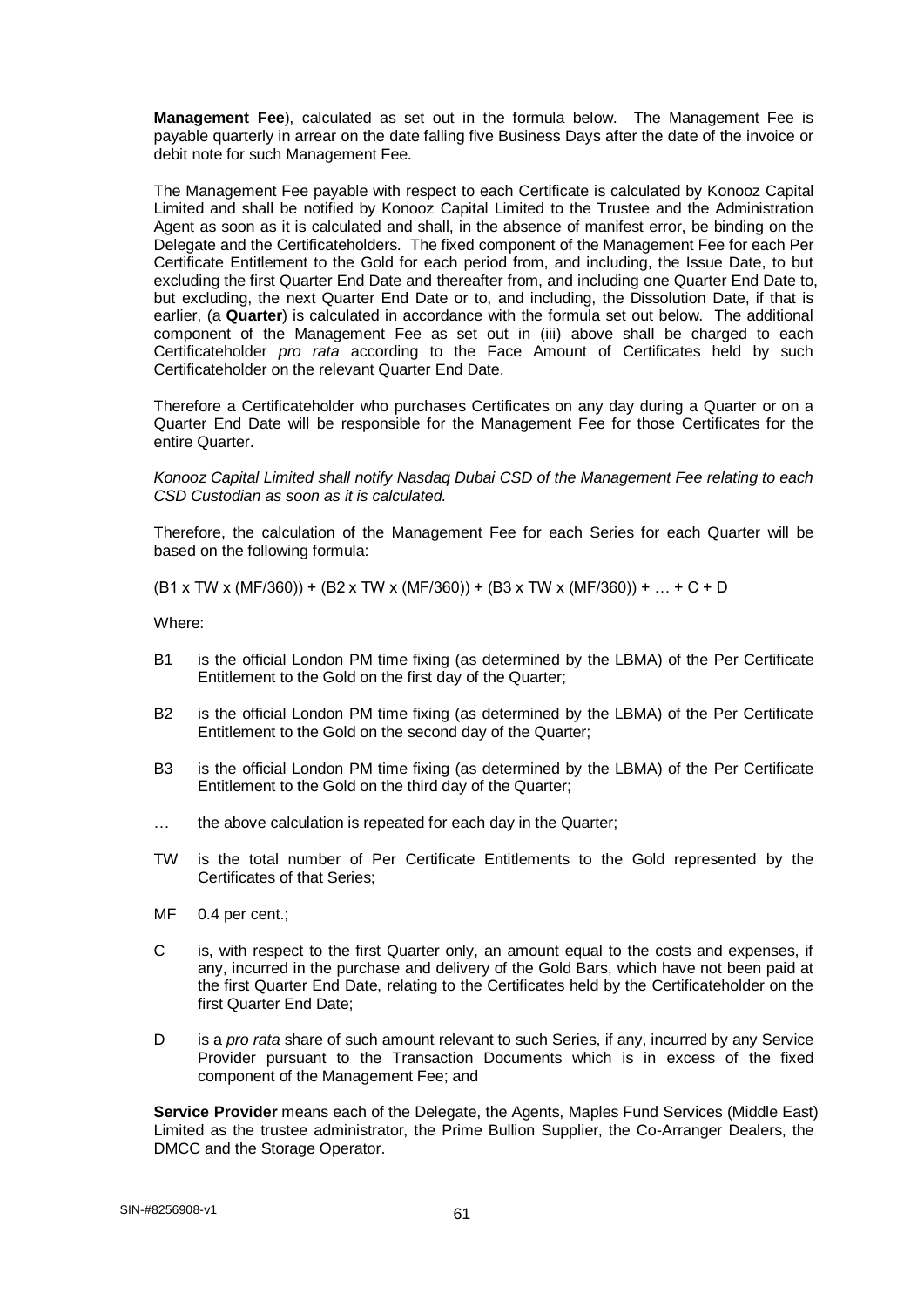**Management Fee**), calculated as set out in the formula below. The Management Fee is payable quarterly in arrear on the date falling five Business Days after the date of the invoice or debit note for such Management Fee.

The Management Fee payable with respect to each Certificate is calculated by Konooz Capital Limited and shall be notified by Konooz Capital Limited to the Trustee and the Administration Agent as soon as it is calculated and shall, in the absence of manifest error, be binding on the Delegate and the Certificateholders. The fixed component of the Management Fee for each Per Certificate Entitlement to the Gold for each period from, and including, the Issue Date, to but excluding the first Quarter End Date and thereafter from, and including one Quarter End Date to, but excluding, the next Quarter End Date or to, and including, the Dissolution Date, if that is earlier, (a **Quarter**) is calculated in accordance with the formula set out below. The additional component of the Management Fee as set out in (iii) above shall be charged to each Certificateholder *pro rata* according to the Face Amount of Certificates held by such Certificateholder on the relevant Quarter End Date.

Therefore a Certificateholder who purchases Certificates on any day during a Quarter or on a Quarter End Date will be responsible for the Management Fee for those Certificates for the entire Quarter.

*Konooz Capital Limited shall notify Nasdaq Dubai CSD of the Management Fee relating to each CSD Custodian as soon as it is calculated.*

Therefore, the calculation of the Management Fee for each Series for each Quarter will be based on the following formula:

$$(B1 \times TW \times (MF/360)) + (B2 \times TW \times (MF/360)) + (B3 \times TW \times (MF/360)) + \ldots + C + D$$

Where:

- B1 is the official London PM time fixing (as determined by the LBMA) of the Per Certificate Entitlement to the Gold on the first day of the Quarter;
- B2 is the official London PM time fixing (as determined by the LBMA) of the Per Certificate Entitlement to the Gold on the second day of the Quarter;
- B3 is the official London PM time fixing (as determined by the LBMA) of the Per Certificate Entitlement to the Gold on the third day of the Quarter;
- … the above calculation is repeated for each day in the Quarter;
- TW is the total number of Per Certificate Entitlements to the Gold represented by the Certificates of that Series;
- MF 0.4 per cent.;
- C is, with respect to the first Quarter only, an amount equal to the costs and expenses, if any, incurred in the purchase and delivery of the Gold Bars, which have not been paid at the first Quarter End Date, relating to the Certificates held by the Certificateholder on the first Quarter End Date;
- D is a *pro rata* share of such amount relevant to such Series, if any, incurred by any Service Provider pursuant to the Transaction Documents which is in excess of the fixed component of the Management Fee; and

**Service Provider** means each of the Delegate, the Agents, Maples Fund Services (Middle East) Limited as the trustee administrator, the Prime Bullion Supplier, the Co-Arranger Dealers, the DMCC and the Storage Operator.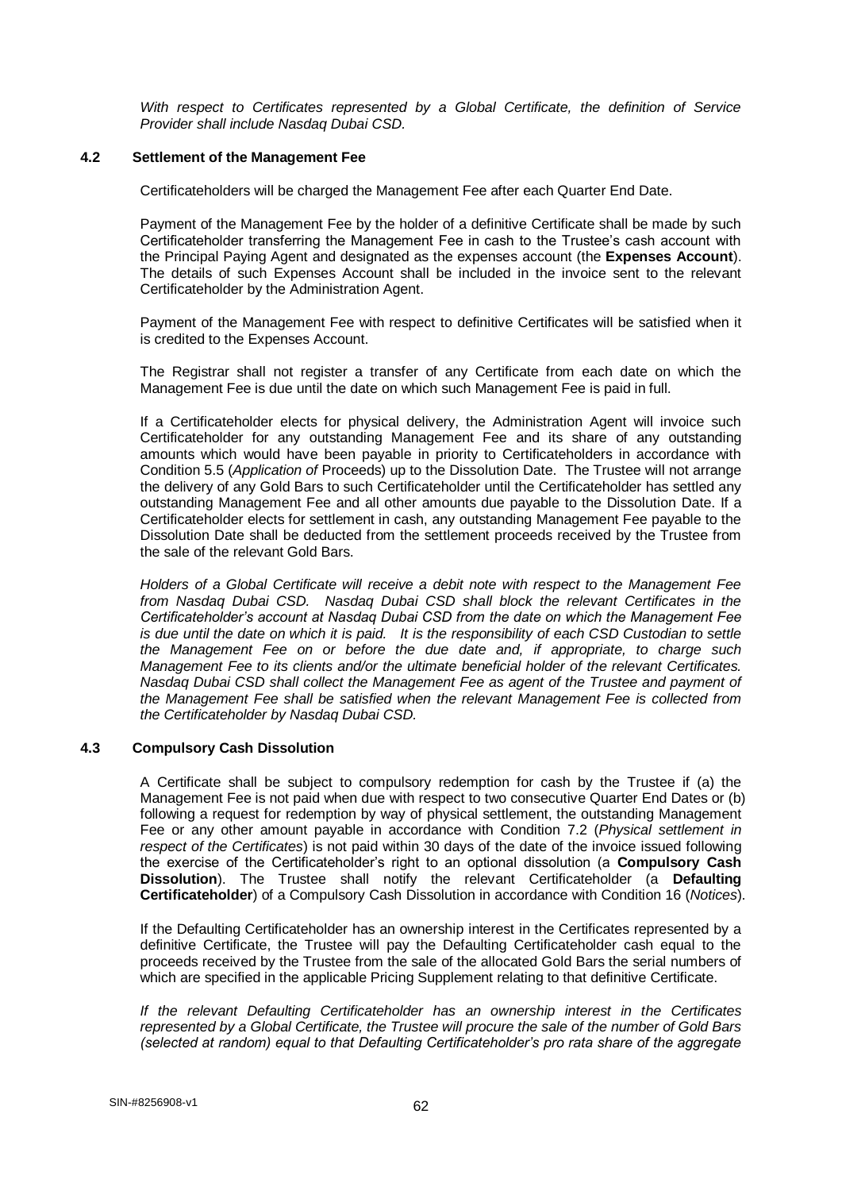*With respect to Certificates represented by a Global Certificate, the definition of Service Provider shall include Nasdaq Dubai CSD.*

### 4.2 Settlement of the Management Fee

Certificateholders will be charged the Management Fee after each Quarter End Date.

Payment of the Management Fee by the holder of a definitive Certificate shall be made by such Certificateholder transferring the Management Fee in cash to the Trustee's cash account with the Principal Paying Agent and designated as the expenses account (the **Expenses Account**). The details of such Expenses Account shall be included in the invoice sent to the relevant Certificateholder by the Administration Agent.

Payment of the Management Fee with respect to definitive Certificates will be satisfied when it is credited to the Expenses Account.

The Registrar shall not register a transfer of any Certificate from each date on which the Management Fee is due until the date on which such Management Fee is paid in full.

If a Certificateholder elects for physical delivery, the Administration Agent will invoice such Certificateholder for any outstanding Management Fee and its share of any outstanding amounts which would have been payable in priority to Certificateholders in accordance with Condition 5.5 (*Application of* Proceeds) up to the Dissolution Date. The Trustee will not arrange the delivery of any Gold Bars to such Certificateholder until the Certificateholder has settled any outstanding Management Fee and all other amounts due payable to the Dissolution Date. If a Certificateholder elects for settlement in cash, any outstanding Management Fee payable to the Dissolution Date shall be deducted from the settlement proceeds received by the Trustee from the sale of the relevant Gold Bars.

*Holders of a Global Certificate will receive a debit note with respect to the Management Fee from Nasdaq Dubai CSD. Nasdaq Dubai CSD shall block the relevant Certificates in the Certificateholder's account at Nasdaq Dubai CSD from the date on which the Management Fee is due until the date on which it is paid. It is the responsibility of each CSD Custodian to settle the Management Fee on or before the due date and, if appropriate, to charge such Management Fee to its clients and/or the ultimate beneficial holder of the relevant Certificates. Nasdaq Dubai CSD shall collect the Management Fee as agent of the Trustee and payment of the Management Fee shall be satisfied when the relevant Management Fee is collected from the Certificateholder by Nasdaq Dubai CSD.*

### 4.3 Compulsory Cash Dissolution

A Certificate shall be subject to compulsory redemption for cash by the Trustee if (a) the Management Fee is not paid when due with respect to two consecutive Quarter End Dates or (b) following a request for redemption by way of physical settlement, the outstanding Management Fee or any other amount payable in accordance with Condition 7.2 (*Physical settlement in respect of the Certificates*) is not paid within 30 days of the date of the invoice issued following the exercise of the Certificateholder's right to an optional dissolution (a **Compulsory Cash Dissolution**). The Trustee shall notify the relevant Certificateholder (a **Defaulting Certificateholder**) of a Compulsory Cash Dissolution in accordance with Condition 16 (*Notices*).

If the Defaulting Certificateholder has an ownership interest in the Certificates represented by a definitive Certificate, the Trustee will pay the Defaulting Certificateholder cash equal to the proceeds received by the Trustee from the sale of the allocated Gold Bars the serial numbers of which are specified in the applicable Pricing Supplement relating to that definitive Certificate.

*If the relevant Defaulting Certificateholder has an ownership interest in the Certificates represented by a Global Certificate, the Trustee will procure the sale of the number of Gold Bars (selected at random) equal to that Defaulting Certificateholder's pro rata share of the aggregate*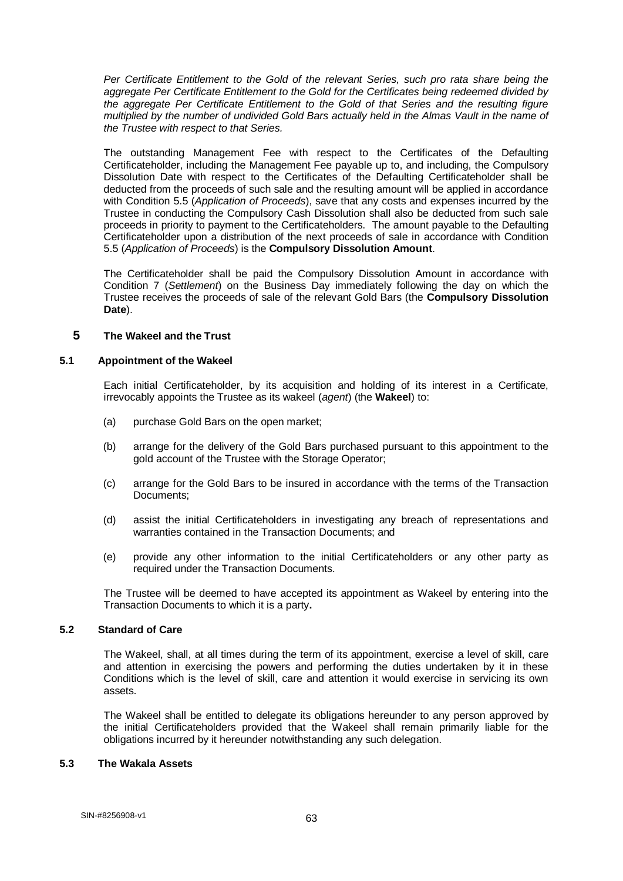*Per Certificate Entitlement to the Gold of the relevant Series, such pro rata share being the aggregate Per Certificate Entitlement to the Gold for the Certificates being redeemed divided by the aggregate Per Certificate Entitlement to the Gold of that Series and the resulting figure multiplied by the number of undivided Gold Bars actually held in the Almas Vault in the name of the Trustee with respect to that Series.*

The outstanding Management Fee with respect to the Certificates of the Defaulting Certificateholder, including the Management Fee payable up to, and including, the Compulsory Dissolution Date with respect to the Certificates of the Defaulting Certificateholder shall be deducted from the proceeds of such sale and the resulting amount will be applied in accordance with Condition 5.5 (*Application of Proceeds*), save that any costs and expenses incurred by the Trustee in conducting the Compulsory Cash Dissolution shall also be deducted from such sale proceeds in priority to payment to the Certificateholders. The amount payable to the Defaulting Certificateholder upon a distribution of the next proceeds of sale in accordance with Condition 5.5 (*Application of Proceeds*) is the **Compulsory Dissolution Amount**.

The Certificateholder shall be paid the Compulsory Dissolution Amount in accordance with Condition 7 (*Settlement*) on the Business Day immediately following the day on which the Trustee receives the proceeds of sale of the relevant Gold Bars (the **Compulsory Dissolution Date**).

## 5 The Wakeel and the Trust

### 5.1 Appointment of the Wakeel

Each initial Certificateholder, by its acquisition and holding of its interest in a Certificate, irrevocably appoints the Trustee as its wakeel (*agent*) (the **Wakeel**) to:

(a) purchase Gold Bars on the open market;

(b) arrange for the delivery of the Gold Bars purchased pursuant to this appointment to the gold account of the Trustee with the Storage Operator;

(c) arrange for the Gold Bars to be insured in accordance with the terms of the Transaction Documents;

(d) assist the initial Certificateholders in investigating any breach of representations and warranties contained in the Transaction Documents; and

(e) provide any other information to the initial Certificateholders or any other party as required under the Transaction Documents.

The Trustee will be deemed to have accepted its appointment as Wakeel by entering into the Transaction Documents to which it is a party**.**

### 5.2 Standard of Care

The Wakeel, shall, at all times during the term of its appointment, exercise a level of skill, care and attention in exercising the powers and performing the duties undertaken by it in these Conditions which is the level of skill, care and attention it would exercise in servicing its own assets.

The Wakeel shall be entitled to delegate its obligations hereunder to any person approved by the initial Certificateholders provided that the Wakeel shall remain primarily liable for the obligations incurred by it hereunder notwithstanding any such delegation.

### 5.3 The Wakala Assets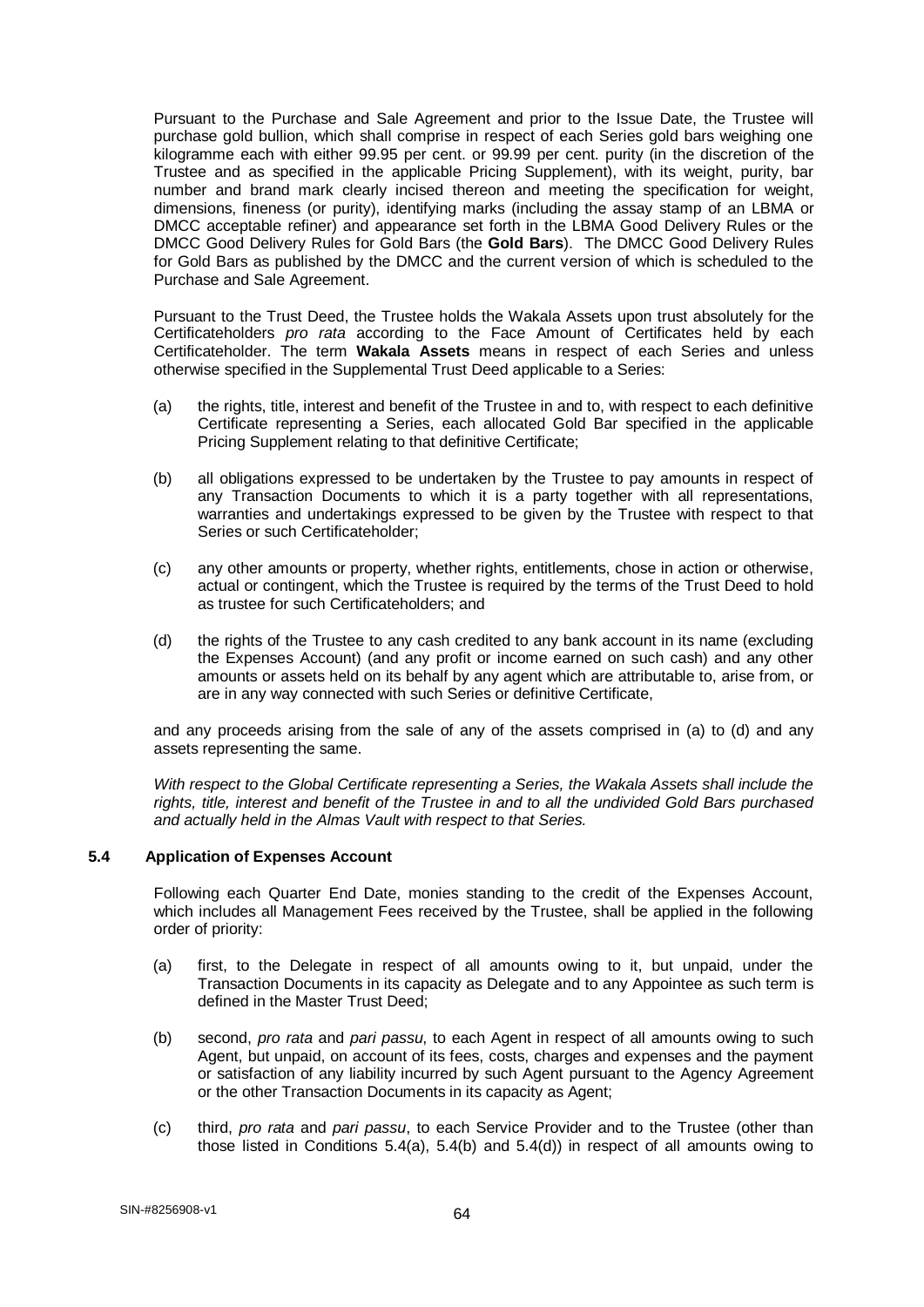Pursuant to the Purchase and Sale Agreement and prior to the Issue Date, the Trustee will purchase gold bullion, which shall comprise in respect of each Series gold bars weighing one kilogramme each with either 99.95 per cent. or 99.99 per cent. purity (in the discretion of the Trustee and as specified in the applicable Pricing Supplement), with its weight, purity, bar number and brand mark clearly incised thereon and meeting the specification for weight, dimensions, fineness (or purity), identifying marks (including the assay stamp of an LBMA or DMCC acceptable refiner) and appearance set forth in the LBMA Good Delivery Rules or the DMCC Good Delivery Rules for Gold Bars (the **Gold Bars**). The DMCC Good Delivery Rules for Gold Bars as published by the DMCC and the current version of which is scheduled to the Purchase and Sale Agreement.

Pursuant to the Trust Deed, the Trustee holds the Wakala Assets upon trust absolutely for the Certificateholders *pro rata* according to the Face Amount of Certificates held by each Certificateholder. The term **Wakala Assets** means in respect of each Series and unless otherwise specified in the Supplemental Trust Deed applicable to a Series:

(a) the rights, title, interest and benefit of the Trustee in and to, with respect to each definitive Certificate representing a Series, each allocated Gold Bar specified in the applicable Pricing Supplement relating to that definitive Certificate;

(b) all obligations expressed to be undertaken by the Trustee to pay amounts in respect of any Transaction Documents to which it is a party together with all representations, warranties and undertakings expressed to be given by the Trustee with respect to that Series or such Certificateholder;

(c) any other amounts or property, whether rights, entitlements, chose in action or otherwise, actual or contingent, which the Trustee is required by the terms of the Trust Deed to hold as trustee for such Certificateholders; and

(d) the rights of the Trustee to any cash credited to any bank account in its name (excluding the Expenses Account) (and any profit or income earned on such cash) and any other amounts or assets held on its behalf by any agent which are attributable to, arise from, or are in any way connected with such Series or definitive Certificate,

and any proceeds arising from the sale of any of the assets comprised in (a) to (d) and any assets representing the same.

*With respect to the Global Certificate representing a Series, the Wakala Assets shall include the rights, title, interest and benefit of the Trustee in and to all the undivided Gold Bars purchased and actually held in the Almas Vault with respect to that Series.*

### 5.4 Application of Expenses Account

Following each Quarter End Date, monies standing to the credit of the Expenses Account, which includes all Management Fees received by the Trustee, shall be applied in the following order of priority:

(a) first, to the Delegate in respect of all amounts owing to it, but unpaid, under the Transaction Documents in its capacity as Delegate and to any Appointee as such term is defined in the Master Trust Deed;

(b) second, *pro rata* and *pari passu*, to each Agent in respect of all amounts owing to such Agent, but unpaid, on account of its fees, costs, charges and expenses and the payment or satisfaction of any liability incurred by such Agent pursuant to the Agency Agreement or the other Transaction Documents in its capacity as Agent;

(c) third, *pro rata* and *pari passu*, to each Service Provider and to the Trustee (other than those listed in Conditions 5.4(a), 5.4(b) and 5.4(d)) in respect of all amounts owing to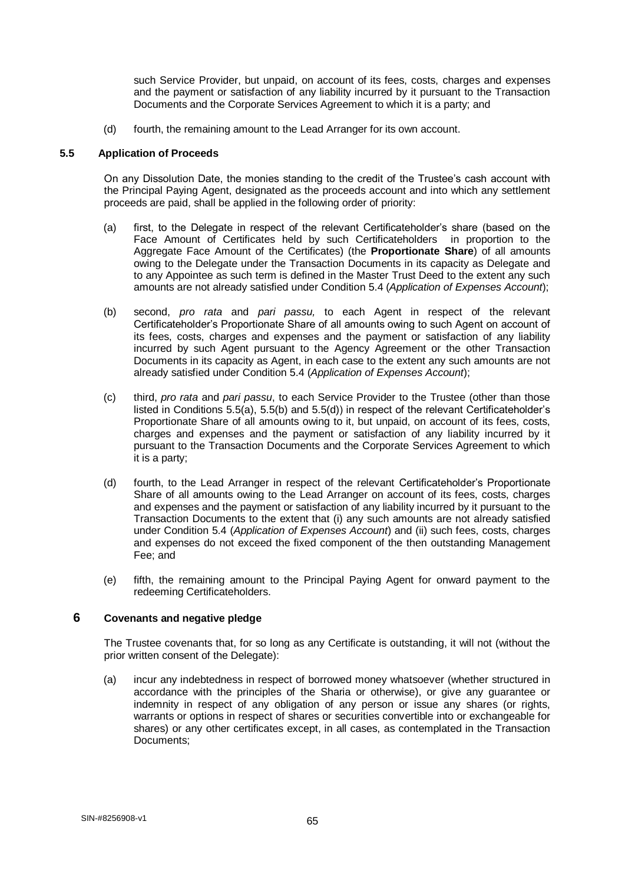such Service Provider, but unpaid, on account of its fees, costs, charges and expenses and the payment or satisfaction of any liability incurred by it pursuant to the Transaction Documents and the Corporate Services Agreement to which it is a party; and

(d) fourth, the remaining amount to the Lead Arranger for its own account.

### 5.5 Application of Proceeds

On any Dissolution Date, the monies standing to the credit of the Trustee's cash account with the Principal Paying Agent, designated as the proceeds account and into which any settlement proceeds are paid, shall be applied in the following order of priority:

(a) first, to the Delegate in respect of the relevant Certificateholder's share (based on the Face Amount of Certificates held by such Certificateholders in proportion to the Aggregate Face Amount of the Certificates) (the **Proportionate Share**) of all amounts owing to the Delegate under the Transaction Documents in its capacity as Delegate and to any Appointee as such term is defined in the Master Trust Deed to the extent any such amounts are not already satisfied under Condition 5.4 (*Application of Expenses Account*);

(b) second, *pro rata* and *pari passu,* to each Agent in respect of the relevant Certificateholder's Proportionate Share of all amounts owing to such Agent on account of its fees, costs, charges and expenses and the payment or satisfaction of any liability incurred by such Agent pursuant to the Agency Agreement or the other Transaction Documents in its capacity as Agent, in each case to the extent any such amounts are not already satisfied under Condition 5.4 (*Application of Expenses Account*);

(c) third, *pro rata* and *pari passu*, to each Service Provider to the Trustee (other than those listed in Conditions 5.5(a), 5.5(b) and 5.5(d)) in respect of the relevant Certificateholder's Proportionate Share of all amounts owing to it, but unpaid, on account of its fees, costs, charges and expenses and the payment or satisfaction of any liability incurred by it pursuant to the Transaction Documents and the Corporate Services Agreement to which it is a party;

(d) fourth, to the Lead Arranger in respect of the relevant Certificateholder's Proportionate Share of all amounts owing to the Lead Arranger on account of its fees, costs, charges and expenses and the payment or satisfaction of any liability incurred by it pursuant to the Transaction Documents to the extent that (i) any such amounts are not already satisfied under Condition 5.4 (*Application of Expenses Account*) and (ii) such fees, costs, charges and expenses do not exceed the fixed component of the then outstanding Management Fee; and

(e) fifth, the remaining amount to the Principal Paying Agent for onward payment to the redeeming Certificateholders.

## 6 Covenants and negative pledge

The Trustee covenants that, for so long as any Certificate is outstanding, it will not (without the prior written consent of the Delegate):

(a) incur any indebtedness in respect of borrowed money whatsoever (whether structured in accordance with the principles of the Sharia or otherwise), or give any guarantee or indemnity in respect of any obligation of any person or issue any shares (or rights, warrants or options in respect of shares or securities convertible into or exchangeable for shares) or any other certificates except, in all cases, as contemplated in the Transaction Documents;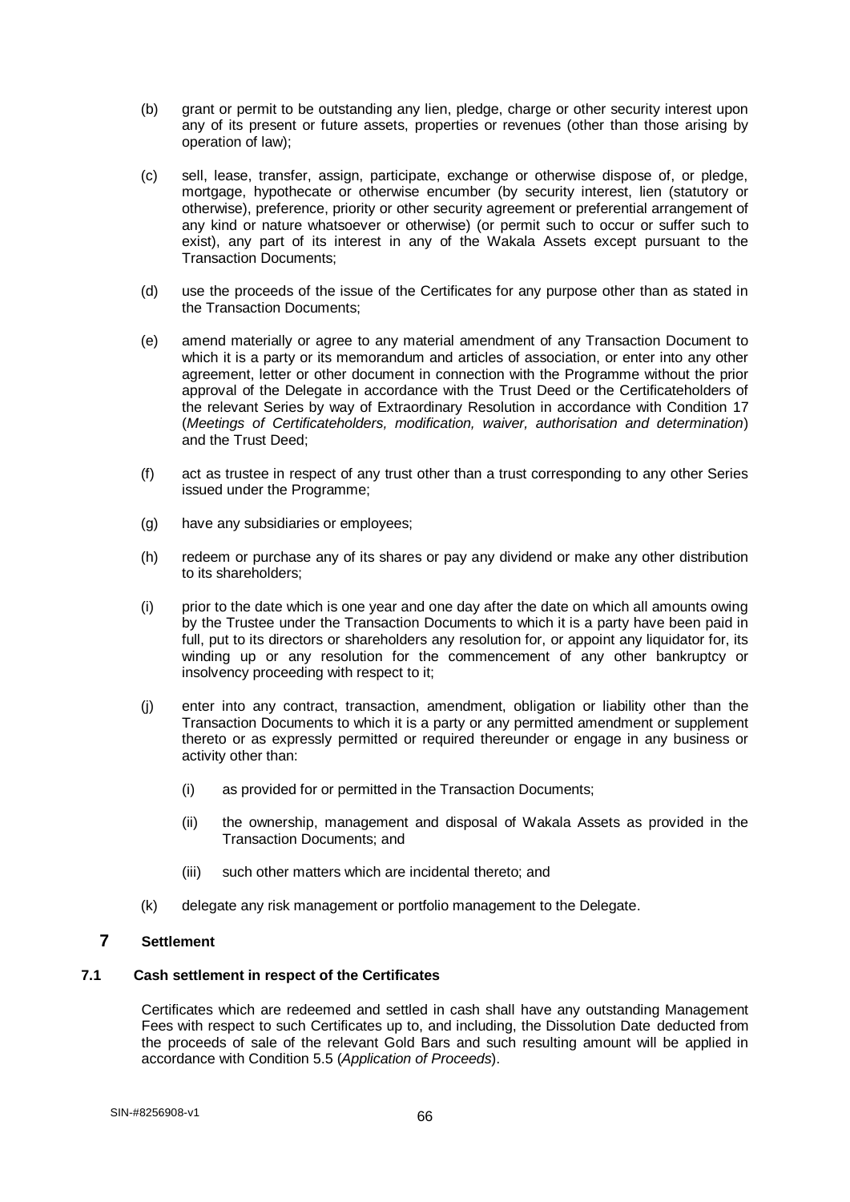(b) grant or permit to be outstanding any lien, pledge, charge or other security interest upon any of its present or future assets, properties or revenues (other than those arising by operation of law);

(c) sell, lease, transfer, assign, participate, exchange or otherwise dispose of, or pledge, mortgage, hypothecate or otherwise encumber (by security interest, lien (statutory or otherwise), preference, priority or other security agreement or preferential arrangement of any kind or nature whatsoever or otherwise) (or permit such to occur or suffer such to exist), any part of its interest in any of the Wakala Assets except pursuant to the Transaction Documents;

(d) use the proceeds of the issue of the Certificates for any purpose other than as stated in the Transaction Documents;

(e) amend materially or agree to any material amendment of any Transaction Document to which it is a party or its memorandum and articles of association, or enter into any other agreement, letter or other document in connection with the Programme without the prior approval of the Delegate in accordance with the Trust Deed or the Certificateholders of the relevant Series by way of Extraordinary Resolution in accordance with Condition 17 (*Meetings of Certificateholders, modification, waiver, authorisation and determination*) and the Trust Deed;

(f) act as trustee in respect of any trust other than a trust corresponding to any other Series issued under the Programme;

(g) have any subsidiaries or employees;

(h) redeem or purchase any of its shares or pay any dividend or make any other distribution to its shareholders;

(i) prior to the date which is one year and one day after the date on which all amounts owing by the Trustee under the Transaction Documents to which it is a party have been paid in full, put to its directors or shareholders any resolution for, or appoint any liquidator for, its winding up or any resolution for the commencement of any other bankruptcy or insolvency proceeding with respect to it;

(j) enter into any contract, transaction, amendment, obligation or liability other than the Transaction Documents to which it is a party or any permitted amendment or supplement thereto or as expressly permitted or required thereunder or engage in any business or activity other than:

   (i) as provided for or permitted in the Transaction Documents;

   (ii) the ownership, management and disposal of Wakala Assets as provided in the Transaction Documents; and

   (iii) such other matters which are incidental thereto; and

(k) delegate any risk management or portfolio management to the Delegate.

# 7 Settlement

## 7.1 Cash settlement in respect of the Certificates

Certificates which are redeemed and settled in cash shall have any outstanding Management Fees with respect to such Certificates up to, and including, the Dissolution Date deducted from the proceeds of sale of the relevant Gold Bars and such resulting amount will be applied in accordance with Condition 5.5 (*Application of Proceeds*).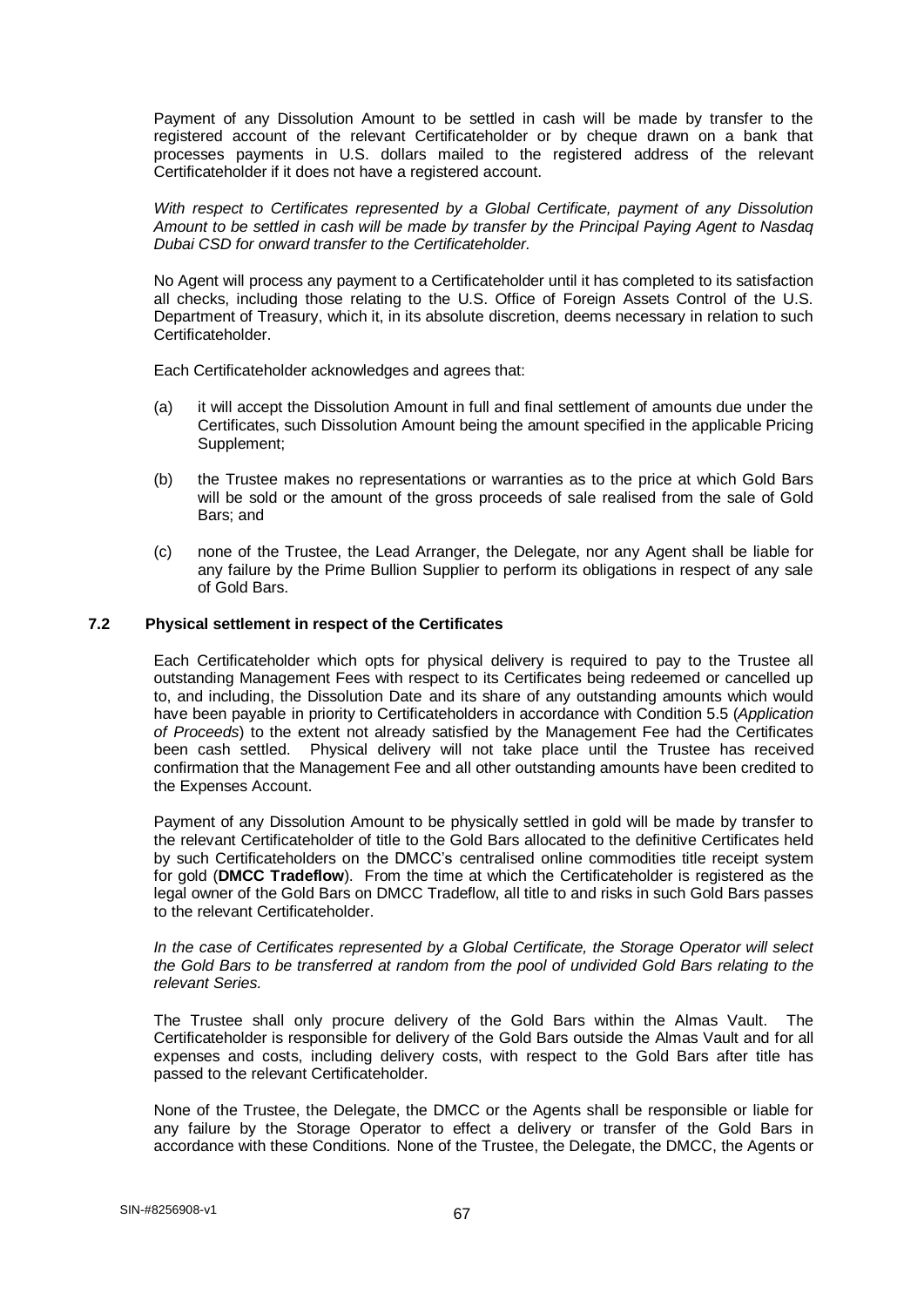Payment of any Dissolution Amount to be settled in cash will be made by transfer to the registered account of the relevant Certificateholder or by cheque drawn on a bank that processes payments in U.S. dollars mailed to the registered address of the relevant Certificateholder if it does not have a registered account.

*With respect to Certificates represented by a Global Certificate, payment of any Dissolution Amount to be settled in cash will be made by transfer by the Principal Paying Agent to Nasdaq Dubai CSD for onward transfer to the Certificateholder.*

No Agent will process any payment to a Certificateholder until it has completed to its satisfaction all checks, including those relating to the U.S. Office of Foreign Assets Control of the U.S. Department of Treasury, which it, in its absolute discretion, deems necessary in relation to such Certificateholder.

Each Certificateholder acknowledges and agrees that:

(a) it will accept the Dissolution Amount in full and final settlement of amounts due under the Certificates, such Dissolution Amount being the amount specified in the applicable Pricing Supplement;

(b) the Trustee makes no representations or warranties as to the price at which Gold Bars will be sold or the amount of the gross proceeds of sale realised from the sale of Gold Bars; and

(c) none of the Trustee, the Lead Arranger, the Delegate, nor any Agent shall be liable for any failure by the Prime Bullion Supplier to perform its obligations in respect of any sale of Gold Bars.

### 7.2 Physical settlement in respect of the Certificates

Each Certificateholder which opts for physical delivery is required to pay to the Trustee all outstanding Management Fees with respect to its Certificates being redeemed or cancelled up to, and including, the Dissolution Date and its share of any outstanding amounts which would have been payable in priority to Certificateholders in accordance with Condition 5.5 (*Application of Proceeds*) to the extent not already satisfied by the Management Fee had the Certificates been cash settled. Physical delivery will not take place until the Trustee has received confirmation that the Management Fee and all other outstanding amounts have been credited to the Expenses Account.

Payment of any Dissolution Amount to be physically settled in gold will be made by transfer to the relevant Certificateholder of title to the Gold Bars allocated to the definitive Certificates held by such Certificateholders on the DMCC's centralised online commodities title receipt system for gold (**DMCC Tradeflow**). From the time at which the Certificateholder is registered as the legal owner of the Gold Bars on DMCC Tradeflow, all title to and risks in such Gold Bars passes to the relevant Certificateholder.

*In the case of Certificates represented by a Global Certificate, the Storage Operator will select the Gold Bars to be transferred at random from the pool of undivided Gold Bars relating to the relevant Series.*

The Trustee shall only procure delivery of the Gold Bars within the Almas Vault. The Certificateholder is responsible for delivery of the Gold Bars outside the Almas Vault and for all expenses and costs, including delivery costs, with respect to the Gold Bars after title has passed to the relevant Certificateholder.

None of the Trustee, the Delegate, the DMCC or the Agents shall be responsible or liable for any failure by the Storage Operator to effect a delivery or transfer of the Gold Bars in accordance with these Conditions. None of the Trustee, the Delegate, the DMCC, the Agents or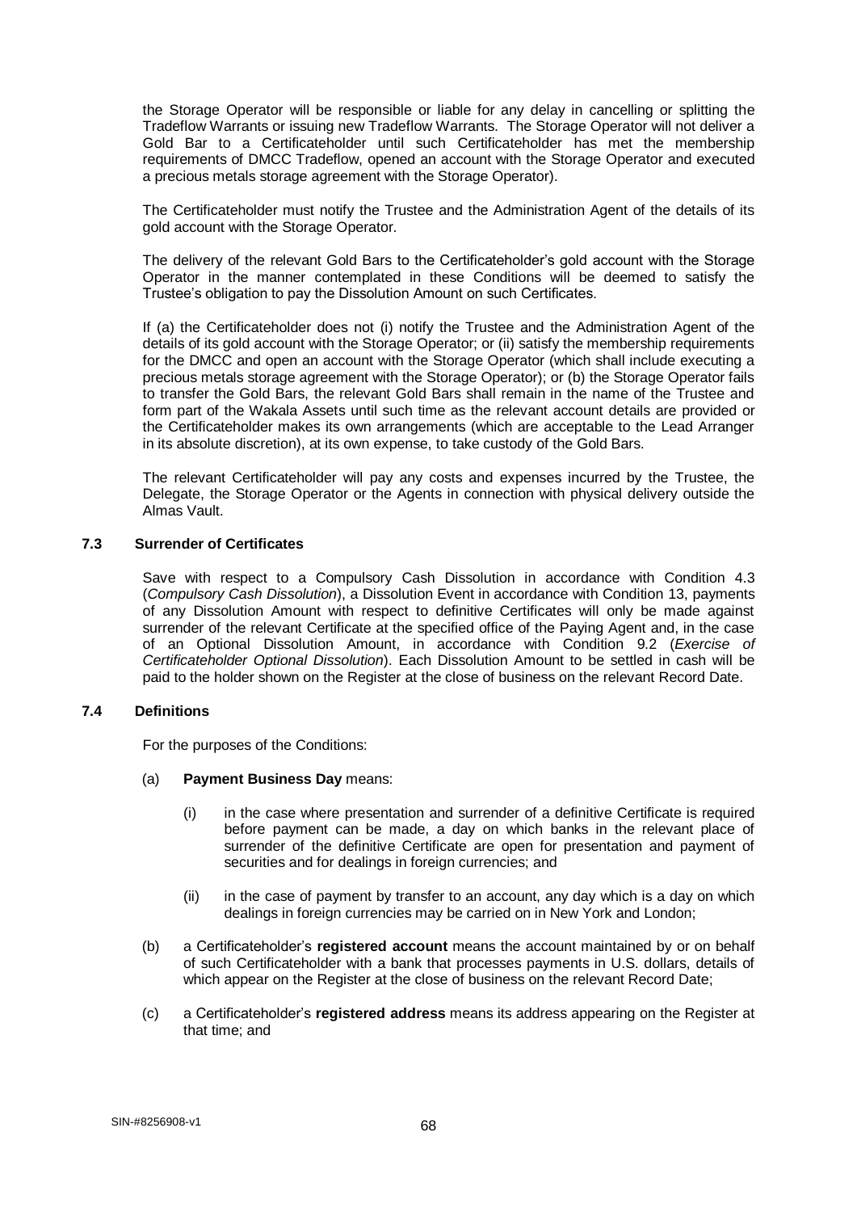the Storage Operator will be responsible or liable for any delay in cancelling or splitting the Tradeflow Warrants or issuing new Tradeflow Warrants. The Storage Operator will not deliver a Gold Bar to a Certificateholder until such Certificateholder has met the membership requirements of DMCC Tradeflow, opened an account with the Storage Operator and executed a precious metals storage agreement with the Storage Operator).

The Certificateholder must notify the Trustee and the Administration Agent of the details of its gold account with the Storage Operator.

The delivery of the relevant Gold Bars to the Certificateholder's gold account with the Storage Operator in the manner contemplated in these Conditions will be deemed to satisfy the Trustee's obligation to pay the Dissolution Amount on such Certificates.

If (a) the Certificateholder does not (i) notify the Trustee and the Administration Agent of the details of its gold account with the Storage Operator; or (ii) satisfy the membership requirements for the DMCC and open an account with the Storage Operator (which shall include executing a precious metals storage agreement with the Storage Operator); or (b) the Storage Operator fails to transfer the Gold Bars, the relevant Gold Bars shall remain in the name of the Trustee and form part of the Wakala Assets until such time as the relevant account details are provided or the Certificateholder makes its own arrangements (which are acceptable to the Lead Arranger in its absolute discretion), at its own expense, to take custody of the Gold Bars.

The relevant Certificateholder will pay any costs and expenses incurred by the Trustee, the Delegate, the Storage Operator or the Agents in connection with physical delivery outside the Almas Vault.

### 7.3 Surrender of Certificates

Save with respect to a Compulsory Cash Dissolution in accordance with Condition 4.3 (*Compulsory Cash Dissolution*), a Dissolution Event in accordance with Condition 13, payments of any Dissolution Amount with respect to definitive Certificates will only be made against surrender of the relevant Certificate at the specified office of the Paying Agent and, in the case of an Optional Dissolution Amount, in accordance with Condition 9.2 (*Exercise of Certificateholder Optional Dissolution*). Each Dissolution Amount to be settled in cash will be paid to the holder shown on the Register at the close of business on the relevant Record Date.

### 7.4 Definitions

For the purposes of the Conditions:

(a) **Payment Business Day** means:

   (i) in the case where presentation and surrender of a definitive Certificate is required before payment can be made, a day on which banks in the relevant place of surrender of the definitive Certificate are open for presentation and payment of securities and for dealings in foreign currencies; and

   (ii) in the case of payment by transfer to an account, any day which is a day on which dealings in foreign currencies may be carried on in New York and London;

(b) a Certificateholder's **registered account** means the account maintained by or on behalf of such Certificateholder with a bank that processes payments in U.S. dollars, details of which appear on the Register at the close of business on the relevant Record Date;

(c) a Certificateholder's **registered address** means its address appearing on the Register at that time; and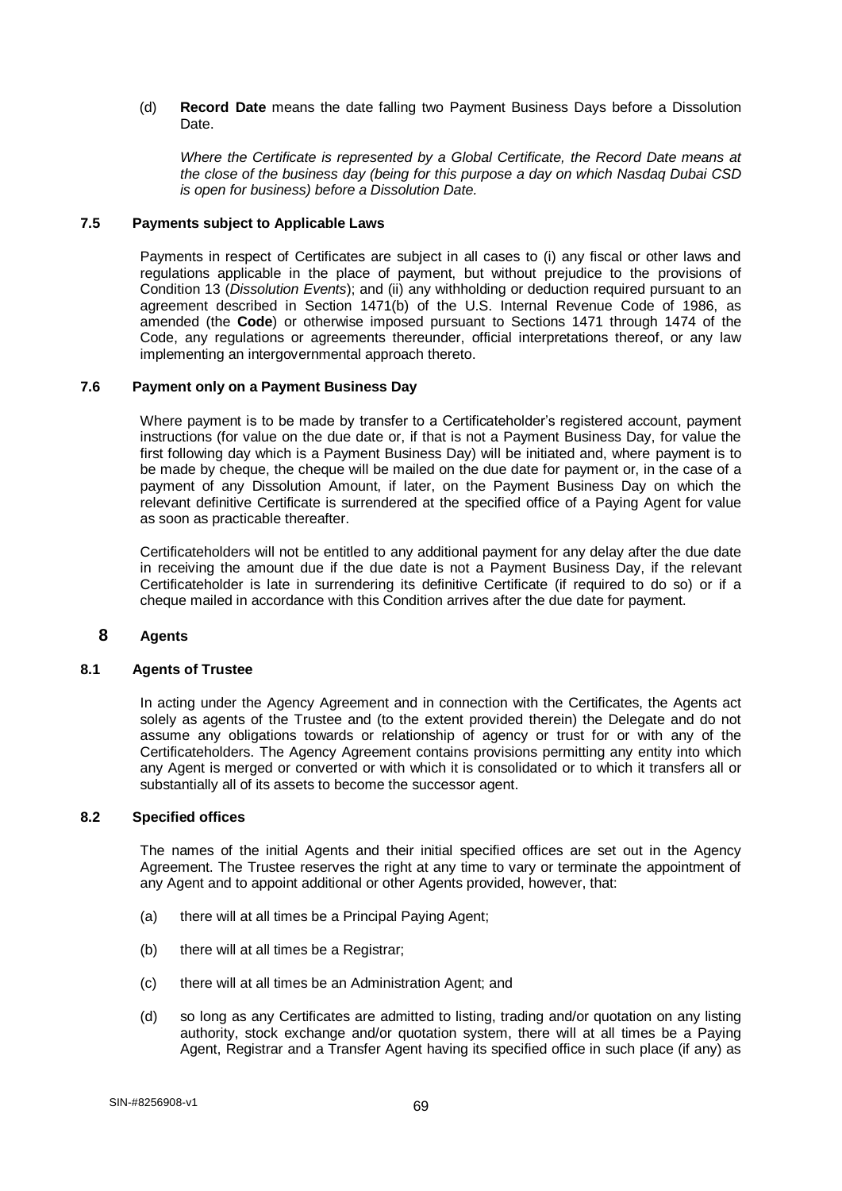(d) **Record Date** means the date falling two Payment Business Days before a Dissolution Date.

*Where the Certificate is represented by a Global Certificate, the Record Date means at the close of the business day (being for this purpose a day on which Nasdaq Dubai CSD is open for business) before a Dissolution Date.*

### 7.5 Payments subject to Applicable Laws

Payments in respect of Certificates are subject in all cases to (i) any fiscal or other laws and regulations applicable in the place of payment, but without prejudice to the provisions of Condition 13 (*Dissolution Events*); and (ii) any withholding or deduction required pursuant to an agreement described in Section 1471(b) of the U.S. Internal Revenue Code of 1986, as amended (the **Code**) or otherwise imposed pursuant to Sections 1471 through 1474 of the Code, any regulations or agreements thereunder, official interpretations thereof, or any law implementing an intergovernmental approach thereto.

### 7.6 Payment only on a Payment Business Day

Where payment is to be made by transfer to a Certificateholder's registered account, payment instructions (for value on the due date or, if that is not a Payment Business Day, for value the first following day which is a Payment Business Day) will be initiated and, where payment is to be made by cheque, the cheque will be mailed on the due date for payment or, in the case of a payment of any Dissolution Amount, if later, on the Payment Business Day on which the relevant definitive Certificate is surrendered at the specified office of a Paying Agent for value as soon as practicable thereafter.

Certificateholders will not be entitled to any additional payment for any delay after the due date in receiving the amount due if the due date is not a Payment Business Day, if the relevant Certificateholder is late in surrendering its definitive Certificate (if required to do so) or if a cheque mailed in accordance with this Condition arrives after the due date for payment.

## 8 Agents

### 8.1 Agents of Trustee

In acting under the Agency Agreement and in connection with the Certificates, the Agents act solely as agents of the Trustee and (to the extent provided therein) the Delegate and do not assume any obligations towards or relationship of agency or trust for or with any of the Certificateholders. The Agency Agreement contains provisions permitting any entity into which any Agent is merged or converted or with which it is consolidated or to which it transfers all or substantially all of its assets to become the successor agent.

### 8.2 Specified offices

The names of the initial Agents and their initial specified offices are set out in the Agency Agreement. The Trustee reserves the right at any time to vary or terminate the appointment of any Agent and to appoint additional or other Agents provided, however, that:

(a) there will at all times be a Principal Paying Agent;

(b) there will at all times be a Registrar;

(c) there will at all times be an Administration Agent; and

(d) so long as any Certificates are admitted to listing, trading and/or quotation on any listing authority, stock exchange and/or quotation system, there will at all times be a Paying Agent, Registrar and a Transfer Agent having its specified office in such place (if any) as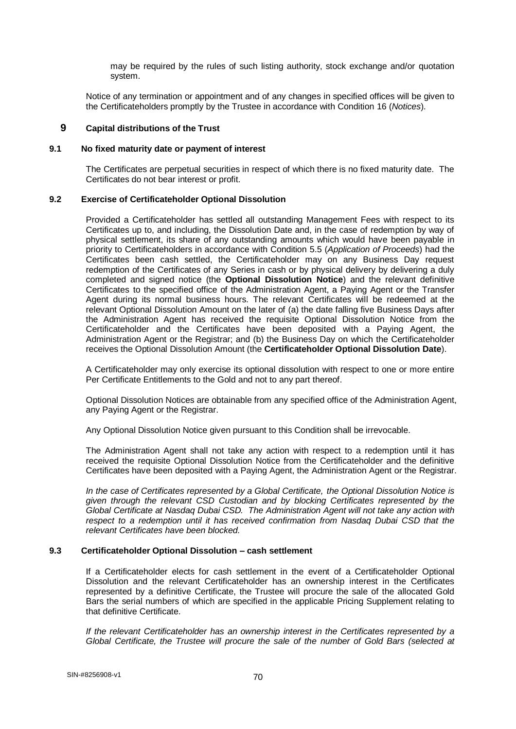may be required by the rules of such listing authority, stock exchange and/or quotation system.

Notice of any termination or appointment and of any changes in specified offices will be given to the Certificateholders promptly by the Trustee in accordance with Condition 16 (*Notices*).

## 9 Capital distributions of the Trust

### 9.1 No fixed maturity date or payment of interest

The Certificates are perpetual securities in respect of which there is no fixed maturity date. The Certificates do not bear interest or profit.

### 9.2 Exercise of Certificateholder Optional Dissolution

Provided a Certificateholder has settled all outstanding Management Fees with respect to its Certificates up to, and including, the Dissolution Date and, in the case of redemption by way of physical settlement, its share of any outstanding amounts which would have been payable in priority to Certificateholders in accordance with Condition 5.5 (*Application of Proceeds*) had the Certificates been cash settled, the Certificateholder may on any Business Day request redemption of the Certificates of any Series in cash or by physical delivery by delivering a duly completed and signed notice (the **Optional Dissolution Notice**) and the relevant definitive Certificates to the specified office of the Administration Agent, a Paying Agent or the Transfer Agent during its normal business hours. The relevant Certificates will be redeemed at the relevant Optional Dissolution Amount on the later of (a) the date falling five Business Days after the Administration Agent has received the requisite Optional Dissolution Notice from the Certificateholder and the Certificates have been deposited with a Paying Agent, the Administration Agent or the Registrar; and (b) the Business Day on which the Certificateholder receives the Optional Dissolution Amount (the **Certificateholder Optional Dissolution Date**).

A Certificateholder may only exercise its optional dissolution with respect to one or more entire Per Certificate Entitlements to the Gold and not to any part thereof.

Optional Dissolution Notices are obtainable from any specified office of the Administration Agent, any Paying Agent or the Registrar.

Any Optional Dissolution Notice given pursuant to this Condition shall be irrevocable.

The Administration Agent shall not take any action with respect to a redemption until it has received the requisite Optional Dissolution Notice from the Certificateholder and the definitive Certificates have been deposited with a Paying Agent, the Administration Agent or the Registrar.

*In the case of Certificates represented by a Global Certificate, the Optional Dissolution Notice is given through the relevant CSD Custodian and by blocking Certificates represented by the Global Certificate at Nasdaq Dubai CSD. The Administration Agent will not take any action with respect to a redemption until it has received confirmation from Nasdaq Dubai CSD that the relevant Certificates have been blocked.*

### 9.3 Certificateholder Optional Dissolution – cash settlement

If a Certificateholder elects for cash settlement in the event of a Certificateholder Optional Dissolution and the relevant Certificateholder has an ownership interest in the Certificates represented by a definitive Certificate, the Trustee will procure the sale of the allocated Gold Bars the serial numbers of which are specified in the applicable Pricing Supplement relating to that definitive Certificate.

*If the relevant Certificateholder has an ownership interest in the Certificates represented by a Global Certificate, the Trustee will procure the sale of the number of Gold Bars (selected at*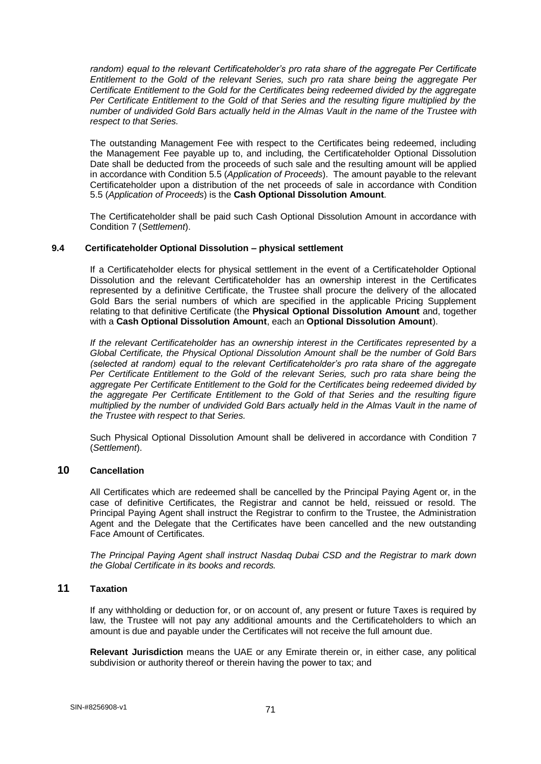*random) equal to the relevant Certificateholder's pro rata share of the aggregate Per Certificate Entitlement to the Gold of the relevant Series, such pro rata share being the aggregate Per Certificate Entitlement to the Gold for the Certificates being redeemed divided by the aggregate Per Certificate Entitlement to the Gold of that Series and the resulting figure multiplied by the number of undivided Gold Bars actually held in the Almas Vault in the name of the Trustee with respect to that Series.*

The outstanding Management Fee with respect to the Certificates being redeemed, including the Management Fee payable up to, and including, the Certificateholder Optional Dissolution Date shall be deducted from the proceeds of such sale and the resulting amount will be applied in accordance with Condition 5.5 (*Application of Proceeds*). The amount payable to the relevant Certificateholder upon a distribution of the net proceeds of sale in accordance with Condition 5.5 (*Application of Proceeds*) is the **Cash Optional Dissolution Amount**.

The Certificateholder shall be paid such Cash Optional Dissolution Amount in accordance with Condition 7 (*Settlement*).

### 9.4 Certificateholder Optional Dissolution – physical settlement

If a Certificateholder elects for physical settlement in the event of a Certificateholder Optional Dissolution and the relevant Certificateholder has an ownership interest in the Certificates represented by a definitive Certificate, the Trustee shall procure the delivery of the allocated Gold Bars the serial numbers of which are specified in the applicable Pricing Supplement relating to that definitive Certificate (the **Physical Optional Dissolution Amount** and, together with a **Cash Optional Dissolution Amount**, each an **Optional Dissolution Amount**).

*If the relevant Certificateholder has an ownership interest in the Certificates represented by a Global Certificate, the Physical Optional Dissolution Amount shall be the number of Gold Bars (selected at random) equal to the relevant Certificateholder's pro rata share of the aggregate Per Certificate Entitlement to the Gold of the relevant Series, such pro rata share being the aggregate Per Certificate Entitlement to the Gold for the Certificates being redeemed divided by the aggregate Per Certificate Entitlement to the Gold of that Series and the resulting figure multiplied by the number of undivided Gold Bars actually held in the Almas Vault in the name of the Trustee with respect to that Series.*

Such Physical Optional Dissolution Amount shall be delivered in accordance with Condition 7 (*Settlement*).

## 10 Cancellation

All Certificates which are redeemed shall be cancelled by the Principal Paying Agent or, in the case of definitive Certificates, the Registrar and cannot be held, reissued or resold. The Principal Paying Agent shall instruct the Registrar to confirm to the Trustee, the Administration Agent and the Delegate that the Certificates have been cancelled and the new outstanding Face Amount of Certificates.

*The Principal Paying Agent shall instruct Nasdaq Dubai CSD and the Registrar to mark down the Global Certificate in its books and records.*

## 11 Taxation

If any withholding or deduction for, or on account of, any present or future Taxes is required by law, the Trustee will not pay any additional amounts and the Certificateholders to which an amount is due and payable under the Certificates will not receive the full amount due.

**Relevant Jurisdiction** means the UAE or any Emirate therein or, in either case, any political subdivision or authority thereof or therein having the power to tax; and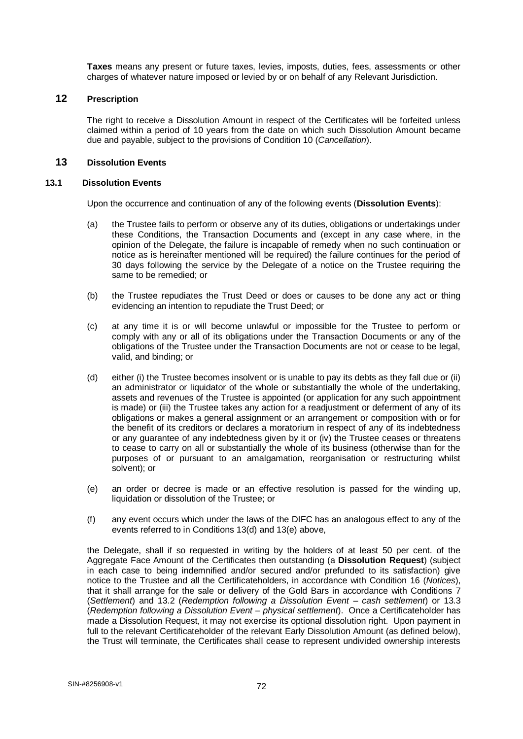**Taxes** means any present or future taxes, levies, imposts, duties, fees, assessments or other charges of whatever nature imposed or levied by or on behalf of any Relevant Jurisdiction.

## 12 Prescription

The right to receive a Dissolution Amount in respect of the Certificates will be forfeited unless claimed within a period of 10 years from the date on which such Dissolution Amount became due and payable, subject to the provisions of Condition 10 (*Cancellation*).

## 13 Dissolution Events

### 13.1 Dissolution Events

Upon the occurrence and continuation of any of the following events (**Dissolution Events**):

(a) the Trustee fails to perform or observe any of its duties, obligations or undertakings under these Conditions, the Transaction Documents and (except in any case where, in the opinion of the Delegate, the failure is incapable of remedy when no such continuation or notice as is hereinafter mentioned will be required) the failure continues for the period of 30 days following the service by the Delegate of a notice on the Trustee requiring the same to be remedied; or

(b) the Trustee repudiates the Trust Deed or does or causes to be done any act or thing evidencing an intention to repudiate the Trust Deed; or

(c) at any time it is or will become unlawful or impossible for the Trustee to perform or comply with any or all of its obligations under the Transaction Documents or any of the obligations of the Trustee under the Transaction Documents are not or cease to be legal, valid, and binding; or

(d) either (i) the Trustee becomes insolvent or is unable to pay its debts as they fall due or (ii) an administrator or liquidator of the whole or substantially the whole of the undertaking, assets and revenues of the Trustee is appointed (or application for any such appointment is made) or (iii) the Trustee takes any action for a readjustment or deferment of any of its obligations or makes a general assignment or an arrangement or composition with or for the benefit of its creditors or declares a moratorium in respect of any of its indebtedness or any guarantee of any indebtedness given by it or (iv) the Trustee ceases or threatens to cease to carry on all or substantially the whole of its business (otherwise than for the purposes of or pursuant to an amalgamation, reorganisation or restructuring whilst solvent); or

(e) an order or decree is made or an effective resolution is passed for the winding up, liquidation or dissolution of the Trustee; or

(f) any event occurs which under the laws of the DIFC has an analogous effect to any of the events referred to in Conditions 13(d) and 13(e) above,

the Delegate, shall if so requested in writing by the holders of at least 50 per cent. of the Aggregate Face Amount of the Certificates then outstanding (a **Dissolution Request**) (subject in each case to being indemnified and/or secured and/or prefunded to its satisfaction) give notice to the Trustee and all the Certificateholders, in accordance with Condition 16 (*Notices*), that it shall arrange for the sale or delivery of the Gold Bars in accordance with Conditions 7 (*Settlement*) and 13.2 (*Redemption following a Dissolution Event – cash settlement*) or 13.3 (*Redemption following a Dissolution Event – physical settlement*). Once a Certificateholder has made a Dissolution Request, it may not exercise its optional dissolution right. Upon payment in full to the relevant Certificateholder of the relevant Early Dissolution Amount (as defined below), the Trust will terminate, the Certificates shall cease to represent undivided ownership interests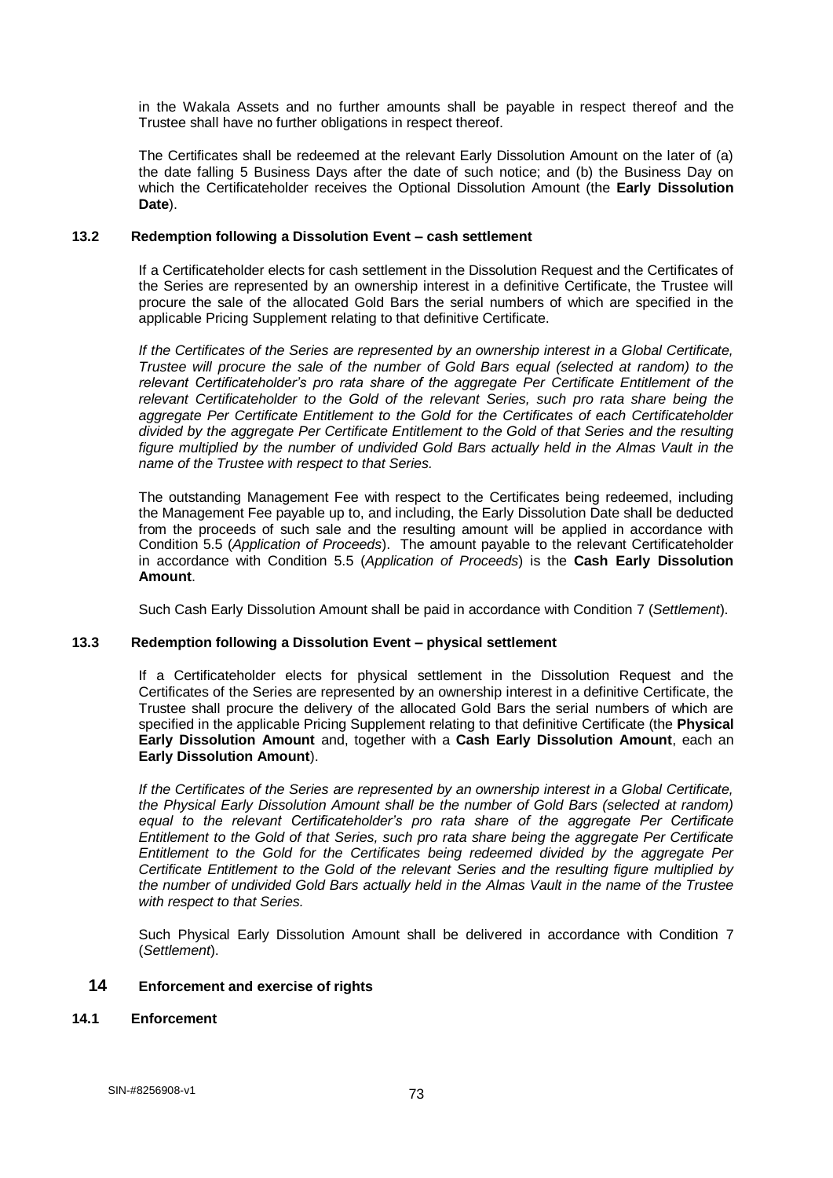in the Wakala Assets and no further amounts shall be payable in respect thereof and the Trustee shall have no further obligations in respect thereof.

The Certificates shall be redeemed at the relevant Early Dissolution Amount on the later of (a) the date falling 5 Business Days after the date of such notice; and (b) the Business Day on which the Certificateholder receives the Optional Dissolution Amount (the **Early Dissolution Date**).

### 13.2 Redemption following a Dissolution Event – cash settlement

If a Certificateholder elects for cash settlement in the Dissolution Request and the Certificates of the Series are represented by an ownership interest in a definitive Certificate, the Trustee will procure the sale of the allocated Gold Bars the serial numbers of which are specified in the applicable Pricing Supplement relating to that definitive Certificate.

*If the Certificates of the Series are represented by an ownership interest in a Global Certificate, Trustee will procure the sale of the number of Gold Bars equal (selected at random) to the relevant Certificateholder's pro rata share of the aggregate Per Certificate Entitlement of the relevant Certificateholder to the Gold of the relevant Series, such pro rata share being the aggregate Per Certificate Entitlement to the Gold for the Certificates of each Certificateholder divided by the aggregate Per Certificate Entitlement to the Gold of that Series and the resulting figure multiplied by the number of undivided Gold Bars actually held in the Almas Vault in the name of the Trustee with respect to that Series.*

The outstanding Management Fee with respect to the Certificates being redeemed, including the Management Fee payable up to, and including, the Early Dissolution Date shall be deducted from the proceeds of such sale and the resulting amount will be applied in accordance with Condition 5.5 (*Application of Proceeds*). The amount payable to the relevant Certificateholder in accordance with Condition 5.5 (*Application of Proceeds*) is the **Cash Early Dissolution Amount**.

Such Cash Early Dissolution Amount shall be paid in accordance with Condition 7 (*Settlement*).

### 13.3 Redemption following a Dissolution Event – physical settlement

If a Certificateholder elects for physical settlement in the Dissolution Request and the Certificates of the Series are represented by an ownership interest in a definitive Certificate, the Trustee shall procure the delivery of the allocated Gold Bars the serial numbers of which are specified in the applicable Pricing Supplement relating to that definitive Certificate (the **Physical Early Dissolution Amount** and, together with a **Cash Early Dissolution Amount**, each an **Early Dissolution Amount**).

*If the Certificates of the Series are represented by an ownership interest in a Global Certificate, the Physical Early Dissolution Amount shall be the number of Gold Bars (selected at random) equal to the relevant Certificateholder's pro rata share of the aggregate Per Certificate Entitlement to the Gold of that Series, such pro rata share being the aggregate Per Certificate Entitlement to the Gold for the Certificates being redeemed divided by the aggregate Per Certificate Entitlement to the Gold of the relevant Series and the resulting figure multiplied by the number of undivided Gold Bars actually held in the Almas Vault in the name of the Trustee with respect to that Series.*

Such Physical Early Dissolution Amount shall be delivered in accordance with Condition 7 (*Settlement*).

## 14 Enforcement and exercise of rights

### 14.1 Enforcement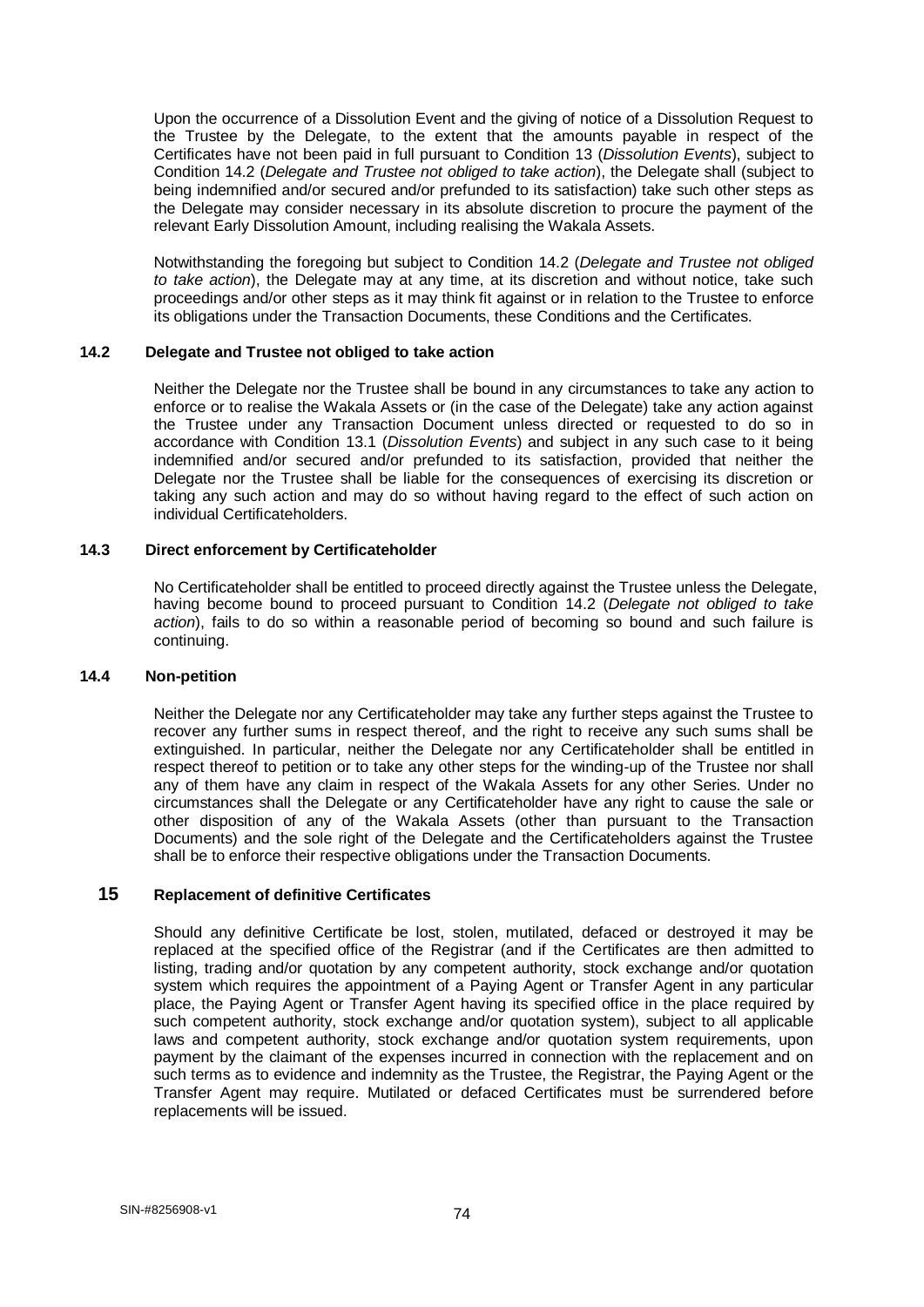Upon the occurrence of a Dissolution Event and the giving of notice of a Dissolution Request to the Trustee by the Delegate, to the extent that the amounts payable in respect of the Certificates have not been paid in full pursuant to Condition 13 (*Dissolution Events*), subject to Condition 14.2 (*Delegate and Trustee not obliged to take action*), the Delegate shall (subject to being indemnified and/or secured and/or prefunded to its satisfaction) take such other steps as the Delegate may consider necessary in its absolute discretion to procure the payment of the relevant Early Dissolution Amount, including realising the Wakala Assets.

Notwithstanding the foregoing but subject to Condition 14.2 (*Delegate and Trustee not obliged to take action*), the Delegate may at any time, at its discretion and without notice, take such proceedings and/or other steps as it may think fit against or in relation to the Trustee to enforce its obligations under the Transaction Documents, these Conditions and the Certificates.

### 14.2 Delegate and Trustee not obliged to take action

Neither the Delegate nor the Trustee shall be bound in any circumstances to take any action to enforce or to realise the Wakala Assets or (in the case of the Delegate) take any action against the Trustee under any Transaction Document unless directed or requested to do so in accordance with Condition 13.1 (*Dissolution Events*) and subject in any such case to it being indemnified and/or secured and/or prefunded to its satisfaction, provided that neither the Delegate nor the Trustee shall be liable for the consequences of exercising its discretion or taking any such action and may do so without having regard to the effect of such action on individual Certificateholders.

### 14.3 Direct enforcement by Certificateholder

No Certificateholder shall be entitled to proceed directly against the Trustee unless the Delegate, having become bound to proceed pursuant to Condition 14.2 (*Delegate not obliged to take action*), fails to do so within a reasonable period of becoming so bound and such failure is continuing.

### 14.4 Non-petition

Neither the Delegate nor any Certificateholder may take any further steps against the Trustee to recover any further sums in respect thereof, and the right to receive any such sums shall be extinguished. In particular, neither the Delegate nor any Certificateholder shall be entitled in respect thereof to petition or to take any other steps for the winding-up of the Trustee nor shall any of them have any claim in respect of the Wakala Assets for any other Series. Under no circumstances shall the Delegate or any Certificateholder have any right to cause the sale or other disposition of any of the Wakala Assets (other than pursuant to the Transaction Documents) and the sole right of the Delegate and the Certificateholders against the Trustee shall be to enforce their respective obligations under the Transaction Documents.

## 15 Replacement of definitive Certificates

Should any definitive Certificate be lost, stolen, mutilated, defaced or destroyed it may be replaced at the specified office of the Registrar (and if the Certificates are then admitted to listing, trading and/or quotation by any competent authority, stock exchange and/or quotation system which requires the appointment of a Paying Agent or Transfer Agent in any particular place, the Paying Agent or Transfer Agent having its specified office in the place required by such competent authority, stock exchange and/or quotation system), subject to all applicable laws and competent authority, stock exchange and/or quotation system requirements, upon payment by the claimant of the expenses incurred in connection with the replacement and on such terms as to evidence and indemnity as the Trustee, the Registrar, the Paying Agent or the Transfer Agent may require. Mutilated or defaced Certificates must be surrendered before replacements will be issued.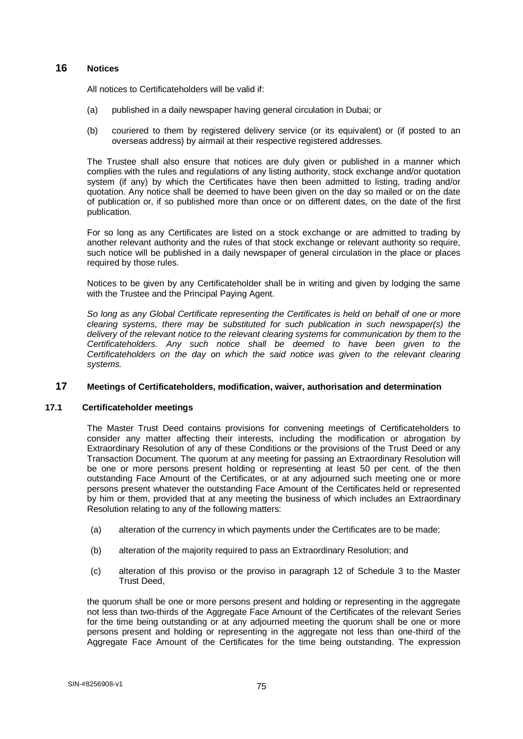## 16 Notices

All notices to Certificateholders will be valid if:

(a) published in a daily newspaper having general circulation in Dubai; or

(b) couriered to them by registered delivery service (or its equivalent) or (if posted to an overseas address) by airmail at their respective registered addresses.

The Trustee shall also ensure that notices are duly given or published in a manner which complies with the rules and regulations of any listing authority, stock exchange and/or quotation system (if any) by which the Certificates have then been admitted to listing, trading and/or quotation. Any notice shall be deemed to have been given on the day so mailed or on the date of publication or, if so published more than once or on different dates, on the date of the first publication.

For so long as any Certificates are listed on a stock exchange or are admitted to trading by another relevant authority and the rules of that stock exchange or relevant authority so require, such notice will be published in a daily newspaper of general circulation in the place or places required by those rules.

Notices to be given by any Certificateholder shall be in writing and given by lodging the same with the Trustee and the Principal Paying Agent.

*So long as any Global Certificate representing the Certificates is held on behalf of one or more clearing systems, there may be substituted for such publication in such newspaper(s) the delivery of the relevant notice to the relevant clearing systems for communication by them to the Certificateholders. Any such notice shall be deemed to have been given to the Certificateholders on the day on which the said notice was given to the relevant clearing systems.*

## 17 Meetings of Certificateholders, modification, waiver, authorisation and determination

### 17.1 Certificateholder meetings

The Master Trust Deed contains provisions for convening meetings of Certificateholders to consider any matter affecting their interests, including the modification or abrogation by Extraordinary Resolution of any of these Conditions or the provisions of the Trust Deed or any Transaction Document. The quorum at any meeting for passing an Extraordinary Resolution will be one or more persons present holding or representing at least 50 per cent. of the then outstanding Face Amount of the Certificates, or at any adjourned such meeting one or more persons present whatever the outstanding Face Amount of the Certificates held or represented by him or them, provided that at any meeting the business of which includes an Extraordinary Resolution relating to any of the following matters:

(a) alteration of the currency in which payments under the Certificates are to be made;

(b) alteration of the majority required to pass an Extraordinary Resolution; and

(c) alteration of this proviso or the proviso in paragraph 12 of Schedule 3 to the Master Trust Deed,

the quorum shall be one or more persons present and holding or representing in the aggregate not less than two-thirds of the Aggregate Face Amount of the Certificates of the relevant Series for the time being outstanding or at any adjourned meeting the quorum shall be one or more persons present and holding or representing in the aggregate not less than one-third of the Aggregate Face Amount of the Certificates for the time being outstanding. The expression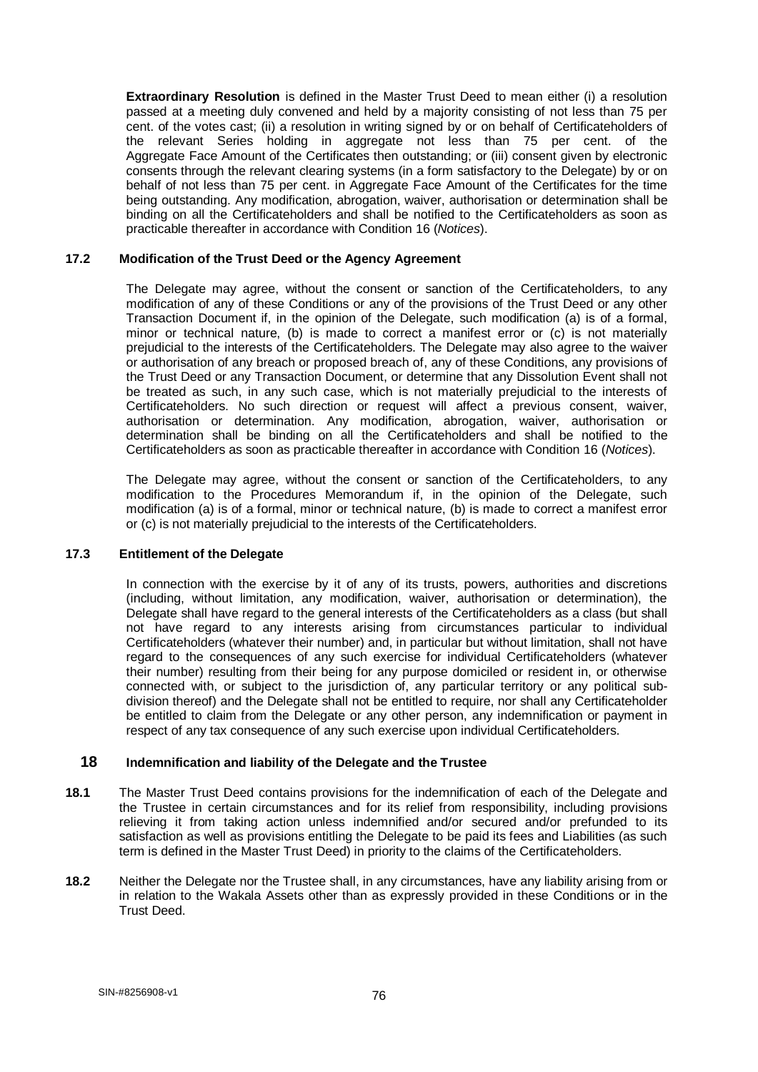**Extraordinary Resolution** is defined in the Master Trust Deed to mean either (i) a resolution passed at a meeting duly convened and held by a majority consisting of not less than 75 per cent. of the votes cast; (ii) a resolution in writing signed by or on behalf of Certificateholders of the relevant Series holding in aggregate not less than 75 per cent. of the Aggregate Face Amount of the Certificates then outstanding; or (iii) consent given by electronic consents through the relevant clearing systems (in a form satisfactory to the Delegate) by or on behalf of not less than 75 per cent. in Aggregate Face Amount of the Certificates for the time being outstanding. Any modification, abrogation, waiver, authorisation or determination shall be binding on all the Certificateholders and shall be notified to the Certificateholders as soon as practicable thereafter in accordance with Condition 16 (*Notices*).

### 17.2 Modification of the Trust Deed or the Agency Agreement

The Delegate may agree, without the consent or sanction of the Certificateholders, to any modification of any of these Conditions or any of the provisions of the Trust Deed or any other Transaction Document if, in the opinion of the Delegate, such modification (a) is of a formal, minor or technical nature, (b) is made to correct a manifest error or (c) is not materially prejudicial to the interests of the Certificateholders. The Delegate may also agree to the waiver or authorisation of any breach or proposed breach of, any of these Conditions, any provisions of the Trust Deed or any Transaction Document, or determine that any Dissolution Event shall not be treated as such, in any such case, which is not materially prejudicial to the interests of Certificateholders. No such direction or request will affect a previous consent, waiver, authorisation or determination. Any modification, abrogation, waiver, authorisation or determination shall be binding on all the Certificateholders and shall be notified to the Certificateholders as soon as practicable thereafter in accordance with Condition 16 (*Notices*).

The Delegate may agree, without the consent or sanction of the Certificateholders, to any modification to the Procedures Memorandum if, in the opinion of the Delegate, such modification (a) is of a formal, minor or technical nature, (b) is made to correct a manifest error or (c) is not materially prejudicial to the interests of the Certificateholders.

### 17.3 Entitlement of the Delegate

In connection with the exercise by it of any of its trusts, powers, authorities and discretions (including, without limitation, any modification, waiver, authorisation or determination), the Delegate shall have regard to the general interests of the Certificateholders as a class (but shall not have regard to any interests arising from circumstances particular to individual Certificateholders (whatever their number) and, in particular but without limitation, shall not have regard to the consequences of any such exercise for individual Certificateholders (whatever their number) resulting from their being for any purpose domiciled or resident in, or otherwise connected with, or subject to the jurisdiction of, any particular territory or any political sub-division thereof) and the Delegate shall not be entitled to require, nor shall any Certificateholder be entitled to claim from the Delegate or any other person, any indemnification or payment in respect of any tax consequence of any such exercise upon individual Certificateholders.

## 18 Indemnification and liability of the Delegate and the Trustee

**18.1** The Master Trust Deed contains provisions for the indemnification of each of the Delegate and the Trustee in certain circumstances and for its relief from responsibility, including provisions relieving it from taking action unless indemnified and/or secured and/or prefunded to its satisfaction as well as provisions entitling the Delegate to be paid its fees and Liabilities (as such term is defined in the Master Trust Deed) in priority to the claims of the Certificateholders.

**18.2** Neither the Delegate nor the Trustee shall, in any circumstances, have any liability arising from or in relation to the Wakala Assets other than as expressly provided in these Conditions or in the Trust Deed.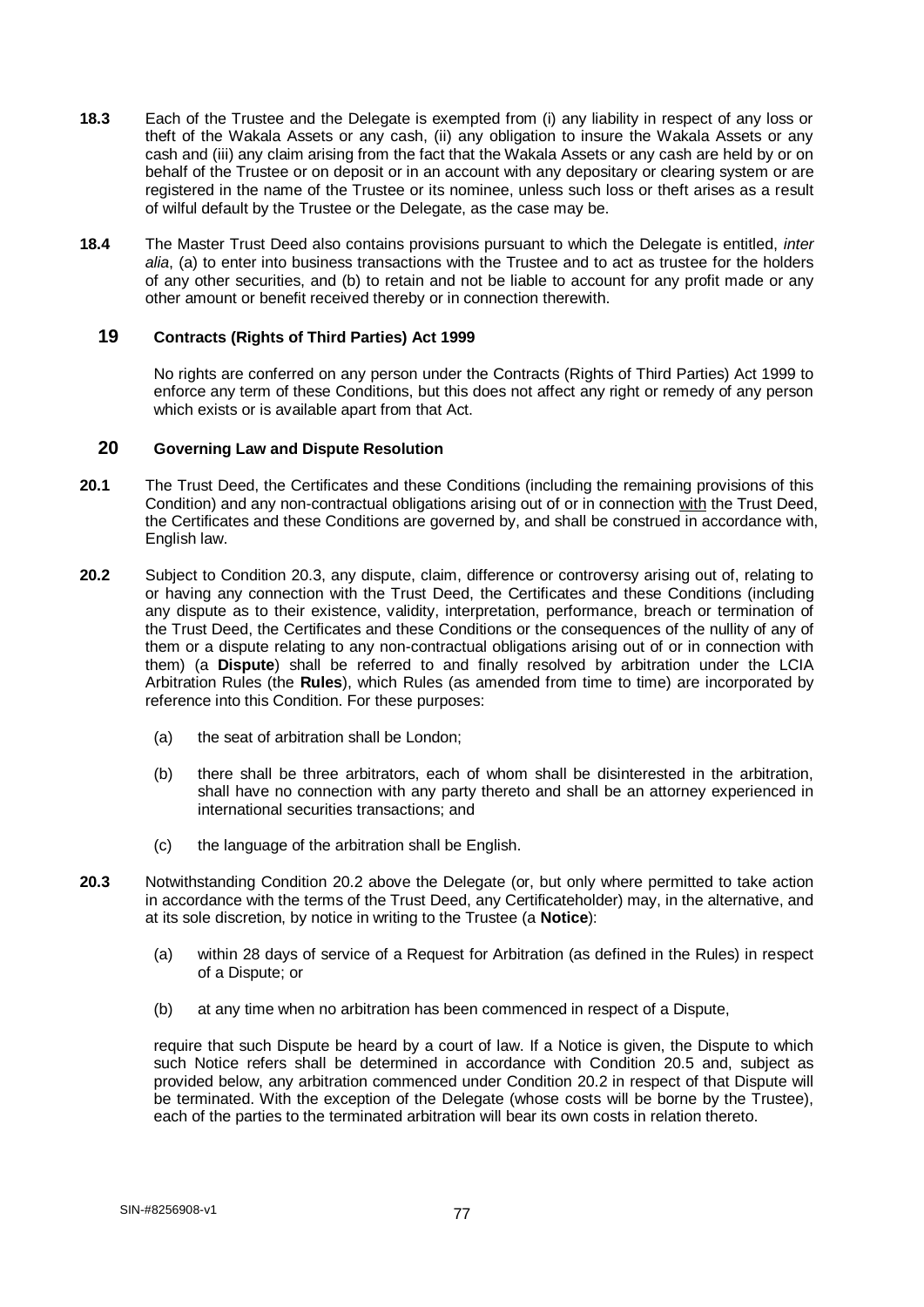**18.3** Each of the Trustee and the Delegate is exempted from (i) any liability in respect of any loss or theft of the Wakala Assets or any cash, (ii) any obligation to insure the Wakala Assets or any cash and (iii) any claim arising from the fact that the Wakala Assets or any cash are held by or on behalf of the Trustee or on deposit or in an account with any depositary or clearing system or are registered in the name of the Trustee or its nominee, unless such loss or theft arises as a result of wilful default by the Trustee or the Delegate, as the case may be.

**18.4** The Master Trust Deed also contains provisions pursuant to which the Delegate is entitled, *inter alia*, (a) to enter into business transactions with the Trustee and to act as trustee for the holders of any other securities, and (b) to retain and not be liable to account for any profit made or any other amount or benefit received thereby or in connection therewith.

## 19 Contracts (Rights of Third Parties) Act 1999

No rights are conferred on any person under the Contracts (Rights of Third Parties) Act 1999 to enforce any term of these Conditions, but this does not affect any right or remedy of any person which exists or is available apart from that Act.

## 20 Governing Law and Dispute Resolution

**20.1** The Trust Deed, the Certificates and these Conditions (including the remaining provisions of this Condition) and any non-contractual obligations arising out of or in connection with the Trust Deed, the Certificates and these Conditions are governed by, and shall be construed in accordance with, English law.

**20.2** Subject to Condition 20.3, any dispute, claim, difference or controversy arising out of, relating to or having any connection with the Trust Deed, the Certificates and these Conditions (including any dispute as to their existence, validity, interpretation, performance, breach or termination of the Trust Deed, the Certificates and these Conditions or the consequences of the nullity of any of them or a dispute relating to any non-contractual obligations arising out of or in connection with them) (a **Dispute**) shall be referred to and finally resolved by arbitration under the LCIA Arbitration Rules (the **Rules**), which Rules (as amended from time to time) are incorporated by reference into this Condition. For these purposes:

(a) the seat of arbitration shall be London;

(b) there shall be three arbitrators, each of whom shall be disinterested in the arbitration, shall have no connection with any party thereto and shall be an attorney experienced in international securities transactions; and

(c) the language of the arbitration shall be English.

**20.3** Notwithstanding Condition 20.2 above the Delegate (or, but only where permitted to take action in accordance with the terms of the Trust Deed, any Certificateholder) may, in the alternative, and at its sole discretion, by notice in writing to the Trustee (a **Notice**):

(a) within 28 days of service of a Request for Arbitration (as defined in the Rules) in respect of a Dispute; or

(b) at any time when no arbitration has been commenced in respect of a Dispute,

require that such Dispute be heard by a court of law. If a Notice is given, the Dispute to which such Notice refers shall be determined in accordance with Condition 20.5 and, subject as provided below, any arbitration commenced under Condition 20.2 in respect of that Dispute will be terminated. With the exception of the Delegate (whose costs will be borne by the Trustee), each of the parties to the terminated arbitration will bear its own costs in relation thereto.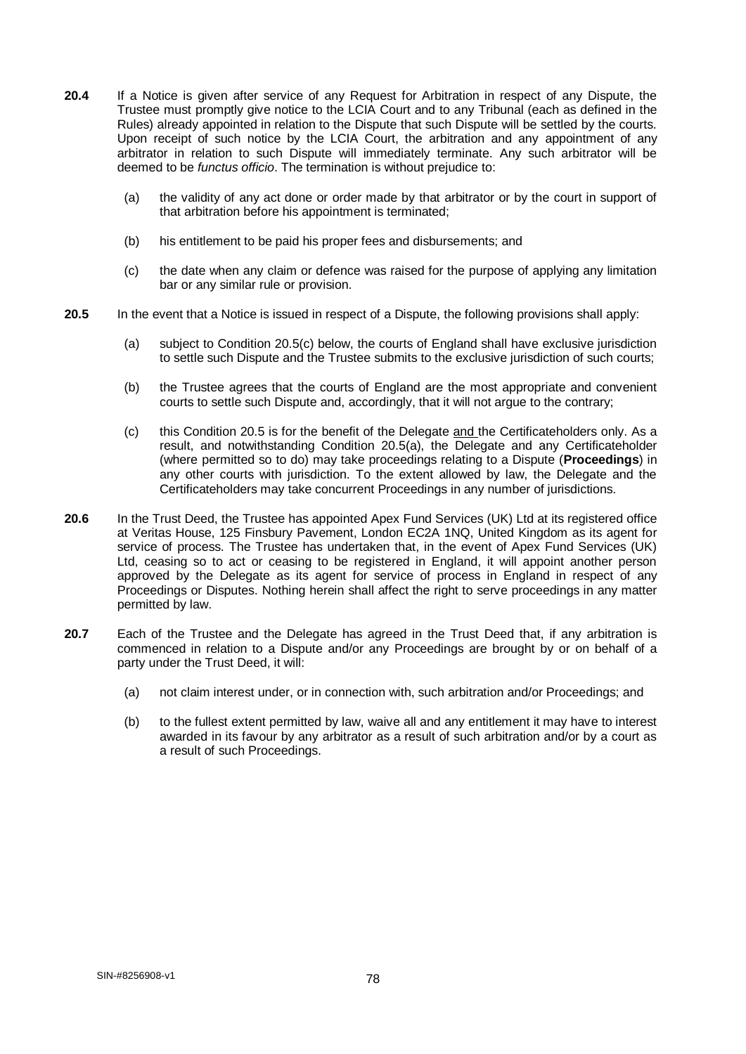**20.4** If a Notice is given after service of any Request for Arbitration in respect of any Dispute, the Trustee must promptly give notice to the LCIA Court and to any Tribunal (each as defined in the Rules) already appointed in relation to the Dispute that such Dispute will be settled by the courts. Upon receipt of such notice by the LCIA Court, the arbitration and any appointment of any arbitrator in relation to such Dispute will immediately terminate. Any such arbitrator will be deemed to be *functus officio*. The termination is without prejudice to:

(a) the validity of any act done or order made by that arbitrator or by the court in support of that arbitration before his appointment is terminated;

(b) his entitlement to be paid his proper fees and disbursements; and

(c) the date when any claim or defence was raised for the purpose of applying any limitation bar or any similar rule or provision.

**20.5** In the event that a Notice is issued in respect of a Dispute, the following provisions shall apply:

(a) subject to Condition 20.5(c) below, the courts of England shall have exclusive jurisdiction to settle such Dispute and the Trustee submits to the exclusive jurisdiction of such courts;

(b) the Trustee agrees that the courts of England are the most appropriate and convenient courts to settle such Dispute and, accordingly, that it will not argue to the contrary;

(c) this Condition 20.5 is for the benefit of the Delegate and the Certificateholders only. As a result, and notwithstanding Condition 20.5(a), the Delegate and any Certificateholder (where permitted so to do) may take proceedings relating to a Dispute (**Proceedings**) in any other courts with jurisdiction. To the extent allowed by law, the Delegate and the Certificateholders may take concurrent Proceedings in any number of jurisdictions.

**20.6** In the Trust Deed, the Trustee has appointed Apex Fund Services (UK) Ltd at its registered office at Veritas House, 125 Finsbury Pavement, London EC2A 1NQ, United Kingdom as its agent for service of process. The Trustee has undertaken that, in the event of Apex Fund Services (UK) Ltd, ceasing so to act or ceasing to be registered in England, it will appoint another person approved by the Delegate as its agent for service of process in England in respect of any Proceedings or Disputes. Nothing herein shall affect the right to serve proceedings in any matter permitted by law.

**20.7** Each of the Trustee and the Delegate has agreed in the Trust Deed that, if any arbitration is commenced in relation to a Dispute and/or any Proceedings are brought by or on behalf of a party under the Trust Deed, it will:

(a) not claim interest under, or in connection with, such arbitration and/or Proceedings; and

(b) to the fullest extent permitted by law, waive all and any entitlement it may have to interest awarded in its favour by any arbitrator as a result of such arbitration and/or by a court as a result of such Proceedings.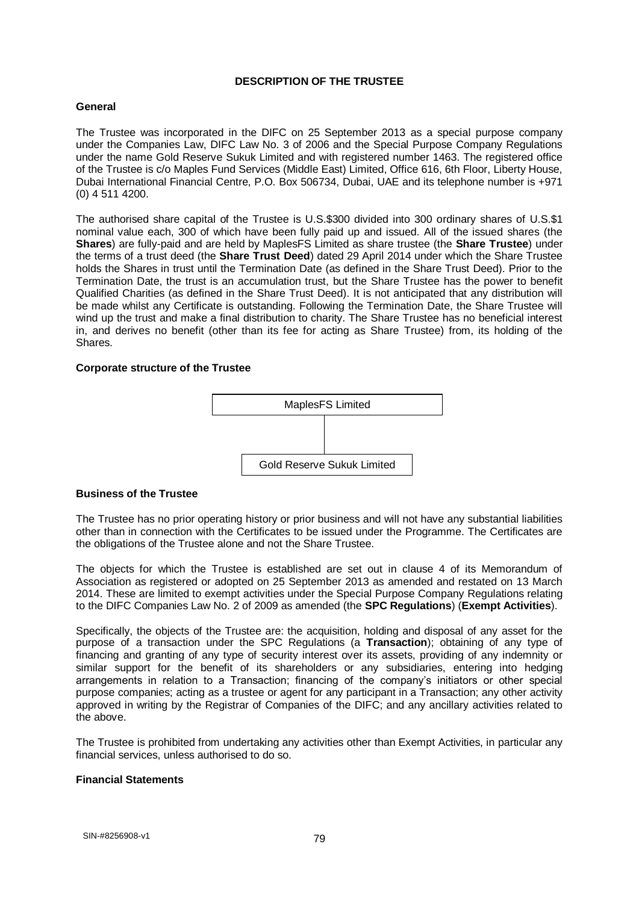## DESCRIPTION OF THE TRUSTEE

### General

The Trustee was incorporated in the DIFC on 25 September 2013 as a special purpose company under the Companies Law, DIFC Law No. 3 of 2006 and the Special Purpose Company Regulations under the name Gold Reserve Sukuk Limited and with registered number 1463. The registered office of the Trustee is c/o Maples Fund Services (Middle East) Limited, Office 616, 6th Floor, Liberty House, Dubai International Financial Centre, P.O. Box 506734, Dubai, UAE and its telephone number is +971 (0) 4 511 4200.

The authorised share capital of the Trustee is U.S.$300 divided into 300 ordinary shares of U.S.$1 nominal value each, 300 of which have been fully paid up and issued. All of the issued shares (the **Shares**) are fully-paid and are held by MaplesFS Limited as share trustee (the **Share Trustee**) under the terms of a trust deed (the **Share Trust Deed**) dated 29 April 2014 under which the Share Trustee holds the Shares in trust until the Termination Date (as defined in the Share Trust Deed). Prior to the Termination Date, the trust is an accumulation trust, but the Share Trustee has the power to benefit Qualified Charities (as defined in the Share Trust Deed). It is not anticipated that any distribution will be made whilst any Certificate is outstanding. Following the Termination Date, the Share Trustee will wind up the trust and make a final distribution to charity. The Share Trustee has no beneficial interest in, and derives no benefit (other than its fee for acting as Share Trustee) from, its holding of the Shares.

### Corporate structure of the Trustee

MaplesFS Limited

Gold Reserve Sukuk Limited

### Business of the Trustee

The Trustee has no prior operating history or prior business and will not have any substantial liabilities other than in connection with the Certificates to be issued under the Programme. The Certificates are the obligations of the Trustee alone and not the Share Trustee.

The objects for which the Trustee is established are set out in clause 4 of its Memorandum of Association as registered or adopted on 25 September 2013 as amended and restated on 13 March 2014. These are limited to exempt activities under the Special Purpose Company Regulations relating to the DIFC Companies Law No. 2 of 2009 as amended (the **SPC Regulations**) (**Exempt Activities**).

Specifically, the objects of the Trustee are: the acquisition, holding and disposal of any asset for the purpose of a transaction under the SPC Regulations (a **Transaction**); obtaining of any type of financing and granting of any type of security interest over its assets, providing of any indemnity or similar support for the benefit of its shareholders or any subsidiaries, entering into hedging arrangements in relation to a Transaction; financing of the company's initiators or other special purpose companies; acting as a trustee or agent for any participant in a Transaction; any other activity approved in writing by the Registrar of Companies of the DIFC; and any ancillary activities related to the above.

The Trustee is prohibited from undertaking any activities other than Exempt Activities, in particular any financial services, unless authorised to do so.

### Financial Statements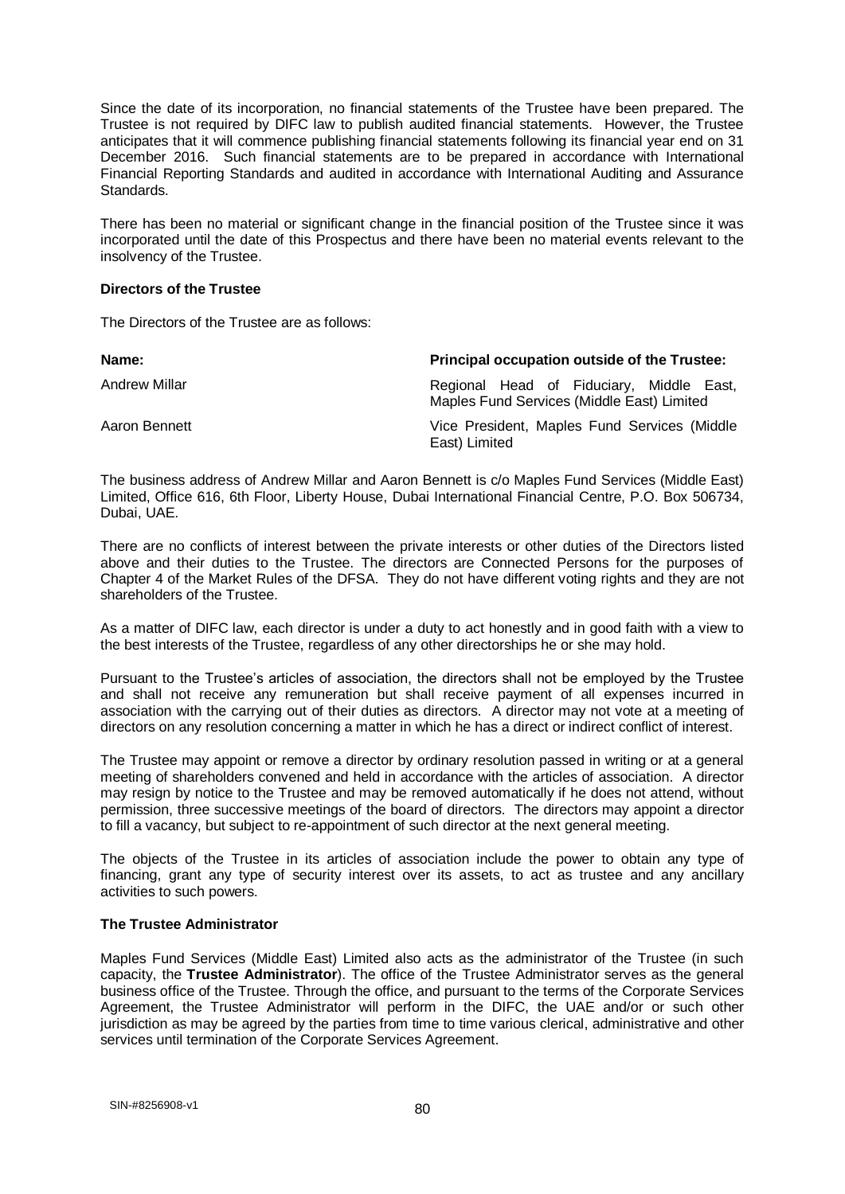Since the date of its incorporation, no financial statements of the Trustee have been prepared. The Trustee is not required by DIFC law to publish audited financial statements. However, the Trustee anticipates that it will commence publishing financial statements following its financial year end on 31 December 2016. Such financial statements are to be prepared in accordance with International Financial Reporting Standards and audited in accordance with International Auditing and Assurance Standards.

There has been no material or significant change in the financial position of the Trustee since it was incorporated until the date of this Prospectus and there have been no material events relevant to the insolvency of the Trustee.

**Directors of the Trustee**

The Directors of the Trustee are as follows:

| **Name:** | **Principal occupation outside of the Trustee:** |
|---|---|
| Andrew Millar | Regional Head of Fiduciary, Middle East, Maples Fund Services (Middle East) Limited |
| Aaron Bennett | Vice President, Maples Fund Services (Middle East) Limited |

The business address of Andrew Millar and Aaron Bennett is c/o Maples Fund Services (Middle East) Limited, Office 616, 6th Floor, Liberty House, Dubai International Financial Centre, P.O. Box 506734, Dubai, UAE.

There are no conflicts of interest between the private interests or other duties of the Directors listed above and their duties to the Trustee. The directors are Connected Persons for the purposes of Chapter 4 of the Market Rules of the DFSA. They do not have different voting rights and they are not shareholders of the Trustee.

As a matter of DIFC law, each director is under a duty to act honestly and in good faith with a view to the best interests of the Trustee, regardless of any other directorships he or she may hold.

Pursuant to the Trustee's articles of association, the directors shall not be employed by the Trustee and shall not receive any remuneration but shall receive payment of all expenses incurred in association with the carrying out of their duties as directors. A director may not vote at a meeting of directors on any resolution concerning a matter in which he has a direct or indirect conflict of interest.

The Trustee may appoint or remove a director by ordinary resolution passed in writing or at a general meeting of shareholders convened and held in accordance with the articles of association. A director may resign by notice to the Trustee and may be removed automatically if he does not attend, without permission, three successive meetings of the board of directors. The directors may appoint a director to fill a vacancy, but subject to re-appointment of such director at the next general meeting.

The objects of the Trustee in its articles of association include the power to obtain any type of financing, grant any type of security interest over its assets, to act as trustee and any ancillary activities to such powers.

**The Trustee Administrator**

Maples Fund Services (Middle East) Limited also acts as the administrator of the Trustee (in such capacity, the **Trustee Administrator**). The office of the Trustee Administrator serves as the general business office of the Trustee. Through the office, and pursuant to the terms of the Corporate Services Agreement, the Trustee Administrator will perform in the DIFC, the UAE and/or or such other jurisdiction as may be agreed by the parties from time to time various clerical, administrative and other services until termination of the Corporate Services Agreement.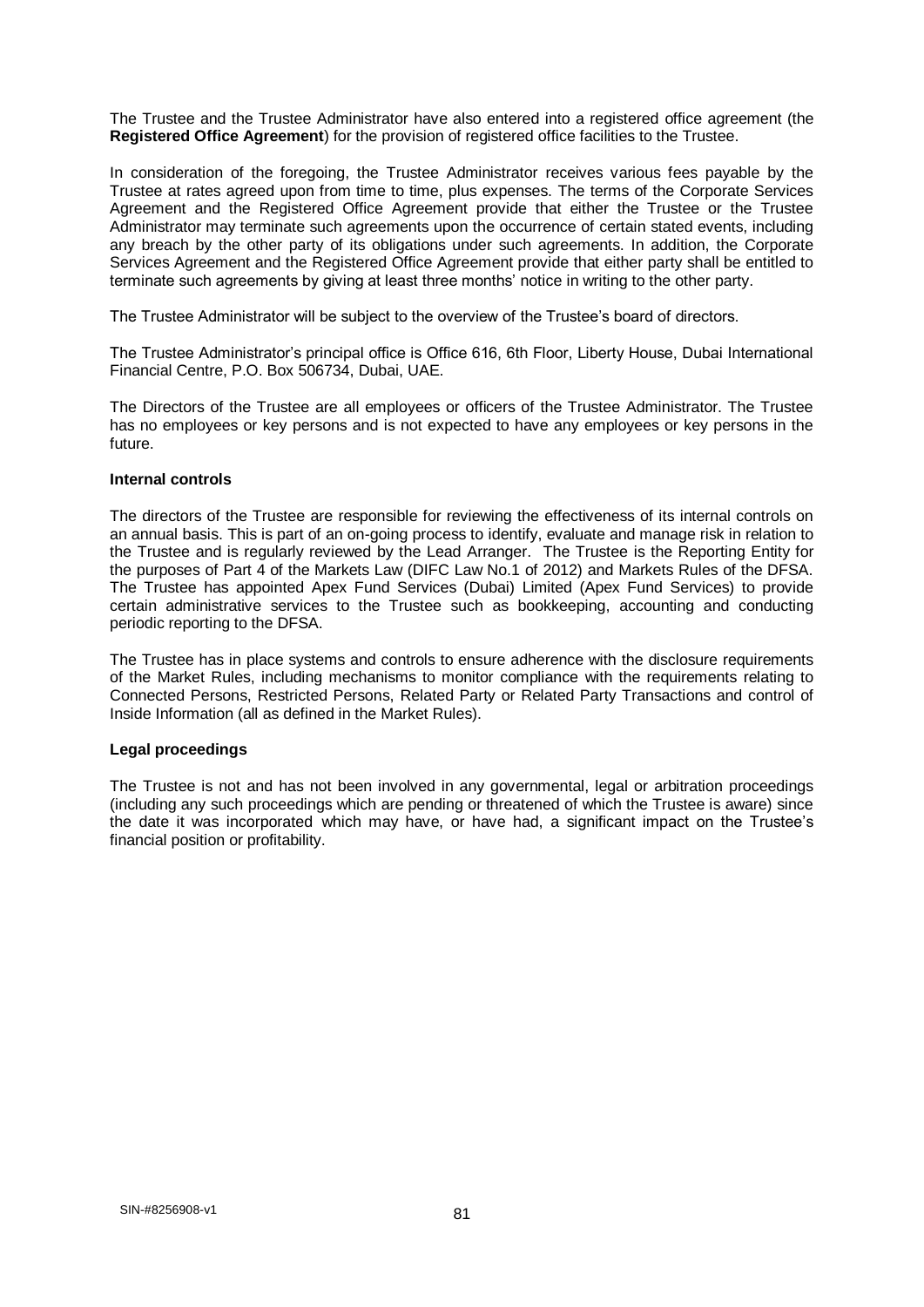The Trustee and the Trustee Administrator have also entered into a registered office agreement (the **Registered Office Agreement**) for the provision of registered office facilities to the Trustee.

In consideration of the foregoing, the Trustee Administrator receives various fees payable by the Trustee at rates agreed upon from time to time, plus expenses. The terms of the Corporate Services Agreement and the Registered Office Agreement provide that either the Trustee or the Trustee Administrator may terminate such agreements upon the occurrence of certain stated events, including any breach by the other party of its obligations under such agreements. In addition, the Corporate Services Agreement and the Registered Office Agreement provide that either party shall be entitled to terminate such agreements by giving at least three months' notice in writing to the other party.

The Trustee Administrator will be subject to the overview of the Trustee's board of directors.

The Trustee Administrator's principal office is Office 616, 6th Floor, Liberty House, Dubai International Financial Centre, P.O. Box 506734, Dubai, UAE.

The Directors of the Trustee are all employees or officers of the Trustee Administrator. The Trustee has no employees or key persons and is not expected to have any employees or key persons in the future.

**Internal controls**

The directors of the Trustee are responsible for reviewing the effectiveness of its internal controls on an annual basis. This is part of an on-going process to identify, evaluate and manage risk in relation to the Trustee and is regularly reviewed by the Lead Arranger. The Trustee is the Reporting Entity for the purposes of Part 4 of the Markets Law (DIFC Law No.1 of 2012) and Markets Rules of the DFSA. The Trustee has appointed Apex Fund Services (Dubai) Limited (Apex Fund Services) to provide certain administrative services to the Trustee such as bookkeeping, accounting and conducting periodic reporting to the DFSA.

The Trustee has in place systems and controls to ensure adherence with the disclosure requirements of the Market Rules, including mechanisms to monitor compliance with the requirements relating to Connected Persons, Restricted Persons, Related Party or Related Party Transactions and control of Inside Information (all as defined in the Market Rules).

**Legal proceedings**

The Trustee is not and has not been involved in any governmental, legal or arbitration proceedings (including any such proceedings which are pending or threatened of which the Trustee is aware) since the date it was incorporated which may have, or have had, a significant impact on the Trustee's financial position or profitability.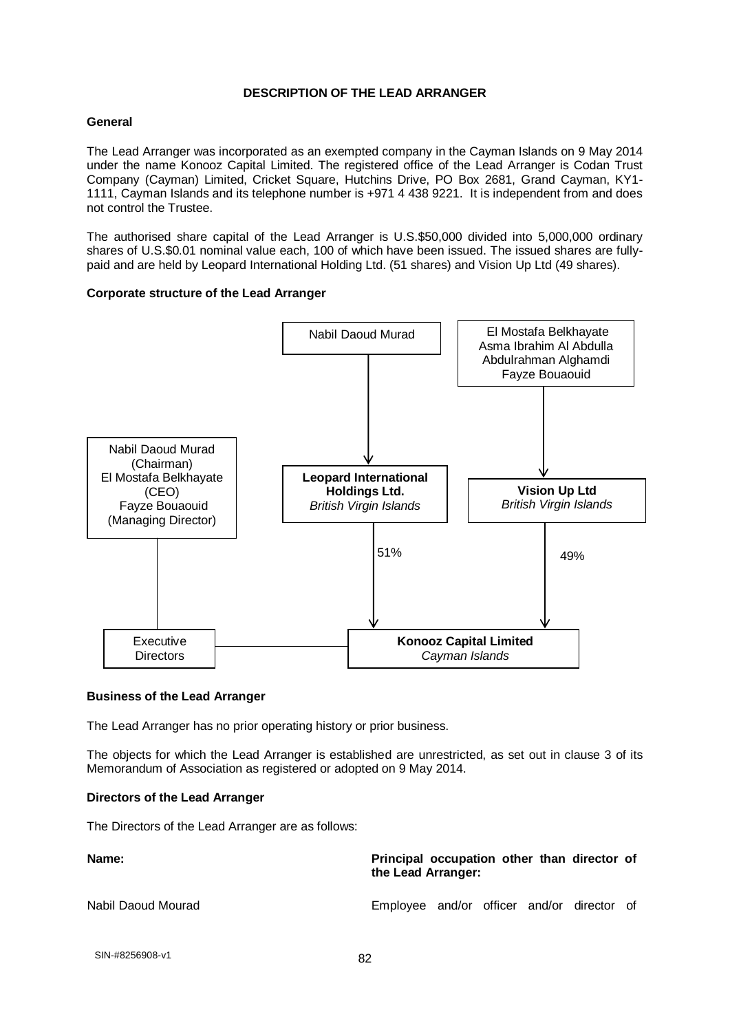## DESCRIPTION OF THE LEAD ARRANGER

### General

The Lead Arranger was incorporated as an exempted company in the Cayman Islands on 9 May 2014 under the name Konooz Capital Limited. The registered office of the Lead Arranger is Codan Trust Company (Cayman) Limited, Cricket Square, Hutchins Drive, PO Box 2681, Grand Cayman, KY1-1111, Cayman Islands and its telephone number is +971 4 438 9221. It is independent from and does not control the Trustee.

The authorised share capital of the Lead Arranger is U.S.$50,000 divided into 5,000,000 ordinary shares of U.S.$0.01 nominal value each, 100 of which have been issued. The issued shares are fully-paid and are held by Leopard International Holding Ltd. (51 shares) and Vision Up Ltd (49 shares).

### Corporate structure of the Lead Arranger

Nabil Daoud Murad

El Mostafa Belkhayate
Asma Ibrahim Al Abdulla
Abdulrahman Alghamdi
Fayze Bouaouid

Nabil Daoud Murad (Chairman)
El Mostafa Belkhayate (CEO)
Fayze Bouaouid (Managing Director)

**Leopard International Holdings Ltd.**
*British Virgin Islands*

**Vision Up Ltd**
*British Virgin Islands*

51%

49%

Executive Directors

**Konooz Capital Limited**
*Cayman Islands*

### Business of the Lead Arranger

The Lead Arranger has no prior operating history or prior business.

The objects for which the Lead Arranger is established are unrestricted, as set out in clause 3 of its Memorandum of Association as registered or adopted on 9 May 2014.

### Directors of the Lead Arranger

The Directors of the Lead Arranger are as follows:

| Name: | Principal occupation other than director of the Lead Arranger: |
|---|---|
| Nabil Daoud Mourad | Employee and/or officer and/or director of |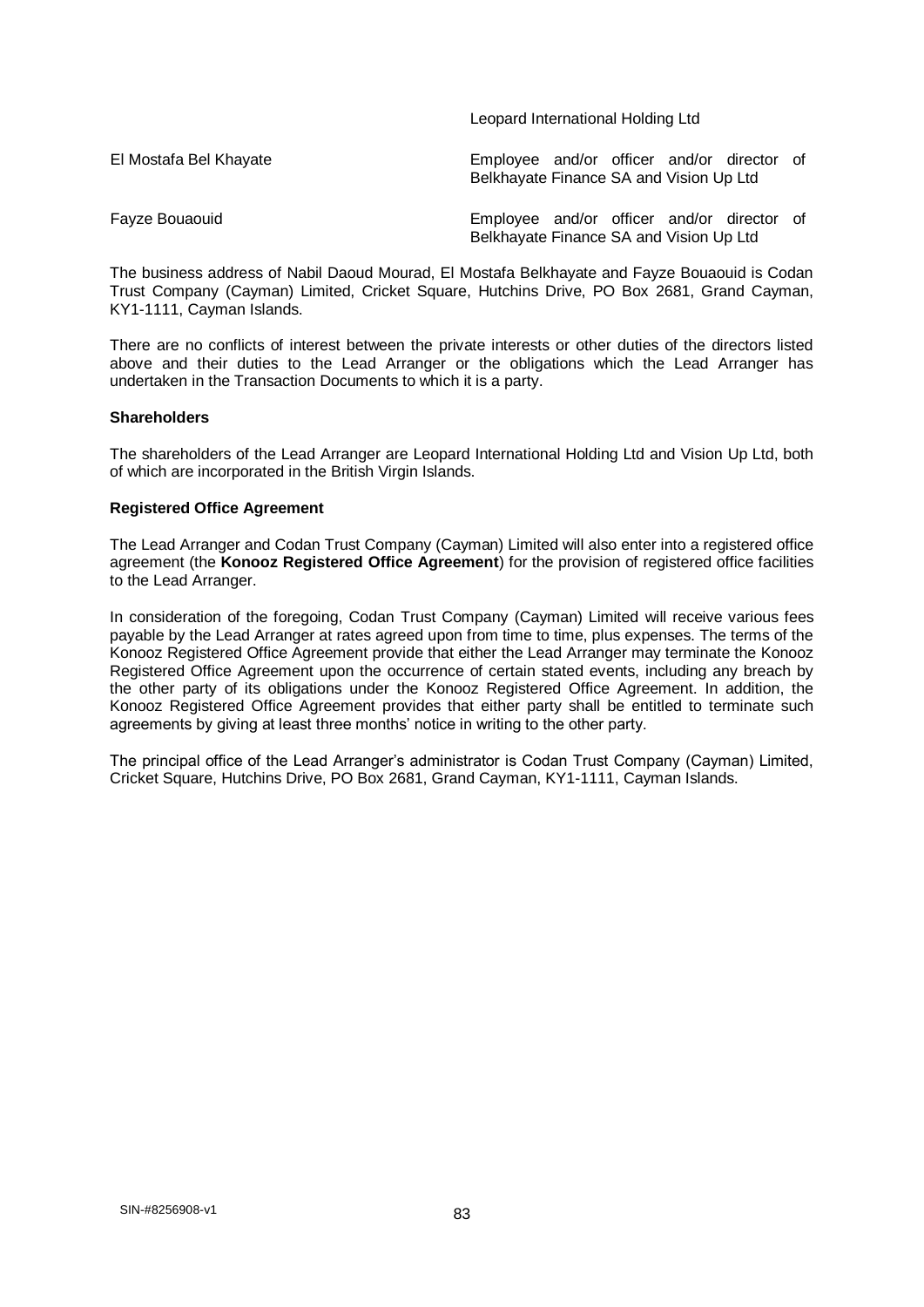| | |
|---|---|
| | Leopard International Holding Ltd |
| El Mostafa Bel Khayate | Employee and/or officer and/or director of Belkhayate Finance SA and Vision Up Ltd |
| Fayze Bouaouid | Employee and/or officer and/or director of Belkhayate Finance SA and Vision Up Ltd |

The business address of Nabil Daoud Mourad, El Mostafa Belkhayate and Fayze Bouaouid is Codan Trust Company (Cayman) Limited, Cricket Square, Hutchins Drive, PO Box 2681, Grand Cayman, KY1-1111, Cayman Islands.

There are no conflicts of interest between the private interests or other duties of the directors listed above and their duties to the Lead Arranger or the obligations which the Lead Arranger has undertaken in the Transaction Documents to which it is a party.

**Shareholders**

The shareholders of the Lead Arranger are Leopard International Holding Ltd and Vision Up Ltd, both of which are incorporated in the British Virgin Islands.

**Registered Office Agreement**

The Lead Arranger and Codan Trust Company (Cayman) Limited will also enter into a registered office agreement (the **Konooz Registered Office Agreement**) for the provision of registered office facilities to the Lead Arranger.

In consideration of the foregoing, Codan Trust Company (Cayman) Limited will receive various fees payable by the Lead Arranger at rates agreed upon from time to time, plus expenses. The terms of the Konooz Registered Office Agreement provide that either the Lead Arranger may terminate the Konooz Registered Office Agreement upon the occurrence of certain stated events, including any breach by the other party of its obligations under the Konooz Registered Office Agreement. In addition, the Konooz Registered Office Agreement provides that either party shall be entitled to terminate such agreements by giving at least three months' notice in writing to the other party.

The principal office of the Lead Arranger's administrator is Codan Trust Company (Cayman) Limited, Cricket Square, Hutchins Drive, PO Box 2681, Grand Cayman, KY1-1111, Cayman Islands.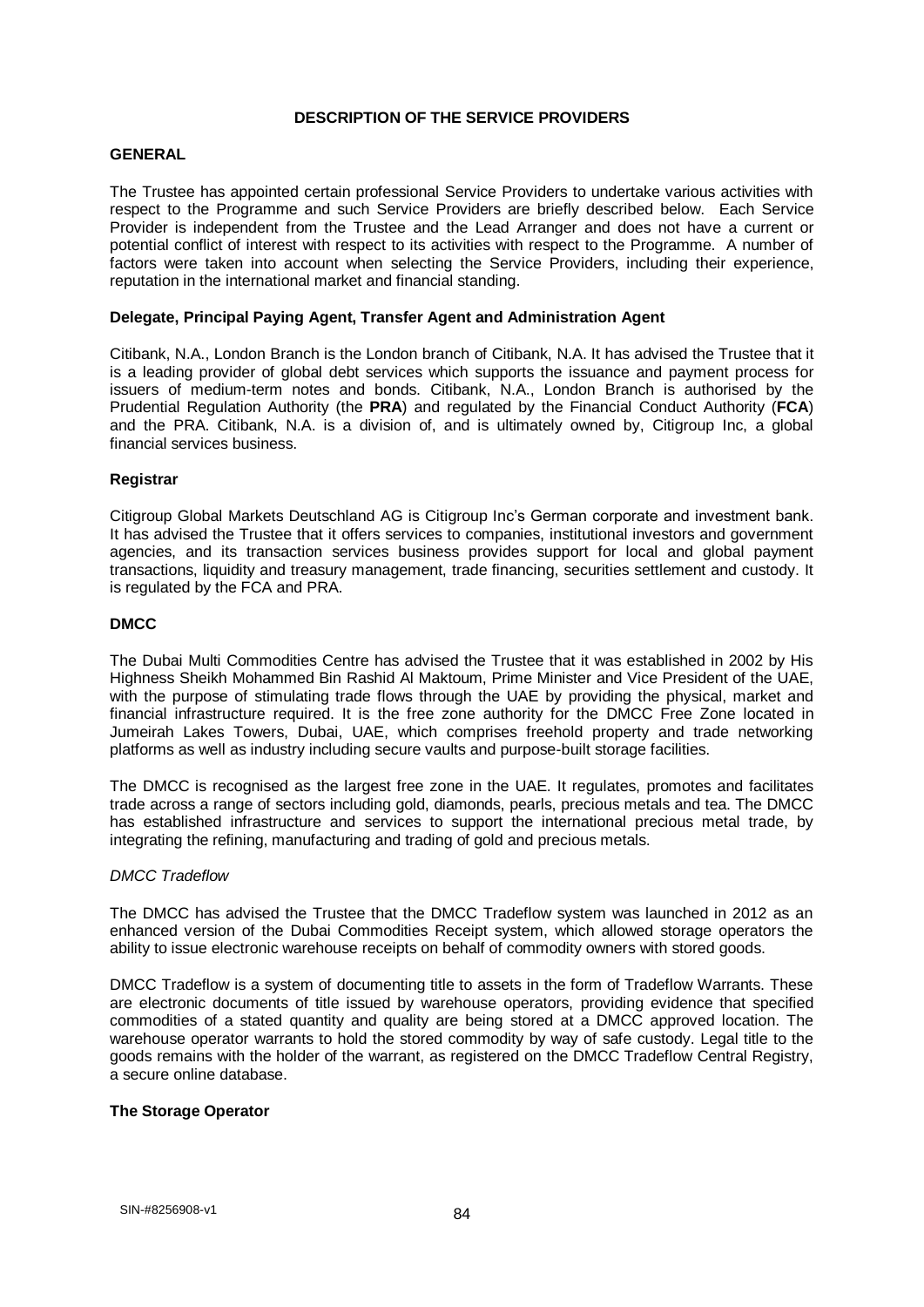## DESCRIPTION OF THE SERVICE PROVIDERS

### GENERAL

The Trustee has appointed certain professional Service Providers to undertake various activities with respect to the Programme and such Service Providers are briefly described below. Each Service Provider is independent from the Trustee and the Lead Arranger and does not have a current or potential conflict of interest with respect to its activities with respect to the Programme. A number of factors were taken into account when selecting the Service Providers, including their experience, reputation in the international market and financial standing.

### Delegate, Principal Paying Agent, Transfer Agent and Administration Agent

Citibank, N.A., London Branch is the London branch of Citibank, N.A. It has advised the Trustee that it is a leading provider of global debt services which supports the issuance and payment process for issuers of medium-term notes and bonds. Citibank, N.A., London Branch is authorised by the Prudential Regulation Authority (the **PRA**) and regulated by the Financial Conduct Authority (**FCA**) and the PRA. Citibank, N.A. is a division of, and is ultimately owned by, Citigroup Inc, a global financial services business.

### Registrar

Citigroup Global Markets Deutschland AG is Citigroup Inc's German corporate and investment bank. It has advised the Trustee that it offers services to companies, institutional investors and government agencies, and its transaction services business provides support for local and global payment transactions, liquidity and treasury management, trade financing, securities settlement and custody. It is regulated by the FCA and PRA.

### DMCC

The Dubai Multi Commodities Centre has advised the Trustee that it was established in 2002 by His Highness Sheikh Mohammed Bin Rashid Al Maktoum, Prime Minister and Vice President of the UAE, with the purpose of stimulating trade flows through the UAE by providing the physical, market and financial infrastructure required. It is the free zone authority for the DMCC Free Zone located in Jumeirah Lakes Towers, Dubai, UAE, which comprises freehold property and trade networking platforms as well as industry including secure vaults and purpose-built storage facilities.

The DMCC is recognised as the largest free zone in the UAE. It regulates, promotes and facilitates trade across a range of sectors including gold, diamonds, pearls, precious metals and tea. The DMCC has established infrastructure and services to support the international precious metal trade, by integrating the refining, manufacturing and trading of gold and precious metals.

*DMCC Tradeflow*

The DMCC has advised the Trustee that the DMCC Tradeflow system was launched in 2012 as an enhanced version of the Dubai Commodities Receipt system, which allowed storage operators the ability to issue electronic warehouse receipts on behalf of commodity owners with stored goods.

DMCC Tradeflow is a system of documenting title to assets in the form of Tradeflow Warrants. These are electronic documents of title issued by warehouse operators, providing evidence that specified commodities of a stated quantity and quality are being stored at a DMCC approved location. The warehouse operator warrants to hold the stored commodity by way of safe custody. Legal title to the goods remains with the holder of the warrant, as registered on the DMCC Tradeflow Central Registry, a secure online database.

### The Storage Operator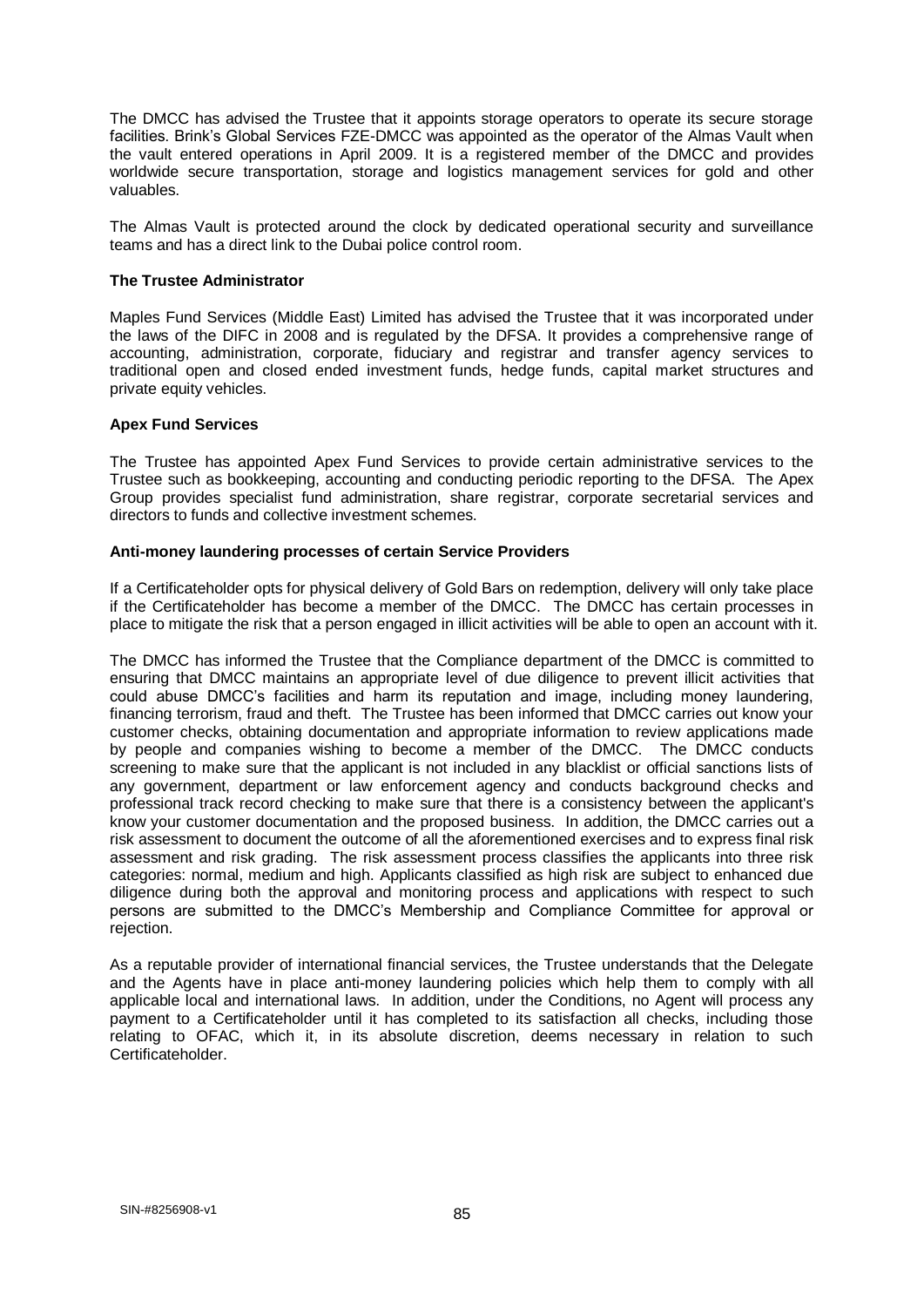The DMCC has advised the Trustee that it appoints storage operators to operate its secure storage facilities. Brink's Global Services FZE-DMCC was appointed as the operator of the Almas Vault when the vault entered operations in April 2009. It is a registered member of the DMCC and provides worldwide secure transportation, storage and logistics management services for gold and other valuables.

The Almas Vault is protected around the clock by dedicated operational security and surveillance teams and has a direct link to the Dubai police control room.

**The Trustee Administrator**

Maples Fund Services (Middle East) Limited has advised the Trustee that it was incorporated under the laws of the DIFC in 2008 and is regulated by the DFSA. It provides a comprehensive range of accounting, administration, corporate, fiduciary and registrar and transfer agency services to traditional open and closed ended investment funds, hedge funds, capital market structures and private equity vehicles.

**Apex Fund Services**

The Trustee has appointed Apex Fund Services to provide certain administrative services to the Trustee such as bookkeeping, accounting and conducting periodic reporting to the DFSA. The Apex Group provides specialist fund administration, share registrar, corporate secretarial services and directors to funds and collective investment schemes.

**Anti-money laundering processes of certain Service Providers**

If a Certificateholder opts for physical delivery of Gold Bars on redemption, delivery will only take place if the Certificateholder has become a member of the DMCC. The DMCC has certain processes in place to mitigate the risk that a person engaged in illicit activities will be able to open an account with it.

The DMCC has informed the Trustee that the Compliance department of the DMCC is committed to ensuring that DMCC maintains an appropriate level of due diligence to prevent illicit activities that could abuse DMCC's facilities and harm its reputation and image, including money laundering, financing terrorism, fraud and theft. The Trustee has been informed that DMCC carries out know your customer checks, obtaining documentation and appropriate information to review applications made by people and companies wishing to become a member of the DMCC. The DMCC conducts screening to make sure that the applicant is not included in any blacklist or official sanctions lists of any government, department or law enforcement agency and conducts background checks and professional track record checking to make sure that there is a consistency between the applicant's know your customer documentation and the proposed business. In addition, the DMCC carries out a risk assessment to document the outcome of all the aforementioned exercises and to express final risk assessment and risk grading. The risk assessment process classifies the applicants into three risk categories: normal, medium and high. Applicants classified as high risk are subject to enhanced due diligence during both the approval and monitoring process and applications with respect to such persons are submitted to the DMCC's Membership and Compliance Committee for approval or rejection.

As a reputable provider of international financial services, the Trustee understands that the Delegate and the Agents have in place anti-money laundering policies which help them to comply with all applicable local and international laws. In addition, under the Conditions, no Agent will process any payment to a Certificateholder until it has completed to its satisfaction all checks, including those relating to OFAC, which it, in its absolute discretion, deems necessary in relation to such Certificateholder.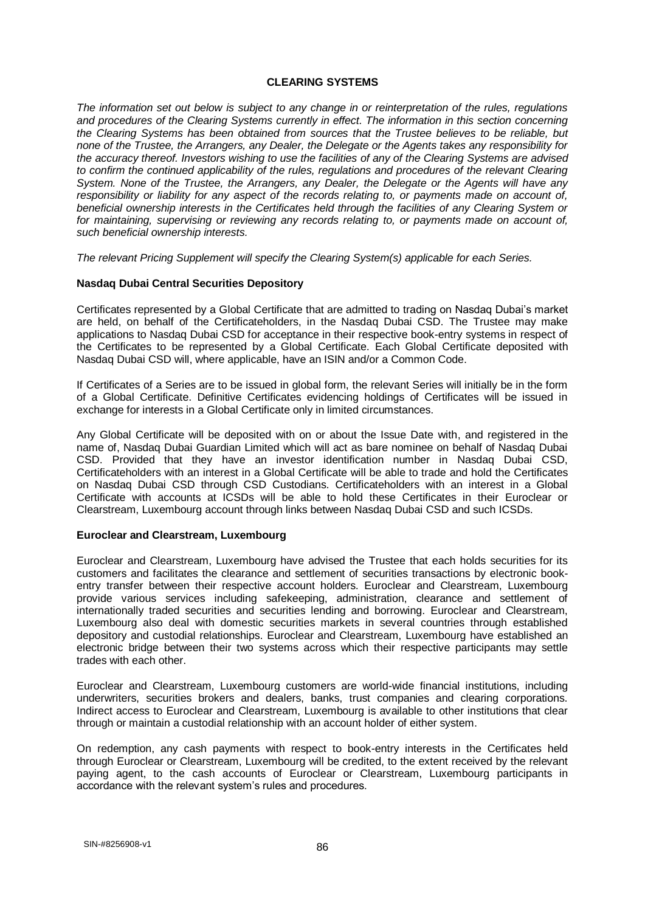## CLEARING SYSTEMS

*The information set out below is subject to any change in or reinterpretation of the rules, regulations and procedures of the Clearing Systems currently in effect. The information in this section concerning the Clearing Systems has been obtained from sources that the Trustee believes to be reliable, but none of the Trustee, the Arrangers, any Dealer, the Delegate or the Agents takes any responsibility for the accuracy thereof. Investors wishing to use the facilities of any of the Clearing Systems are advised to confirm the continued applicability of the rules, regulations and procedures of the relevant Clearing System. None of the Trustee, the Arrangers, any Dealer, the Delegate or the Agents will have any responsibility or liability for any aspect of the records relating to, or payments made on account of, beneficial ownership interests in the Certificates held through the facilities of any Clearing System or for maintaining, supervising or reviewing any records relating to, or payments made on account of, such beneficial ownership interests.*

*The relevant Pricing Supplement will specify the Clearing System(s) applicable for each Series.*

### Nasdaq Dubai Central Securities Depository

Certificates represented by a Global Certificate that are admitted to trading on Nasdaq Dubai's market are held, on behalf of the Certificateholders, in the Nasdaq Dubai CSD. The Trustee may make applications to Nasdaq Dubai CSD for acceptance in their respective book-entry systems in respect of the Certificates to be represented by a Global Certificate. Each Global Certificate deposited with Nasdaq Dubai CSD will, where applicable, have an ISIN and/or a Common Code.

If Certificates of a Series are to be issued in global form, the relevant Series will initially be in the form of a Global Certificate. Definitive Certificates evidencing holdings of Certificates will be issued in exchange for interests in a Global Certificate only in limited circumstances.

Any Global Certificate will be deposited with on or about the Issue Date with, and registered in the name of, Nasdaq Dubai Guardian Limited which will act as bare nominee on behalf of Nasdaq Dubai CSD. Provided that they have an investor identification number in Nasdaq Dubai CSD, Certificateholders with an interest in a Global Certificate will be able to trade and hold the Certificates on Nasdaq Dubai CSD through CSD Custodians. Certificateholders with an interest in a Global Certificate with accounts at ICSDs will be able to hold these Certificates in their Euroclear or Clearstream, Luxembourg account through links between Nasdaq Dubai CSD and such ICSDs.

### Euroclear and Clearstream, Luxembourg

Euroclear and Clearstream, Luxembourg have advised the Trustee that each holds securities for its customers and facilitates the clearance and settlement of securities transactions by electronic book-entry transfer between their respective account holders. Euroclear and Clearstream, Luxembourg provide various services including safekeeping, administration, clearance and settlement of internationally traded securities and securities lending and borrowing. Euroclear and Clearstream, Luxembourg also deal with domestic securities markets in several countries through established depository and custodial relationships. Euroclear and Clearstream, Luxembourg have established an electronic bridge between their two systems across which their respective participants may settle trades with each other.

Euroclear and Clearstream, Luxembourg customers are world-wide financial institutions, including underwriters, securities brokers and dealers, banks, trust companies and clearing corporations. Indirect access to Euroclear and Clearstream, Luxembourg is available to other institutions that clear through or maintain a custodial relationship with an account holder of either system.

On redemption, any cash payments with respect to book-entry interests in the Certificates held through Euroclear or Clearstream, Luxembourg will be credited, to the extent received by the relevant paying agent, to the cash accounts of Euroclear or Clearstream, Luxembourg participants in accordance with the relevant system's rules and procedures.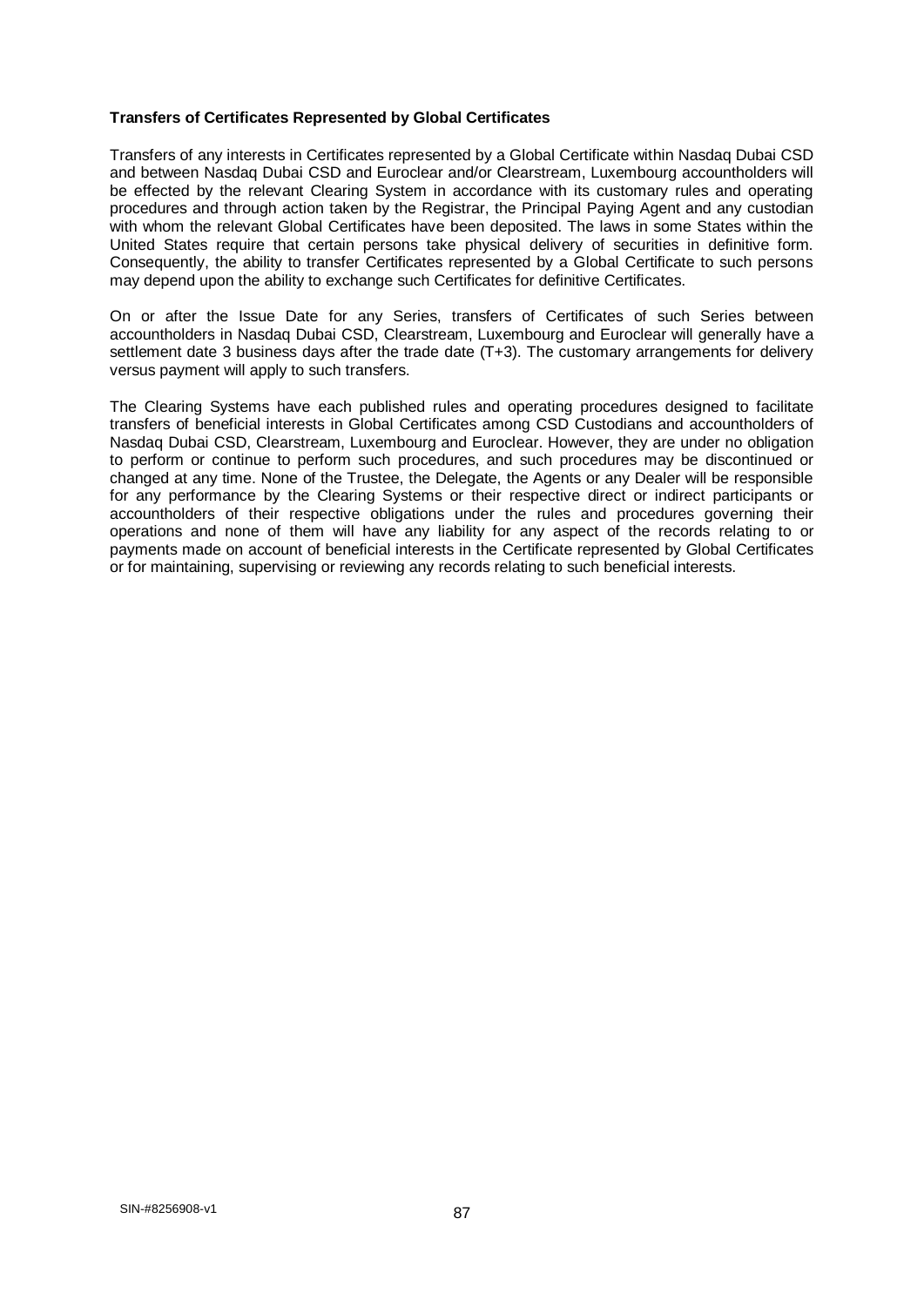**Transfers of Certificates Represented by Global Certificates**

Transfers of any interests in Certificates represented by a Global Certificate within Nasdaq Dubai CSD and between Nasdaq Dubai CSD and Euroclear and/or Clearstream, Luxembourg accountholders will be effected by the relevant Clearing System in accordance with its customary rules and operating procedures and through action taken by the Registrar, the Principal Paying Agent and any custodian with whom the relevant Global Certificates have been deposited. The laws in some States within the United States require that certain persons take physical delivery of securities in definitive form. Consequently, the ability to transfer Certificates represented by a Global Certificate to such persons may depend upon the ability to exchange such Certificates for definitive Certificates.

On or after the Issue Date for any Series, transfers of Certificates of such Series between accountholders in Nasdaq Dubai CSD, Clearstream, Luxembourg and Euroclear will generally have a settlement date 3 business days after the trade date (T+3). The customary arrangements for delivery versus payment will apply to such transfers.

The Clearing Systems have each published rules and operating procedures designed to facilitate transfers of beneficial interests in Global Certificates among CSD Custodians and accountholders of Nasdaq Dubai CSD, Clearstream, Luxembourg and Euroclear. However, they are under no obligation to perform or continue to perform such procedures, and such procedures may be discontinued or changed at any time. None of the Trustee, the Delegate, the Agents or any Dealer will be responsible for any performance by the Clearing Systems or their respective direct or indirect participants or accountholders of their respective obligations under the rules and procedures governing their operations and none of them will have any liability for any aspect of the records relating to or payments made on account of beneficial interests in the Certificate represented by Global Certificates or for maintaining, supervising or reviewing any records relating to such beneficial interests.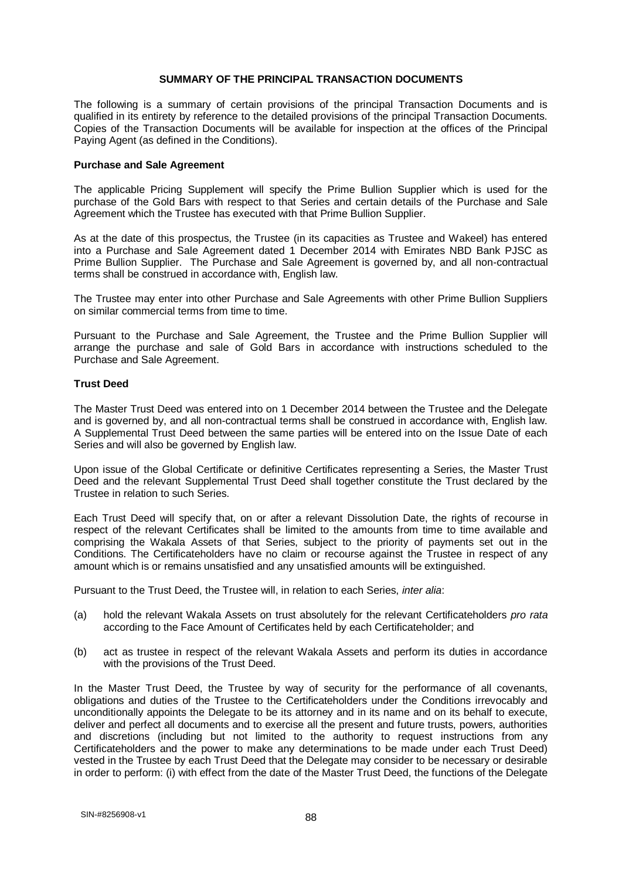## SUMMARY OF THE PRINCIPAL TRANSACTION DOCUMENTS

The following is a summary of certain provisions of the principal Transaction Documents and is qualified in its entirety by reference to the detailed provisions of the principal Transaction Documents. Copies of the Transaction Documents will be available for inspection at the offices of the Principal Paying Agent (as defined in the Conditions).

### Purchase and Sale Agreement

The applicable Pricing Supplement will specify the Prime Bullion Supplier which is used for the purchase of the Gold Bars with respect to that Series and certain details of the Purchase and Sale Agreement which the Trustee has executed with that Prime Bullion Supplier.

As at the date of this prospectus, the Trustee (in its capacities as Trustee and Wakeel) has entered into a Purchase and Sale Agreement dated 1 December 2014 with Emirates NBD Bank PJSC as Prime Bullion Supplier. The Purchase and Sale Agreement is governed by, and all non-contractual terms shall be construed in accordance with, English law.

The Trustee may enter into other Purchase and Sale Agreements with other Prime Bullion Suppliers on similar commercial terms from time to time.

Pursuant to the Purchase and Sale Agreement, the Trustee and the Prime Bullion Supplier will arrange the purchase and sale of Gold Bars in accordance with instructions scheduled to the Purchase and Sale Agreement.

### Trust Deed

The Master Trust Deed was entered into on 1 December 2014 between the Trustee and the Delegate and is governed by, and all non-contractual terms shall be construed in accordance with, English law. A Supplemental Trust Deed between the same parties will be entered into on the Issue Date of each Series and will also be governed by English law.

Upon issue of the Global Certificate or definitive Certificates representing a Series, the Master Trust Deed and the relevant Supplemental Trust Deed shall together constitute the Trust declared by the Trustee in relation to such Series.

Each Trust Deed will specify that, on or after a relevant Dissolution Date, the rights of recourse in respect of the relevant Certificates shall be limited to the amounts from time to time available and comprising the Wakala Assets of that Series, subject to the priority of payments set out in the Conditions. The Certificateholders have no claim or recourse against the Trustee in respect of any amount which is or remains unsatisfied and any unsatisfied amounts will be extinguished.

Pursuant to the Trust Deed, the Trustee will, in relation to each Series, *inter alia*:

(a) hold the relevant Wakala Assets on trust absolutely for the relevant Certificateholders *pro rata* according to the Face Amount of Certificates held by each Certificateholder; and

(b) act as trustee in respect of the relevant Wakala Assets and perform its duties in accordance with the provisions of the Trust Deed.

In the Master Trust Deed, the Trustee by way of security for the performance of all covenants, obligations and duties of the Trustee to the Certificateholders under the Conditions irrevocably and unconditionally appoints the Delegate to be its attorney and in its name and on its behalf to execute, deliver and perfect all documents and to exercise all the present and future trusts, powers, authorities and discretions (including but not limited to the authority to request instructions from any Certificateholders and the power to make any determinations to be made under each Trust Deed) vested in the Trustee by each Trust Deed that the Delegate may consider to be necessary or desirable in order to perform: (i) with effect from the date of the Master Trust Deed, the functions of the Delegate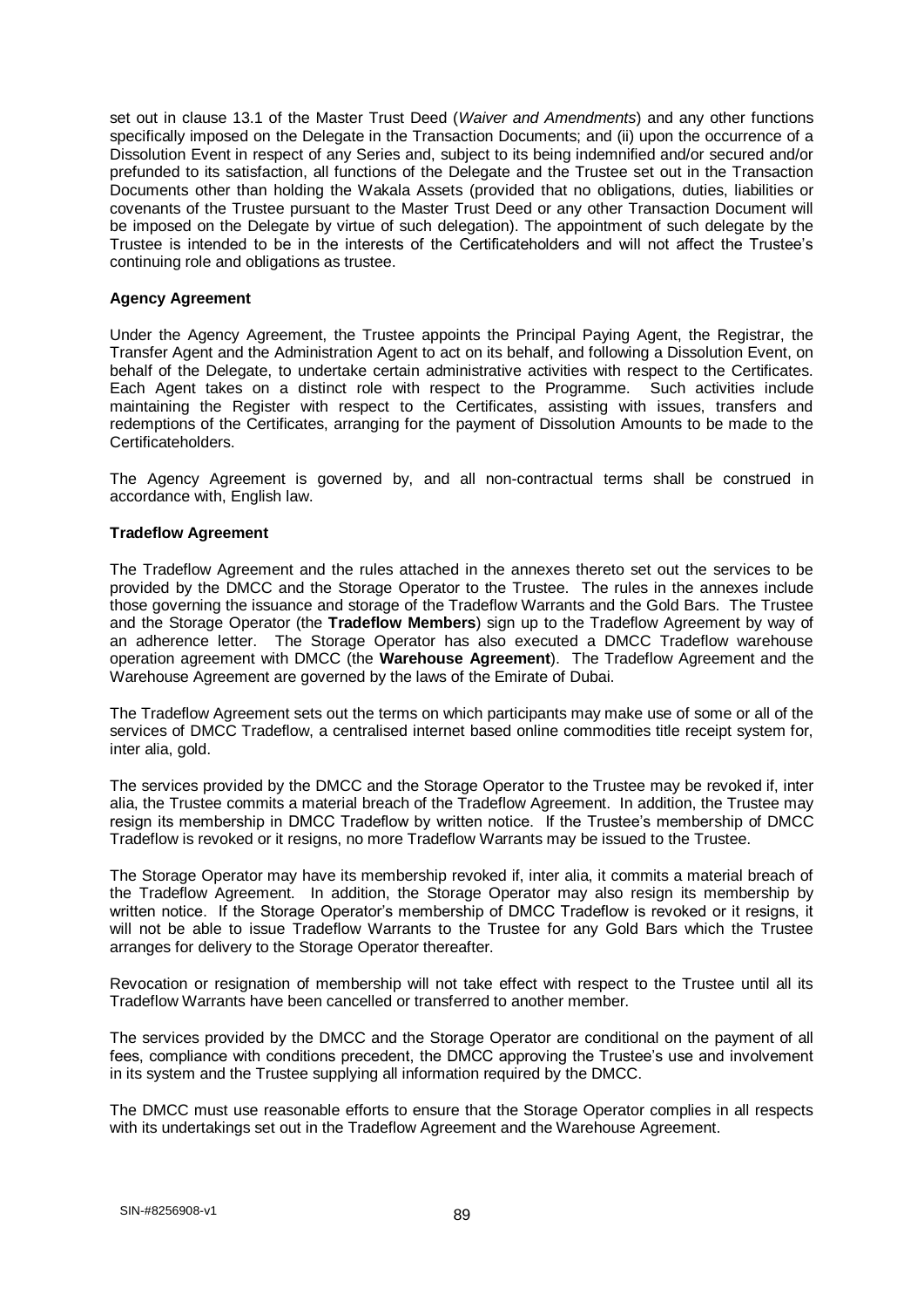set out in clause 13.1 of the Master Trust Deed (*Waiver and Amendments*) and any other functions specifically imposed on the Delegate in the Transaction Documents; and (ii) upon the occurrence of a Dissolution Event in respect of any Series and, subject to its being indemnified and/or secured and/or prefunded to its satisfaction, all functions of the Delegate and the Trustee set out in the Transaction Documents other than holding the Wakala Assets (provided that no obligations, duties, liabilities or covenants of the Trustee pursuant to the Master Trust Deed or any other Transaction Document will be imposed on the Delegate by virtue of such delegation). The appointment of such delegate by the Trustee is intended to be in the interests of the Certificateholders and will not affect the Trustee's continuing role and obligations as trustee.

**Agency Agreement**

Under the Agency Agreement, the Trustee appoints the Principal Paying Agent, the Registrar, the Transfer Agent and the Administration Agent to act on its behalf, and following a Dissolution Event, on behalf of the Delegate, to undertake certain administrative activities with respect to the Certificates. Each Agent takes on a distinct role with respect to the Programme. Such activities include maintaining the Register with respect to the Certificates, assisting with issues, transfers and redemptions of the Certificates, arranging for the payment of Dissolution Amounts to be made to the Certificateholders.

The Agency Agreement is governed by, and all non-contractual terms shall be construed in accordance with, English law.

**Tradeflow Agreement**

The Tradeflow Agreement and the rules attached in the annexes thereto set out the services to be provided by the DMCC and the Storage Operator to the Trustee. The rules in the annexes include those governing the issuance and storage of the Tradeflow Warrants and the Gold Bars. The Trustee and the Storage Operator (the **Tradeflow Members**) sign up to the Tradeflow Agreement by way of an adherence letter. The Storage Operator has also executed a DMCC Tradeflow warehouse operation agreement with DMCC (the **Warehouse Agreement**). The Tradeflow Agreement and the Warehouse Agreement are governed by the laws of the Emirate of Dubai.

The Tradeflow Agreement sets out the terms on which participants may make use of some or all of the services of DMCC Tradeflow, a centralised internet based online commodities title receipt system for, inter alia, gold.

The services provided by the DMCC and the Storage Operator to the Trustee may be revoked if, inter alia, the Trustee commits a material breach of the Tradeflow Agreement. In addition, the Trustee may resign its membership in DMCC Tradeflow by written notice. If the Trustee's membership of DMCC Tradeflow is revoked or it resigns, no more Tradeflow Warrants may be issued to the Trustee.

The Storage Operator may have its membership revoked if, inter alia, it commits a material breach of the Tradeflow Agreement. In addition, the Storage Operator may also resign its membership by written notice. If the Storage Operator's membership of DMCC Tradeflow is revoked or it resigns, it will not be able to issue Tradeflow Warrants to the Trustee for any Gold Bars which the Trustee arranges for delivery to the Storage Operator thereafter.

Revocation or resignation of membership will not take effect with respect to the Trustee until all its Tradeflow Warrants have been cancelled or transferred to another member.

The services provided by the DMCC and the Storage Operator are conditional on the payment of all fees, compliance with conditions precedent, the DMCC approving the Trustee's use and involvement in its system and the Trustee supplying all information required by the DMCC.

The DMCC must use reasonable efforts to ensure that the Storage Operator complies in all respects with its undertakings set out in the Tradeflow Agreement and the Warehouse Agreement.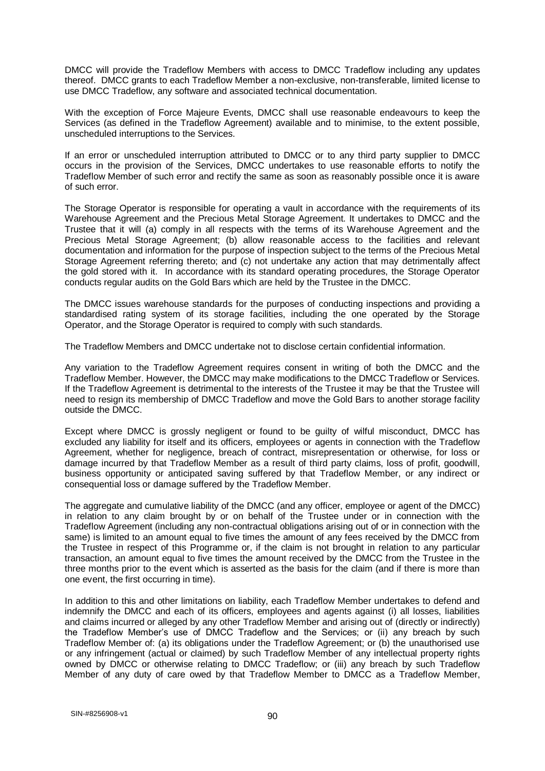DMCC will provide the Tradeflow Members with access to DMCC Tradeflow including any updates thereof. DMCC grants to each Tradeflow Member a non-exclusive, non-transferable, limited license to use DMCC Tradeflow, any software and associated technical documentation.

With the exception of Force Majeure Events, DMCC shall use reasonable endeavours to keep the Services (as defined in the Tradeflow Agreement) available and to minimise, to the extent possible, unscheduled interruptions to the Services.

If an error or unscheduled interruption attributed to DMCC or to any third party supplier to DMCC occurs in the provision of the Services, DMCC undertakes to use reasonable efforts to notify the Tradeflow Member of such error and rectify the same as soon as reasonably possible once it is aware of such error.

The Storage Operator is responsible for operating a vault in accordance with the requirements of its Warehouse Agreement and the Precious Metal Storage Agreement. It undertakes to DMCC and the Trustee that it will (a) comply in all respects with the terms of its Warehouse Agreement and the Precious Metal Storage Agreement; (b) allow reasonable access to the facilities and relevant documentation and information for the purpose of inspection subject to the terms of the Precious Metal Storage Agreement referring thereto; and (c) not undertake any action that may detrimentally affect the gold stored with it. In accordance with its standard operating procedures, the Storage Operator conducts regular audits on the Gold Bars which are held by the Trustee in the DMCC.

The DMCC issues warehouse standards for the purposes of conducting inspections and providing a standardised rating system of its storage facilities, including the one operated by the Storage Operator, and the Storage Operator is required to comply with such standards.

The Tradeflow Members and DMCC undertake not to disclose certain confidential information.

Any variation to the Tradeflow Agreement requires consent in writing of both the DMCC and the Tradeflow Member. However, the DMCC may make modifications to the DMCC Tradeflow or Services. If the Tradeflow Agreement is detrimental to the interests of the Trustee it may be that the Trustee will need to resign its membership of DMCC Tradeflow and move the Gold Bars to another storage facility outside the DMCC.

Except where DMCC is grossly negligent or found to be guilty of wilful misconduct, DMCC has excluded any liability for itself and its officers, employees or agents in connection with the Tradeflow Agreement, whether for negligence, breach of contract, misrepresentation or otherwise, for loss or damage incurred by that Tradeflow Member as a result of third party claims, loss of profit, goodwill, business opportunity or anticipated saving suffered by that Tradeflow Member, or any indirect or consequential loss or damage suffered by the Tradeflow Member.

The aggregate and cumulative liability of the DMCC (and any officer, employee or agent of the DMCC) in relation to any claim brought by or on behalf of the Trustee under or in connection with the Tradeflow Agreement (including any non-contractual obligations arising out of or in connection with the same) is limited to an amount equal to five times the amount of any fees received by the DMCC from the Trustee in respect of this Programme or, if the claim is not brought in relation to any particular transaction, an amount equal to five times the amount received by the DMCC from the Trustee in the three months prior to the event which is asserted as the basis for the claim (and if there is more than one event, the first occurring in time).

In addition to this and other limitations on liability, each Tradeflow Member undertakes to defend and indemnify the DMCC and each of its officers, employees and agents against (i) all losses, liabilities and claims incurred or alleged by any other Tradeflow Member and arising out of (directly or indirectly) the Tradeflow Member's use of DMCC Tradeflow and the Services; or (ii) any breach by such Tradeflow Member of: (a) its obligations under the Tradeflow Agreement; or (b) the unauthorised use or any infringement (actual or claimed) by such Tradeflow Member of any intellectual property rights owned by DMCC or otherwise relating to DMCC Tradeflow; or (iii) any breach by such Tradeflow Member of any duty of care owed by that Tradeflow Member to DMCC as a Tradeflow Member,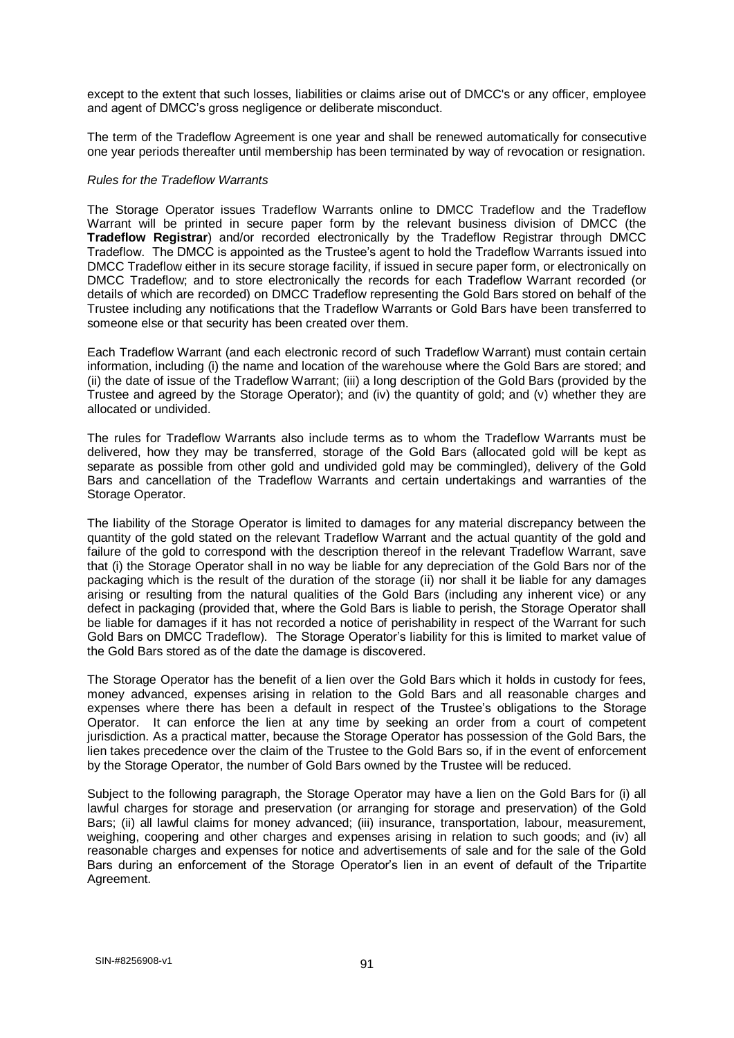except to the extent that such losses, liabilities or claims arise out of DMCC's or any officer, employee and agent of DMCC's gross negligence or deliberate misconduct.

The term of the Tradeflow Agreement is one year and shall be renewed automatically for consecutive one year periods thereafter until membership has been terminated by way of revocation or resignation.

*Rules for the Tradeflow Warrants*

The Storage Operator issues Tradeflow Warrants online to DMCC Tradeflow and the Tradeflow Warrant will be printed in secure paper form by the relevant business division of DMCC (the **Tradeflow Registrar**) and/or recorded electronically by the Tradeflow Registrar through DMCC Tradeflow. The DMCC is appointed as the Trustee's agent to hold the Tradeflow Warrants issued into DMCC Tradeflow either in its secure storage facility, if issued in secure paper form, or electronically on DMCC Tradeflow; and to store electronically the records for each Tradeflow Warrant recorded (or details of which are recorded) on DMCC Tradeflow representing the Gold Bars stored on behalf of the Trustee including any notifications that the Tradeflow Warrants or Gold Bars have been transferred to someone else or that security has been created over them.

Each Tradeflow Warrant (and each electronic record of such Tradeflow Warrant) must contain certain information, including (i) the name and location of the warehouse where the Gold Bars are stored; and (ii) the date of issue of the Tradeflow Warrant; (iii) a long description of the Gold Bars (provided by the Trustee and agreed by the Storage Operator); and (iv) the quantity of gold; and (v) whether they are allocated or undivided.

The rules for Tradeflow Warrants also include terms as to whom the Tradeflow Warrants must be delivered, how they may be transferred, storage of the Gold Bars (allocated gold will be kept as separate as possible from other gold and undivided gold may be commingled), delivery of the Gold Bars and cancellation of the Tradeflow Warrants and certain undertakings and warranties of the Storage Operator.

The liability of the Storage Operator is limited to damages for any material discrepancy between the quantity of the gold stated on the relevant Tradeflow Warrant and the actual quantity of the gold and failure of the gold to correspond with the description thereof in the relevant Tradeflow Warrant, save that (i) the Storage Operator shall in no way be liable for any depreciation of the Gold Bars nor of the packaging which is the result of the duration of the storage (ii) nor shall it be liable for any damages arising or resulting from the natural qualities of the Gold Bars (including any inherent vice) or any defect in packaging (provided that, where the Gold Bars is liable to perish, the Storage Operator shall be liable for damages if it has not recorded a notice of perishability in respect of the Warrant for such Gold Bars on DMCC Tradeflow). The Storage Operator's liability for this is limited to market value of the Gold Bars stored as of the date the damage is discovered.

The Storage Operator has the benefit of a lien over the Gold Bars which it holds in custody for fees, money advanced, expenses arising in relation to the Gold Bars and all reasonable charges and expenses where there has been a default in respect of the Trustee's obligations to the Storage Operator. It can enforce the lien at any time by seeking an order from a court of competent jurisdiction. As a practical matter, because the Storage Operator has possession of the Gold Bars, the lien takes precedence over the claim of the Trustee to the Gold Bars so, if in the event of enforcement by the Storage Operator, the number of Gold Bars owned by the Trustee will be reduced.

Subject to the following paragraph, the Storage Operator may have a lien on the Gold Bars for (i) all lawful charges for storage and preservation (or arranging for storage and preservation) of the Gold Bars; (ii) all lawful claims for money advanced; (iii) insurance, transportation, labour, measurement, weighing, coopering and other charges and expenses arising in relation to such goods; and (iv) all reasonable charges and expenses for notice and advertisements of sale and for the sale of the Gold Bars during an enforcement of the Storage Operator's lien in an event of default of the Tripartite Agreement.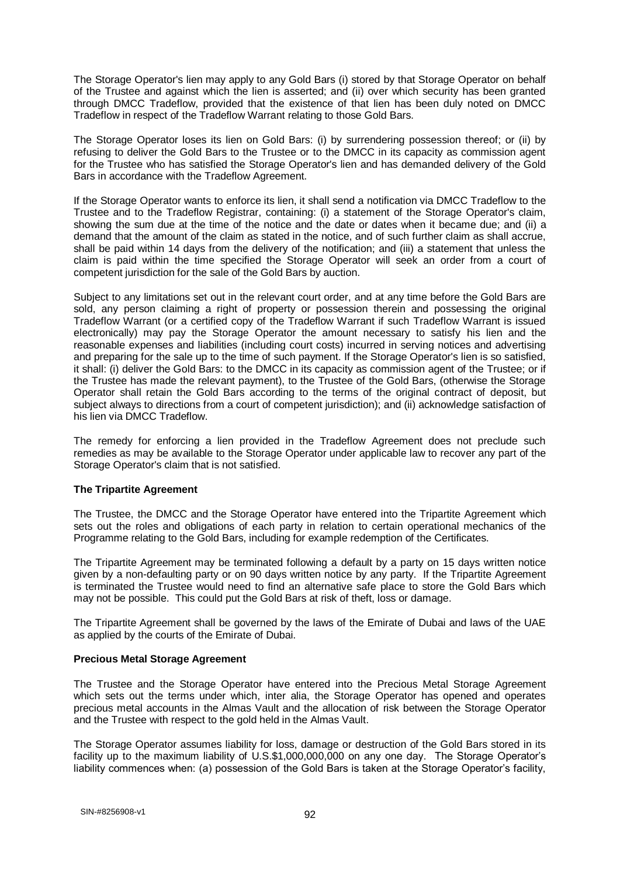The Storage Operator's lien may apply to any Gold Bars (i) stored by that Storage Operator on behalf of the Trustee and against which the lien is asserted; and (ii) over which security has been granted through DMCC Tradeflow, provided that the existence of that lien has been duly noted on DMCC Tradeflow in respect of the Tradeflow Warrant relating to those Gold Bars.

The Storage Operator loses its lien on Gold Bars: (i) by surrendering possession thereof; or (ii) by refusing to deliver the Gold Bars to the Trustee or to the DMCC in its capacity as commission agent for the Trustee who has satisfied the Storage Operator's lien and has demanded delivery of the Gold Bars in accordance with the Tradeflow Agreement.

If the Storage Operator wants to enforce its lien, it shall send a notification via DMCC Tradeflow to the Trustee and to the Tradeflow Registrar, containing: (i) a statement of the Storage Operator's claim, showing the sum due at the time of the notice and the date or dates when it became due; and (ii) a demand that the amount of the claim as stated in the notice, and of such further claim as shall accrue, shall be paid within 14 days from the delivery of the notification; and (iii) a statement that unless the claim is paid within the time specified the Storage Operator will seek an order from a court of competent jurisdiction for the sale of the Gold Bars by auction.

Subject to any limitations set out in the relevant court order, and at any time before the Gold Bars are sold, any person claiming a right of property or possession therein and possessing the original Tradeflow Warrant (or a certified copy of the Tradeflow Warrant if such Tradeflow Warrant is issued electronically) may pay the Storage Operator the amount necessary to satisfy his lien and the reasonable expenses and liabilities (including court costs) incurred in serving notices and advertising and preparing for the sale up to the time of such payment. If the Storage Operator's lien is so satisfied, it shall: (i) deliver the Gold Bars: to the DMCC in its capacity as commission agent of the Trustee; or if the Trustee has made the relevant payment), to the Trustee of the Gold Bars, (otherwise the Storage Operator shall retain the Gold Bars according to the terms of the original contract of deposit, but subject always to directions from a court of competent jurisdiction); and (ii) acknowledge satisfaction of his lien via DMCC Tradeflow.

The remedy for enforcing a lien provided in the Tradeflow Agreement does not preclude such remedies as may be available to the Storage Operator under applicable law to recover any part of the Storage Operator's claim that is not satisfied.

**The Tripartite Agreement**

The Trustee, the DMCC and the Storage Operator have entered into the Tripartite Agreement which sets out the roles and obligations of each party in relation to certain operational mechanics of the Programme relating to the Gold Bars, including for example redemption of the Certificates.

The Tripartite Agreement may be terminated following a default by a party on 15 days written notice given by a non-defaulting party or on 90 days written notice by any party. If the Tripartite Agreement is terminated the Trustee would need to find an alternative safe place to store the Gold Bars which may not be possible. This could put the Gold Bars at risk of theft, loss or damage.

The Tripartite Agreement shall be governed by the laws of the Emirate of Dubai and laws of the UAE as applied by the courts of the Emirate of Dubai.

**Precious Metal Storage Agreement**

The Trustee and the Storage Operator have entered into the Precious Metal Storage Agreement which sets out the terms under which, inter alia, the Storage Operator has opened and operates precious metal accounts in the Almas Vault and the allocation of risk between the Storage Operator and the Trustee with respect to the gold held in the Almas Vault.

The Storage Operator assumes liability for loss, damage or destruction of the Gold Bars stored in its facility up to the maximum liability of U.S.$1,000,000,000 on any one day. The Storage Operator's liability commences when: (a) possession of the Gold Bars is taken at the Storage Operator's facility,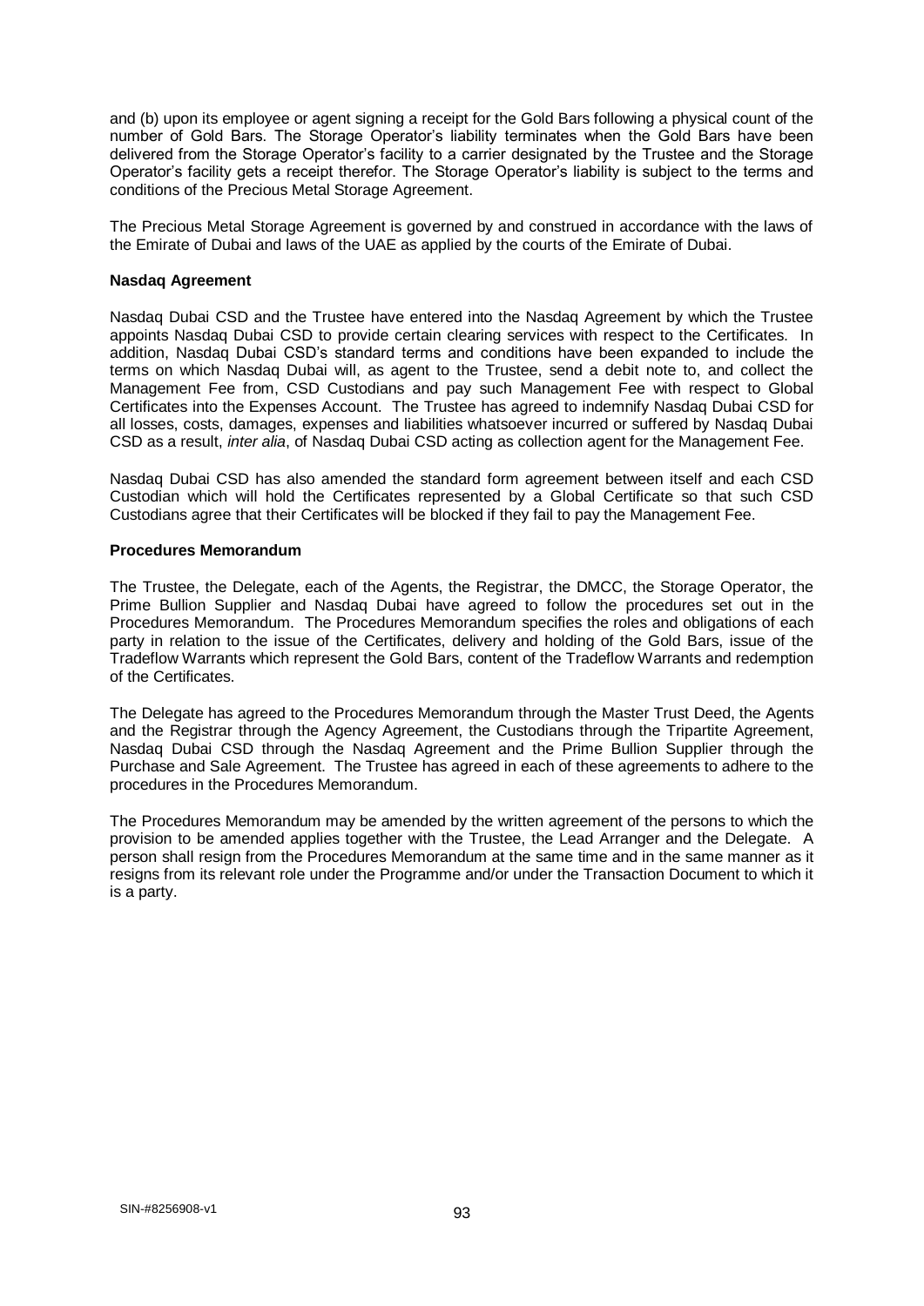and (b) upon its employee or agent signing a receipt for the Gold Bars following a physical count of the number of Gold Bars. The Storage Operator's liability terminates when the Gold Bars have been delivered from the Storage Operator's facility to a carrier designated by the Trustee and the Storage Operator's facility gets a receipt therefor. The Storage Operator's liability is subject to the terms and conditions of the Precious Metal Storage Agreement.

The Precious Metal Storage Agreement is governed by and construed in accordance with the laws of the Emirate of Dubai and laws of the UAE as applied by the courts of the Emirate of Dubai.

**Nasdaq Agreement**

Nasdaq Dubai CSD and the Trustee have entered into the Nasdaq Agreement by which the Trustee appoints Nasdaq Dubai CSD to provide certain clearing services with respect to the Certificates. In addition, Nasdaq Dubai CSD's standard terms and conditions have been expanded to include the terms on which Nasdaq Dubai will, as agent to the Trustee, send a debit note to, and collect the Management Fee from, CSD Custodians and pay such Management Fee with respect to Global Certificates into the Expenses Account. The Trustee has agreed to indemnify Nasdaq Dubai CSD for all losses, costs, damages, expenses and liabilities whatsoever incurred or suffered by Nasdaq Dubai CSD as a result, *inter alia*, of Nasdaq Dubai CSD acting as collection agent for the Management Fee.

Nasdaq Dubai CSD has also amended the standard form agreement between itself and each CSD Custodian which will hold the Certificates represented by a Global Certificate so that such CSD Custodians agree that their Certificates will be blocked if they fail to pay the Management Fee.

**Procedures Memorandum**

The Trustee, the Delegate, each of the Agents, the Registrar, the DMCC, the Storage Operator, the Prime Bullion Supplier and Nasdaq Dubai have agreed to follow the procedures set out in the Procedures Memorandum. The Procedures Memorandum specifies the roles and obligations of each party in relation to the issue of the Certificates, delivery and holding of the Gold Bars, issue of the Tradeflow Warrants which represent the Gold Bars, content of the Tradeflow Warrants and redemption of the Certificates.

The Delegate has agreed to the Procedures Memorandum through the Master Trust Deed, the Agents and the Registrar through the Agency Agreement, the Custodians through the Tripartite Agreement, Nasdaq Dubai CSD through the Nasdaq Agreement and the Prime Bullion Supplier through the Purchase and Sale Agreement. The Trustee has agreed in each of these agreements to adhere to the procedures in the Procedures Memorandum.

The Procedures Memorandum may be amended by the written agreement of the persons to which the provision to be amended applies together with the Trustee, the Lead Arranger and the Delegate. A person shall resign from the Procedures Memorandum at the same time and in the same manner as it resigns from its relevant role under the Programme and/or under the Transaction Document to which it is a party.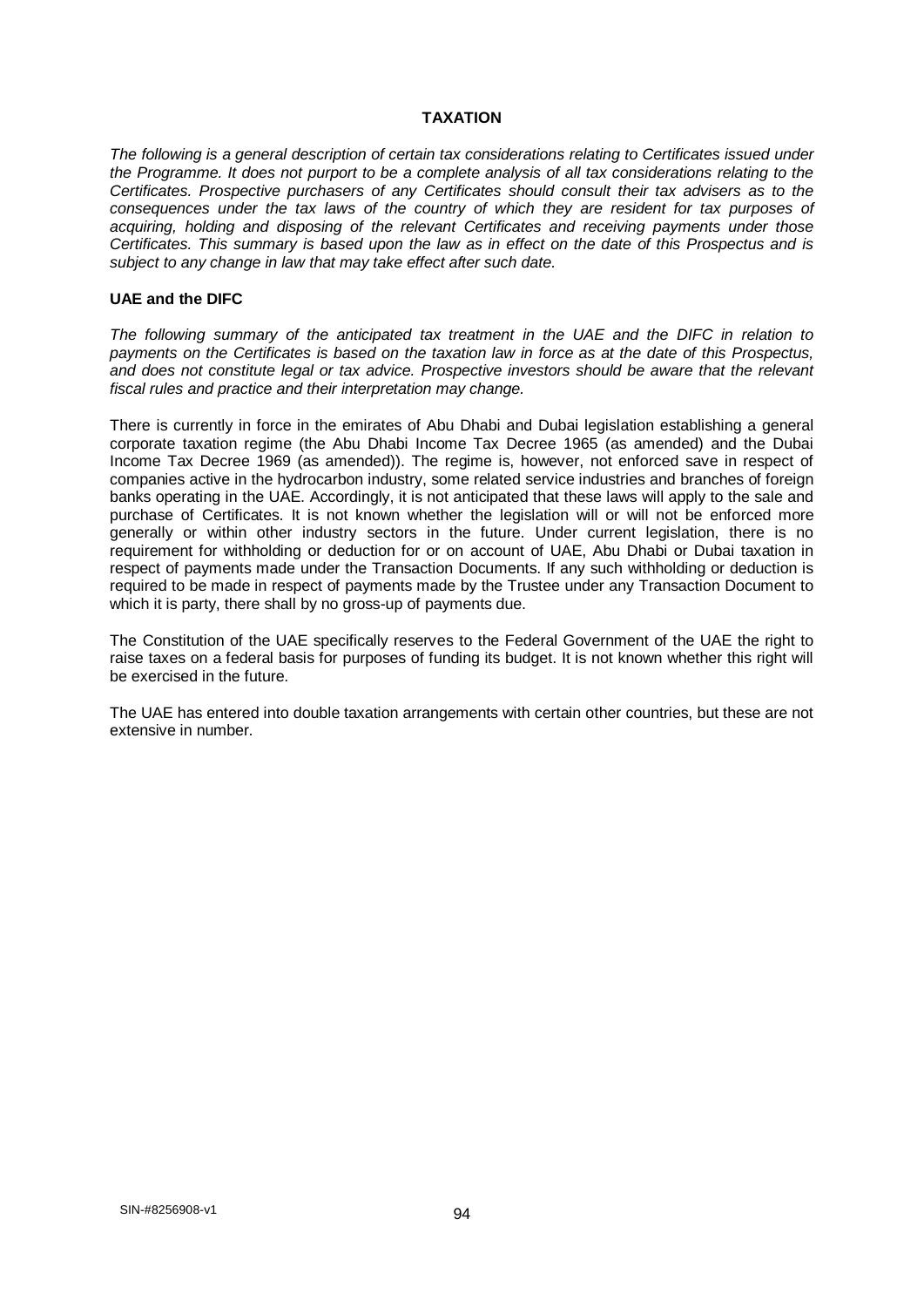## TAXATION

*The following is a general description of certain tax considerations relating to Certificates issued under the Programme. It does not purport to be a complete analysis of all tax considerations relating to the Certificates. Prospective purchasers of any Certificates should consult their tax advisers as to the consequences under the tax laws of the country of which they are resident for tax purposes of acquiring, holding and disposing of the relevant Certificates and receiving payments under those Certificates. This summary is based upon the law as in effect on the date of this Prospectus and is subject to any change in law that may take effect after such date.*

### UAE and the DIFC

*The following summary of the anticipated tax treatment in the UAE and the DIFC in relation to payments on the Certificates is based on the taxation law in force as at the date of this Prospectus, and does not constitute legal or tax advice. Prospective investors should be aware that the relevant fiscal rules and practice and their interpretation may change.*

There is currently in force in the emirates of Abu Dhabi and Dubai legislation establishing a general corporate taxation regime (the Abu Dhabi Income Tax Decree 1965 (as amended) and the Dubai Income Tax Decree 1969 (as amended)). The regime is, however, not enforced save in respect of companies active in the hydrocarbon industry, some related service industries and branches of foreign banks operating in the UAE. Accordingly, it is not anticipated that these laws will apply to the sale and purchase of Certificates. It is not known whether the legislation will or will not be enforced more generally or within other industry sectors in the future. Under current legislation, there is no requirement for withholding or deduction for or on account of UAE, Abu Dhabi or Dubai taxation in respect of payments made under the Transaction Documents. If any such withholding or deduction is required to be made in respect of payments made by the Trustee under any Transaction Document to which it is party, there shall by no gross-up of payments due.

The Constitution of the UAE specifically reserves to the Federal Government of the UAE the right to raise taxes on a federal basis for purposes of funding its budget. It is not known whether this right will be exercised in the future.

The UAE has entered into double taxation arrangements with certain other countries, but these are not extensive in number.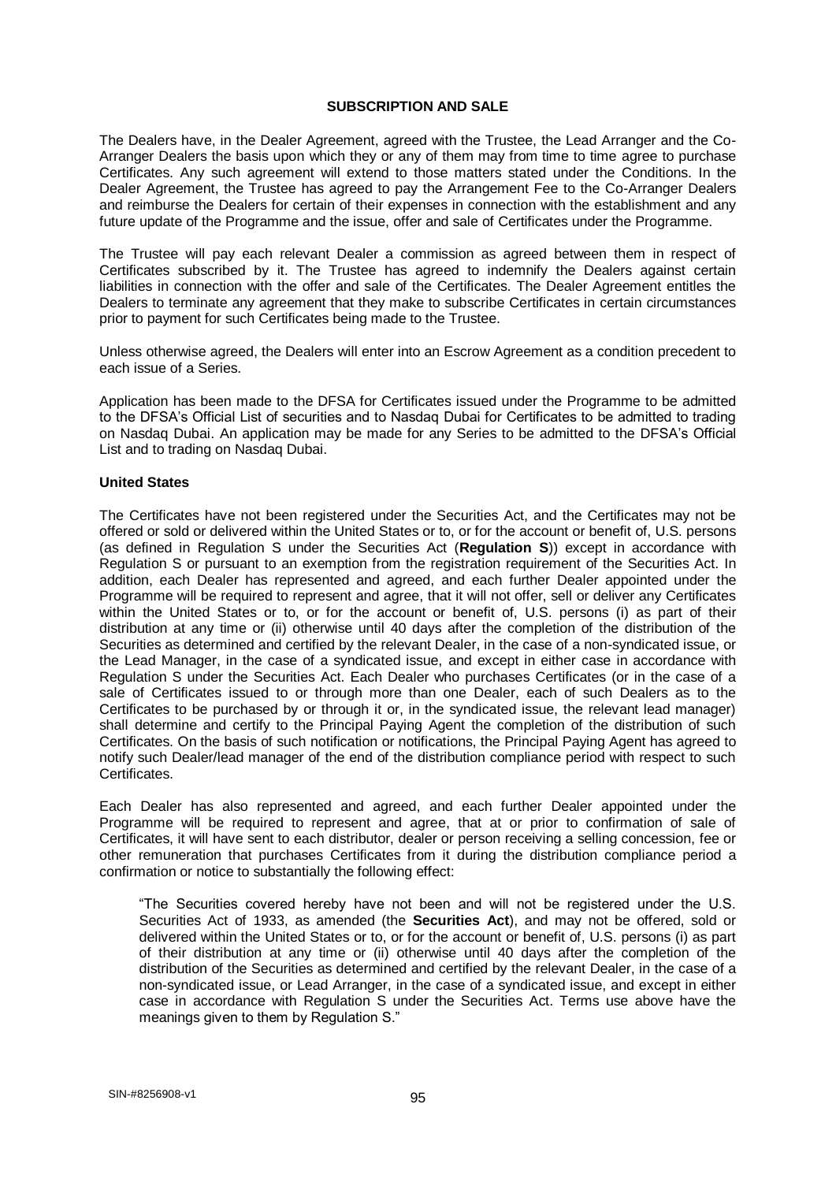## SUBSCRIPTION AND SALE

The Dealers have, in the Dealer Agreement, agreed with the Trustee, the Lead Arranger and the Co-Arranger Dealers the basis upon which they or any of them may from time to time agree to purchase Certificates. Any such agreement will extend to those matters stated under the Conditions. In the Dealer Agreement, the Trustee has agreed to pay the Arrangement Fee to the Co-Arranger Dealers and reimburse the Dealers for certain of their expenses in connection with the establishment and any future update of the Programme and the issue, offer and sale of Certificates under the Programme.

The Trustee will pay each relevant Dealer a commission as agreed between them in respect of Certificates subscribed by it. The Trustee has agreed to indemnify the Dealers against certain liabilities in connection with the offer and sale of the Certificates. The Dealer Agreement entitles the Dealers to terminate any agreement that they make to subscribe Certificates in certain circumstances prior to payment for such Certificates being made to the Trustee.

Unless otherwise agreed, the Dealers will enter into an Escrow Agreement as a condition precedent to each issue of a Series.

Application has been made to the DFSA for Certificates issued under the Programme to be admitted to the DFSA's Official List of securities and to Nasdaq Dubai for Certificates to be admitted to trading on Nasdaq Dubai. An application may be made for any Series to be admitted to the DFSA's Official List and to trading on Nasdaq Dubai.

### United States

The Certificates have not been registered under the Securities Act, and the Certificates may not be offered or sold or delivered within the United States or to, or for the account or benefit of, U.S. persons (as defined in Regulation S under the Securities Act (**Regulation S**)) except in accordance with Regulation S or pursuant to an exemption from the registration requirement of the Securities Act. In addition, each Dealer has represented and agreed, and each further Dealer appointed under the Programme will be required to represent and agree, that it will not offer, sell or deliver any Certificates within the United States or to, or for the account or benefit of, U.S. persons (i) as part of their distribution at any time or (ii) otherwise until 40 days after the completion of the distribution of the Securities as determined and certified by the relevant Dealer, in the case of a non-syndicated issue, or the Lead Manager, in the case of a syndicated issue, and except in either case in accordance with Regulation S under the Securities Act. Each Dealer who purchases Certificates (or in the case of a sale of Certificates issued to or through more than one Dealer, each of such Dealers as to the Certificates to be purchased by or through it or, in the syndicated issue, the relevant lead manager) shall determine and certify to the Principal Paying Agent the completion of the distribution of such Certificates. On the basis of such notification or notifications, the Principal Paying Agent has agreed to notify such Dealer/lead manager of the end of the distribution compliance period with respect to such Certificates.

Each Dealer has also represented and agreed, and each further Dealer appointed under the Programme will be required to represent and agree, that at or prior to confirmation of sale of Certificates, it will have sent to each distributor, dealer or person receiving a selling concession, fee or other remuneration that purchases Certificates from it during the distribution compliance period a confirmation or notice to substantially the following effect:

> "The Securities covered hereby have not been and will not be registered under the U.S. Securities Act of 1933, as amended (the **Securities Act**), and may not be offered, sold or delivered within the United States or to, or for the account or benefit of, U.S. persons (i) as part of their distribution at any time or (ii) otherwise until 40 days after the completion of the distribution of the Securities as determined and certified by the relevant Dealer, in the case of a non-syndicated issue, or Lead Arranger, in the case of a syndicated issue, and except in either case in accordance with Regulation S under the Securities Act. Terms use above have the meanings given to them by Regulation S."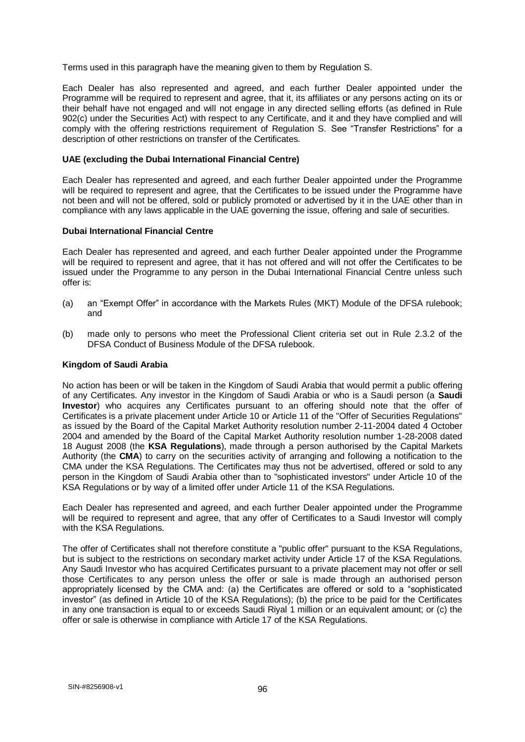Terms used in this paragraph have the meaning given to them by Regulation S.

Each Dealer has also represented and agreed, and each further Dealer appointed under the Programme will be required to represent and agree, that it, its affiliates or any persons acting on its or their behalf have not engaged and will not engage in any directed selling efforts (as defined in Rule 902(c) under the Securities Act) with respect to any Certificate, and it and they have complied and will comply with the offering restrictions requirement of Regulation S. See "Transfer Restrictions" for a description of other restrictions on transfer of the Certificates.

**UAE (excluding the Dubai International Financial Centre)**

Each Dealer has represented and agreed, and each further Dealer appointed under the Programme will be required to represent and agree, that the Certificates to be issued under the Programme have not been and will not be offered, sold or publicly promoted or advertised by it in the UAE other than in compliance with any laws applicable in the UAE governing the issue, offering and sale of securities.

**Dubai International Financial Centre**

Each Dealer has represented and agreed, and each further Dealer appointed under the Programme will be required to represent and agree, that it has not offered and will not offer the Certificates to be issued under the Programme to any person in the Dubai International Financial Centre unless such offer is:

(a) an "Exempt Offer" in accordance with the Markets Rules (MKT) Module of the DFSA rulebook; and

(b) made only to persons who meet the Professional Client criteria set out in Rule 2.3.2 of the DFSA Conduct of Business Module of the DFSA rulebook.

**Kingdom of Saudi Arabia**

No action has been or will be taken in the Kingdom of Saudi Arabia that would permit a public offering of any Certificates. Any investor in the Kingdom of Saudi Arabia or who is a Saudi person (a **Saudi Investor**) who acquires any Certificates pursuant to an offering should note that the offer of Certificates is a private placement under Article 10 or Article 11 of the "Offer of Securities Regulations" as issued by the Board of the Capital Market Authority resolution number 2-11-2004 dated 4 October 2004 and amended by the Board of the Capital Market Authority resolution number 1-28-2008 dated 18 August 2008 (the **KSA Regulations**), made through a person authorised by the Capital Markets Authority (the **CMA**) to carry on the securities activity of arranging and following a notification to the CMA under the KSA Regulations. The Certificates may thus not be advertised, offered or sold to any person in the Kingdom of Saudi Arabia other than to "sophisticated investors" under Article 10 of the KSA Regulations or by way of a limited offer under Article 11 of the KSA Regulations.

Each Dealer has represented and agreed, and each further Dealer appointed under the Programme will be required to represent and agree, that any offer of Certificates to a Saudi Investor will comply with the KSA Regulations.

The offer of Certificates shall not therefore constitute a "public offer" pursuant to the KSA Regulations, but is subject to the restrictions on secondary market activity under Article 17 of the KSA Regulations. Any Saudi Investor who has acquired Certificates pursuant to a private placement may not offer or sell those Certificates to any person unless the offer or sale is made through an authorised person appropriately licensed by the CMA and: (a) the Certificates are offered or sold to a "sophisticated investor" (as defined in Article 10 of the KSA Regulations); (b) the price to be paid for the Certificates in any one transaction is equal to or exceeds Saudi Riyal 1 million or an equivalent amount; or (c) the offer or sale is otherwise in compliance with Article 17 of the KSA Regulations.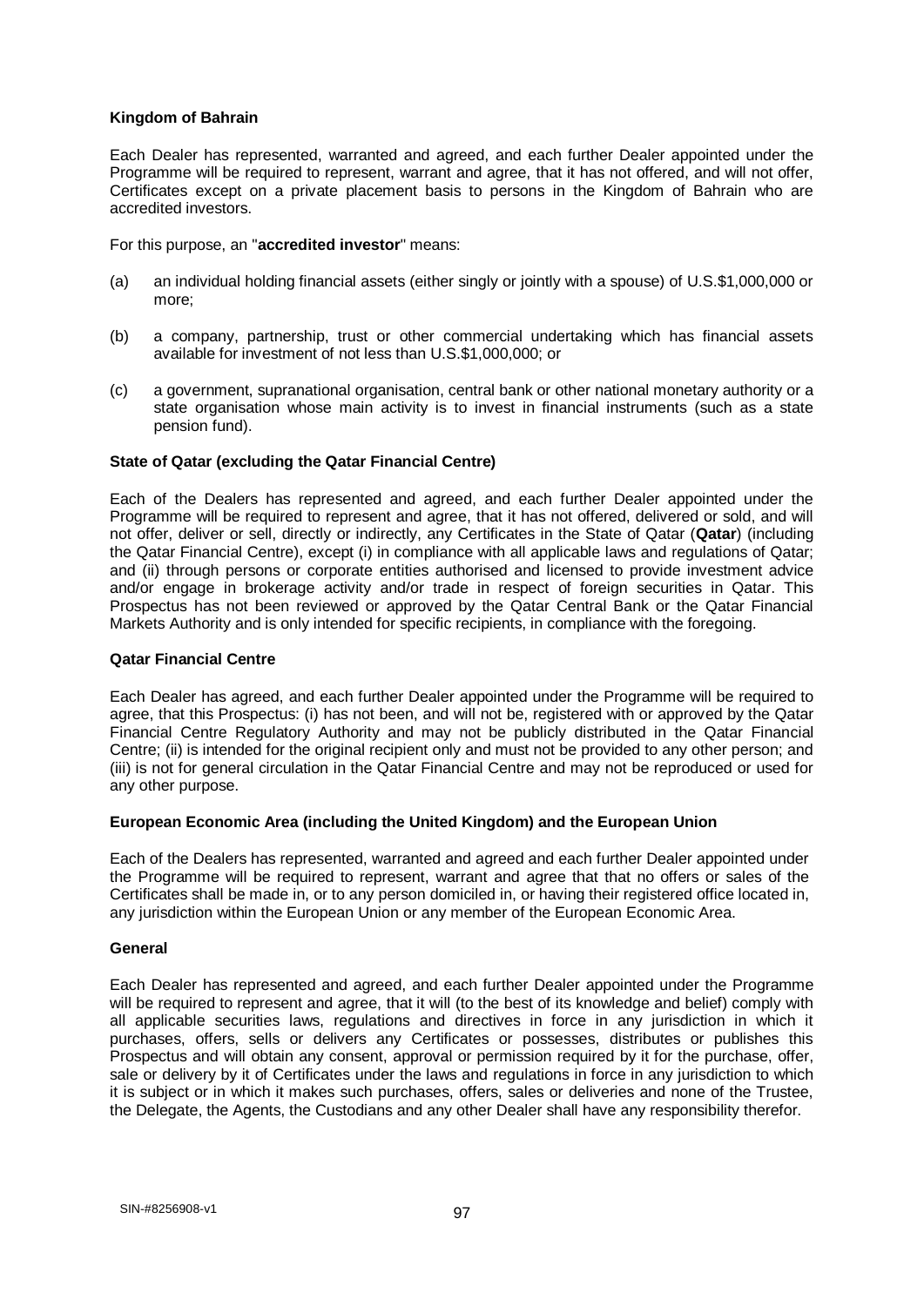**Kingdom of Bahrain**

Each Dealer has represented, warranted and agreed, and each further Dealer appointed under the Programme will be required to represent, warrant and agree, that it has not offered, and will not offer, Certificates except on a private placement basis to persons in the Kingdom of Bahrain who are accredited investors.

For this purpose, an "**accredited investor**" means:

(a) an individual holding financial assets (either singly or jointly with a spouse) of U.S.$1,000,000 or more;

(b) a company, partnership, trust or other commercial undertaking which has financial assets available for investment of not less than U.S.$1,000,000; or

(c) a government, supranational organisation, central bank or other national monetary authority or a state organisation whose main activity is to invest in financial instruments (such as a state pension fund).

**State of Qatar (excluding the Qatar Financial Centre)**

Each of the Dealers has represented and agreed, and each further Dealer appointed under the Programme will be required to represent and agree, that it has not offered, delivered or sold, and will not offer, deliver or sell, directly or indirectly, any Certificates in the State of Qatar (**Qatar**) (including the Qatar Financial Centre), except (i) in compliance with all applicable laws and regulations of Qatar; and (ii) through persons or corporate entities authorised and licensed to provide investment advice and/or engage in brokerage activity and/or trade in respect of foreign securities in Qatar. This Prospectus has not been reviewed or approved by the Qatar Central Bank or the Qatar Financial Markets Authority and is only intended for specific recipients, in compliance with the foregoing.

**Qatar Financial Centre**

Each Dealer has agreed, and each further Dealer appointed under the Programme will be required to agree, that this Prospectus: (i) has not been, and will not be, registered with or approved by the Qatar Financial Centre Regulatory Authority and may not be publicly distributed in the Qatar Financial Centre; (ii) is intended for the original recipient only and must not be provided to any other person; and (iii) is not for general circulation in the Qatar Financial Centre and may not be reproduced or used for any other purpose.

**European Economic Area (including the United Kingdom) and the European Union**

Each of the Dealers has represented, warranted and agreed and each further Dealer appointed under the Programme will be required to represent, warrant and agree that that no offers or sales of the Certificates shall be made in, or to any person domiciled in, or having their registered office located in, any jurisdiction within the European Union or any member of the European Economic Area.

**General**

Each Dealer has represented and agreed, and each further Dealer appointed under the Programme will be required to represent and agree, that it will (to the best of its knowledge and belief) comply with all applicable securities laws, regulations and directives in force in any jurisdiction in which it purchases, offers, sells or delivers any Certificates or possesses, distributes or publishes this Prospectus and will obtain any consent, approval or permission required by it for the purchase, offer, sale or delivery by it of Certificates under the laws and regulations in force in any jurisdiction to which it is subject or in which it makes such purchases, offers, sales or deliveries and none of the Trustee, the Delegate, the Agents, the Custodians and any other Dealer shall have any responsibility therefor.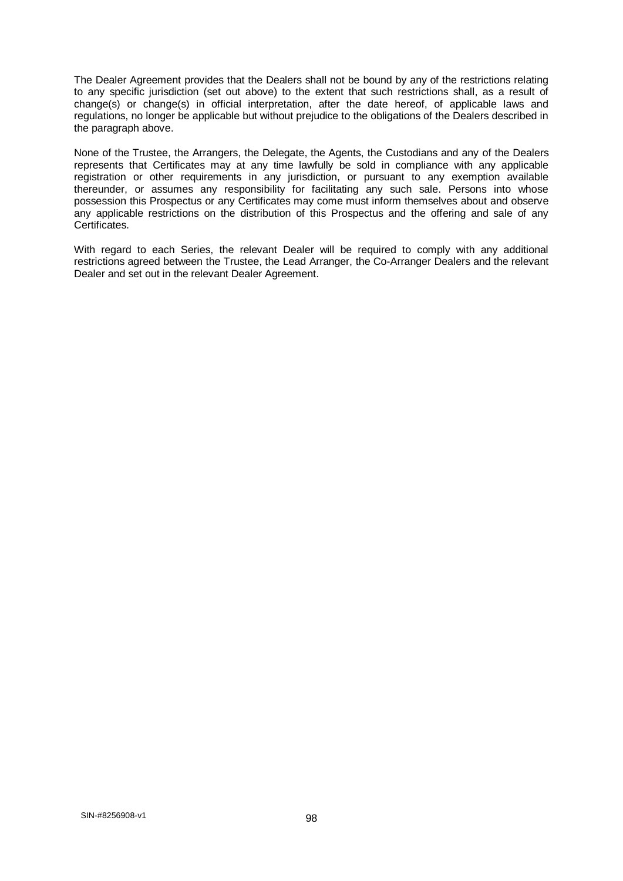The Dealer Agreement provides that the Dealers shall not be bound by any of the restrictions relating to any specific jurisdiction (set out above) to the extent that such restrictions shall, as a result of change(s) or change(s) in official interpretation, after the date hereof, of applicable laws and regulations, no longer be applicable but without prejudice to the obligations of the Dealers described in the paragraph above.

None of the Trustee, the Arrangers, the Delegate, the Agents, the Custodians and any of the Dealers represents that Certificates may at any time lawfully be sold in compliance with any applicable registration or other requirements in any jurisdiction, or pursuant to any exemption available thereunder, or assumes any responsibility for facilitating any such sale. Persons into whose possession this Prospectus or any Certificates may come must inform themselves about and observe any applicable restrictions on the distribution of this Prospectus and the offering and sale of any Certificates.

With regard to each Series, the relevant Dealer will be required to comply with any additional restrictions agreed between the Trustee, the Lead Arranger, the Co-Arranger Dealers and the relevant Dealer and set out in the relevant Dealer Agreement.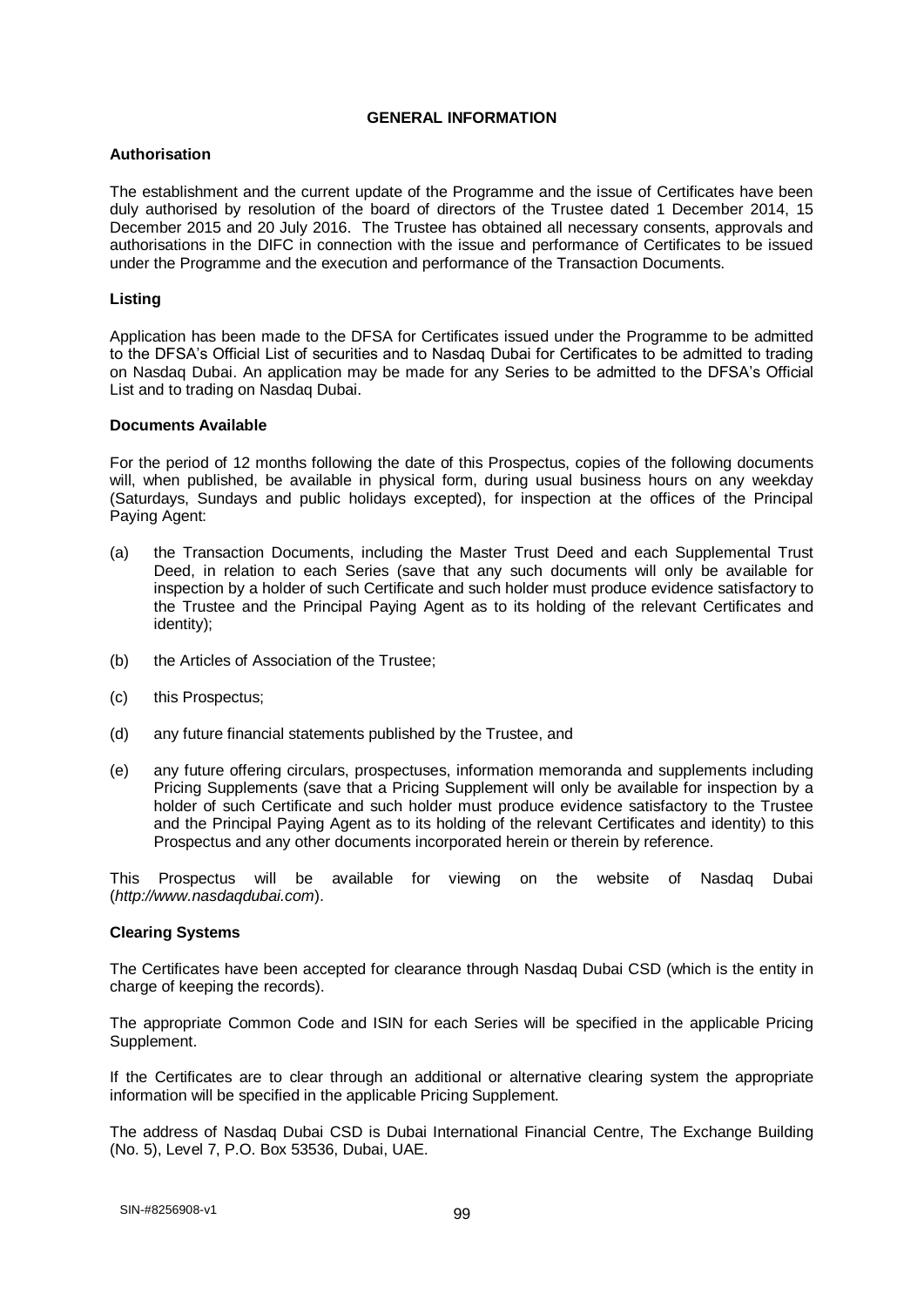# GENERAL INFORMATION

## Authorisation

The establishment and the current update of the Programme and the issue of Certificates have been duly authorised by resolution of the board of directors of the Trustee dated 1 December 2014, 15 December 2015 and 20 July 2016. The Trustee has obtained all necessary consents, approvals and authorisations in the DIFC in connection with the issue and performance of Certificates to be issued under the Programme and the execution and performance of the Transaction Documents.

## Listing

Application has been made to the DFSA for Certificates issued under the Programme to be admitted to the DFSA's Official List of securities and to Nasdaq Dubai for Certificates to be admitted to trading on Nasdaq Dubai. An application may be made for any Series to be admitted to the DFSA's Official List and to trading on Nasdaq Dubai.

## Documents Available

For the period of 12 months following the date of this Prospectus, copies of the following documents will, when published, be available in physical form, during usual business hours on any weekday (Saturdays, Sundays and public holidays excepted), for inspection at the offices of the Principal Paying Agent:

(a) the Transaction Documents, including the Master Trust Deed and each Supplemental Trust Deed, in relation to each Series (save that any such documents will only be available for inspection by a holder of such Certificate and such holder must produce evidence satisfactory to the Trustee and the Principal Paying Agent as to its holding of the relevant Certificates and identity);

(b) the Articles of Association of the Trustee;

(c) this Prospectus;

(d) any future financial statements published by the Trustee, and

(e) any future offering circulars, prospectuses, information memoranda and supplements including Pricing Supplements (save that a Pricing Supplement will only be available for inspection by a holder of such Certificate and such holder must produce evidence satisfactory to the Trustee and the Principal Paying Agent as to its holding of the relevant Certificates and identity) to this Prospectus and any other documents incorporated herein or therein by reference.

This Prospectus will be available for viewing on the website of Nasdaq Dubai (*http://www.nasdaqdubai.com*).

## Clearing Systems

The Certificates have been accepted for clearance through Nasdaq Dubai CSD (which is the entity in charge of keeping the records).

The appropriate Common Code and ISIN for each Series will be specified in the applicable Pricing Supplement.

If the Certificates are to clear through an additional or alternative clearing system the appropriate information will be specified in the applicable Pricing Supplement.

The address of Nasdaq Dubai CSD is Dubai International Financial Centre, The Exchange Building (No. 5), Level 7, P.O. Box 53536, Dubai, UAE.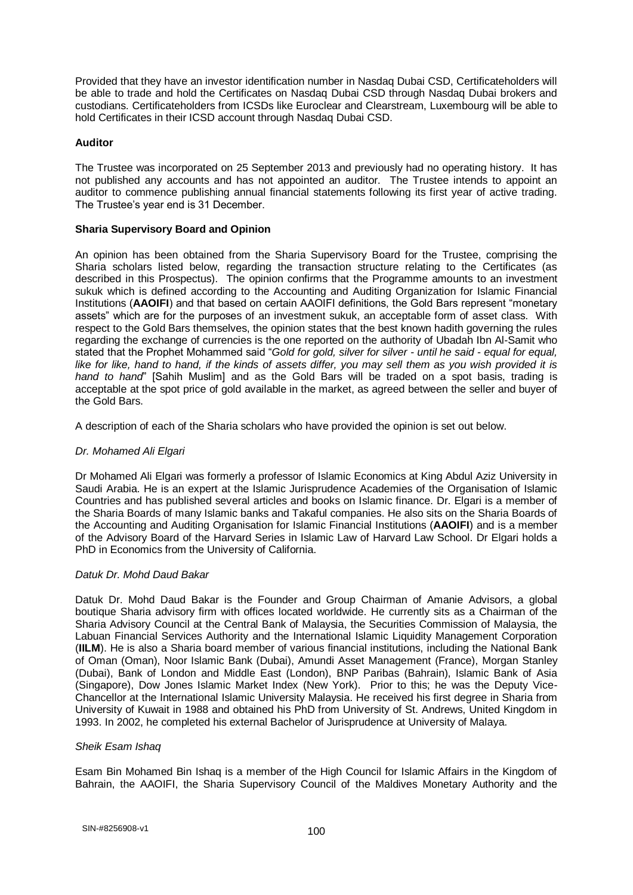Provided that they have an investor identification number in Nasdaq Dubai CSD, Certificateholders will be able to trade and hold the Certificates on Nasdaq Dubai CSD through Nasdaq Dubai brokers and custodians. Certificateholders from ICSDs like Euroclear and Clearstream, Luxembourg will be able to hold Certificates in their ICSD account through Nasdaq Dubai CSD.

**Auditor**

The Trustee was incorporated on 25 September 2013 and previously had no operating history. It has not published any accounts and has not appointed an auditor. The Trustee intends to appoint an auditor to commence publishing annual financial statements following its first year of active trading. The Trustee's year end is 31 December.

**Sharia Supervisory Board and Opinion**

An opinion has been obtained from the Sharia Supervisory Board for the Trustee, comprising the Sharia scholars listed below, regarding the transaction structure relating to the Certificates (as described in this Prospectus). The opinion confirms that the Programme amounts to an investment sukuk which is defined according to the Accounting and Auditing Organization for Islamic Financial Institutions (**AAOIFI**) and that based on certain AAOIFI definitions, the Gold Bars represent "monetary assets" which are for the purposes of an investment sukuk, an acceptable form of asset class. With respect to the Gold Bars themselves, the opinion states that the best known hadith governing the rules regarding the exchange of currencies is the one reported on the authority of Ubadah Ibn Al-Samit who stated that the Prophet Mohammed said "*Gold for gold, silver for silver - until he said - equal for equal, like for like, hand to hand, if the kinds of assets differ, you may sell them as you wish provided it is hand to hand*" [Sahih Muslim] and as the Gold Bars will be traded on a spot basis, trading is acceptable at the spot price of gold available in the market, as agreed between the seller and buyer of the Gold Bars.

A description of each of the Sharia scholars who have provided the opinion is set out below.

*Dr. Mohamed Ali Elgari*

Dr Mohamed Ali Elgari was formerly a professor of Islamic Economics at King Abdul Aziz University in Saudi Arabia. He is an expert at the Islamic Jurisprudence Academies of the Organisation of Islamic Countries and has published several articles and books on Islamic finance. Dr. Elgari is a member of the Sharia Boards of many Islamic banks and Takaful companies. He also sits on the Sharia Boards of the Accounting and Auditing Organisation for Islamic Financial Institutions (**AAOIFI**) and is a member of the Advisory Board of the Harvard Series in Islamic Law of Harvard Law School. Dr Elgari holds a PhD in Economics from the University of California.

*Datuk Dr. Mohd Daud Bakar*

Datuk Dr. Mohd Daud Bakar is the Founder and Group Chairman of Amanie Advisors, a global boutique Sharia advisory firm with offices located worldwide. He currently sits as a Chairman of the Sharia Advisory Council at the Central Bank of Malaysia, the Securities Commission of Malaysia, the Labuan Financial Services Authority and the International Islamic Liquidity Management Corporation (**IILM**). He is also a Sharia board member of various financial institutions, including the National Bank of Oman (Oman), Noor Islamic Bank (Dubai), Amundi Asset Management (France), Morgan Stanley (Dubai), Bank of London and Middle East (London), BNP Paribas (Bahrain), Islamic Bank of Asia (Singapore), Dow Jones Islamic Market Index (New York). Prior to this; he was the Deputy Vice-Chancellor at the International Islamic University Malaysia. He received his first degree in Sharia from University of Kuwait in 1988 and obtained his PhD from University of St. Andrews, United Kingdom in 1993. In 2002, he completed his external Bachelor of Jurisprudence at University of Malaya.

*Sheik Esam Ishaq*

Esam Bin Mohamed Bin Ishaq is a member of the High Council for Islamic Affairs in the Kingdom of Bahrain, the AAOIFI, the Sharia Supervisory Council of the Maldives Monetary Authority and the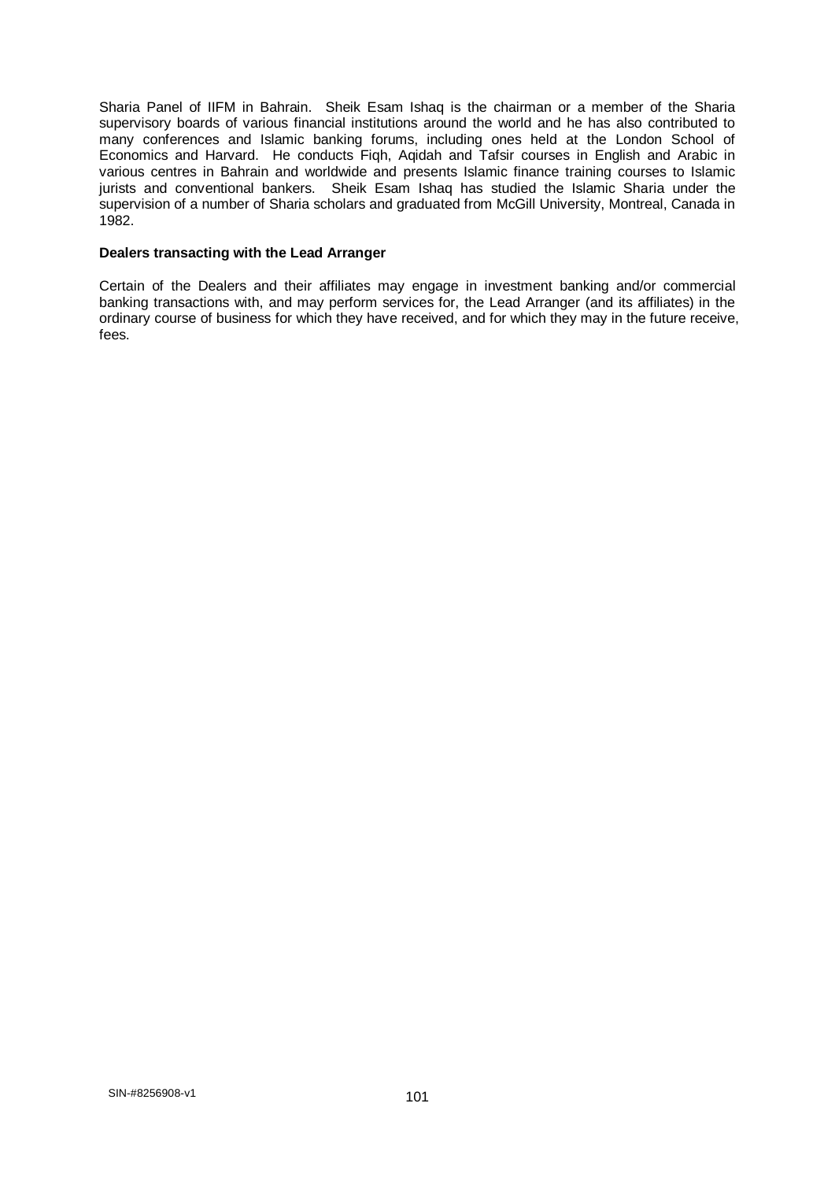Sharia Panel of IIFM in Bahrain. Sheik Esam Ishaq is the chairman or a member of the Sharia supervisory boards of various financial institutions around the world and he has also contributed to many conferences and Islamic banking forums, including ones held at the London School of Economics and Harvard. He conducts Fiqh, Aqidah and Tafsir courses in English and Arabic in various centres in Bahrain and worldwide and presents Islamic finance training courses to Islamic jurists and conventional bankers. Sheik Esam Ishaq has studied the Islamic Sharia under the supervision of a number of Sharia scholars and graduated from McGill University, Montreal, Canada in 1982.

**Dealers transacting with the Lead Arranger**

Certain of the Dealers and their affiliates may engage in investment banking and/or commercial banking transactions with, and may perform services for, the Lead Arranger (and its affiliates) in the ordinary course of business for which they have received, and for which they may in the future receive, fees.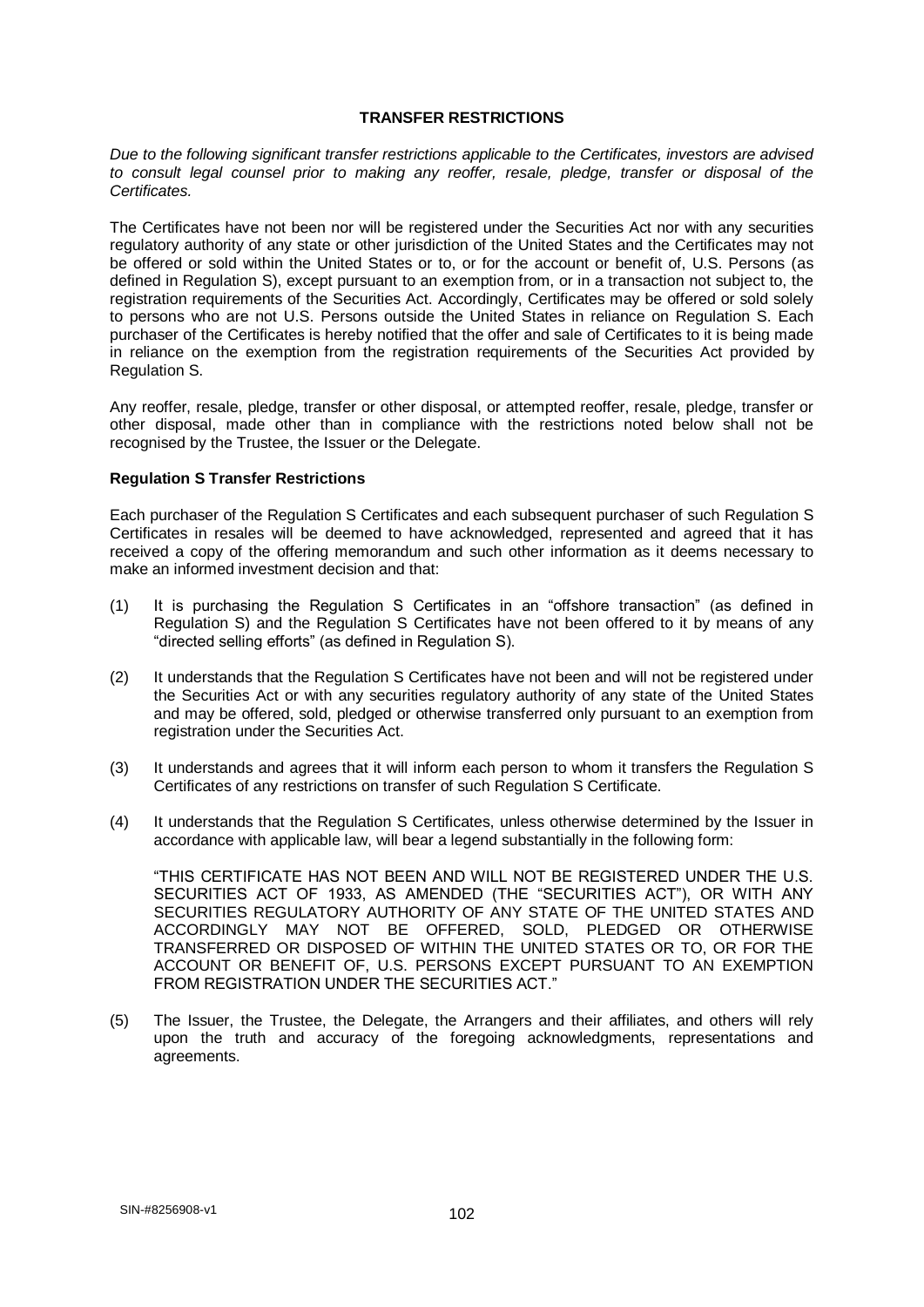## TRANSFER RESTRICTIONS

*Due to the following significant transfer restrictions applicable to the Certificates, investors are advised to consult legal counsel prior to making any reoffer, resale, pledge, transfer or disposal of the Certificates.*

The Certificates have not been nor will be registered under the Securities Act nor with any securities regulatory authority of any state or other jurisdiction of the United States and the Certificates may not be offered or sold within the United States or to, or for the account or benefit of, U.S. Persons (as defined in Regulation S), except pursuant to an exemption from, or in a transaction not subject to, the registration requirements of the Securities Act. Accordingly, Certificates may be offered or sold solely to persons who are not U.S. Persons outside the United States in reliance on Regulation S. Each purchaser of the Certificates is hereby notified that the offer and sale of Certificates to it is being made in reliance on the exemption from the registration requirements of the Securities Act provided by Regulation S.

Any reoffer, resale, pledge, transfer or other disposal, or attempted reoffer, resale, pledge, transfer or other disposal, made other than in compliance with the restrictions noted below shall not be recognised by the Trustee, the Issuer or the Delegate.

### Regulation S Transfer Restrictions

Each purchaser of the Regulation S Certificates and each subsequent purchaser of such Regulation S Certificates in resales will be deemed to have acknowledged, represented and agreed that it has received a copy of the offering memorandum and such other information as it deems necessary to make an informed investment decision and that:

(1) It is purchasing the Regulation S Certificates in an "offshore transaction" (as defined in Regulation S) and the Regulation S Certificates have not been offered to it by means of any "directed selling efforts" (as defined in Regulation S).

(2) It understands that the Regulation S Certificates have not been and will not be registered under the Securities Act or with any securities regulatory authority of any state of the United States and may be offered, sold, pledged or otherwise transferred only pursuant to an exemption from registration under the Securities Act.

(3) It understands and agrees that it will inform each person to whom it transfers the Regulation S Certificates of any restrictions on transfer of such Regulation S Certificate.

(4) It understands that the Regulation S Certificates, unless otherwise determined by the Issuer in accordance with applicable law, will bear a legend substantially in the following form:

"THIS CERTIFICATE HAS NOT BEEN AND WILL NOT BE REGISTERED UNDER THE U.S. SECURITIES ACT OF 1933, AS AMENDED (THE "SECURITIES ACT"), OR WITH ANY SECURITIES REGULATORY AUTHORITY OF ANY STATE OF THE UNITED STATES AND ACCORDINGLY MAY NOT BE OFFERED, SOLD, PLEDGED OR OTHERWISE TRANSFERRED OR DISPOSED OF WITHIN THE UNITED STATES OR TO, OR FOR THE ACCOUNT OR BENEFIT OF, U.S. PERSONS EXCEPT PURSUANT TO AN EXEMPTION FROM REGISTRATION UNDER THE SECURITIES ACT."

(5) The Issuer, the Trustee, the Delegate, the Arrangers and their affiliates, and others will rely upon the truth and accuracy of the foregoing acknowledgments, representations and agreements.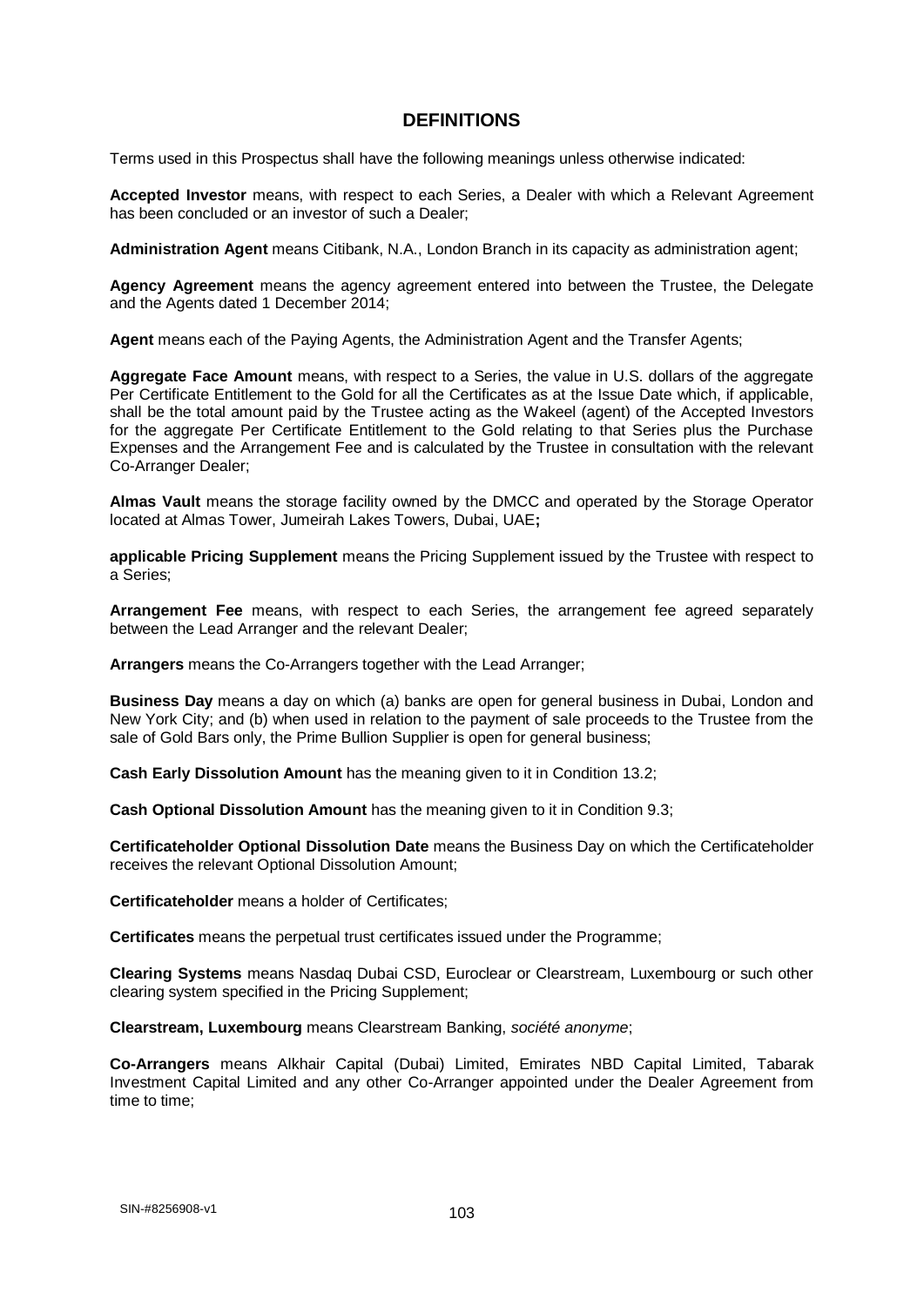## DEFINITIONS

Terms used in this Prospectus shall have the following meanings unless otherwise indicated:

**Accepted Investor** means, with respect to each Series, a Dealer with which a Relevant Agreement has been concluded or an investor of such a Dealer;

**Administration Agent** means Citibank, N.A., London Branch in its capacity as administration agent;

**Agency Agreement** means the agency agreement entered into between the Trustee, the Delegate and the Agents dated 1 December 2014;

**Agent** means each of the Paying Agents, the Administration Agent and the Transfer Agents;

**Aggregate Face Amount** means, with respect to a Series, the value in U.S. dollars of the aggregate Per Certificate Entitlement to the Gold for all the Certificates as at the Issue Date which, if applicable, shall be the total amount paid by the Trustee acting as the Wakeel (agent) of the Accepted Investors for the aggregate Per Certificate Entitlement to the Gold relating to that Series plus the Purchase Expenses and the Arrangement Fee and is calculated by the Trustee in consultation with the relevant Co-Arranger Dealer;

**Almas Vault** means the storage facility owned by the DMCC and operated by the Storage Operator located at Almas Tower, Jumeirah Lakes Towers, Dubai, UAE**;**

**applicable Pricing Supplement** means the Pricing Supplement issued by the Trustee with respect to a Series;

**Arrangement Fee** means, with respect to each Series, the arrangement fee agreed separately between the Lead Arranger and the relevant Dealer;

**Arrangers** means the Co-Arrangers together with the Lead Arranger;

**Business Day** means a day on which (a) banks are open for general business in Dubai, London and New York City; and (b) when used in relation to the payment of sale proceeds to the Trustee from the sale of Gold Bars only, the Prime Bullion Supplier is open for general business;

**Cash Early Dissolution Amount** has the meaning given to it in Condition 13.2;

**Cash Optional Dissolution Amount** has the meaning given to it in Condition 9.3;

**Certificateholder Optional Dissolution Date** means the Business Day on which the Certificateholder receives the relevant Optional Dissolution Amount;

**Certificateholder** means a holder of Certificates;

**Certificates** means the perpetual trust certificates issued under the Programme;

**Clearing Systems** means Nasdaq Dubai CSD, Euroclear or Clearstream, Luxembourg or such other clearing system specified in the Pricing Supplement;

**Clearstream, Luxembourg** means Clearstream Banking, *société anonyme*;

**Co-Arrangers** means Alkhair Capital (Dubai) Limited, Emirates NBD Capital Limited, Tabarak Investment Capital Limited and any other Co-Arranger appointed under the Dealer Agreement from time to time;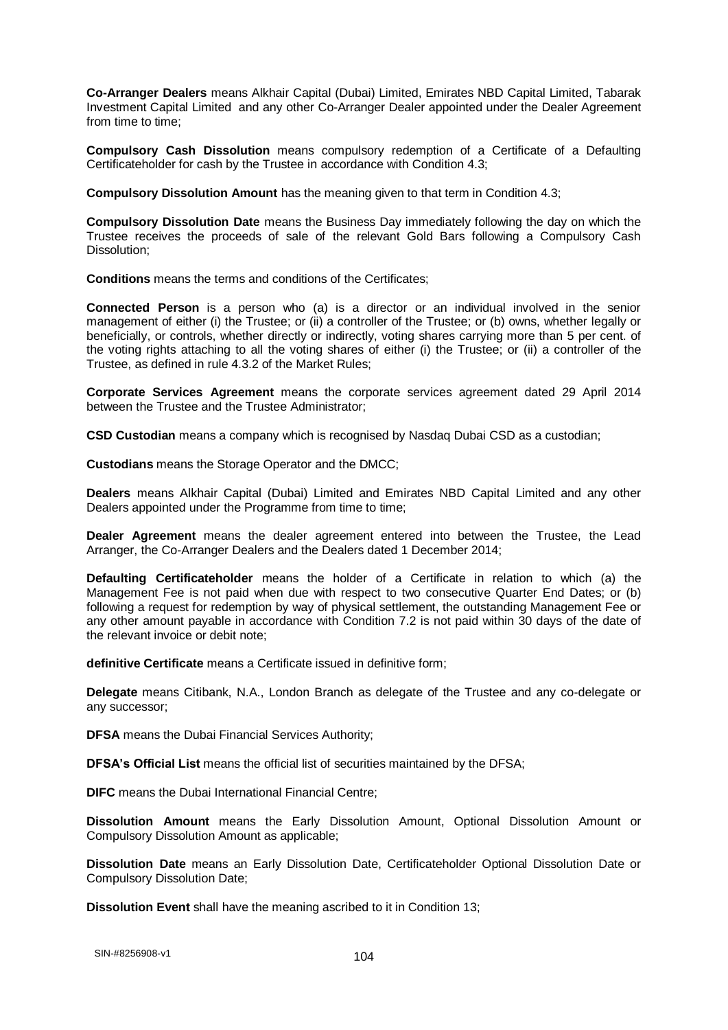**Co-Arranger Dealers** means Alkhair Capital (Dubai) Limited, Emirates NBD Capital Limited, Tabarak Investment Capital Limited and any other Co-Arranger Dealer appointed under the Dealer Agreement from time to time;

**Compulsory Cash Dissolution** means compulsory redemption of a Certificate of a Defaulting Certificateholder for cash by the Trustee in accordance with Condition 4.3;

**Compulsory Dissolution Amount** has the meaning given to that term in Condition 4.3;

**Compulsory Dissolution Date** means the Business Day immediately following the day on which the Trustee receives the proceeds of sale of the relevant Gold Bars following a Compulsory Cash Dissolution;

**Conditions** means the terms and conditions of the Certificates;

**Connected Person** is a person who (a) is a director or an individual involved in the senior management of either (i) the Trustee; or (ii) a controller of the Trustee; or (b) owns, whether legally or beneficially, or controls, whether directly or indirectly, voting shares carrying more than 5 per cent. of the voting rights attaching to all the voting shares of either (i) the Trustee; or (ii) a controller of the Trustee, as defined in rule 4.3.2 of the Market Rules;

**Corporate Services Agreement** means the corporate services agreement dated 29 April 2014 between the Trustee and the Trustee Administrator;

**CSD Custodian** means a company which is recognised by Nasdaq Dubai CSD as a custodian;

**Custodians** means the Storage Operator and the DMCC;

**Dealers** means Alkhair Capital (Dubai) Limited and Emirates NBD Capital Limited and any other Dealers appointed under the Programme from time to time;

**Dealer Agreement** means the dealer agreement entered into between the Trustee, the Lead Arranger, the Co-Arranger Dealers and the Dealers dated 1 December 2014;

**Defaulting Certificateholder** means the holder of a Certificate in relation to which (a) the Management Fee is not paid when due with respect to two consecutive Quarter End Dates; or (b) following a request for redemption by way of physical settlement, the outstanding Management Fee or any other amount payable in accordance with Condition 7.2 is not paid within 30 days of the date of the relevant invoice or debit note;

**definitive Certificate** means a Certificate issued in definitive form;

**Delegate** means Citibank, N.A., London Branch as delegate of the Trustee and any co-delegate or any successor;

**DFSA** means the Dubai Financial Services Authority;

**DFSA's Official List** means the official list of securities maintained by the DFSA;

**DIFC** means the Dubai International Financial Centre;

**Dissolution Amount** means the Early Dissolution Amount, Optional Dissolution Amount or Compulsory Dissolution Amount as applicable;

**Dissolution Date** means an Early Dissolution Date, Certificateholder Optional Dissolution Date or Compulsory Dissolution Date;

**Dissolution Event** shall have the meaning ascribed to it in Condition 13;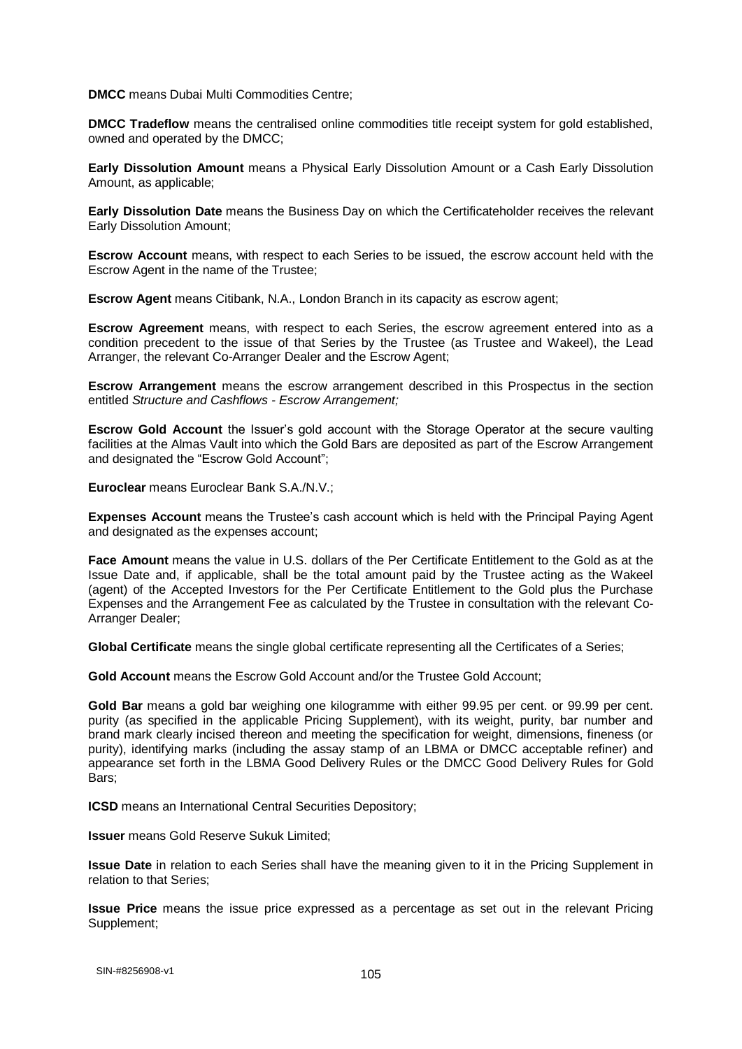**DMCC** means Dubai Multi Commodities Centre;

**DMCC Tradeflow** means the centralised online commodities title receipt system for gold established, owned and operated by the DMCC;

**Early Dissolution Amount** means a Physical Early Dissolution Amount or a Cash Early Dissolution Amount, as applicable;

**Early Dissolution Date** means the Business Day on which the Certificateholder receives the relevant Early Dissolution Amount;

**Escrow Account** means, with respect to each Series to be issued, the escrow account held with the Escrow Agent in the name of the Trustee;

**Escrow Agent** means Citibank, N.A., London Branch in its capacity as escrow agent;

**Escrow Agreement** means, with respect to each Series, the escrow agreement entered into as a condition precedent to the issue of that Series by the Trustee (as Trustee and Wakeel), the Lead Arranger, the relevant Co-Arranger Dealer and the Escrow Agent;

**Escrow Arrangement** means the escrow arrangement described in this Prospectus in the section entitled *Structure and Cashflows - Escrow Arrangement;*

**Escrow Gold Account** the Issuer's gold account with the Storage Operator at the secure vaulting facilities at the Almas Vault into which the Gold Bars are deposited as part of the Escrow Arrangement and designated the "Escrow Gold Account";

**Euroclear** means Euroclear Bank S.A./N.V.;

**Expenses Account** means the Trustee's cash account which is held with the Principal Paying Agent and designated as the expenses account;

**Face Amount** means the value in U.S. dollars of the Per Certificate Entitlement to the Gold as at the Issue Date and, if applicable, shall be the total amount paid by the Trustee acting as the Wakeel (agent) of the Accepted Investors for the Per Certificate Entitlement to the Gold plus the Purchase Expenses and the Arrangement Fee as calculated by the Trustee in consultation with the relevant Co-Arranger Dealer;

**Global Certificate** means the single global certificate representing all the Certificates of a Series;

**Gold Account** means the Escrow Gold Account and/or the Trustee Gold Account;

**Gold Bar** means a gold bar weighing one kilogramme with either 99.95 per cent. or 99.99 per cent. purity (as specified in the applicable Pricing Supplement), with its weight, purity, bar number and brand mark clearly incised thereon and meeting the specification for weight, dimensions, fineness (or purity), identifying marks (including the assay stamp of an LBMA or DMCC acceptable refiner) and appearance set forth in the LBMA Good Delivery Rules or the DMCC Good Delivery Rules for Gold Bars;

**ICSD** means an International Central Securities Depository;

**Issuer** means Gold Reserve Sukuk Limited;

**Issue Date** in relation to each Series shall have the meaning given to it in the Pricing Supplement in relation to that Series;

**Issue Price** means the issue price expressed as a percentage as set out in the relevant Pricing Supplement;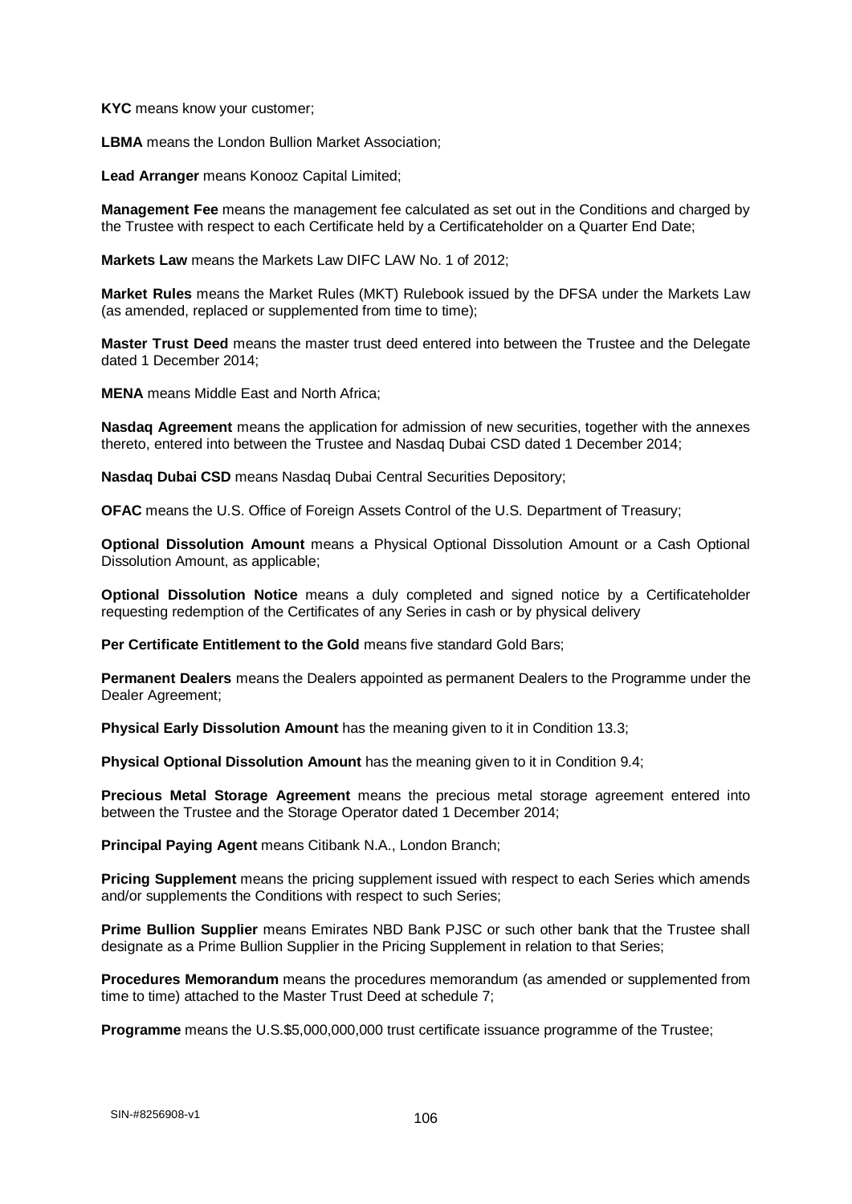**KYC** means know your customer;

**LBMA** means the London Bullion Market Association;

**Lead Arranger** means Konooz Capital Limited;

**Management Fee** means the management fee calculated as set out in the Conditions and charged by the Trustee with respect to each Certificate held by a Certificateholder on a Quarter End Date;

**Markets Law** means the Markets Law DIFC LAW No. 1 of 2012;

**Market Rules** means the Market Rules (MKT) Rulebook issued by the DFSA under the Markets Law (as amended, replaced or supplemented from time to time);

**Master Trust Deed** means the master trust deed entered into between the Trustee and the Delegate dated 1 December 2014;

**MENA** means Middle East and North Africa;

**Nasdaq Agreement** means the application for admission of new securities, together with the annexes thereto, entered into between the Trustee and Nasdaq Dubai CSD dated 1 December 2014;

**Nasdaq Dubai CSD** means Nasdaq Dubai Central Securities Depository;

**OFAC** means the U.S. Office of Foreign Assets Control of the U.S. Department of Treasury;

**Optional Dissolution Amount** means a Physical Optional Dissolution Amount or a Cash Optional Dissolution Amount, as applicable;

**Optional Dissolution Notice** means a duly completed and signed notice by a Certificateholder requesting redemption of the Certificates of any Series in cash or by physical delivery

**Per Certificate Entitlement to the Gold** means five standard Gold Bars;

**Permanent Dealers** means the Dealers appointed as permanent Dealers to the Programme under the Dealer Agreement;

**Physical Early Dissolution Amount** has the meaning given to it in Condition 13.3;

**Physical Optional Dissolution Amount** has the meaning given to it in Condition 9.4;

**Precious Metal Storage Agreement** means the precious metal storage agreement entered into between the Trustee and the Storage Operator dated 1 December 2014;

**Principal Paying Agent** means Citibank N.A., London Branch;

**Pricing Supplement** means the pricing supplement issued with respect to each Series which amends and/or supplements the Conditions with respect to such Series;

**Prime Bullion Supplier** means Emirates NBD Bank PJSC or such other bank that the Trustee shall designate as a Prime Bullion Supplier in the Pricing Supplement in relation to that Series;

**Procedures Memorandum** means the procedures memorandum (as amended or supplemented from time to time) attached to the Master Trust Deed at schedule 7;

**Programme** means the U.S.$5,000,000,000 trust certificate issuance programme of the Trustee;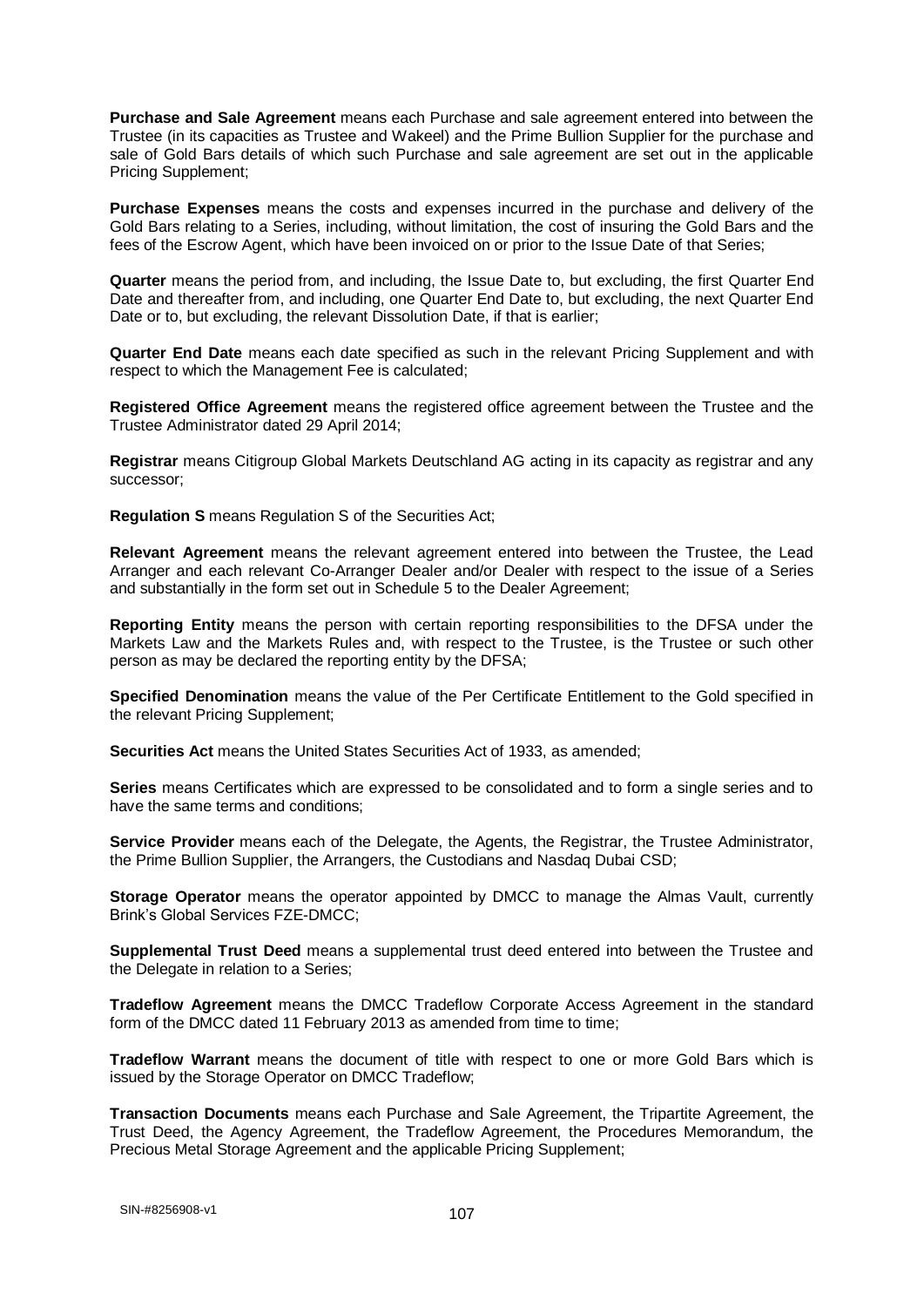**Purchase and Sale Agreement** means each Purchase and sale agreement entered into between the Trustee (in its capacities as Trustee and Wakeel) and the Prime Bullion Supplier for the purchase and sale of Gold Bars details of which such Purchase and sale agreement are set out in the applicable Pricing Supplement;

**Purchase Expenses** means the costs and expenses incurred in the purchase and delivery of the Gold Bars relating to a Series, including, without limitation, the cost of insuring the Gold Bars and the fees of the Escrow Agent, which have been invoiced on or prior to the Issue Date of that Series;

**Quarter** means the period from, and including, the Issue Date to, but excluding, the first Quarter End Date and thereafter from, and including, one Quarter End Date to, but excluding, the next Quarter End Date or to, but excluding, the relevant Dissolution Date, if that is earlier;

**Quarter End Date** means each date specified as such in the relevant Pricing Supplement and with respect to which the Management Fee is calculated;

**Registered Office Agreement** means the registered office agreement between the Trustee and the Trustee Administrator dated 29 April 2014;

**Registrar** means Citigroup Global Markets Deutschland AG acting in its capacity as registrar and any successor;

**Regulation S** means Regulation S of the Securities Act;

**Relevant Agreement** means the relevant agreement entered into between the Trustee, the Lead Arranger and each relevant Co-Arranger Dealer and/or Dealer with respect to the issue of a Series and substantially in the form set out in Schedule 5 to the Dealer Agreement;

**Reporting Entity** means the person with certain reporting responsibilities to the DFSA under the Markets Law and the Markets Rules and, with respect to the Trustee, is the Trustee or such other person as may be declared the reporting entity by the DFSA;

**Specified Denomination** means the value of the Per Certificate Entitlement to the Gold specified in the relevant Pricing Supplement;

**Securities Act** means the United States Securities Act of 1933, as amended;

**Series** means Certificates which are expressed to be consolidated and to form a single series and to have the same terms and conditions;

**Service Provider** means each of the Delegate, the Agents, the Registrar, the Trustee Administrator, the Prime Bullion Supplier, the Arrangers, the Custodians and Nasdaq Dubai CSD;

**Storage Operator** means the operator appointed by DMCC to manage the Almas Vault, currently Brink's Global Services FZE-DMCC;

**Supplemental Trust Deed** means a supplemental trust deed entered into between the Trustee and the Delegate in relation to a Series;

**Tradeflow Agreement** means the DMCC Tradeflow Corporate Access Agreement in the standard form of the DMCC dated 11 February 2013 as amended from time to time;

**Tradeflow Warrant** means the document of title with respect to one or more Gold Bars which is issued by the Storage Operator on DMCC Tradeflow;

**Transaction Documents** means each Purchase and Sale Agreement, the Tripartite Agreement, the Trust Deed, the Agency Agreement, the Tradeflow Agreement, the Procedures Memorandum, the Precious Metal Storage Agreement and the applicable Pricing Supplement;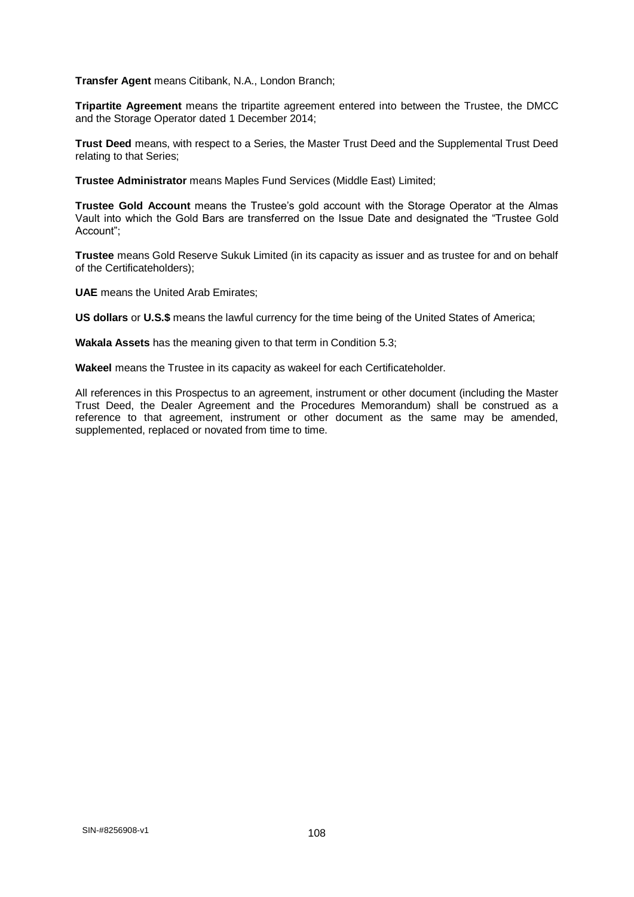**Transfer Agent** means Citibank, N.A., London Branch;

**Tripartite Agreement** means the tripartite agreement entered into between the Trustee, the DMCC and the Storage Operator dated 1 December 2014;

**Trust Deed** means, with respect to a Series, the Master Trust Deed and the Supplemental Trust Deed relating to that Series;

**Trustee Administrator** means Maples Fund Services (Middle East) Limited;

**Trustee Gold Account** means the Trustee's gold account with the Storage Operator at the Almas Vault into which the Gold Bars are transferred on the Issue Date and designated the "Trustee Gold Account";

**Trustee** means Gold Reserve Sukuk Limited (in its capacity as issuer and as trustee for and on behalf of the Certificateholders);

**UAE** means the United Arab Emirates;

**US dollars** or **U.S.$** means the lawful currency for the time being of the United States of America;

**Wakala Assets** has the meaning given to that term in Condition 5.3;

**Wakeel** means the Trustee in its capacity as wakeel for each Certificateholder.

All references in this Prospectus to an agreement, instrument or other document (including the Master Trust Deed, the Dealer Agreement and the Procedures Memorandum) shall be construed as a reference to that agreement, instrument or other document as the same may be amended, supplemented, replaced or novated from time to time.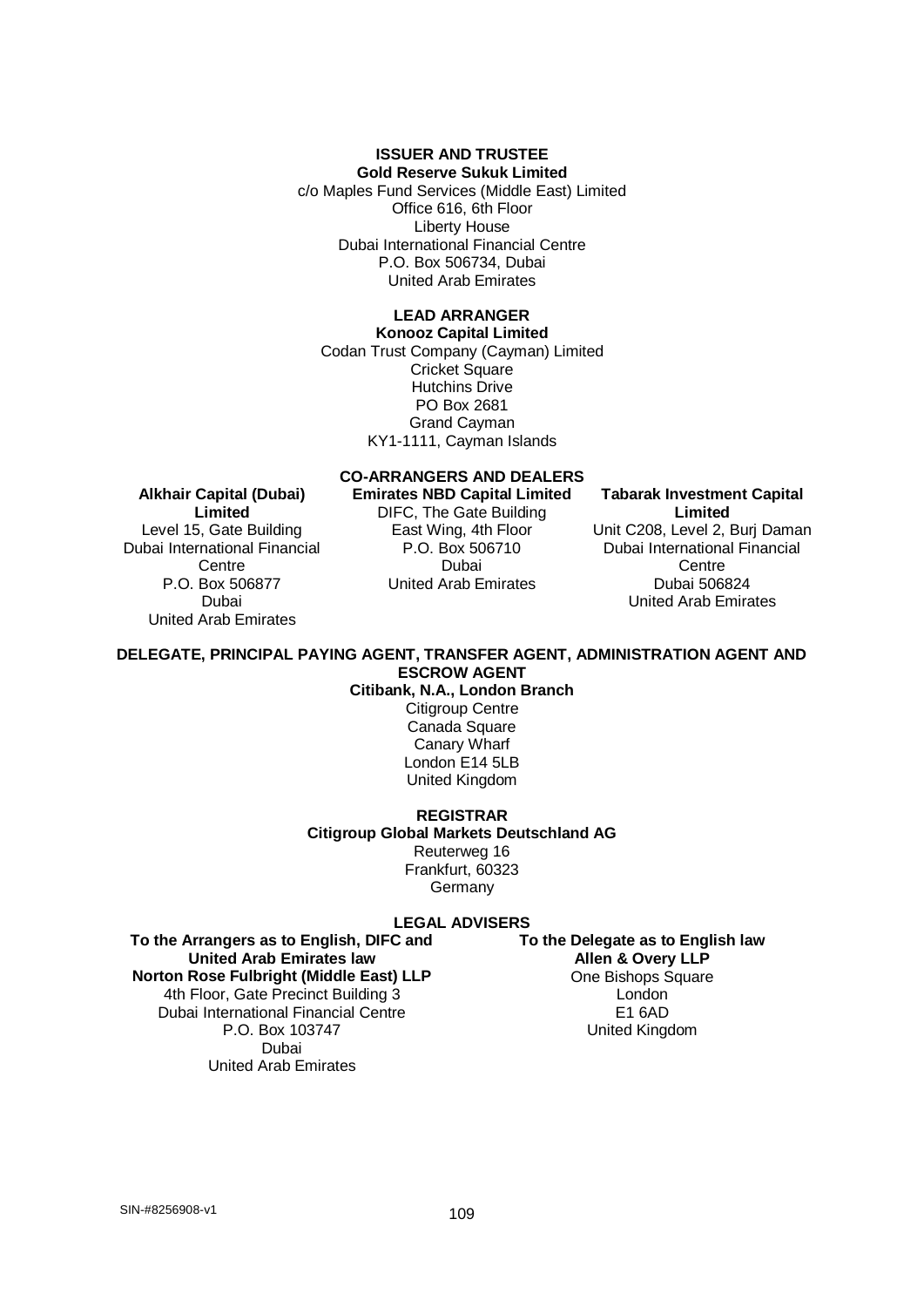**ISSUER AND TRUSTEE**
**Gold Reserve Sukuk Limited**
c/o Maples Fund Services (Middle East) Limited
Office 616, 6th Floor
Liberty House
Dubai International Financial Centre
P.O. Box 506734, Dubai
United Arab Emirates

**LEAD ARRANGER**
**Konooz Capital Limited**
Codan Trust Company (Cayman) Limited
Cricket Square
Hutchins Drive
PO Box 2681
Grand Cayman
KY1-1111, Cayman Islands

**CO-ARRANGERS AND DEALERS**

**Alkhair Capital (Dubai) Limited**
Level 15, Gate Building
Dubai International Financial Centre
P.O. Box 506877
Dubai
United Arab Emirates

**Emirates NBD Capital Limited**
DIFC, The Gate Building
East Wing, 4th Floor
P.O. Box 506710
Dubai
United Arab Emirates

**Tabarak Investment Capital Limited**
Unit C208, Level 2, Burj Daman
Dubai International Financial Centre
Dubai 506824
United Arab Emirates

**DELEGATE, PRINCIPAL PAYING AGENT, TRANSFER AGENT, ADMINISTRATION AGENT AND ESCROW AGENT**
**Citibank, N.A., London Branch**
Citigroup Centre
Canada Square
Canary Wharf
London E14 5LB
United Kingdom

**REGISTRAR**
**Citigroup Global Markets Deutschland AG**
Reuterweg 16
Frankfurt, 60323
Germany

**LEGAL ADVISERS**

**To the Arrangers as to English, DIFC and United Arab Emirates law**
**Norton Rose Fulbright (Middle East) LLP**
4th Floor, Gate Precinct Building 3
Dubai International Financial Centre
P.O. Box 103747
Dubai
United Arab Emirates

**To the Delegate as to English law**
**Allen & Overy LLP**
One Bishops Square
London
E1 6AD
United Kingdom

SIN-#8256908-v1